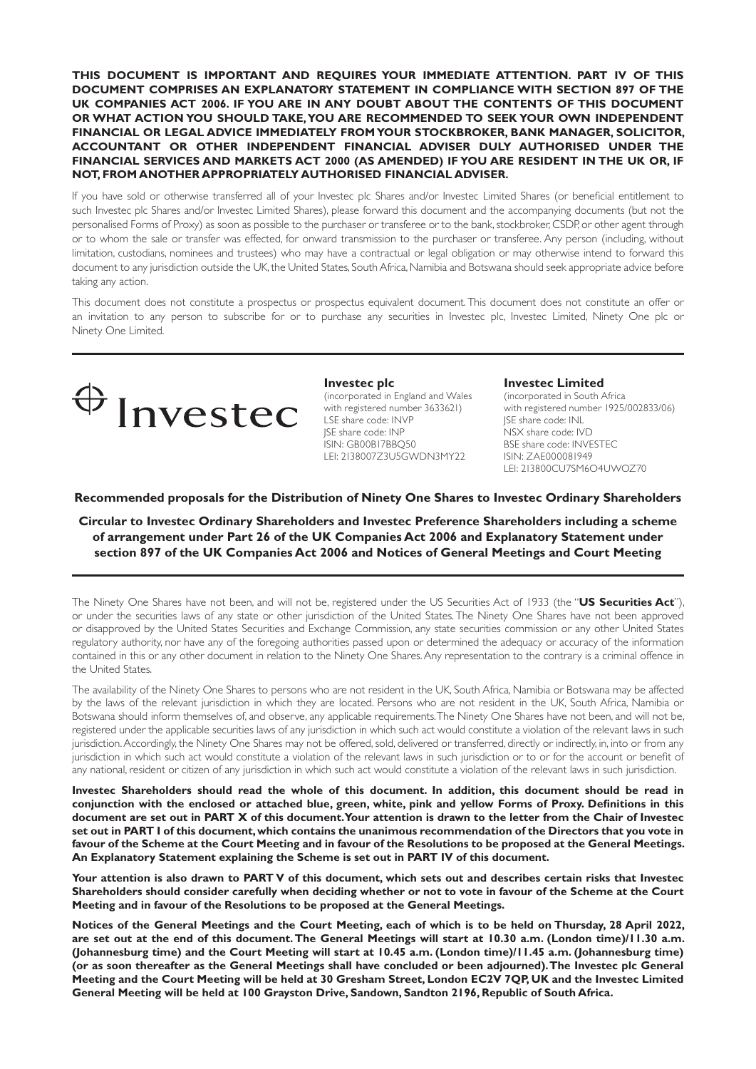**THIS DOCUMENT IS IMPORTANT AND REQUIRES YOUR IMMEDIATE ATTENTION. PART IV OF THIS DOCUMENT COMPRISES AN EXPLANATORY STATEMENT IN COMPLIANCE WITH SECTION 897 OF THE UK COMPANIES ACT 2006. IF YOU ARE IN ANY DOUBT ABOUT THE CONTENTS OF THIS DOCUMENT OR WHAT ACTION YOU SHOULD TAKE, YOU ARE RECOMMENDED TO SEEK YOUR OWN INDEPENDENT FINANCIAL OR LEGAL ADVICE IMMEDIATELY FROM YOUR STOCKBROKER, BANK MANAGER, SOLICITOR, ACCOUNTANT OR OTHER INDEPENDENT FINANCIAL ADVISER DULY AUTHORISED UNDER THE FINANCIAL SERVICES AND MARKETS ACT 2000 (AS AMENDED) IF YOU ARE RESIDENT IN THE UK OR, IF NOT, FROM ANOTHER APPROPRIATELY AUTHORISED FINANCIAL ADVISER.**

If you have sold or otherwise transferred all of your Investec plc Shares and/or Investec Limited Shares (or beneficial entitlement to such Investec plc Shares and/or Investec Limited Shares), please forward this document and the accompanying documents (but not the personalised Forms of Proxy) as soon as possible to the purchaser or transferee or to the bank, stockbroker, CSDP, or other agent through or to whom the sale or transfer was effected, for onward transmission to the purchaser or transferee. Any person (including, without limitation, custodians, nominees and trustees) who may have a contractual or legal obligation or may otherwise intend to forward this document to any jurisdiction outside the UK, the United States, South Africa, Namibia and Botswana should seek appropriate advice before taking any action.

This document does not constitute a prospectus or prospectus equivalent document. This document does not constitute an offer or an invitation to any person to subscribe for or to purchase any securities in Investec plc, Investec Limited, Ninety One plc or Ninety One Limited.

Investec

**Investec plc**
(incorporated in England and Wales with registered number 3633621)
LSE share code: INVP
JSE share code: INP
ISIN: GB00B17BBQ50
LEI: 2138007Z3U5GWDN3MY22

**Investec Limited**
(incorporated in South Africa with registered number 1925/002833/06)
JSE share code: INL
NSX share code: IVD
BSE share code: INVESTEC
ISIN: ZAE000081949
LEI: 213800CU7SM6O4UWOZ70

**Recommended proposals for the Distribution of Ninety One Shares to Investec Ordinary Shareholders**

**Circular to Investec Ordinary Shareholders and Investec Preference Shareholders including a scheme of arrangement under Part 26 of the UK Companies Act 2006 and Explanatory Statement under section 897 of the UK Companies Act 2006 and Notices of General Meetings and Court Meeting**

The Ninety One Shares have not been, and will not be, registered under the US Securities Act of 1933 (the "**US Securities Act**"), or under the securities laws of any state or other jurisdiction of the United States. The Ninety One Shares have not been approved or disapproved by the United States Securities and Exchange Commission, any state securities commission or any other United States regulatory authority, nor have any of the foregoing authorities passed upon or determined the adequacy or accuracy of the information contained in this or any other document in relation to the Ninety One Shares. Any representation to the contrary is a criminal offence in the United States.

The availability of the Ninety One Shares to persons who are not resident in the UK, South Africa, Namibia or Botswana may be affected by the laws of the relevant jurisdiction in which they are located. Persons who are not resident in the UK, South Africa, Namibia or Botswana should inform themselves of, and observe, any applicable requirements. The Ninety One Shares have not been, and will not be, registered under the applicable securities laws of any jurisdiction in which such act would constitute a violation of the relevant laws in such jurisdiction. Accordingly, the Ninety One Shares may not be offered, sold, delivered or transferred, directly or indirectly, in, into or from any jurisdiction in which such act would constitute a violation of the relevant laws in such jurisdiction or to or for the account or benefit of any national, resident or citizen of any jurisdiction in which such act would constitute a violation of the relevant laws in such jurisdiction.

**Investec Shareholders should read the whole of this document. In addition, this document should be read in conjunction with the enclosed or attached blue, green, white, pink and yellow Forms of Proxy. Definitions in this document are set out in PART X of this document. Your attention is drawn to the letter from the Chair of Investec set out in PART I of this document, which contains the unanimous recommendation of the Directors that you vote in favour of the Scheme at the Court Meeting and in favour of the Resolutions to be proposed at the General Meetings. An Explanatory Statement explaining the Scheme is set out in PART IV of this document.**

**Your attention is also drawn to PART V of this document, which sets out and describes certain risks that Investec Shareholders should consider carefully when deciding whether or not to vote in favour of the Scheme at the Court Meeting and in favour of the Resolutions to be proposed at the General Meetings.**

**Notices of the General Meetings and the Court Meeting, each of which is to be held on Thursday, 28 April 2022, are set out at the end of this document. The General Meetings will start at 10.30 a.m. (London time)/11.30 a.m. (Johannesburg time) and the Court Meeting will start at 10.45 a.m. (London time)/11.45 a.m. (Johannesburg time) (or as soon thereafter as the General Meetings shall have concluded or been adjourned). The Investec plc General Meeting and the Court Meeting will be held at 30 Gresham Street, London EC2V 7QP, UK and the Investec Limited General Meeting will be held at 100 Grayston Drive, Sandown, Sandton 2196, Republic of South Africa.**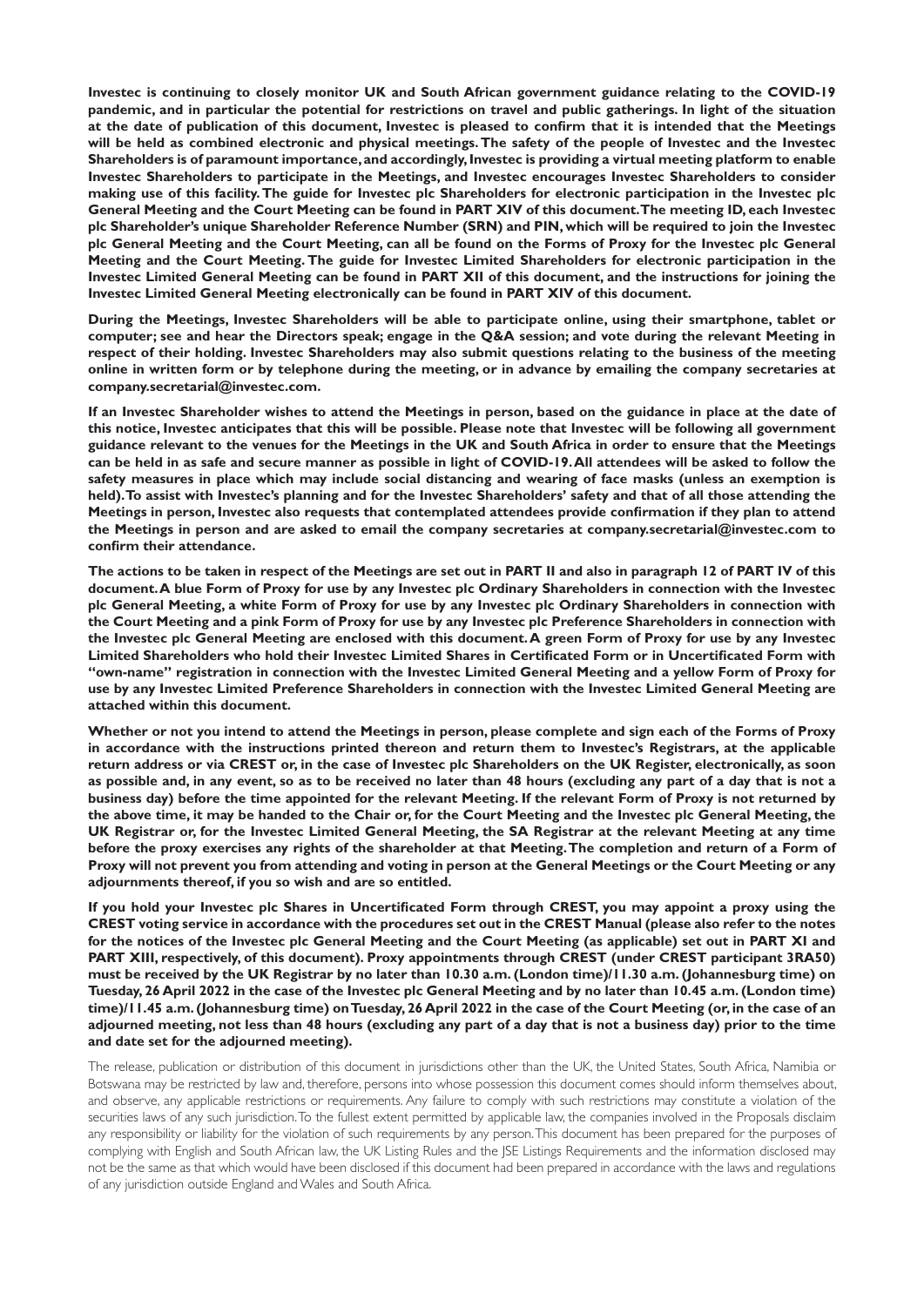**Investec is continuing to closely monitor UK and South African government guidance relating to the COVID-19 pandemic, and in particular the potential for restrictions on travel and public gatherings. In light of the situation at the date of publication of this document, Investec is pleased to confirm that it is intended that the Meetings will be held as combined electronic and physical meetings. The safety of the people of Investec and the Investec Shareholders is of paramount importance, and accordingly, Investec is providing a virtual meeting platform to enable Investec Shareholders to participate in the Meetings, and Investec encourages Investec Shareholders to consider making use of this facility. The guide for Investec plc Shareholders for electronic participation in the Investec plc General Meeting and the Court Meeting can be found in PART XIV of this document. The meeting ID, each Investec plc Shareholder's unique Shareholder Reference Number (SRN) and PIN, which will be required to join the Investec plc General Meeting and the Court Meeting, can all be found on the Forms of Proxy for the Investec plc General Meeting and the Court Meeting. The guide for Investec Limited Shareholders for electronic participation in the Investec Limited General Meeting can be found in PART XII of this document, and the instructions for joining the Investec Limited General Meeting electronically can be found in PART XIV of this document.**

**During the Meetings, Investec Shareholders will be able to participate online, using their smartphone, tablet or computer; see and hear the Directors speak; engage in the Q&A session; and vote during the relevant Meeting in respect of their holding. Investec Shareholders may also submit questions relating to the business of the meeting online in written form or by telephone during the meeting, or in advance by emailing the company secretaries at company.secretarial@investec.com.**

**If an Investec Shareholder wishes to attend the Meetings in person, based on the guidance in place at the date of this notice, Investec anticipates that this will be possible. Please note that Investec will be following all government guidance relevant to the venues for the Meetings in the UK and South Africa in order to ensure that the Meetings can be held in as safe and secure manner as possible in light of COVID-19. All attendees will be asked to follow the safety measures in place which may include social distancing and wearing of face masks (unless an exemption is held). To assist with Investec's planning and for the Investec Shareholders' safety and that of all those attending the Meetings in person, Investec also requests that contemplated attendees provide confirmation if they plan to attend the Meetings in person and are asked to email the company secretaries at company.secretarial@investec.com to confirm their attendance.**

**The actions to be taken in respect of the Meetings are set out in PART II and also in paragraph 12 of PART IV of this document. A blue Form of Proxy for use by any Investec plc Ordinary Shareholders in connection with the Investec plc General Meeting, a white Form of Proxy for use by any Investec plc Ordinary Shareholders in connection with the Court Meeting and a pink Form of Proxy for use by any Investec plc Preference Shareholders in connection with the Investec plc General Meeting are enclosed with this document. A green Form of Proxy for use by any Investec Limited Shareholders who hold their Investec Limited Shares in Certificated Form or in Uncertificated Form with "own-name" registration in connection with the Investec Limited General Meeting and a yellow Form of Proxy for use by any Investec Limited Preference Shareholders in connection with the Investec Limited General Meeting are attached within this document.**

**Whether or not you intend to attend the Meetings in person, please complete and sign each of the Forms of Proxy in accordance with the instructions printed thereon and return them to Investec's Registrars, at the applicable return address or via CREST or, in the case of Investec plc Shareholders on the UK Register, electronically, as soon as possible and, in any event, so as to be received no later than 48 hours (excluding any part of a day that is not a business day) before the time appointed for the relevant Meeting. If the relevant Form of Proxy is not returned by the above time, it may be handed to the Chair or, for the Court Meeting and the Investec plc General Meeting, the UK Registrar or, for the Investec Limited General Meeting, the SA Registrar at the relevant Meeting at any time before the proxy exercises any rights of the shareholder at that Meeting. The completion and return of a Form of Proxy will not prevent you from attending and voting in person at the General Meetings or the Court Meeting or any adjournments thereof, if you so wish and are so entitled.**

**If you hold your Investec plc Shares in Uncertificated Form through CREST, you may appoint a proxy using the CREST voting service in accordance with the procedures set out in the CREST Manual (please also refer to the notes for the notices of the Investec plc General Meeting and the Court Meeting (as applicable) set out in PART XI and PART XIII, respectively, of this document). Proxy appointments through CREST (under CREST participant 3RA50) must be received by the UK Registrar by no later than 10.30 a.m. (London time)/11.30 a.m. (Johannesburg time) on Tuesday, 26 April 2022 in the case of the Investec plc General Meeting and by no later than 10.45 a.m. (London time) time)/11.45 a.m. (Johannesburg time) on Tuesday, 26 April 2022 in the case of the Court Meeting (or, in the case of an adjourned meeting, not less than 48 hours (excluding any part of a day that is not a business day) prior to the time and date set for the adjourned meeting).**

The release, publication or distribution of this document in jurisdictions other than the UK, the United States, South Africa, Namibia or Botswana may be restricted by law and, therefore, persons into whose possession this document comes should inform themselves about, and observe, any applicable restrictions or requirements. Any failure to comply with such restrictions may constitute a violation of the securities laws of any such jurisdiction. To the fullest extent permitted by applicable law, the companies involved in the Proposals disclaim any responsibility or liability for the violation of such requirements by any person. This document has been prepared for the purposes of complying with English and South African law, the UK Listing Rules and the JSE Listings Requirements and the information disclosed may not be the same as that which would have been disclosed if this document had been prepared in accordance with the laws and regulations of any jurisdiction outside England and Wales and South Africa.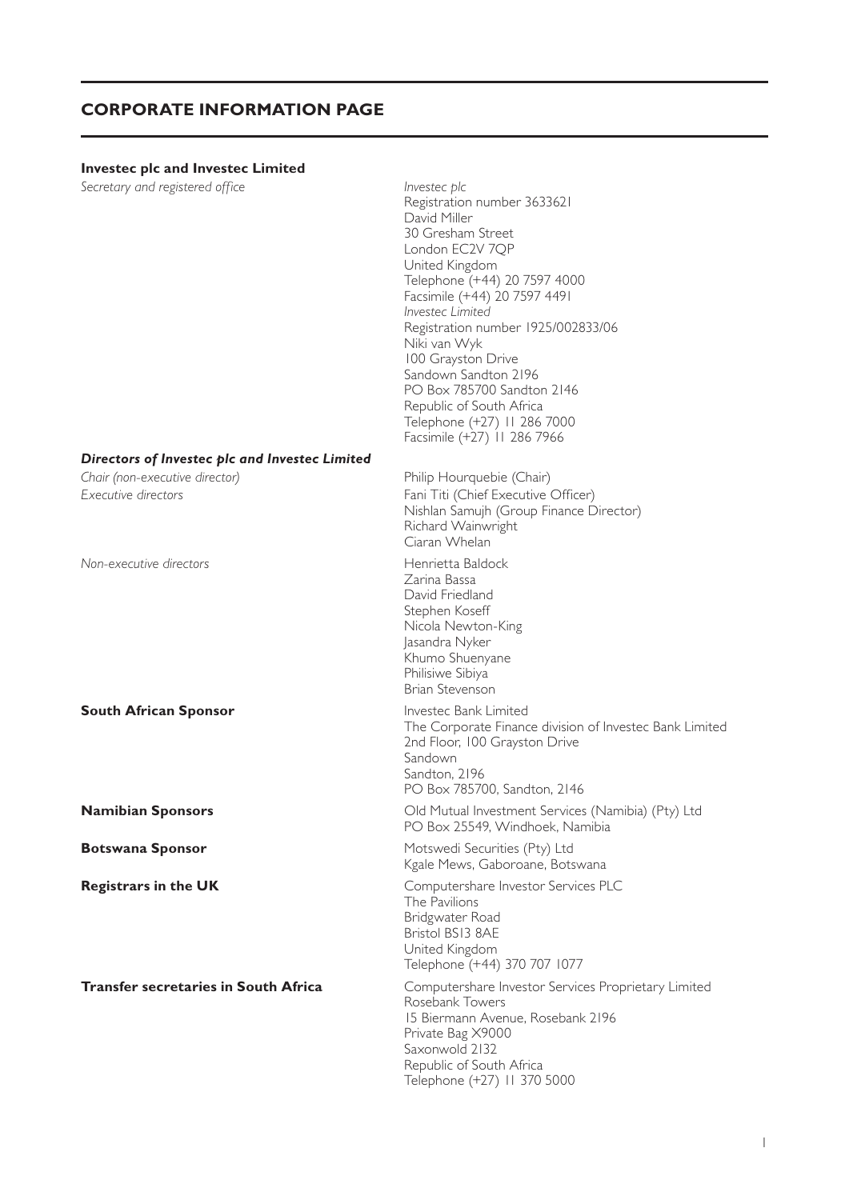## CORPORATE INFORMATION PAGE

**Investec plc and Investec Limited**

*Secretary and registered office*

*Investec plc*
Registration number 3633621
David Miller
30 Gresham Street
London EC2V 7QP
United Kingdom
Telephone (+44) 20 7597 4000
Facsimile (+44) 20 7597 4491

*Investec Limited*
Registration number 1925/002833/06
Niki van Wyk
100 Grayston Drive
Sandown Sandton 2196
PO Box 785700 Sandton 2146
Republic of South Africa
Telephone (+27) 11 286 7000
Facsimile (+27) 11 286 7966

***Directors of Investec plc and Investec Limited***

*Chair (non-executive director)*
Philip Hourquebie (Chair)

*Executive directors*
Fani Titi (Chief Executive Officer)
Nishlan Samujh (Group Finance Director)
Richard Wainwright
Ciaran Whelan

*Non-executive directors*
Henrietta Baldock
Zarina Bassa
David Friedland
Stephen Koseff
Nicola Newton-King
Jasandra Nyker
Khumo Shuenyane
Philisiwe Sibiya
Brian Stevenson

**South African Sponsor**

Investec Bank Limited
The Corporate Finance division of Investec Bank Limited
2nd Floor, 100 Grayston Drive
Sandown
Sandton, 2196
PO Box 785700, Sandton, 2146

**Namibian Sponsors**

Old Mutual Investment Services (Namibia) (Pty) Ltd
PO Box 25549, Windhoek, Namibia

**Botswana Sponsor**

Motswedi Securities (Pty) Ltd
Kgale Mews, Gaboroane, Botswana

**Registrars in the UK**

Computershare Investor Services PLC
The Pavilions
Bridgwater Road
Bristol BS13 8AE
United Kingdom
Telephone (+44) 370 707 1077

**Transfer secretaries in South Africa**

Computershare Investor Services Proprietary Limited
Rosebank Towers
15 Biermann Avenue, Rosebank 2196
Private Bag X9000
Saxonwold 2132
Republic of South Africa
Telephone (+27) 11 370 5000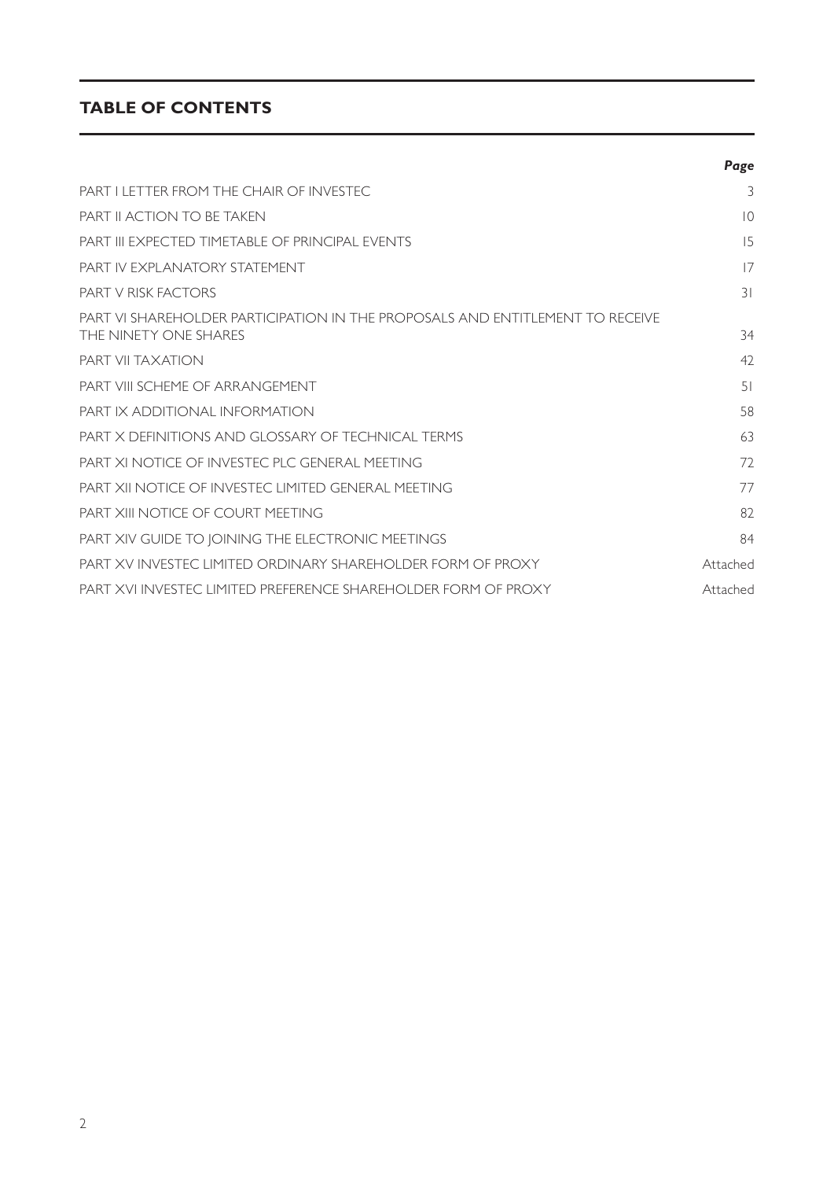## TABLE OF CONTENTS

| | *Page* |
|---|---|
| PART I LETTER FROM THE CHAIR OF INVESTEC | 3 |
| PART II ACTION TO BE TAKEN | 10 |
| PART III EXPECTED TIMETABLE OF PRINCIPAL EVENTS | 15 |
| PART IV EXPLANATORY STATEMENT | 17 |
| PART V RISK FACTORS | 31 |
| PART VI SHAREHOLDER PARTICIPATION IN THE PROPOSALS AND ENTITLEMENT TO RECEIVE THE NINETY ONE SHARES | 34 |
| PART VII TAXATION | 42 |
| PART VIII SCHEME OF ARRANGEMENT | 51 |
| PART IX ADDITIONAL INFORMATION | 58 |
| PART X DEFINITIONS AND GLOSSARY OF TECHNICAL TERMS | 63 |
| PART XI NOTICE OF INVESTEC PLC GENERAL MEETING | 72 |
| PART XII NOTICE OF INVESTEC LIMITED GENERAL MEETING | 77 |
| PART XIII NOTICE OF COURT MEETING | 82 |
| PART XIV GUIDE TO JOINING THE ELECTRONIC MEETINGS | 84 |
| PART XV INVESTEC LIMITED ORDINARY SHAREHOLDER FORM OF PROXY | Attached |
| PART XVI INVESTEC LIMITED PREFERENCE SHAREHOLDER FORM OF PROXY | Attached |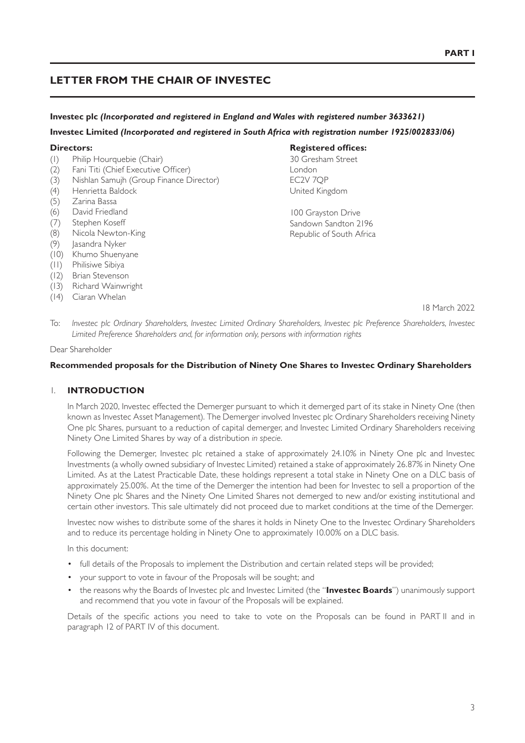**PART I**

# LETTER FROM THE CHAIR OF INVESTEC

**Investec plc** ***(Incorporated and registered in England and Wales with registered number 3633621)***

**Investec Limited** ***(Incorporated and registered in South Africa with registration number 1925/002833/06)***

**Directors:**

(1) Philip Hourquebie (Chair)
(2) Fani Titi (Chief Executive Officer)
(3) Nishlan Samujh (Group Finance Director)
(4) Henrietta Baldock
(5) Zarina Bassa
(6) David Friedland
(7) Stephen Koseff
(8) Nicola Newton-King
(9) Jasandra Nyker
(10) Khumo Shuenyane
(11) Philisiwe Sibiya
(12) Brian Stevenson
(13) Richard Wainwright
(14) Ciaran Whelan

**Registered offices:**

30 Gresham Street
London
EC2V 7QP
United Kingdom

100 Grayston Drive
Sandown Sandton 2196
Republic of South Africa

18 March 2022

To: *Investec plc Ordinary Shareholders, Investec Limited Ordinary Shareholders, Investec plc Preference Shareholders, Investec Limited Preference Shareholders and, for information only, persons with information rights*

Dear Shareholder

**Recommended proposals for the Distribution of Ninety One Shares to Investec Ordinary Shareholders**

## 1. INTRODUCTION

In March 2020, Investec effected the Demerger pursuant to which it demerged part of its stake in Ninety One (then known as Investec Asset Management). The Demerger involved Investec plc Ordinary Shareholders receiving Ninety One plc Shares, pursuant to a reduction of capital demerger, and Investec Limited Ordinary Shareholders receiving Ninety One Limited Shares by way of a distribution *in specie*.

Following the Demerger, Investec plc retained a stake of approximately 24.10% in Ninety One plc and Investec Investments (a wholly owned subsidiary of Investec Limited) retained a stake of approximately 26.87% in Ninety One Limited. As at the Latest Practicable Date, these holdings represent a total stake in Ninety One on a DLC basis of approximately 25.00%. At the time of the Demerger the intention had been for Investec to sell a proportion of the Ninety One plc Shares and the Ninety One Limited Shares not demerged to new and/or existing institutional and certain other investors. This sale ultimately did not proceed due to market conditions at the time of the Demerger.

Investec now wishes to distribute some of the shares it holds in Ninety One to the Investec Ordinary Shareholders and to reduce its percentage holding in Ninety One to approximately 10.00% on a DLC basis.

In this document:

- full details of the Proposals to implement the Distribution and certain related steps will be provided;
- your support to vote in favour of the Proposals will be sought; and
- the reasons why the Boards of Investec plc and Investec Limited (the "**Investec Boards**") unanimously support and recommend that you vote in favour of the Proposals will be explained.

Details of the specific actions you need to take to vote on the Proposals can be found in PART II and in paragraph 12 of PART IV of this document.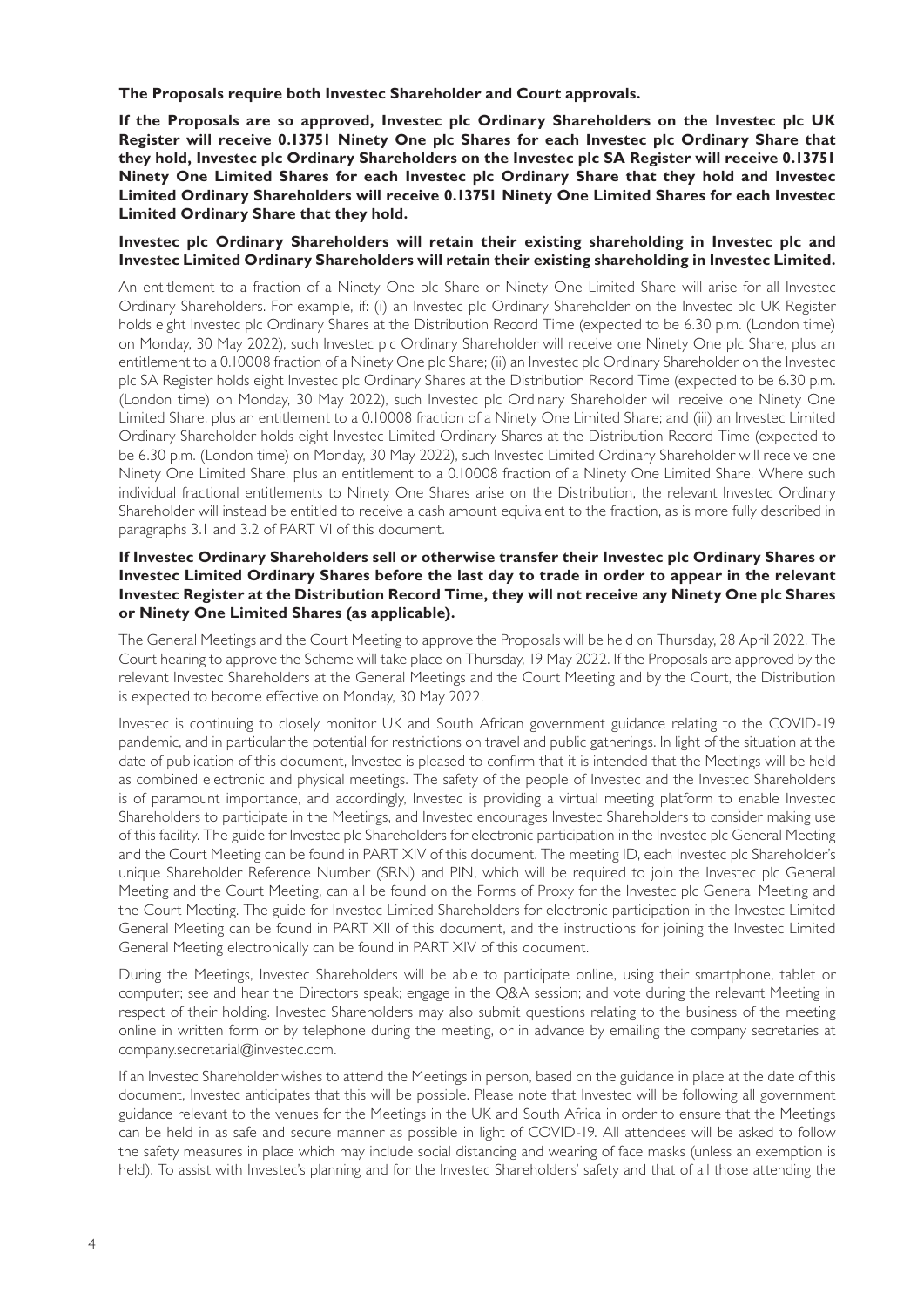**The Proposals require both Investec Shareholder and Court approvals.**

**If the Proposals are so approved, Investec plc Ordinary Shareholders on the Investec plc UK Register will receive 0.13751 Ninety One plc Shares for each Investec plc Ordinary Share that they hold, Investec plc Ordinary Shareholders on the Investec plc SA Register will receive 0.13751 Ninety One Limited Shares for each Investec plc Ordinary Share that they hold and Investec Limited Ordinary Shareholders will receive 0.13751 Ninety One Limited Shares for each Investec Limited Ordinary Share that they hold.**

**Investec plc Ordinary Shareholders will retain their existing shareholding in Investec plc and Investec Limited Ordinary Shareholders will retain their existing shareholding in Investec Limited.**

An entitlement to a fraction of a Ninety One plc Share or Ninety One Limited Share will arise for all Investec Ordinary Shareholders. For example, if: (i) an Investec plc Ordinary Shareholder on the Investec plc UK Register holds eight Investec plc Ordinary Shares at the Distribution Record Time (expected to be 6.30 p.m. (London time) on Monday, 30 May 2022), such Investec plc Ordinary Shareholder will receive one Ninety One plc Share, plus an entitlement to a 0.10008 fraction of a Ninety One plc Share; (ii) an Investec plc Ordinary Shareholder on the Investec plc SA Register holds eight Investec plc Ordinary Shares at the Distribution Record Time (expected to be 6.30 p.m. (London time) on Monday, 30 May 2022), such Investec plc Ordinary Shareholder will receive one Ninety One Limited Share, plus an entitlement to a 0.10008 fraction of a Ninety One Limited Share; and (iii) an Investec Limited Ordinary Shareholder holds eight Investec Limited Ordinary Shares at the Distribution Record Time (expected to be 6.30 p.m. (London time) on Monday, 30 May 2022), such Investec Limited Ordinary Shareholder will receive one Ninety One Limited Share, plus an entitlement to a 0.10008 fraction of a Ninety One Limited Share. Where such individual fractional entitlements to Ninety One Shares arise on the Distribution, the relevant Investec Ordinary Shareholder will instead be entitled to receive a cash amount equivalent to the fraction, as is more fully described in paragraphs 3.1 and 3.2 of PART VI of this document.

**If Investec Ordinary Shareholders sell or otherwise transfer their Investec plc Ordinary Shares or Investec Limited Ordinary Shares before the last day to trade in order to appear in the relevant Investec Register at the Distribution Record Time, they will not receive any Ninety One plc Shares or Ninety One Limited Shares (as applicable).**

The General Meetings and the Court Meeting to approve the Proposals will be held on Thursday, 28 April 2022. The Court hearing to approve the Scheme will take place on Thursday, 19 May 2022. If the Proposals are approved by the relevant Investec Shareholders at the General Meetings and the Court Meeting and by the Court, the Distribution is expected to become effective on Monday, 30 May 2022.

Investec is continuing to closely monitor UK and South African government guidance relating to the COVID-19 pandemic, and in particular the potential for restrictions on travel and public gatherings. In light of the situation at the date of publication of this document, Investec is pleased to confirm that it is intended that the Meetings will be held as combined electronic and physical meetings. The safety of the people of Investec and the Investec Shareholders is of paramount importance, and accordingly, Investec is providing a virtual meeting platform to enable Investec Shareholders to participate in the Meetings, and Investec encourages Investec Shareholders to consider making use of this facility. The guide for Investec plc Shareholders for electronic participation in the Investec plc General Meeting and the Court Meeting can be found in PART XIV of this document. The meeting ID, each Investec plc Shareholder's unique Shareholder Reference Number (SRN) and PIN, which will be required to join the Investec plc General Meeting and the Court Meeting, can all be found on the Forms of Proxy for the Investec plc General Meeting and the Court Meeting. The guide for Investec Limited Shareholders for electronic participation in the Investec Limited General Meeting can be found in PART XII of this document, and the instructions for joining the Investec Limited General Meeting electronically can be found in PART XIV of this document.

During the Meetings, Investec Shareholders will be able to participate online, using their smartphone, tablet or computer; see and hear the Directors speak; engage in the Q&A session; and vote during the relevant Meeting in respect of their holding. Investec Shareholders may also submit questions relating to the business of the meeting online in written form or by telephone during the meeting, or in advance by emailing the company secretaries at company.secretarial@investec.com.

If an Investec Shareholder wishes to attend the Meetings in person, based on the guidance in place at the date of this document, Investec anticipates that this will be possible. Please note that Investec will be following all government guidance relevant to the venues for the Meetings in the UK and South Africa in order to ensure that the Meetings can be held in as safe and secure manner as possible in light of COVID-19. All attendees will be asked to follow the safety measures in place which may include social distancing and wearing of face masks (unless an exemption is held). To assist with Investec's planning and for the Investec Shareholders' safety and that of all those attending the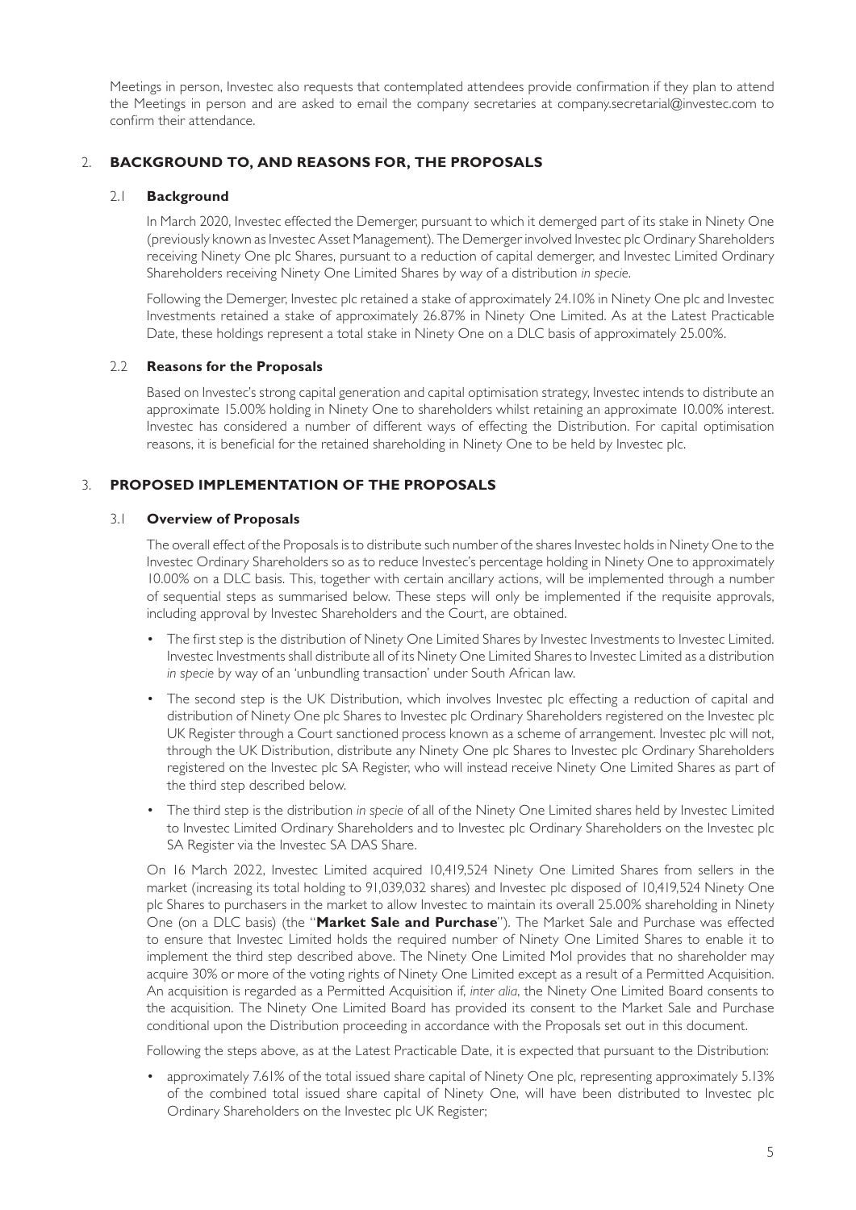Meetings in person, Investec also requests that contemplated attendees provide confirmation if they plan to attend the Meetings in person and are asked to email the company secretaries at company.secretarial@investec.com to confirm their attendance.

## 2. BACKGROUND TO, AND REASONS FOR, THE PROPOSALS

### 2.1 Background

In March 2020, Investec effected the Demerger, pursuant to which it demerged part of its stake in Ninety One (previously known as Investec Asset Management). The Demerger involved Investec plc Ordinary Shareholders receiving Ninety One plc Shares, pursuant to a reduction of capital demerger, and Investec Limited Ordinary Shareholders receiving Ninety One Limited Shares by way of a distribution *in specie*.

Following the Demerger, Investec plc retained a stake of approximately 24.10% in Ninety One plc and Investec Investments retained a stake of approximately 26.87% in Ninety One Limited. As at the Latest Practicable Date, these holdings represent a total stake in Ninety One on a DLC basis of approximately 25.00%.

### 2.2 Reasons for the Proposals

Based on Investec's strong capital generation and capital optimisation strategy, Investec intends to distribute an approximate 15.00% holding in Ninety One to shareholders whilst retaining an approximate 10.00% interest. Investec has considered a number of different ways of effecting the Distribution. For capital optimisation reasons, it is beneficial for the retained shareholding in Ninety One to be held by Investec plc.

## 3. PROPOSED IMPLEMENTATION OF THE PROPOSALS

### 3.1 Overview of Proposals

The overall effect of the Proposals is to distribute such number of the shares Investec holds in Ninety One to the Investec Ordinary Shareholders so as to reduce Investec's percentage holding in Ninety One to approximately 10.00% on a DLC basis. This, together with certain ancillary actions, will be implemented through a number of sequential steps as summarised below. These steps will only be implemented if the requisite approvals, including approval by Investec Shareholders and the Court, are obtained.

- The first step is the distribution of Ninety One Limited Shares by Investec Investments to Investec Limited. Investec Investments shall distribute all of its Ninety One Limited Shares to Investec Limited as a distribution *in specie* by way of an 'unbundling transaction' under South African law.
- The second step is the UK Distribution, which involves Investec plc effecting a reduction of capital and distribution of Ninety One plc Shares to Investec plc Ordinary Shareholders registered on the Investec plc UK Register through a Court sanctioned process known as a scheme of arrangement. Investec plc will not, through the UK Distribution, distribute any Ninety One plc Shares to Investec plc Ordinary Shareholders registered on the Investec plc SA Register, who will instead receive Ninety One Limited Shares as part of the third step described below.
- The third step is the distribution *in specie* of all of the Ninety One Limited shares held by Investec Limited to Investec Limited Ordinary Shareholders and to Investec plc Ordinary Shareholders on the Investec plc SA Register via the Investec SA DAS Share.

On 16 March 2022, Investec Limited acquired 10,419,524 Ninety One Limited Shares from sellers in the market (increasing its total holding to 91,039,032 shares) and Investec plc disposed of 10,419,524 Ninety One plc Shares to purchasers in the market to allow Investec to maintain its overall 25.00% shareholding in Ninety One (on a DLC basis) (the "**Market Sale and Purchase**"). The Market Sale and Purchase was effected to ensure that Investec Limited holds the required number of Ninety One Limited Shares to enable it to implement the third step described above. The Ninety One Limited MoI provides that no shareholder may acquire 30% or more of the voting rights of Ninety One Limited except as a result of a Permitted Acquisition. An acquisition is regarded as a Permitted Acquisition if, *inter alia*, the Ninety One Limited Board consents to the acquisition. The Ninety One Limited Board has provided its consent to the Market Sale and Purchase conditional upon the Distribution proceeding in accordance with the Proposals set out in this document.

Following the steps above, as at the Latest Practicable Date, it is expected that pursuant to the Distribution:

- approximately 7.61% of the total issued share capital of Ninety One plc, representing approximately 5.13% of the combined total issued share capital of Ninety One, will have been distributed to Investec plc Ordinary Shareholders on the Investec plc UK Register;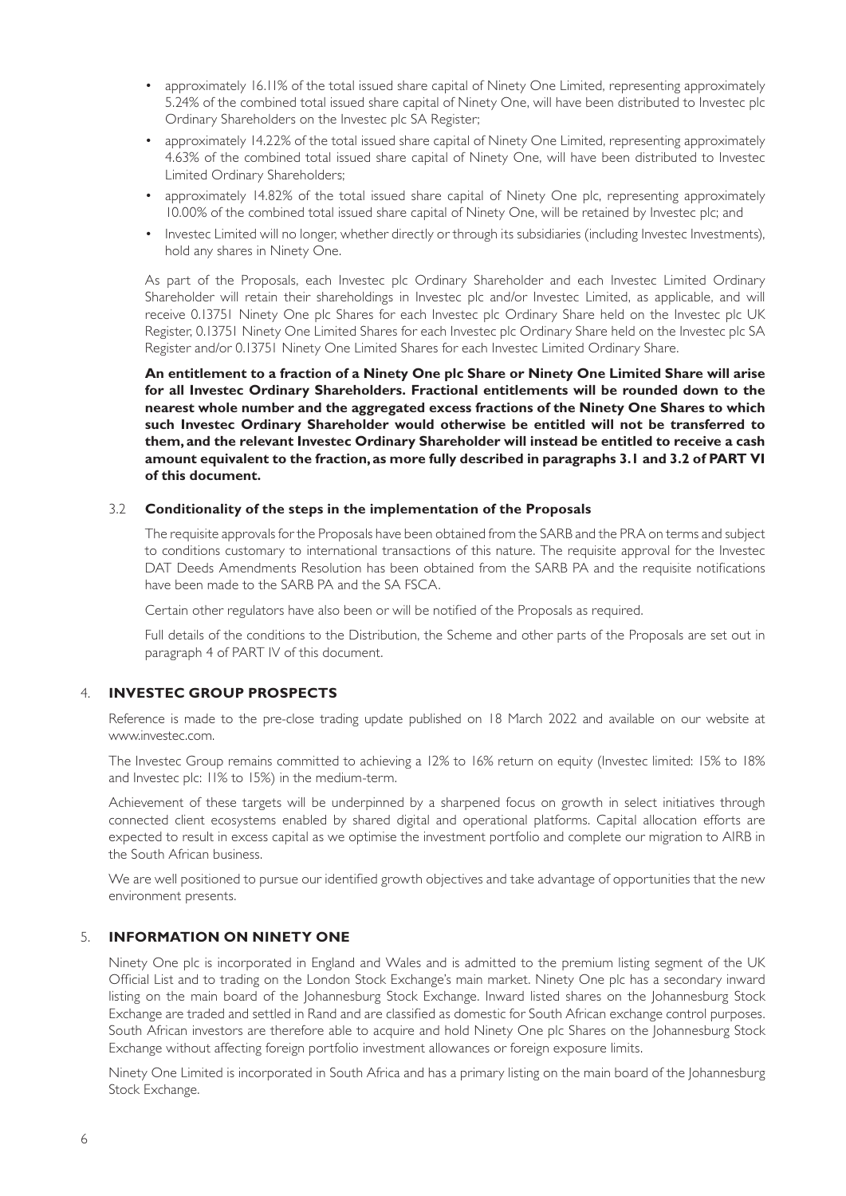- approximately 16.11% of the total issued share capital of Ninety One Limited, representing approximately 5.24% of the combined total issued share capital of Ninety One, will have been distributed to Investec plc Ordinary Shareholders on the Investec plc SA Register;
- approximately 14.22% of the total issued share capital of Ninety One Limited, representing approximately 4.63% of the combined total issued share capital of Ninety One, will have been distributed to Investec Limited Ordinary Shareholders;
- approximately 14.82% of the total issued share capital of Ninety One plc, representing approximately 10.00% of the combined total issued share capital of Ninety One, will be retained by Investec plc; and
- Investec Limited will no longer, whether directly or through its subsidiaries (including Investec Investments), hold any shares in Ninety One.

As part of the Proposals, each Investec plc Ordinary Shareholder and each Investec Limited Ordinary Shareholder will retain their shareholdings in Investec plc and/or Investec Limited, as applicable, and will receive 0.13751 Ninety One plc Shares for each Investec plc Ordinary Share held on the Investec plc UK Register, 0.13751 Ninety One Limited Shares for each Investec plc Ordinary Share held on the Investec plc SA Register and/or 0.13751 Ninety One Limited Shares for each Investec Limited Ordinary Share.

**An entitlement to a fraction of a Ninety One plc Share or Ninety One Limited Share will arise for all Investec Ordinary Shareholders. Fractional entitlements will be rounded down to the nearest whole number and the aggregated excess fractions of the Ninety One Shares to which such Investec Ordinary Shareholder would otherwise be entitled will not be transferred to them, and the relevant Investec Ordinary Shareholder will instead be entitled to receive a cash amount equivalent to the fraction, as more fully described in paragraphs 3.1 and 3.2 of PART VI of this document.**

### 3.2 Conditionality of the steps in the implementation of the Proposals

The requisite approvals for the Proposals have been obtained from the SARB and the PRA on terms and subject to conditions customary to international transactions of this nature. The requisite approval for the Investec DAT Deeds Amendments Resolution has been obtained from the SARB PA and the requisite notifications have been made to the SARB PA and the SA FSCA.

Certain other regulators have also been or will be notified of the Proposals as required.

Full details of the conditions to the Distribution, the Scheme and other parts of the Proposals are set out in paragraph 4 of PART IV of this document.

## 4. INVESTEC GROUP PROSPECTS

Reference is made to the pre-close trading update published on 18 March 2022 and available on our website at www.investec.com.

The Investec Group remains committed to achieving a 12% to 16% return on equity (Investec limited: 15% to 18% and Investec plc: 11% to 15%) in the medium-term.

Achievement of these targets will be underpinned by a sharpened focus on growth in select initiatives through connected client ecosystems enabled by shared digital and operational platforms. Capital allocation efforts are expected to result in excess capital as we optimise the investment portfolio and complete our migration to AIRB in the South African business.

We are well positioned to pursue our identified growth objectives and take advantage of opportunities that the new environment presents.

## 5. INFORMATION ON NINETY ONE

Ninety One plc is incorporated in England and Wales and is admitted to the premium listing segment of the UK Official List and to trading on the London Stock Exchange's main market. Ninety One plc has a secondary inward listing on the main board of the Johannesburg Stock Exchange. Inward listed shares on the Johannesburg Stock Exchange are traded and settled in Rand and are classified as domestic for South African exchange control purposes. South African investors are therefore able to acquire and hold Ninety One plc Shares on the Johannesburg Stock Exchange without affecting foreign portfolio investment allowances or foreign exposure limits.

Ninety One Limited is incorporated in South Africa and has a primary listing on the main board of the Johannesburg Stock Exchange.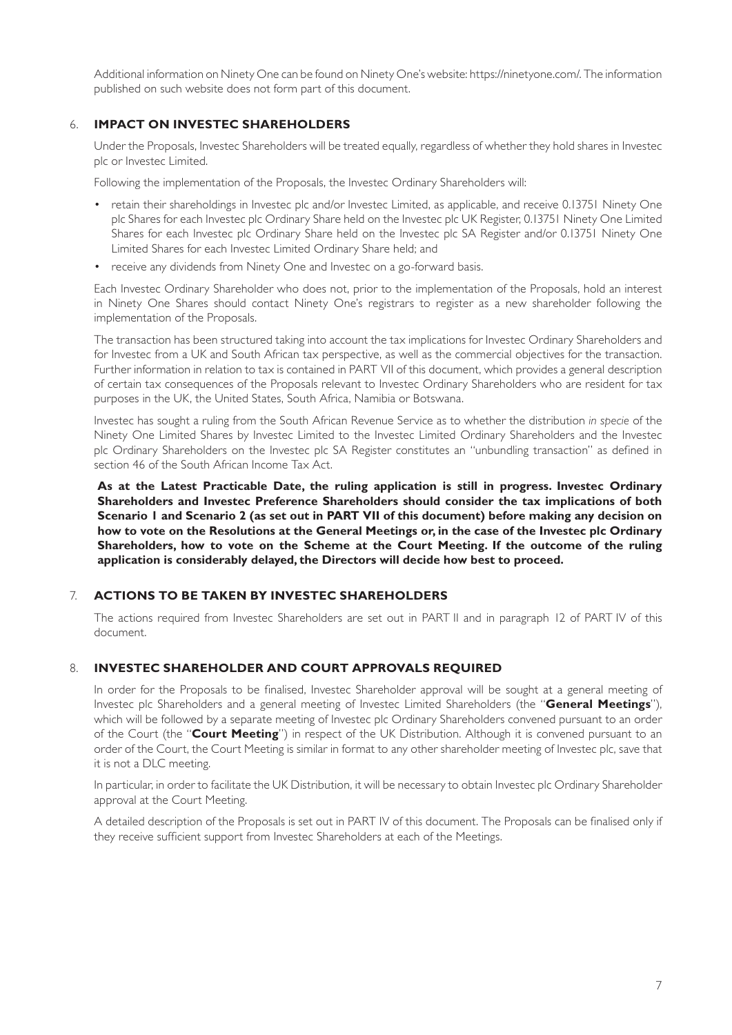Additional information on Ninety One can be found on Ninety One's website: https://ninetyone.com/. The information published on such website does not form part of this document.

## 6. IMPACT ON INVESTEC SHAREHOLDERS

Under the Proposals, Investec Shareholders will be treated equally, regardless of whether they hold shares in Investec plc or Investec Limited.

Following the implementation of the Proposals, the Investec Ordinary Shareholders will:

- retain their shareholdings in Investec plc and/or Investec Limited, as applicable, and receive 0.13751 Ninety One plc Shares for each Investec plc Ordinary Share held on the Investec plc UK Register, 0.13751 Ninety One Limited Shares for each Investec plc Ordinary Share held on the Investec plc SA Register and/or 0.13751 Ninety One Limited Shares for each Investec Limited Ordinary Share held; and
- receive any dividends from Ninety One and Investec on a go-forward basis.

Each Investec Ordinary Shareholder who does not, prior to the implementation of the Proposals, hold an interest in Ninety One Shares should contact Ninety One's registrars to register as a new shareholder following the implementation of the Proposals.

The transaction has been structured taking into account the tax implications for Investec Ordinary Shareholders and for Investec from a UK and South African tax perspective, as well as the commercial objectives for the transaction. Further information in relation to tax is contained in PART VII of this document, which provides a general description of certain tax consequences of the Proposals relevant to Investec Ordinary Shareholders who are resident for tax purposes in the UK, the United States, South Africa, Namibia or Botswana.

Investec has sought a ruling from the South African Revenue Service as to whether the distribution *in specie* of the Ninety One Limited Shares by Investec Limited to the Investec Limited Ordinary Shareholders and the Investec plc Ordinary Shareholders on the Investec plc SA Register constitutes an "unbundling transaction" as defined in section 46 of the South African Income Tax Act.

**As at the Latest Practicable Date, the ruling application is still in progress. Investec Ordinary Shareholders and Investec Preference Shareholders should consider the tax implications of both Scenario 1 and Scenario 2 (as set out in PART VII of this document) before making any decision on how to vote on the Resolutions at the General Meetings or, in the case of the Investec plc Ordinary Shareholders, how to vote on the Scheme at the Court Meeting. If the outcome of the ruling application is considerably delayed, the Directors will decide how best to proceed.**

## 7. ACTIONS TO BE TAKEN BY INVESTEC SHAREHOLDERS

The actions required from Investec Shareholders are set out in PART II and in paragraph 12 of PART IV of this document.

## 8. INVESTEC SHAREHOLDER AND COURT APPROVALS REQUIRED

In order for the Proposals to be finalised, Investec Shareholder approval will be sought at a general meeting of Investec plc Shareholders and a general meeting of Investec Limited Shareholders (the "**General Meetings**"), which will be followed by a separate meeting of Investec plc Ordinary Shareholders convened pursuant to an order of the Court (the "**Court Meeting**") in respect of the UK Distribution. Although it is convened pursuant to an order of the Court, the Court Meeting is similar in format to any other shareholder meeting of Investec plc, save that it is not a DLC meeting.

In particular, in order to facilitate the UK Distribution, it will be necessary to obtain Investec plc Ordinary Shareholder approval at the Court Meeting.

A detailed description of the Proposals is set out in PART IV of this document. The Proposals can be finalised only if they receive sufficient support from Investec Shareholders at each of the Meetings.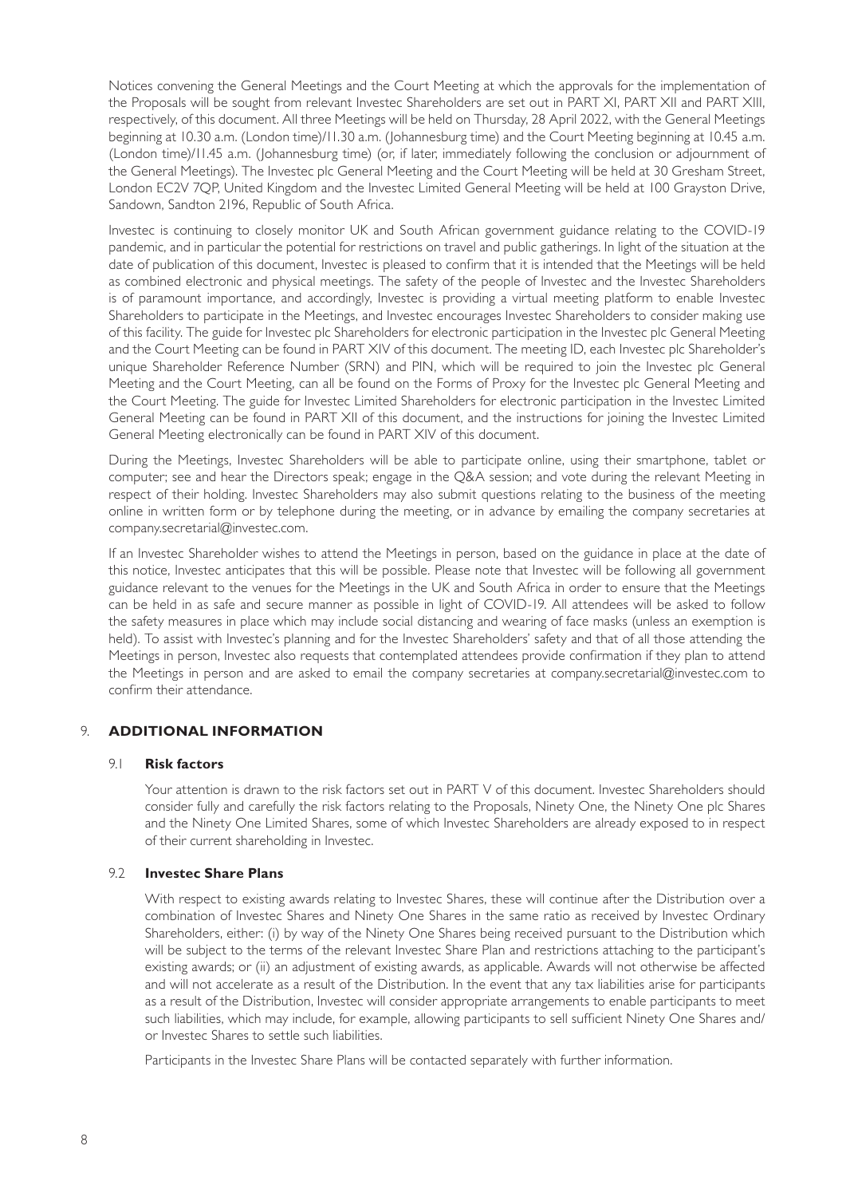Notices convening the General Meetings and the Court Meeting at which the approvals for the implementation of the Proposals will be sought from relevant Investec Shareholders are set out in PART XI, PART XII and PART XIII, respectively, of this document. All three Meetings will be held on Thursday, 28 April 2022, with the General Meetings beginning at 10.30 a.m. (London time)/11.30 a.m. (Johannesburg time) and the Court Meeting beginning at 10.45 a.m. (London time)/11.45 a.m. (Johannesburg time) (or, if later, immediately following the conclusion or adjournment of the General Meetings). The Investec plc General Meeting and the Court Meeting will be held at 30 Gresham Street, London EC2V 7QP, United Kingdom and the Investec Limited General Meeting will be held at 100 Grayston Drive, Sandown, Sandton 2196, Republic of South Africa.

Investec is continuing to closely monitor UK and South African government guidance relating to the COVID-19 pandemic, and in particular the potential for restrictions on travel and public gatherings. In light of the situation at the date of publication of this document, Investec is pleased to confirm that it is intended that the Meetings will be held as combined electronic and physical meetings. The safety of the people of Investec and the Investec Shareholders is of paramount importance, and accordingly, Investec is providing a virtual meeting platform to enable Investec Shareholders to participate in the Meetings, and Investec encourages Investec Shareholders to consider making use of this facility. The guide for Investec plc Shareholders for electronic participation in the Investec plc General Meeting and the Court Meeting can be found in PART XIV of this document. The meeting ID, each Investec plc Shareholder's unique Shareholder Reference Number (SRN) and PIN, which will be required to join the Investec plc General Meeting and the Court Meeting, can all be found on the Forms of Proxy for the Investec plc General Meeting and the Court Meeting. The guide for Investec Limited Shareholders for electronic participation in the Investec Limited General Meeting can be found in PART XII of this document, and the instructions for joining the Investec Limited General Meeting electronically can be found in PART XIV of this document.

During the Meetings, Investec Shareholders will be able to participate online, using their smartphone, tablet or computer; see and hear the Directors speak; engage in the Q&A session; and vote during the relevant Meeting in respect of their holding. Investec Shareholders may also submit questions relating to the business of the meeting online in written form or by telephone during the meeting, or in advance by emailing the company secretaries at company.secretarial@investec.com.

If an Investec Shareholder wishes to attend the Meetings in person, based on the guidance in place at the date of this notice, Investec anticipates that this will be possible. Please note that Investec will be following all government guidance relevant to the venues for the Meetings in the UK and South Africa in order to ensure that the Meetings can be held in as safe and secure manner as possible in light of COVID-19. All attendees will be asked to follow the safety measures in place which may include social distancing and wearing of face masks (unless an exemption is held). To assist with Investec's planning and for the Investec Shareholders' safety and that of all those attending the Meetings in person, Investec also requests that contemplated attendees provide confirmation if they plan to attend the Meetings in person and are asked to email the company secretaries at company.secretarial@investec.com to confirm their attendance.

## 9. ADDITIONAL INFORMATION

### 9.1 Risk factors

Your attention is drawn to the risk factors set out in PART V of this document. Investec Shareholders should consider fully and carefully the risk factors relating to the Proposals, Ninety One, the Ninety One plc Shares and the Ninety One Limited Shares, some of which Investec Shareholders are already exposed to in respect of their current shareholding in Investec.

### 9.2 Investec Share Plans

With respect to existing awards relating to Investec Shares, these will continue after the Distribution over a combination of Investec Shares and Ninety One Shares in the same ratio as received by Investec Ordinary Shareholders, either: (i) by way of the Ninety One Shares being received pursuant to the Distribution which will be subject to the terms of the relevant Investec Share Plan and restrictions attaching to the participant's existing awards; or (ii) an adjustment of existing awards, as applicable. Awards will not otherwise be affected and will not accelerate as a result of the Distribution. In the event that any tax liabilities arise for participants as a result of the Distribution, Investec will consider appropriate arrangements to enable participants to meet such liabilities, which may include, for example, allowing participants to sell sufficient Ninety One Shares and/or Investec Shares to settle such liabilities.

Participants in the Investec Share Plans will be contacted separately with further information.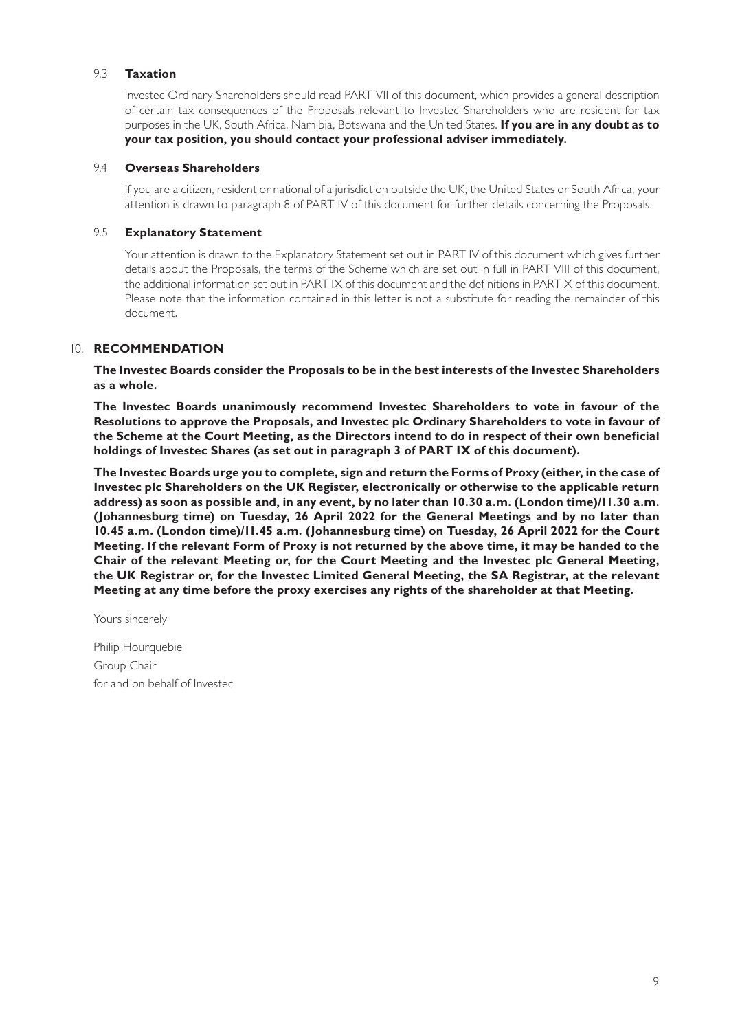### 9.3 **Taxation**

Investec Ordinary Shareholders should read PART VII of this document, which provides a general description of certain tax consequences of the Proposals relevant to Investec Shareholders who are resident for tax purposes in the UK, South Africa, Namibia, Botswana and the United States. **If you are in any doubt as to your tax position, you should contact your professional adviser immediately.**

### 9.4 **Overseas Shareholders**

If you are a citizen, resident or national of a jurisdiction outside the UK, the United States or South Africa, your attention is drawn to paragraph 8 of PART IV of this document for further details concerning the Proposals.

### 9.5 **Explanatory Statement**

Your attention is drawn to the Explanatory Statement set out in PART IV of this document which gives further details about the Proposals, the terms of the Scheme which are set out in full in PART VIII of this document, the additional information set out in PART IX of this document and the definitions in PART X of this document. Please note that the information contained in this letter is not a substitute for reading the remainder of this document.

## 10. **RECOMMENDATION**

**The Investec Boards consider the Proposals to be in the best interests of the Investec Shareholders as a whole.**

**The Investec Boards unanimously recommend Investec Shareholders to vote in favour of the Resolutions to approve the Proposals, and Investec plc Ordinary Shareholders to vote in favour of the Scheme at the Court Meeting, as the Directors intend to do in respect of their own beneficial holdings of Investec Shares (as set out in paragraph 3 of PART IX of this document).**

**The Investec Boards urge you to complete, sign and return the Forms of Proxy (either, in the case of Investec plc Shareholders on the UK Register, electronically or otherwise to the applicable return address) as soon as possible and, in any event, by no later than 10.30 a.m. (London time)/11.30 a.m. (Johannesburg time) on Tuesday, 26 April 2022 for the General Meetings and by no later than 10.45 a.m. (London time)/11.45 a.m. (Johannesburg time) on Tuesday, 26 April 2022 for the Court Meeting. If the relevant Form of Proxy is not returned by the above time, it may be handed to the Chair of the relevant Meeting or, for the Court Meeting and the Investec plc General Meeting, the UK Registrar or, for the Investec Limited General Meeting, the SA Registrar, at the relevant Meeting at any time before the proxy exercises any rights of the shareholder at that Meeting.**

Yours sincerely

Philip Hourquebie
Group Chair
for and on behalf of Investec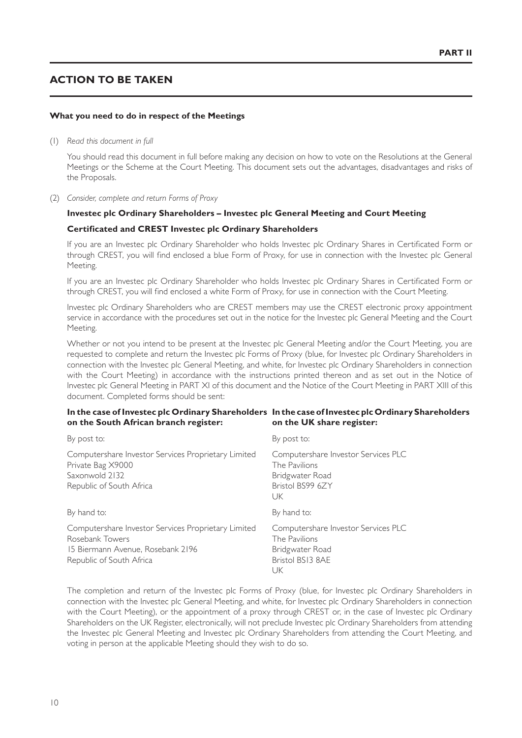## PART II

# ACTION TO BE TAKEN

**What you need to do in respect of the Meetings**

(1) *Read this document in full*

You should read this document in full before making any decision on how to vote on the Resolutions at the General Meetings or the Scheme at the Court Meeting. This document sets out the advantages, disadvantages and risks of the Proposals.

(2) *Consider, complete and return Forms of Proxy*

**Investec plc Ordinary Shareholders – Investec plc General Meeting and Court Meeting**

**Certificated and CREST Investec plc Ordinary Shareholders**

If you are an Investec plc Ordinary Shareholder who holds Investec plc Ordinary Shares in Certificated Form or through CREST, you will find enclosed a blue Form of Proxy, for use in connection with the Investec plc General Meeting.

If you are an Investec plc Ordinary Shareholder who holds Investec plc Ordinary Shares in Certificated Form or through CREST, you will find enclosed a white Form of Proxy, for use in connection with the Court Meeting.

Investec plc Ordinary Shareholders who are CREST members may use the CREST electronic proxy appointment service in accordance with the procedures set out in the notice for the Investec plc General Meeting and the Court Meeting.

Whether or not you intend to be present at the Investec plc General Meeting and/or the Court Meeting, you are requested to complete and return the Investec plc Forms of Proxy (blue, for Investec plc Ordinary Shareholders in connection with the Investec plc General Meeting, and white, for Investec plc Ordinary Shareholders in connection with the Court Meeting) in accordance with the instructions printed thereon and as set out in the Notice of Investec plc General Meeting in PART XI of this document and the Notice of the Court Meeting in PART XIII of this document. Completed forms should be sent:

| **In the case of Investec plc Ordinary Shareholders on the South African branch register:** | **In the case of Investec plc Ordinary Shareholders on the UK share register:** |
|---|---|
| By post to: | By post to: |
| Computershare Investor Services Proprietary Limited<br>Private Bag X9000<br>Saxonwold 2132<br>Republic of South Africa | Computershare Investor Services PLC<br>The Pavilions<br>Bridgwater Road<br>Bristol BS99 6ZY<br>UK |
| By hand to: | By hand to: |
| Computershare Investor Services Proprietary Limited<br>Rosebank Towers<br>15 Biermann Avenue, Rosebank 2196<br>Republic of South Africa | Computershare Investor Services PLC<br>The Pavilions<br>Bridgwater Road<br>Bristol BS13 8AE<br>UK |

The completion and return of the Investec plc Forms of Proxy (blue, for Investec plc Ordinary Shareholders in connection with the Investec plc General Meeting, and white, for Investec plc Ordinary Shareholders in connection with the Court Meeting), or the appointment of a proxy through CREST or, in the case of Investec plc Ordinary Shareholders on the UK Register, electronically, will not preclude Investec plc Ordinary Shareholders from attending the Investec plc General Meeting and Investec plc Ordinary Shareholders from attending the Court Meeting, and voting in person at the applicable Meeting should they wish to do so.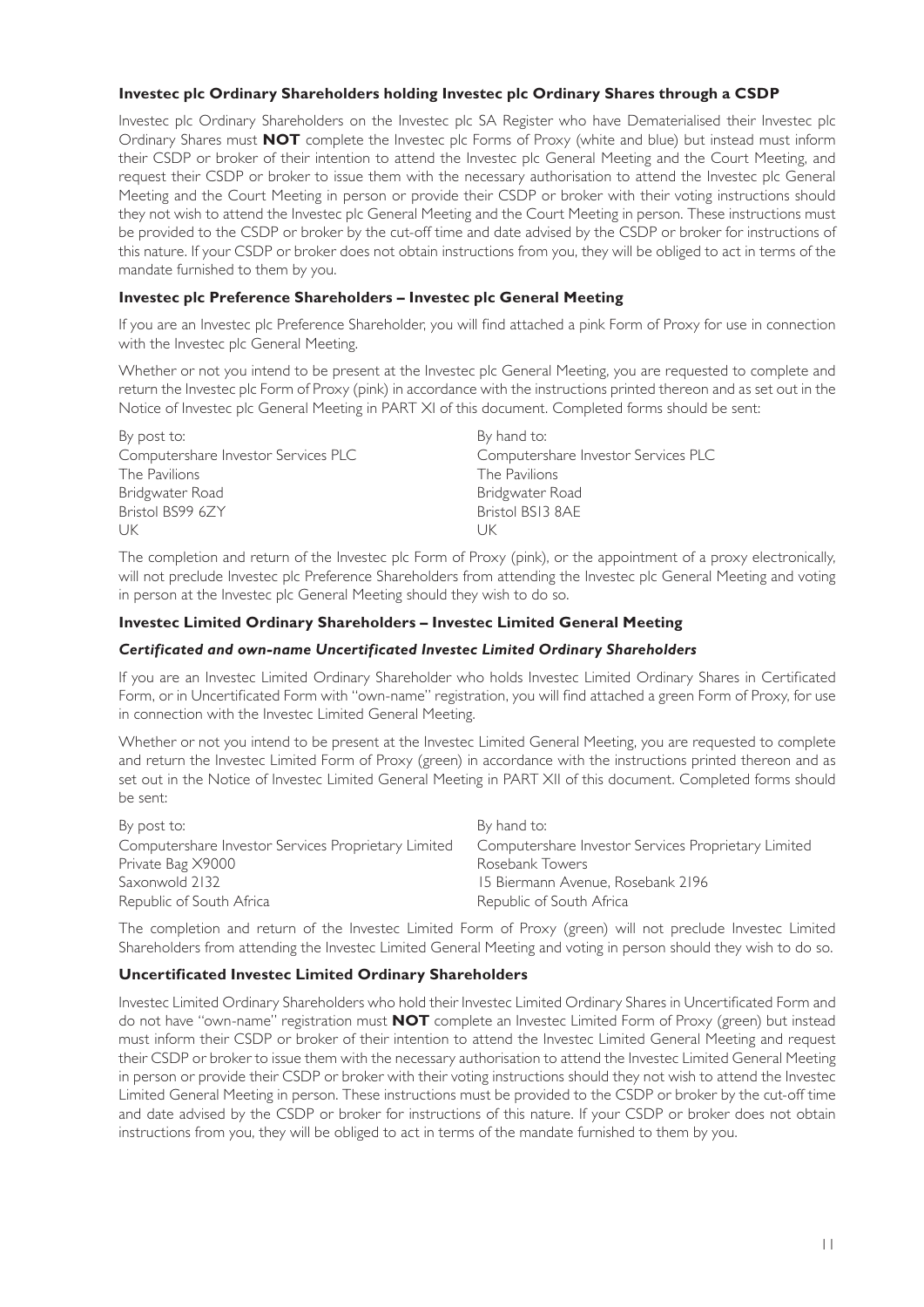**Investec plc Ordinary Shareholders holding Investec plc Ordinary Shares through a CSDP**

Investec plc Ordinary Shareholders on the Investec plc SA Register who have Dematerialised their Investec plc Ordinary Shares must **NOT** complete the Investec plc Forms of Proxy (white and blue) but instead must inform their CSDP or broker of their intention to attend the Investec plc General Meeting and the Court Meeting, and request their CSDP or broker to issue them with the necessary authorisation to attend the Investec plc General Meeting and the Court Meeting in person or provide their CSDP or broker with their voting instructions should they not wish to attend the Investec plc General Meeting and the Court Meeting in person. These instructions must be provided to the CSDP or broker by the cut-off time and date advised by the CSDP or broker for instructions of this nature. If your CSDP or broker does not obtain instructions from you, they will be obliged to act in terms of the mandate furnished to them by you.

**Investec plc Preference Shareholders – Investec plc General Meeting**

If you are an Investec plc Preference Shareholder, you will find attached a pink Form of Proxy for use in connection with the Investec plc General Meeting.

Whether or not you intend to be present at the Investec plc General Meeting, you are requested to complete and return the Investec plc Form of Proxy (pink) in accordance with the instructions printed thereon and as set out in the Notice of Investec plc General Meeting in PART XI of this document. Completed forms should be sent:

| | |
|---|---|
| By post to: | By hand to: |
| Computershare Investor Services PLC | Computershare Investor Services PLC |
| The Pavilions | The Pavilions |
| Bridgwater Road | Bridgwater Road |
| Bristol BS99 6ZY | Bristol BS13 8AE |
| UK | UK |

The completion and return of the Investec plc Form of Proxy (pink), or the appointment of a proxy electronically, will not preclude Investec plc Preference Shareholders from attending the Investec plc General Meeting and voting in person at the Investec plc General Meeting should they wish to do so.

**Investec Limited Ordinary Shareholders – Investec Limited General Meeting**

***Certificated and own-name Uncertificated Investec Limited Ordinary Shareholders***

If you are an Investec Limited Ordinary Shareholder who holds Investec Limited Ordinary Shares in Certificated Form, or in Uncertificated Form with "own-name" registration, you will find attached a green Form of Proxy, for use in connection with the Investec Limited General Meeting.

Whether or not you intend to be present at the Investec Limited General Meeting, you are requested to complete and return the Investec Limited Form of Proxy (green) in accordance with the instructions printed thereon and as set out in the Notice of Investec Limited General Meeting in PART XII of this document. Completed forms should be sent:

| | |
|---|---|
| By post to: | By hand to: |
| Computershare Investor Services Proprietary Limited | Computershare Investor Services Proprietary Limited |
| Private Bag X9000 | Rosebank Towers |
| Saxonwold 2132 | 15 Biermann Avenue, Rosebank 2196 |
| Republic of South Africa | Republic of South Africa |

The completion and return of the Investec Limited Form of Proxy (green) will not preclude Investec Limited Shareholders from attending the Investec Limited General Meeting and voting in person should they wish to do so.

**Uncertificated Investec Limited Ordinary Shareholders**

Investec Limited Ordinary Shareholders who hold their Investec Limited Ordinary Shares in Uncertificated Form and do not have "own-name" registration must **NOT** complete an Investec Limited Form of Proxy (green) but instead must inform their CSDP or broker of their intention to attend the Investec Limited General Meeting and request their CSDP or broker to issue them with the necessary authorisation to attend the Investec Limited General Meeting in person or provide their CSDP or broker with their voting instructions should they not wish to attend the Investec Limited General Meeting in person. These instructions must be provided to the CSDP or broker by the cut-off time and date advised by the CSDP or broker for instructions of this nature. If your CSDP or broker does not obtain instructions from you, they will be obliged to act in terms of the mandate furnished to them by you.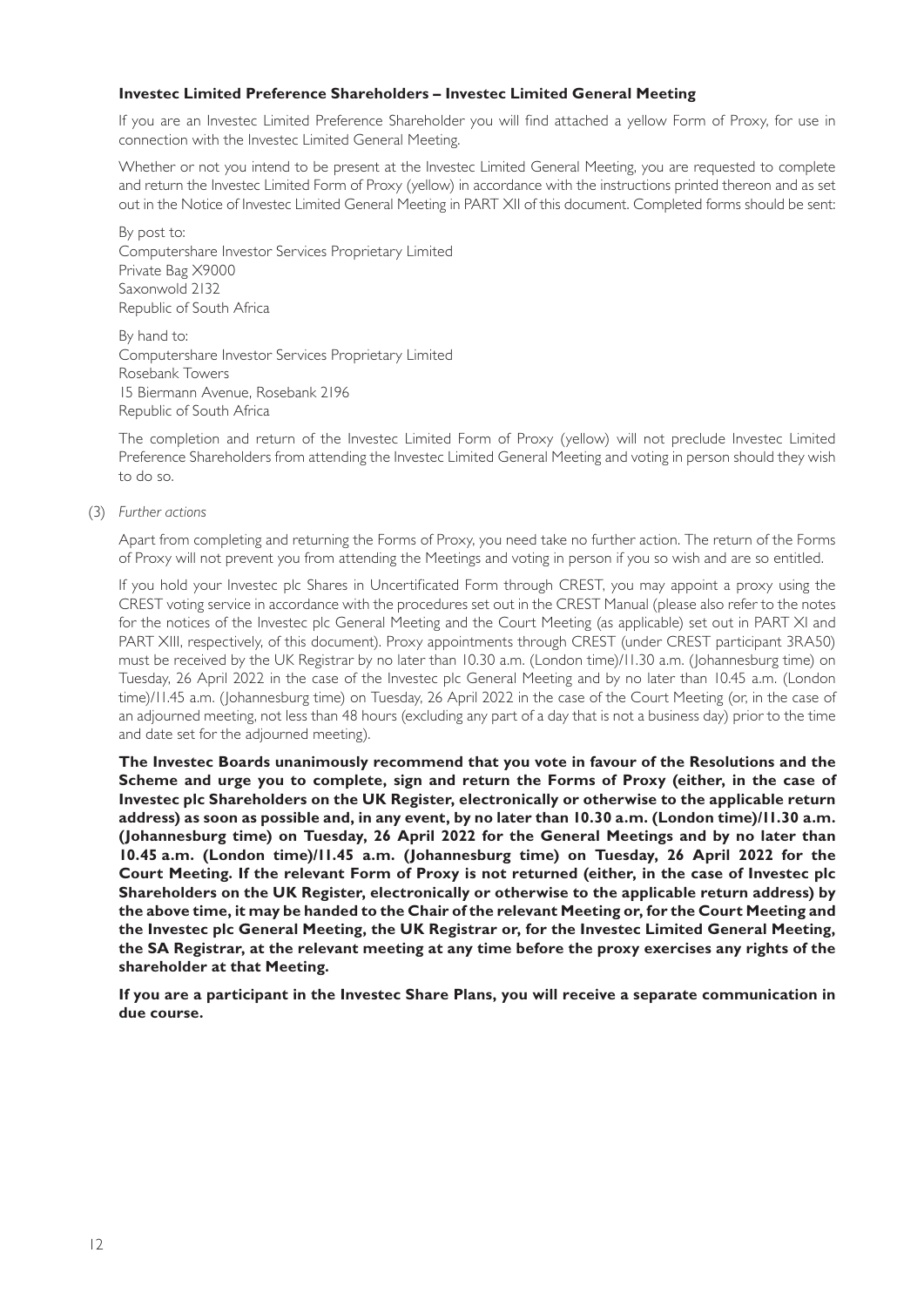**Investec Limited Preference Shareholders – Investec Limited General Meeting**

If you are an Investec Limited Preference Shareholder you will find attached a yellow Form of Proxy, for use in connection with the Investec Limited General Meeting.

Whether or not you intend to be present at the Investec Limited General Meeting, you are requested to complete and return the Investec Limited Form of Proxy (yellow) in accordance with the instructions printed thereon and as set out in the Notice of Investec Limited General Meeting in PART XII of this document. Completed forms should be sent:

By post to:
Computershare Investor Services Proprietary Limited
Private Bag X9000
Saxonwold 2132
Republic of South Africa

By hand to:
Computershare Investor Services Proprietary Limited
Rosebank Towers
15 Biermann Avenue, Rosebank 2196
Republic of South Africa

The completion and return of the Investec Limited Form of Proxy (yellow) will not preclude Investec Limited Preference Shareholders from attending the Investec Limited General Meeting and voting in person should they wish to do so.

(3) *Further actions*

Apart from completing and returning the Forms of Proxy, you need take no further action. The return of the Forms of Proxy will not prevent you from attending the Meetings and voting in person if you so wish and are so entitled.

If you hold your Investec plc Shares in Uncertificated Form through CREST, you may appoint a proxy using the CREST voting service in accordance with the procedures set out in the CREST Manual (please also refer to the notes for the notices of the Investec plc General Meeting and the Court Meeting (as applicable) set out in PART XI and PART XIII, respectively, of this document). Proxy appointments through CREST (under CREST participant 3RA50) must be received by the UK Registrar by no later than 10.30 a.m. (London time)/11.30 a.m. (Johannesburg time) on Tuesday, 26 April 2022 in the case of the Investec plc General Meeting and by no later than 10.45 a.m. (London time)/11.45 a.m. (Johannesburg time) on Tuesday, 26 April 2022 in the case of the Court Meeting (or, in the case of an adjourned meeting, not less than 48 hours (excluding any part of a day that is not a business day) prior to the time and date set for the adjourned meeting).

**The Investec Boards unanimously recommend that you vote in favour of the Resolutions and the Scheme and urge you to complete, sign and return the Forms of Proxy (either, in the case of Investec plc Shareholders on the UK Register, electronically or otherwise to the applicable return address) as soon as possible and, in any event, by no later than 10.30 a.m. (London time)/11.30 a.m. (Johannesburg time) on Tuesday, 26 April 2022 for the General Meetings and by no later than 10.45 a.m. (London time)/11.45 a.m. (Johannesburg time) on Tuesday, 26 April 2022 for the Court Meeting. If the relevant Form of Proxy is not returned (either, in the case of Investec plc Shareholders on the UK Register, electronically or otherwise to the applicable return address) by the above time, it may be handed to the Chair of the relevant Meeting or, for the Court Meeting and the Investec plc General Meeting, the UK Registrar or, for the Investec Limited General Meeting, the SA Registrar, at the relevant meeting at any time before the proxy exercises any rights of the shareholder at that Meeting.**

**If you are a participant in the Investec Share Plans, you will receive a separate communication in due course.**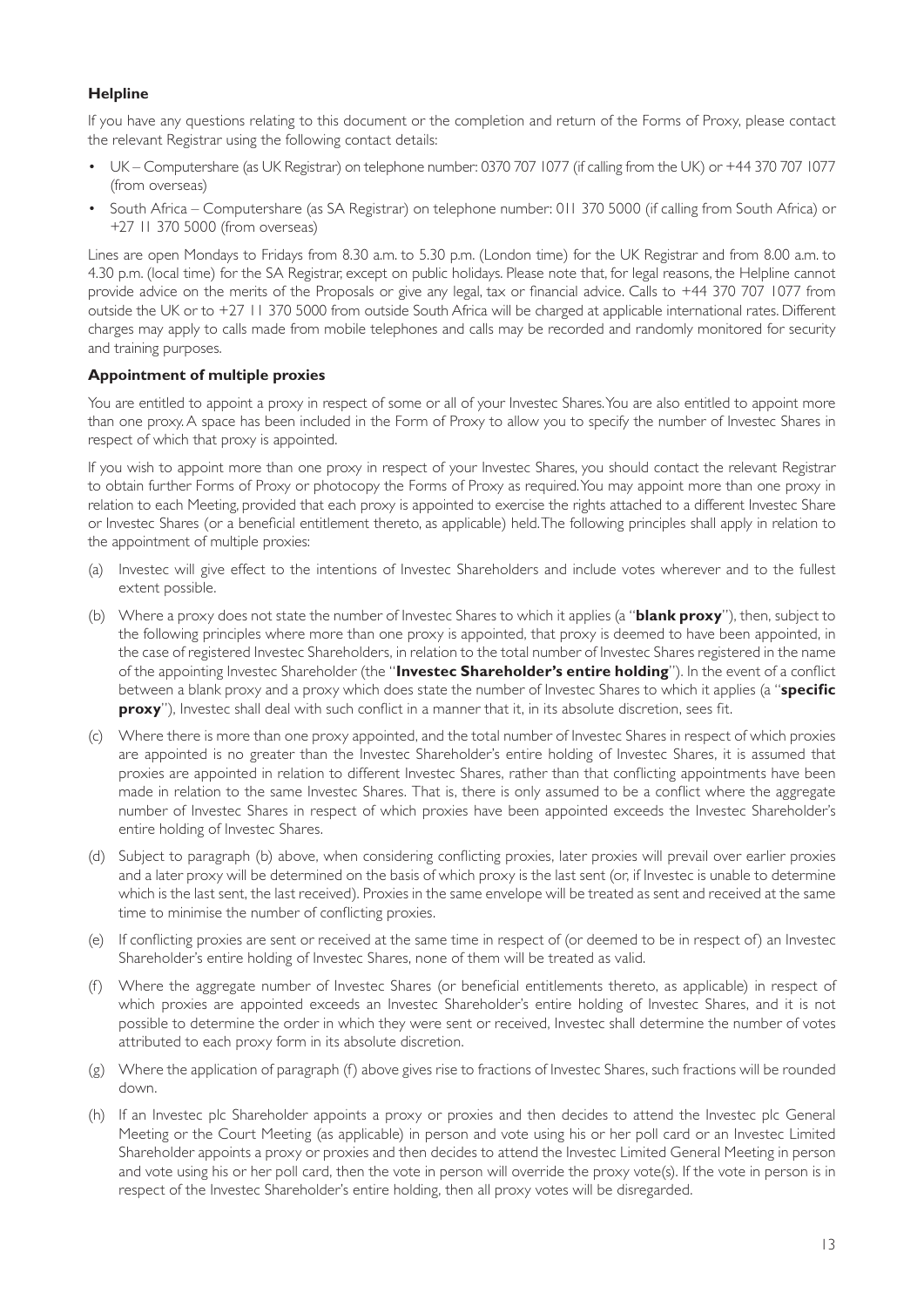**Helpline**

If you have any questions relating to this document or the completion and return of the Forms of Proxy, please contact the relevant Registrar using the following contact details:

- UK – Computershare (as UK Registrar) on telephone number: 0370 707 1077 (if calling from the UK) or +44 370 707 1077 (from overseas)
- South Africa – Computershare (as SA Registrar) on telephone number: 011 370 5000 (if calling from South Africa) or +27 11 370 5000 (from overseas)

Lines are open Mondays to Fridays from 8.30 a.m. to 5.30 p.m. (London time) for the UK Registrar and from 8.00 a.m. to 4.30 p.m. (local time) for the SA Registrar, except on public holidays. Please note that, for legal reasons, the Helpline cannot provide advice on the merits of the Proposals or give any legal, tax or financial advice. Calls to +44 370 707 1077 from outside the UK or to +27 11 370 5000 from outside South Africa will be charged at applicable international rates. Different charges may apply to calls made from mobile telephones and calls may be recorded and randomly monitored for security and training purposes.

**Appointment of multiple proxies**

You are entitled to appoint a proxy in respect of some or all of your Investec Shares. You are also entitled to appoint more than one proxy. A space has been included in the Form of Proxy to allow you to specify the number of Investec Shares in respect of which that proxy is appointed.

If you wish to appoint more than one proxy in respect of your Investec Shares, you should contact the relevant Registrar to obtain further Forms of Proxy or photocopy the Forms of Proxy as required. You may appoint more than one proxy in relation to each Meeting, provided that each proxy is appointed to exercise the rights attached to a different Investec Share or Investec Shares (or a beneficial entitlement thereto, as applicable) held. The following principles shall apply in relation to the appointment of multiple proxies:

(a) Investec will give effect to the intentions of Investec Shareholders and include votes wherever and to the fullest extent possible.

(b) Where a proxy does not state the number of Investec Shares to which it applies (a "**blank proxy**"), then, subject to the following principles where more than one proxy is appointed, that proxy is deemed to have been appointed, in the case of registered Investec Shareholders, in relation to the total number of Investec Shares registered in the name of the appointing Investec Shareholder (the "**Investec Shareholder's entire holding**"). In the event of a conflict between a blank proxy and a proxy which does state the number of Investec Shares to which it applies (a "**specific proxy**"), Investec shall deal with such conflict in a manner that it, in its absolute discretion, sees fit.

(c) Where there is more than one proxy appointed, and the total number of Investec Shares in respect of which proxies are appointed is no greater than the Investec Shareholder's entire holding of Investec Shares, it is assumed that proxies are appointed in relation to different Investec Shares, rather than that conflicting appointments have been made in relation to the same Investec Shares. That is, there is only assumed to be a conflict where the aggregate number of Investec Shares in respect of which proxies have been appointed exceeds the Investec Shareholder's entire holding of Investec Shares.

(d) Subject to paragraph (b) above, when considering conflicting proxies, later proxies will prevail over earlier proxies and a later proxy will be determined on the basis of which proxy is the last sent (or, if Investec is unable to determine which is the last sent, the last received). Proxies in the same envelope will be treated as sent and received at the same time to minimise the number of conflicting proxies.

(e) If conflicting proxies are sent or received at the same time in respect of (or deemed to be in respect of) an Investec Shareholder's entire holding of Investec Shares, none of them will be treated as valid.

(f) Where the aggregate number of Investec Shares (or beneficial entitlements thereto, as applicable) in respect of which proxies are appointed exceeds an Investec Shareholder's entire holding of Investec Shares, and it is not possible to determine the order in which they were sent or received, Investec shall determine the number of votes attributed to each proxy form in its absolute discretion.

(g) Where the application of paragraph (f) above gives rise to fractions of Investec Shares, such fractions will be rounded down.

(h) If an Investec plc Shareholder appoints a proxy or proxies and then decides to attend the Investec plc General Meeting or the Court Meeting (as applicable) in person and vote using his or her poll card or an Investec Limited Shareholder appoints a proxy or proxies and then decides to attend the Investec Limited General Meeting in person and vote using his or her poll card, then the vote in person will override the proxy vote(s). If the vote in person is in respect of the Investec Shareholder's entire holding, then all proxy votes will be disregarded.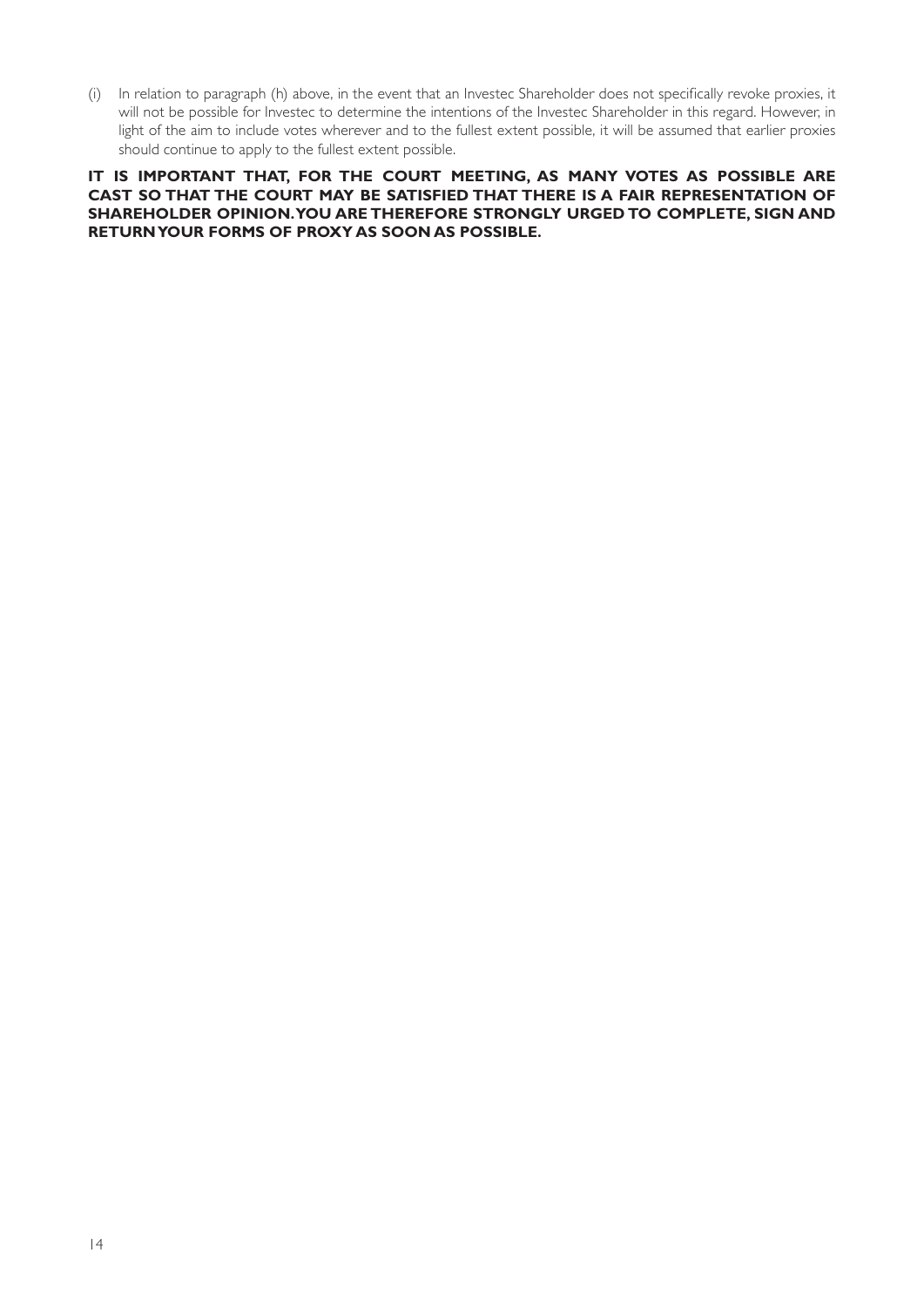(i) In relation to paragraph (h) above, in the event that an Investec Shareholder does not specifically revoke proxies, it will not be possible for Investec to determine the intentions of the Investec Shareholder in this regard. However, in light of the aim to include votes wherever and to the fullest extent possible, it will be assumed that earlier proxies should continue to apply to the fullest extent possible.

**IT IS IMPORTANT THAT, FOR THE COURT MEETING, AS MANY VOTES AS POSSIBLE ARE CAST SO THAT THE COURT MAY BE SATISFIED THAT THERE IS A FAIR REPRESENTATION OF SHAREHOLDER OPINION. YOU ARE THEREFORE STRONGLY URGED TO COMPLETE, SIGN AND RETURN YOUR FORMS OF PROXY AS SOON AS POSSIBLE.**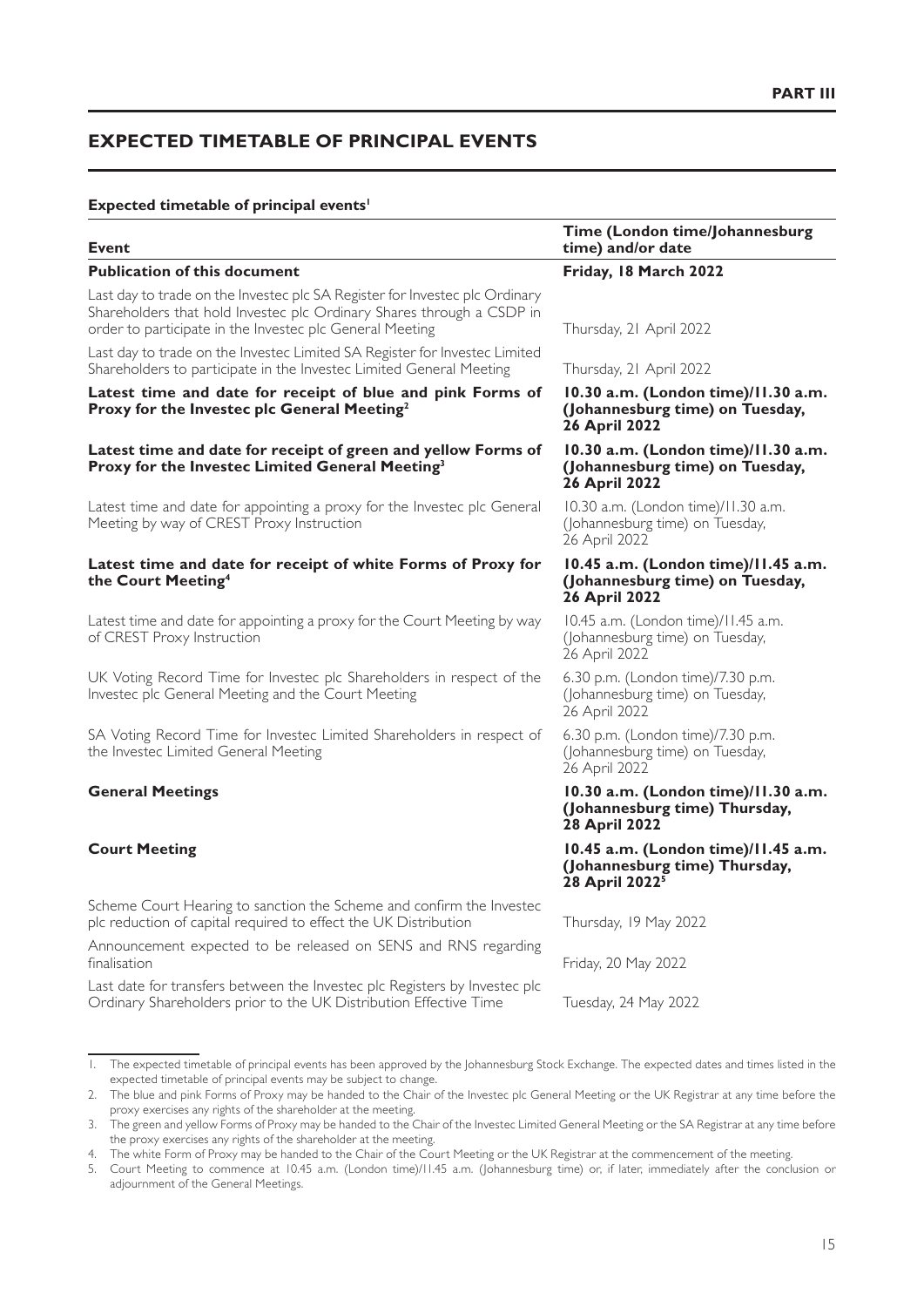**PART III**

## EXPECTED TIMETABLE OF PRINCIPAL EVENTS

### Expected timetable of principal events[1]

| Event | Time (London time/Johannesburg time) and/or date |
|---|---|
| **Publication of this document** | **Friday, 18 March 2022** |
| Last day to trade on the Investec plc SA Register for Investec plc Ordinary Shareholders that hold Investec plc Ordinary Shares through a CSDP in order to participate in the Investec plc General Meeting | Thursday, 21 April 2022 |
| Last day to trade on the Investec Limited SA Register for Investec Limited Shareholders to participate in the Investec Limited General Meeting | Thursday, 21 April 2022 |
| **Latest time and date for receipt of blue and pink Forms of Proxy for the Investec plc General Meeting[2]** | **10.30 a.m. (London time)/11.30 a.m. (Johannesburg time) on Tuesday, 26 April 2022** |
| **Latest time and date for receipt of green and yellow Forms of Proxy for the Investec Limited General Meeting[3]** | **10.30 a.m. (London time)/11.30 a.m. (Johannesburg time) on Tuesday, 26 April 2022** |
| Latest time and date for appointing a proxy for the Investec plc General Meeting by way of CREST Proxy Instruction | 10.30 a.m. (London time)/11.30 a.m. (Johannesburg time) on Tuesday, 26 April 2022 |
| **Latest time and date for receipt of white Forms of Proxy for the Court Meeting[4]** | **10.45 a.m. (London time)/11.45 a.m. (Johannesburg time) on Tuesday, 26 April 2022** |
| Latest time and date for appointing a proxy for the Court Meeting by way of CREST Proxy Instruction | 10.45 a.m. (London time)/11.45 a.m. (Johannesburg time) on Tuesday, 26 April 2022 |
| UK Voting Record Time for Investec plc Shareholders in respect of the Investec plc General Meeting and the Court Meeting | 6.30 p.m. (London time)/7.30 p.m. (Johannesburg time) on Tuesday, 26 April 2022 |
| SA Voting Record Time for Investec Limited Shareholders in respect of the Investec Limited General Meeting | 6.30 p.m. (London time)/7.30 p.m. (Johannesburg time) on Tuesday, 26 April 2022 |
| **General Meetings** | **10.30 a.m. (London time)/11.30 a.m. (Johannesburg time) Thursday, 28 April 2022** |
| **Court Meeting** | **10.45 a.m. (London time)/11.45 a.m. (Johannesburg time) Thursday, 28 April 2022[5]** |
| Scheme Court Hearing to sanction the Scheme and confirm the Investec plc reduction of capital required to effect the UK Distribution | Thursday, 19 May 2022 |
| Announcement expected to be released on SENS and RNS regarding finalisation | Friday, 20 May 2022 |
| Last date for transfers between the Investec plc Registers by Investec plc Ordinary Shareholders prior to the UK Distribution Effective Time | Tuesday, 24 May 2022 |

1. The expected timetable of principal events has been approved by the Johannesburg Stock Exchange. The expected dates and times listed in the expected timetable of principal events may be subject to change.
2. The blue and pink Forms of Proxy may be handed to the Chair of the Investec plc General Meeting or the UK Registrar at any time before the proxy exercises any rights of the shareholder at the meeting.
3. The green and yellow Forms of Proxy may be handed to the Chair of the Investec Limited General Meeting or the SA Registrar at any time before the proxy exercises any rights of the shareholder at the meeting.
4. The white Form of Proxy may be handed to the Chair of the Court Meeting or the UK Registrar at the commencement of the meeting.
5. Court Meeting to commence at 10.45 a.m. (London time)/11.45 a.m. (Johannesburg time) or, if later, immediately after the conclusion or adjournment of the General Meetings.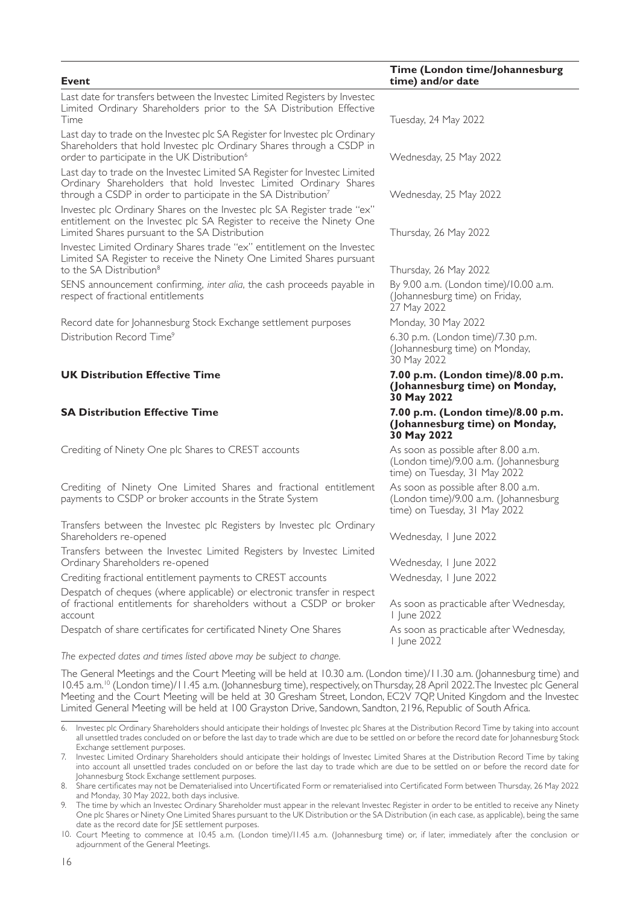| Event | Time (London time/Johannesburg time) and/or date |
|---|---|
| Last date for transfers between the Investec Limited Registers by Investec Limited Ordinary Shareholders prior to the SA Distribution Effective Time | Tuesday, 24 May 2022 |
| Last day to trade on the Investec plc SA Register for Investec plc Ordinary Shareholders that hold Investec plc Ordinary Shares through a CSDP in order to participate in the UK Distribution[6] | Wednesday, 25 May 2022 |
| Last day to trade on the Investec Limited SA Register for Investec Limited Ordinary Shareholders that hold Investec Limited Ordinary Shares through a CSDP in order to participate in the SA Distribution[7] | Wednesday, 25 May 2022 |
| Investec plc Ordinary Shares on the Investec plc SA Register trade "ex" entitlement on the Investec plc SA Register to receive the Ninety One Limited Shares pursuant to the SA Distribution | Thursday, 26 May 2022 |
| Investec Limited Ordinary Shares trade "ex" entitlement on the Investec Limited SA Register to receive the Ninety One Limited Shares pursuant to the SA Distribution[8] | Thursday, 26 May 2022 |
| SENS announcement confirming, *inter alia*, the cash proceeds payable in respect of fractional entitlements | By 9.00 a.m. (London time)/10.00 a.m. (Johannesburg time) on Friday, 27 May 2022 |
| Record date for Johannesburg Stock Exchange settlement purposes | Monday, 30 May 2022 |
| Distribution Record Time[9] | 6.30 p.m. (London time)/7.30 p.m. (Johannesburg time) on Monday, 30 May 2022 |
| **UK Distribution Effective Time** | **7.00 p.m. (London time)/8.00 p.m. (Johannesburg time) on Monday, 30 May 2022** |
| **SA Distribution Effective Time** | **7.00 p.m. (London time)/8.00 p.m. (Johannesburg time) on Monday, 30 May 2022** |
| Crediting of Ninety One plc Shares to CREST accounts | As soon as possible after 8.00 a.m. (London time)/9.00 a.m. (Johannesburg time) on Tuesday, 31 May 2022 |
| Crediting of Ninety One Limited Shares and fractional entitlement payments to CSDP or broker accounts in the Strate System | As soon as possible after 8.00 a.m. (London time)/9.00 a.m. (Johannesburg time) on Tuesday, 31 May 2022 |
| Transfers between the Investec plc Registers by Investec plc Ordinary Shareholders re-opened | Wednesday, 1 June 2022 |
| Transfers between the Investec Limited Registers by Investec Limited Ordinary Shareholders re-opened | Wednesday, 1 June 2022 |
| Crediting fractional entitlement payments to CREST accounts | Wednesday, 1 June 2022 |
| Despatch of cheques (where applicable) or electronic transfer in respect of fractional entitlements for shareholders without a CSDP or broker account | As soon as practicable after Wednesday, 1 June 2022 |
| Despatch of share certificates for certificated Ninety One Shares | As soon as practicable after Wednesday, 1 June 2022 |

*The expected dates and times listed above may be subject to change.*

The General Meetings and the Court Meeting will be held at 10.30 a.m. (London time)/11.30 a.m. (Johannesburg time) and 10.45 a.m.[10] (London time)/11.45 a.m. (Johannesburg time), respectively, on Thursday, 28 April 2022. The Investec plc General Meeting and the Court Meeting will be held at 30 Gresham Street, London, EC2V 7QP, United Kingdom and the Investec Limited General Meeting will be held at 100 Grayston Drive, Sandown, Sandton, 2196, Republic of South Africa.

---

6. Investec plc Ordinary Shareholders should anticipate their holdings of Investec plc Shares at the Distribution Record Time by taking into account all unsettled trades concluded on or before the last day to trade which are due to be settled on or before the record date for Johannesburg Stock Exchange settlement purposes.
7. Investec Limited Ordinary Shareholders should anticipate their holdings of Investec Limited Shares at the Distribution Record Time by taking into account all unsettled trades concluded on or before the last day to trade which are due to be settled on or before the record date for Johannesburg Stock Exchange settlement purposes.
8. Share certificates may not be Dematerialised into Uncertificated Form or rematerialised into Certificated Form between Thursday, 26 May 2022 and Monday, 30 May 2022, both days inclusive.
9. The time by which an Investec Ordinary Shareholder must appear in the relevant Investec Register in order to be entitled to receive any Ninety One plc Shares or Ninety One Limited Shares pursuant to the UK Distribution or the SA Distribution (in each case, as applicable), being the same date as the record date for JSE settlement purposes.
10. Court Meeting to commence at 10.45 a.m. (London time)/11.45 a.m. (Johannesburg time) or, if later, immediately after the conclusion or adjournment of the General Meetings.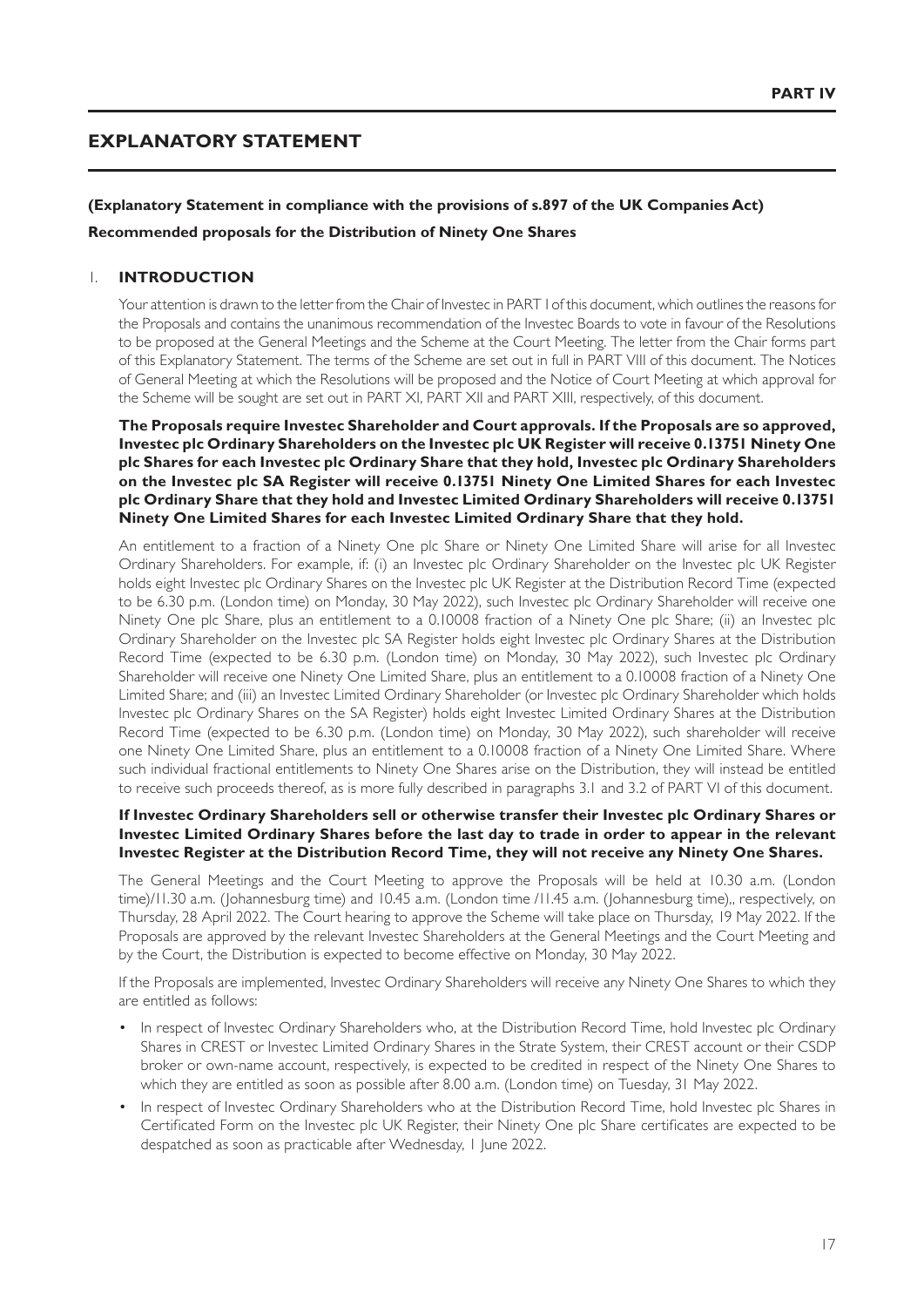**PART IV**

# EXPLANATORY STATEMENT

**(Explanatory Statement in compliance with the provisions of s.897 of the UK Companies Act)**

**Recommended proposals for the Distribution of Ninety One Shares**

## 1. INTRODUCTION

Your attention is drawn to the letter from the Chair of Investec in PART I of this document, which outlines the reasons for the Proposals and contains the unanimous recommendation of the Investec Boards to vote in favour of the Resolutions to be proposed at the General Meetings and the Scheme at the Court Meeting. The letter from the Chair forms part of this Explanatory Statement. The terms of the Scheme are set out in full in PART VIII of this document. The Notices of General Meeting at which the Resolutions will be proposed and the Notice of Court Meeting at which approval for the Scheme will be sought are set out in PART XI, PART XII and PART XIII, respectively, of this document.

**The Proposals require Investec Shareholder and Court approvals. If the Proposals are so approved, Investec plc Ordinary Shareholders on the Investec plc UK Register will receive 0.13751 Ninety One plc Shares for each Investec plc Ordinary Share that they hold, Investec plc Ordinary Shareholders on the Investec plc SA Register will receive 0.13751 Ninety One Limited Shares for each Investec plc Ordinary Share that they hold and Investec Limited Ordinary Shareholders will receive 0.13751 Ninety One Limited Shares for each Investec Limited Ordinary Share that they hold.**

An entitlement to a fraction of a Ninety One plc Share or Ninety One Limited Share will arise for all Investec Ordinary Shareholders. For example, if: (i) an Investec plc Ordinary Shareholder on the Investec plc UK Register holds eight Investec plc Ordinary Shares on the Investec plc UK Register at the Distribution Record Time (expected to be 6.30 p.m. (London time) on Monday, 30 May 2022), such Investec plc Ordinary Shareholder will receive one Ninety One plc Share, plus an entitlement to a 0.10008 fraction of a Ninety One plc Share; (ii) an Investec plc Ordinary Shareholder on the Investec plc SA Register holds eight Investec plc Ordinary Shares at the Distribution Record Time (expected to be 6.30 p.m. (London time) on Monday, 30 May 2022), such Investec plc Ordinary Shareholder will receive one Ninety One Limited Share, plus an entitlement to a 0.10008 fraction of a Ninety One Limited Share; and (iii) an Investec Limited Ordinary Shareholder (or Investec plc Ordinary Shareholder which holds Investec plc Ordinary Shares on the SA Register) holds eight Investec Limited Ordinary Shares at the Distribution Record Time (expected to be 6.30 p.m. (London time) on Monday, 30 May 2022), such shareholder will receive one Ninety One Limited Share, plus an entitlement to a 0.10008 fraction of a Ninety One Limited Share. Where such individual fractional entitlements to Ninety One Shares arise on the Distribution, they will instead be entitled to receive such proceeds thereof, as is more fully described in paragraphs 3.1 and 3.2 of PART VI of this document.

**If Investec Ordinary Shareholders sell or otherwise transfer their Investec plc Ordinary Shares or Investec Limited Ordinary Shares before the last day to trade in order to appear in the relevant Investec Register at the Distribution Record Time, they will not receive any Ninety One Shares.**

The General Meetings and the Court Meeting to approve the Proposals will be held at 10.30 a.m. (London time)/11.30 a.m. (Johannesburg time) and 10.45 a.m. (London time /11.45 a.m. (Johannesburg time),, respectively, on Thursday, 28 April 2022. The Court hearing to approve the Scheme will take place on Thursday, 19 May 2022. If the Proposals are approved by the relevant Investec Shareholders at the General Meetings and the Court Meeting and by the Court, the Distribution is expected to become effective on Monday, 30 May 2022.

If the Proposals are implemented, Investec Ordinary Shareholders will receive any Ninety One Shares to which they are entitled as follows:

- In respect of Investec Ordinary Shareholders who, at the Distribution Record Time, hold Investec plc Ordinary Shares in CREST or Investec Limited Ordinary Shares in the Strate System, their CREST account or their CSDP broker or own-name account, respectively, is expected to be credited in respect of the Ninety One Shares to which they are entitled as soon as possible after 8.00 a.m. (London time) on Tuesday, 31 May 2022.
- In respect of Investec Ordinary Shareholders who at the Distribution Record Time, hold Investec plc Shares in Certificated Form on the Investec plc UK Register, their Ninety One plc Share certificates are expected to be despatched as soon as practicable after Wednesday, 1 June 2022.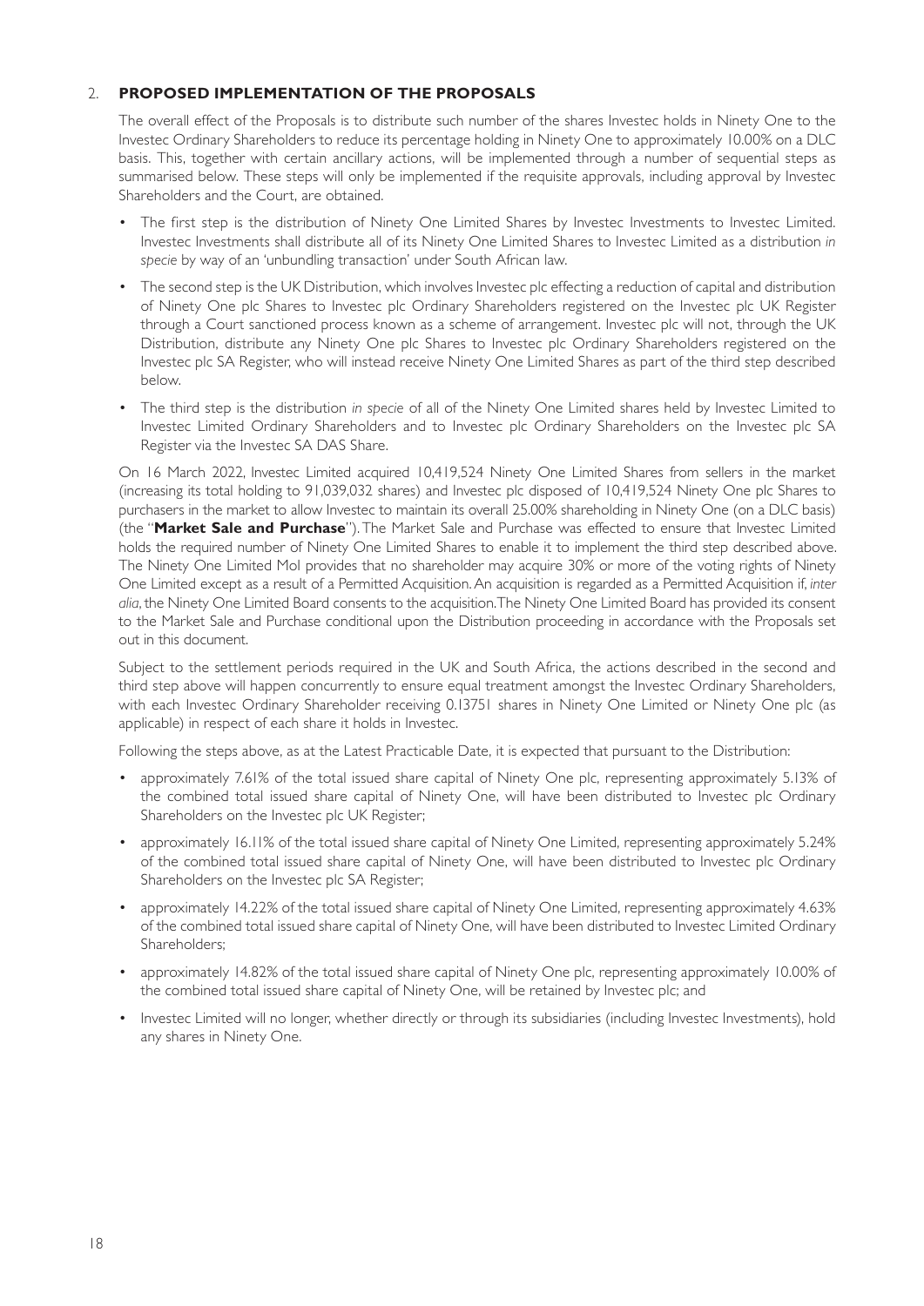## 2. PROPOSED IMPLEMENTATION OF THE PROPOSALS

The overall effect of the Proposals is to distribute such number of the shares Investec holds in Ninety One to the Investec Ordinary Shareholders to reduce its percentage holding in Ninety One to approximately 10.00% on a DLC basis. This, together with certain ancillary actions, will be implemented through a number of sequential steps as summarised below. These steps will only be implemented if the requisite approvals, including approval by Investec Shareholders and the Court, are obtained.

- The first step is the distribution of Ninety One Limited Shares by Investec Investments to Investec Limited. Investec Investments shall distribute all of its Ninety One Limited Shares to Investec Limited as a distribution *in specie* by way of an 'unbundling transaction' under South African law.
- The second step is the UK Distribution, which involves Investec plc effecting a reduction of capital and distribution of Ninety One plc Shares to Investec plc Ordinary Shareholders registered on the Investec plc UK Register through a Court sanctioned process known as a scheme of arrangement. Investec plc will not, through the UK Distribution, distribute any Ninety One plc Shares to Investec plc Ordinary Shareholders registered on the Investec plc SA Register, who will instead receive Ninety One Limited Shares as part of the third step described below.
- The third step is the distribution *in specie* of all of the Ninety One Limited shares held by Investec Limited to Investec Limited Ordinary Shareholders and to Investec plc Ordinary Shareholders on the Investec plc SA Register via the Investec SA DAS Share.

On 16 March 2022, Investec Limited acquired 10,419,524 Ninety One Limited Shares from sellers in the market (increasing its total holding to 91,039,032 shares) and Investec plc disposed of 10,419,524 Ninety One plc Shares to purchasers in the market to allow Investec to maintain its overall 25.00% shareholding in Ninety One (on a DLC basis) (the "**Market Sale and Purchase**"). The Market Sale and Purchase was effected to ensure that Investec Limited holds the required number of Ninety One Limited Shares to enable it to implement the third step described above. The Ninety One Limited MoI provides that no shareholder may acquire 30% or more of the voting rights of Ninety One Limited except as a result of a Permitted Acquisition. An acquisition is regarded as a Permitted Acquisition if, *inter alia*, the Ninety One Limited Board consents to the acquisition. The Ninety One Limited Board has provided its consent to the Market Sale and Purchase conditional upon the Distribution proceeding in accordance with the Proposals set out in this document.

Subject to the settlement periods required in the UK and South Africa, the actions described in the second and third step above will happen concurrently to ensure equal treatment amongst the Investec Ordinary Shareholders, with each Investec Ordinary Shareholder receiving 0.13751 shares in Ninety One Limited or Ninety One plc (as applicable) in respect of each share it holds in Investec.

Following the steps above, as at the Latest Practicable Date, it is expected that pursuant to the Distribution:

- approximately 7.61% of the total issued share capital of Ninety One plc, representing approximately 5.13% of the combined total issued share capital of Ninety One, will have been distributed to Investec plc Ordinary Shareholders on the Investec plc UK Register;
- approximately 16.11% of the total issued share capital of Ninety One Limited, representing approximately 5.24% of the combined total issued share capital of Ninety One, will have been distributed to Investec plc Ordinary Shareholders on the Investec plc SA Register;
- approximately 14.22% of the total issued share capital of Ninety One Limited, representing approximately 4.63% of the combined total issued share capital of Ninety One, will have been distributed to Investec Limited Ordinary Shareholders;
- approximately 14.82% of the total issued share capital of Ninety One plc, representing approximately 10.00% of the combined total issued share capital of Ninety One, will be retained by Investec plc; and
- Investec Limited will no longer, whether directly or through its subsidiaries (including Investec Investments), hold any shares in Ninety One.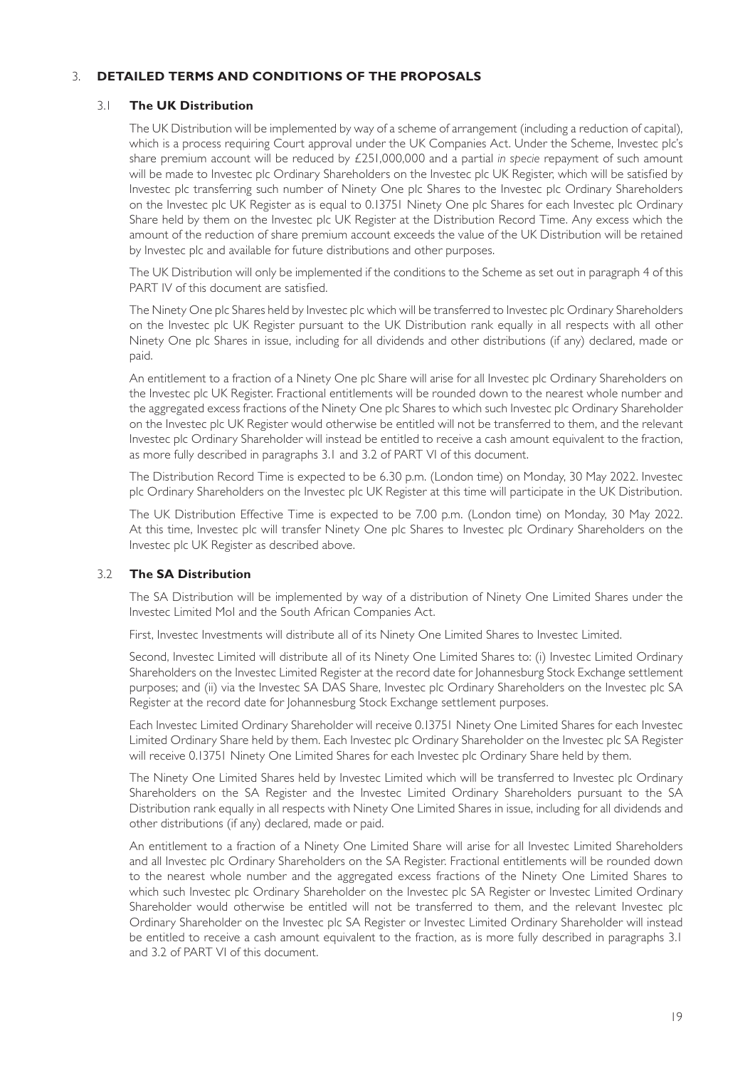## 3. DETAILED TERMS AND CONDITIONS OF THE PROPOSALS

### 3.1 The UK Distribution

The UK Distribution will be implemented by way of a scheme of arrangement (including a reduction of capital), which is a process requiring Court approval under the UK Companies Act. Under the Scheme, Investec plc's share premium account will be reduced by £251,000,000 and a partial *in specie* repayment of such amount will be made to Investec plc Ordinary Shareholders on the Investec plc UK Register, which will be satisfied by Investec plc transferring such number of Ninety One plc Shares to the Investec plc Ordinary Shareholders on the Investec plc UK Register as is equal to 0.13751 Ninety One plc Shares for each Investec plc Ordinary Share held by them on the Investec plc UK Register at the Distribution Record Time. Any excess which the amount of the reduction of share premium account exceeds the value of the UK Distribution will be retained by Investec plc and available for future distributions and other purposes.

The UK Distribution will only be implemented if the conditions to the Scheme as set out in paragraph 4 of this PART IV of this document are satisfied.

The Ninety One plc Shares held by Investec plc which will be transferred to Investec plc Ordinary Shareholders on the Investec plc UK Register pursuant to the UK Distribution rank equally in all respects with all other Ninety One plc Shares in issue, including for all dividends and other distributions (if any) declared, made or paid.

An entitlement to a fraction of a Ninety One plc Share will arise for all Investec plc Ordinary Shareholders on the Investec plc UK Register. Fractional entitlements will be rounded down to the nearest whole number and the aggregated excess fractions of the Ninety One plc Shares to which such Investec plc Ordinary Shareholder on the Investec plc UK Register would otherwise be entitled will not be transferred to them, and the relevant Investec plc Ordinary Shareholder will instead be entitled to receive a cash amount equivalent to the fraction, as more fully described in paragraphs 3.1 and 3.2 of PART VI of this document.

The Distribution Record Time is expected to be 6.30 p.m. (London time) on Monday, 30 May 2022. Investec plc Ordinary Shareholders on the Investec plc UK Register at this time will participate in the UK Distribution.

The UK Distribution Effective Time is expected to be 7.00 p.m. (London time) on Monday, 30 May 2022. At this time, Investec plc will transfer Ninety One plc Shares to Investec plc Ordinary Shareholders on the Investec plc UK Register as described above.

### 3.2 The SA Distribution

The SA Distribution will be implemented by way of a distribution of Ninety One Limited Shares under the Investec Limited MoI and the South African Companies Act.

First, Investec Investments will distribute all of its Ninety One Limited Shares to Investec Limited.

Second, Investec Limited will distribute all of its Ninety One Limited Shares to: (i) Investec Limited Ordinary Shareholders on the Investec Limited Register at the record date for Johannesburg Stock Exchange settlement purposes; and (ii) via the Investec SA DAS Share, Investec plc Ordinary Shareholders on the Investec plc SA Register at the record date for Johannesburg Stock Exchange settlement purposes.

Each Investec Limited Ordinary Shareholder will receive 0.13751 Ninety One Limited Shares for each Investec Limited Ordinary Share held by them. Each Investec plc Ordinary Shareholder on the Investec plc SA Register will receive 0.13751 Ninety One Limited Shares for each Investec plc Ordinary Share held by them.

The Ninety One Limited Shares held by Investec Limited which will be transferred to Investec plc Ordinary Shareholders on the SA Register and the Investec Limited Ordinary Shareholders pursuant to the SA Distribution rank equally in all respects with Ninety One Limited Shares in issue, including for all dividends and other distributions (if any) declared, made or paid.

An entitlement to a fraction of a Ninety One Limited Share will arise for all Investec Limited Shareholders and all Investec plc Ordinary Shareholders on the SA Register. Fractional entitlements will be rounded down to the nearest whole number and the aggregated excess fractions of the Ninety One Limited Shares to which such Investec plc Ordinary Shareholder on the Investec plc SA Register or Investec Limited Ordinary Shareholder would otherwise be entitled will not be transferred to them, and the relevant Investec plc Ordinary Shareholder on the Investec plc SA Register or Investec Limited Ordinary Shareholder will instead be entitled to receive a cash amount equivalent to the fraction, as is more fully described in paragraphs 3.1 and 3.2 of PART VI of this document.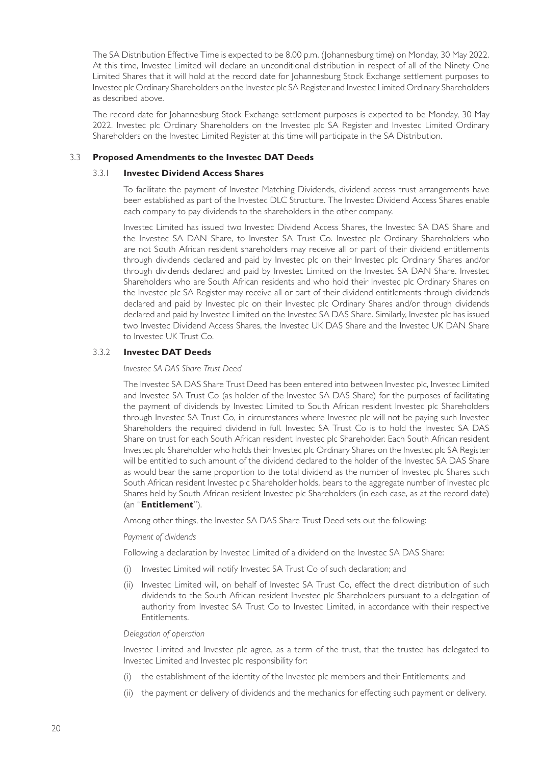The SA Distribution Effective Time is expected to be 8.00 p.m. (Johannesburg time) on Monday, 30 May 2022. At this time, Investec Limited will declare an unconditional distribution in respect of all of the Ninety One Limited Shares that it will hold at the record date for Johannesburg Stock Exchange settlement purposes to Investec plc Ordinary Shareholders on the Investec plc SA Register and Investec Limited Ordinary Shareholders as described above.

The record date for Johannesburg Stock Exchange settlement purposes is expected to be Monday, 30 May 2022. Investec plc Ordinary Shareholders on the Investec plc SA Register and Investec Limited Ordinary Shareholders on the Investec Limited Register at this time will participate in the SA Distribution.

### 3.3 Proposed Amendments to the Investec DAT Deeds

#### 3.3.1 Investec Dividend Access Shares

To facilitate the payment of Investec Matching Dividends, dividend access trust arrangements have been established as part of the Investec DLC Structure. The Investec Dividend Access Shares enable each company to pay dividends to the shareholders in the other company.

Investec Limited has issued two Investec Dividend Access Shares, the Investec SA DAS Share and the Investec SA DAN Share, to Investec SA Trust Co. Investec plc Ordinary Shareholders who are not South African resident shareholders may receive all or part of their dividend entitlements through dividends declared and paid by Investec plc on their Investec plc Ordinary Shares and/or through dividends declared and paid by Investec Limited on the Investec SA DAN Share. Investec Shareholders who are South African residents and who hold their Investec plc Ordinary Shares on the Investec plc SA Register may receive all or part of their dividend entitlements through dividends declared and paid by Investec plc on their Investec plc Ordinary Shares and/or through dividends declared and paid by Investec Limited on the Investec SA DAS Share. Similarly, Investec plc has issued two Investec Dividend Access Shares, the Investec UK DAS Share and the Investec UK DAN Share to Investec UK Trust Co.

#### 3.3.2 Investec DAT Deeds

*Investec SA DAS Share Trust Deed*

The Investec SA DAS Share Trust Deed has been entered into between Investec plc, Investec Limited and Investec SA Trust Co (as holder of the Investec SA DAS Share) for the purposes of facilitating the payment of dividends by Investec Limited to South African resident Investec plc Shareholders through Investec SA Trust Co, in circumstances where Investec plc will not be paying such Investec Shareholders the required dividend in full. Investec SA Trust Co is to hold the Investec SA DAS Share on trust for each South African resident Investec plc Shareholder. Each South African resident Investec plc Shareholder who holds their Investec plc Ordinary Shares on the Investec plc SA Register will be entitled to such amount of the dividend declared to the holder of the Investec SA DAS Share as would bear the same proportion to the total dividend as the number of Investec plc Shares such South African resident Investec plc Shareholder holds, bears to the aggregate number of Investec plc Shares held by South African resident Investec plc Shareholders (in each case, as at the record date) (an "**Entitlement**").

Among other things, the Investec SA DAS Share Trust Deed sets out the following:

*Payment of dividends*

Following a declaration by Investec Limited of a dividend on the Investec SA DAS Share:

(i) Investec Limited will notify Investec SA Trust Co of such declaration; and

(ii) Investec Limited will, on behalf of Investec SA Trust Co, effect the direct distribution of such dividends to the South African resident Investec plc Shareholders pursuant to a delegation of authority from Investec SA Trust Co to Investec Limited, in accordance with their respective Entitlements.

*Delegation of operation*

Investec Limited and Investec plc agree, as a term of the trust, that the trustee has delegated to Investec Limited and Investec plc responsibility for:

(i) the establishment of the identity of the Investec plc members and their Entitlements; and

(ii) the payment or delivery of dividends and the mechanics for effecting such payment or delivery.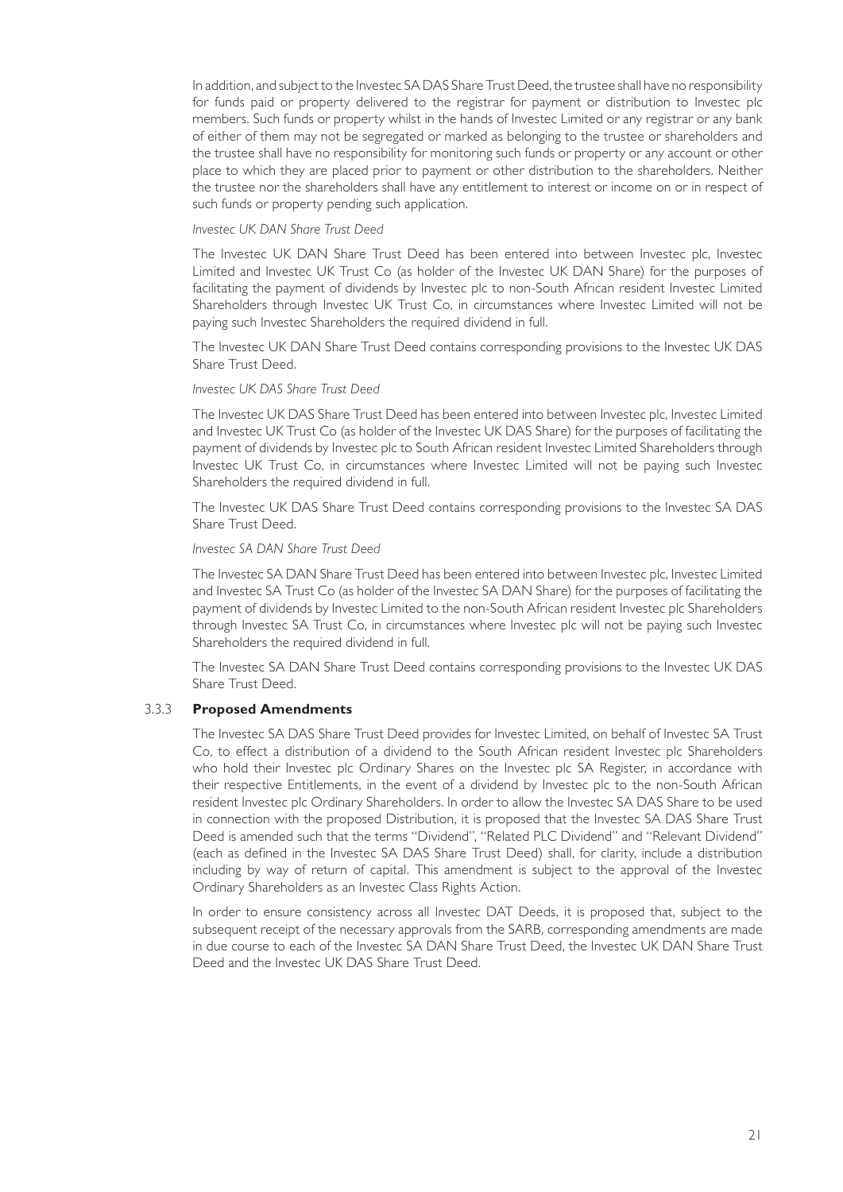In addition, and subject to the Investec SA DAS Share Trust Deed, the trustee shall have no responsibility for funds paid or property delivered to the registrar for payment or distribution to Investec plc members. Such funds or property whilst in the hands of Investec Limited or any registrar or any bank of either of them may not be segregated or marked as belonging to the trustee or shareholders and the trustee shall have no responsibility for monitoring such funds or property or any account or other place to which they are placed prior to payment or other distribution to the shareholders. Neither the trustee nor the shareholders shall have any entitlement to interest or income on or in respect of such funds or property pending such application.

*Investec UK DAN Share Trust Deed*

The Investec UK DAN Share Trust Deed has been entered into between Investec plc, Investec Limited and Investec UK Trust Co (as holder of the Investec UK DAN Share) for the purposes of facilitating the payment of dividends by Investec plc to non-South African resident Investec Limited Shareholders through Investec UK Trust Co, in circumstances where Investec Limited will not be paying such Investec Shareholders the required dividend in full.

The Investec UK DAN Share Trust Deed contains corresponding provisions to the Investec UK DAS Share Trust Deed.

*Investec UK DAS Share Trust Deed*

The Investec UK DAS Share Trust Deed has been entered into between Investec plc, Investec Limited and Investec UK Trust Co (as holder of the Investec UK DAS Share) for the purposes of facilitating the payment of dividends by Investec plc to South African resident Investec Limited Shareholders through Investec UK Trust Co, in circumstances where Investec Limited will not be paying such Investec Shareholders the required dividend in full.

The Investec UK DAS Share Trust Deed contains corresponding provisions to the Investec SA DAS Share Trust Deed.

*Investec SA DAN Share Trust Deed*

The Investec SA DAN Share Trust Deed has been entered into between Investec plc, Investec Limited and Investec SA Trust Co (as holder of the Investec SA DAN Share) for the purposes of facilitating the payment of dividends by Investec Limited to the non-South African resident Investec plc Shareholders through Investec SA Trust Co, in circumstances where Investec plc will not be paying such Investec Shareholders the required dividend in full.

The Investec SA DAN Share Trust Deed contains corresponding provisions to the Investec UK DAS Share Trust Deed.

### 3.3.3 Proposed Amendments

The Investec SA DAS Share Trust Deed provides for Investec Limited, on behalf of Investec SA Trust Co, to effect a distribution of a dividend to the South African resident Investec plc Shareholders who hold their Investec plc Ordinary Shares on the Investec plc SA Register, in accordance with their respective Entitlements, in the event of a dividend by Investec plc to the non-South African resident Investec plc Ordinary Shareholders. In order to allow the Investec SA DAS Share to be used in connection with the proposed Distribution, it is proposed that the Investec SA DAS Share Trust Deed is amended such that the terms "Dividend", "Related PLC Dividend" and "Relevant Dividend" (each as defined in the Investec SA DAS Share Trust Deed) shall, for clarity, include a distribution including by way of return of capital. This amendment is subject to the approval of the Investec Ordinary Shareholders as an Investec Class Rights Action.

In order to ensure consistency across all Investec DAT Deeds, it is proposed that, subject to the subsequent receipt of the necessary approvals from the SARB, corresponding amendments are made in due course to each of the Investec SA DAN Share Trust Deed, the Investec UK DAN Share Trust Deed and the Investec UK DAS Share Trust Deed.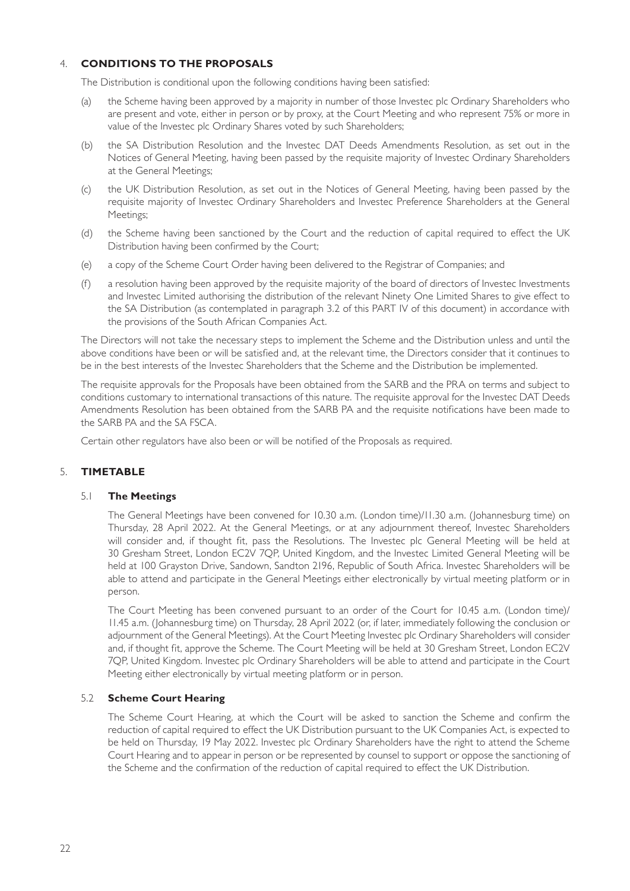## 4. CONDITIONS TO THE PROPOSALS

The Distribution is conditional upon the following conditions having been satisfied:

(a) the Scheme having been approved by a majority in number of those Investec plc Ordinary Shareholders who are present and vote, either in person or by proxy, at the Court Meeting and who represent 75% or more in value of the Investec plc Ordinary Shares voted by such Shareholders;

(b) the SA Distribution Resolution and the Investec DAT Deeds Amendments Resolution, as set out in the Notices of General Meeting, having been passed by the requisite majority of Investec Ordinary Shareholders at the General Meetings;

(c) the UK Distribution Resolution, as set out in the Notices of General Meeting, having been passed by the requisite majority of Investec Ordinary Shareholders and Investec Preference Shareholders at the General Meetings;

(d) the Scheme having been sanctioned by the Court and the reduction of capital required to effect the UK Distribution having been confirmed by the Court;

(e) a copy of the Scheme Court Order having been delivered to the Registrar of Companies; and

(f) a resolution having been approved by the requisite majority of the board of directors of Investec Investments and Investec Limited authorising the distribution of the relevant Ninety One Limited Shares to give effect to the SA Distribution (as contemplated in paragraph 3.2 of this PART IV of this document) in accordance with the provisions of the South African Companies Act.

The Directors will not take the necessary steps to implement the Scheme and the Distribution unless and until the above conditions have been or will be satisfied and, at the relevant time, the Directors consider that it continues to be in the best interests of the Investec Shareholders that the Scheme and the Distribution be implemented.

The requisite approvals for the Proposals have been obtained from the SARB and the PRA on terms and subject to conditions customary to international transactions of this nature. The requisite approval for the Investec DAT Deeds Amendments Resolution has been obtained from the SARB PA and the requisite notifications have been made to the SARB PA and the SA FSCA.

Certain other regulators have also been or will be notified of the Proposals as required.

## 5. TIMETABLE

### 5.1 The Meetings

The General Meetings have been convened for 10.30 a.m. (London time)/11.30 a.m. (Johannesburg time) on Thursday, 28 April 2022. At the General Meetings, or at any adjournment thereof, Investec Shareholders will consider and, if thought fit, pass the Resolutions. The Investec plc General Meeting will be held at 30 Gresham Street, London EC2V 7QP, United Kingdom, and the Investec Limited General Meeting will be held at 100 Grayston Drive, Sandown, Sandton 2196, Republic of South Africa. Investec Shareholders will be able to attend and participate in the General Meetings either electronically by virtual meeting platform or in person.

The Court Meeting has been convened pursuant to an order of the Court for 10.45 a.m. (London time)/ 11.45 a.m. (Johannesburg time) on Thursday, 28 April 2022 (or, if later, immediately following the conclusion or adjournment of the General Meetings). At the Court Meeting Investec plc Ordinary Shareholders will consider and, if thought fit, approve the Scheme. The Court Meeting will be held at 30 Gresham Street, London EC2V 7QP, United Kingdom. Investec plc Ordinary Shareholders will be able to attend and participate in the Court Meeting either electronically by virtual meeting platform or in person.

### 5.2 Scheme Court Hearing

The Scheme Court Hearing, at which the Court will be asked to sanction the Scheme and confirm the reduction of capital required to effect the UK Distribution pursuant to the UK Companies Act, is expected to be held on Thursday, 19 May 2022. Investec plc Ordinary Shareholders have the right to attend the Scheme Court Hearing and to appear in person or be represented by counsel to support or oppose the sanctioning of the Scheme and the confirmation of the reduction of capital required to effect the UK Distribution.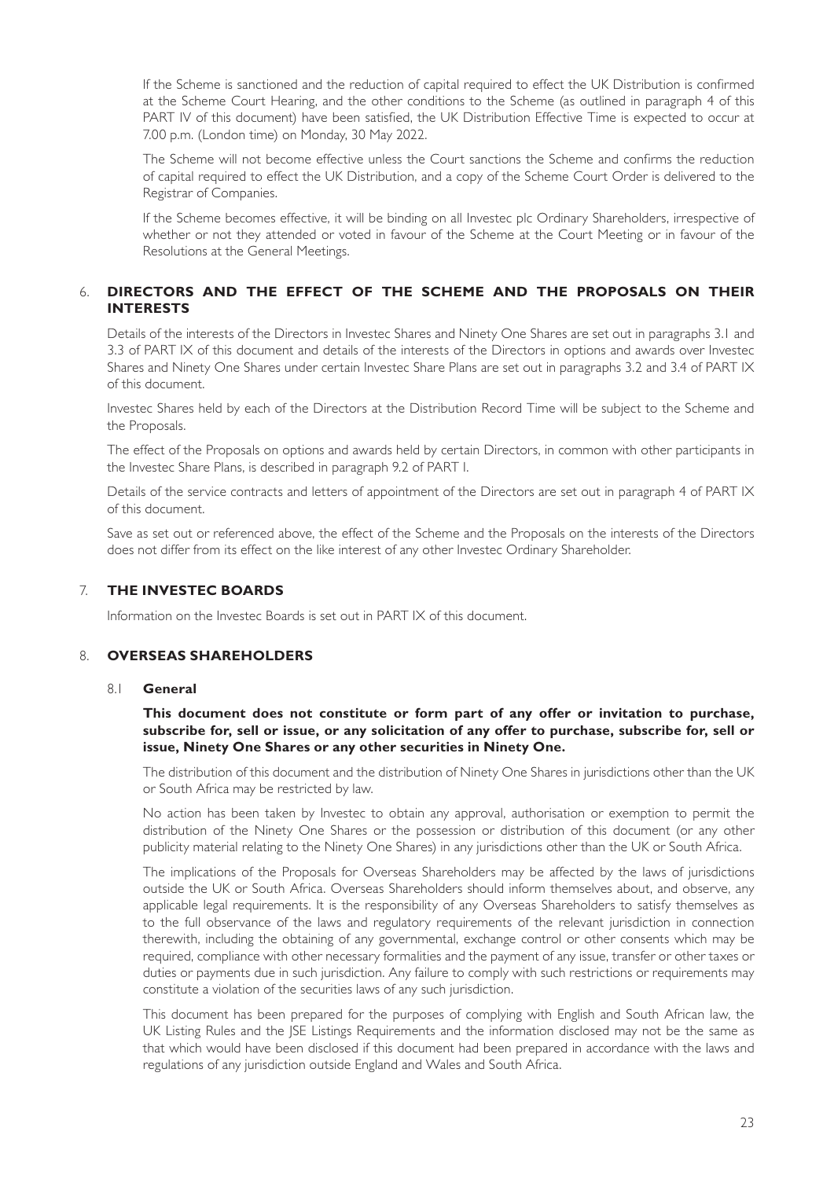If the Scheme is sanctioned and the reduction of capital required to effect the UK Distribution is confirmed at the Scheme Court Hearing, and the other conditions to the Scheme (as outlined in paragraph 4 of this PART IV of this document) have been satisfied, the UK Distribution Effective Time is expected to occur at 7.00 p.m. (London time) on Monday, 30 May 2022.

The Scheme will not become effective unless the Court sanctions the Scheme and confirms the reduction of capital required to effect the UK Distribution, and a copy of the Scheme Court Order is delivered to the Registrar of Companies.

If the Scheme becomes effective, it will be binding on all Investec plc Ordinary Shareholders, irrespective of whether or not they attended or voted in favour of the Scheme at the Court Meeting or in favour of the Resolutions at the General Meetings.

## 6. DIRECTORS AND THE EFFECT OF THE SCHEME AND THE PROPOSALS ON THEIR INTERESTS

Details of the interests of the Directors in Investec Shares and Ninety One Shares are set out in paragraphs 3.1 and 3.3 of PART IX of this document and details of the interests of the Directors in options and awards over Investec Shares and Ninety One Shares under certain Investec Share Plans are set out in paragraphs 3.2 and 3.4 of PART IX of this document.

Investec Shares held by each of the Directors at the Distribution Record Time will be subject to the Scheme and the Proposals.

The effect of the Proposals on options and awards held by certain Directors, in common with other participants in the Investec Share Plans, is described in paragraph 9.2 of PART I.

Details of the service contracts and letters of appointment of the Directors are set out in paragraph 4 of PART IX of this document.

Save as set out or referenced above, the effect of the Scheme and the Proposals on the interests of the Directors does not differ from its effect on the like interest of any other Investec Ordinary Shareholder.

## 7. THE INVESTEC BOARDS

Information on the Investec Boards is set out in PART IX of this document.

## 8. OVERSEAS SHAREHOLDERS

### 8.1 General

**This document does not constitute or form part of any offer or invitation to purchase, subscribe for, sell or issue, or any solicitation of any offer to purchase, subscribe for, sell or issue, Ninety One Shares or any other securities in Ninety One.**

The distribution of this document and the distribution of Ninety One Shares in jurisdictions other than the UK or South Africa may be restricted by law.

No action has been taken by Investec to obtain any approval, authorisation or exemption to permit the distribution of the Ninety One Shares or the possession or distribution of this document (or any other publicity material relating to the Ninety One Shares) in any jurisdictions other than the UK or South Africa.

The implications of the Proposals for Overseas Shareholders may be affected by the laws of jurisdictions outside the UK or South Africa. Overseas Shareholders should inform themselves about, and observe, any applicable legal requirements. It is the responsibility of any Overseas Shareholders to satisfy themselves as to the full observance of the laws and regulatory requirements of the relevant jurisdiction in connection therewith, including the obtaining of any governmental, exchange control or other consents which may be required, compliance with other necessary formalities and the payment of any issue, transfer or other taxes or duties or payments due in such jurisdiction. Any failure to comply with such restrictions or requirements may constitute a violation of the securities laws of any such jurisdiction.

This document has been prepared for the purposes of complying with English and South African law, the UK Listing Rules and the JSE Listings Requirements and the information disclosed may not be the same as that which would have been disclosed if this document had been prepared in accordance with the laws and regulations of any jurisdiction outside England and Wales and South Africa.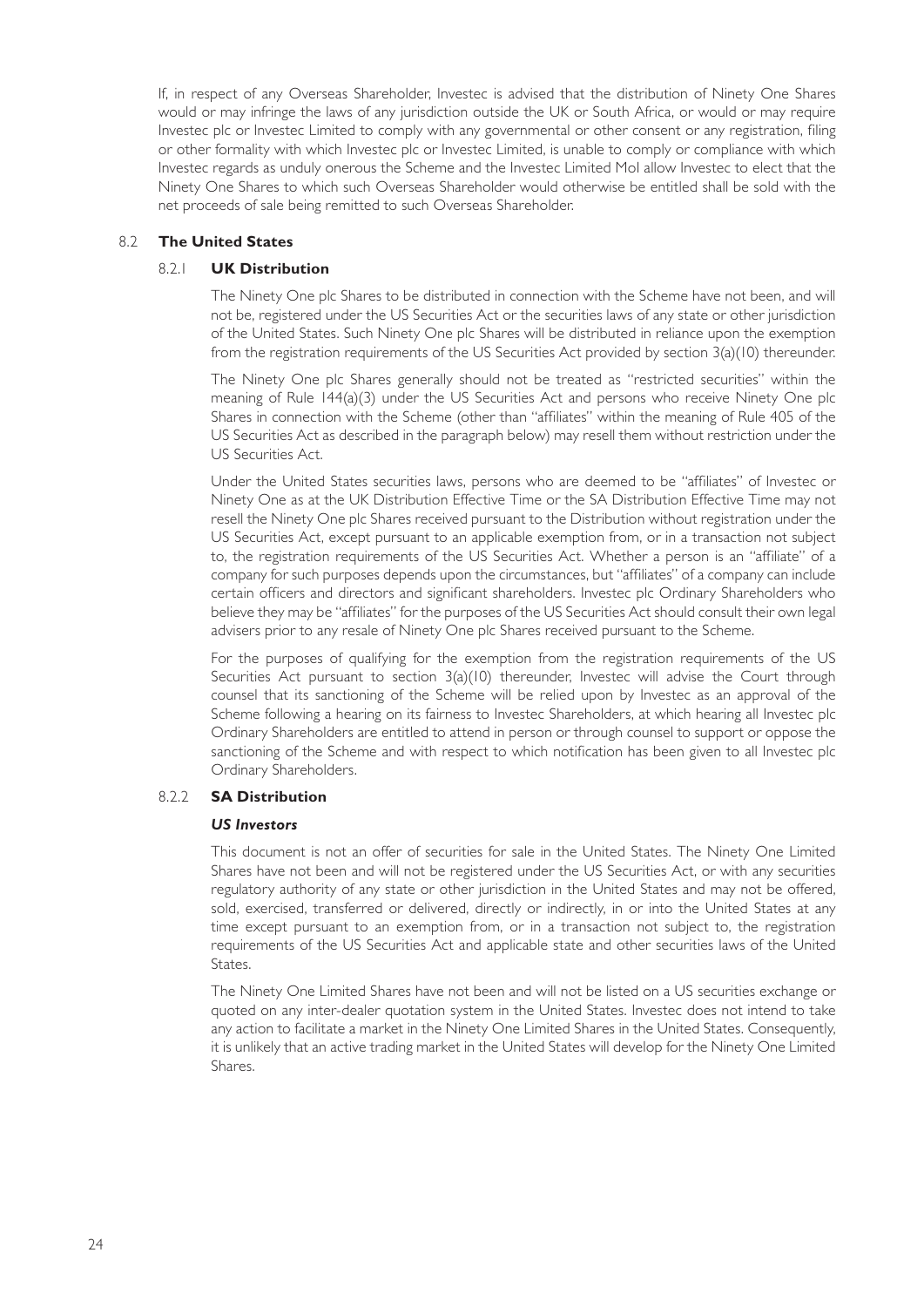If, in respect of any Overseas Shareholder, Investec is advised that the distribution of Ninety One Shares would or may infringe the laws of any jurisdiction outside the UK or South Africa, or would or may require Investec plc or Investec Limited to comply with any governmental or other consent or any registration, filing or other formality with which Investec plc or Investec Limited, is unable to comply or compliance with which Investec regards as unduly onerous the Scheme and the Investec Limited MoI allow Investec to elect that the Ninety One Shares to which such Overseas Shareholder would otherwise be entitled shall be sold with the net proceeds of sale being remitted to such Overseas Shareholder.

### 8.2 The United States

#### 8.2.1 UK Distribution

The Ninety One plc Shares to be distributed in connection with the Scheme have not been, and will not be, registered under the US Securities Act or the securities laws of any state or other jurisdiction of the United States. Such Ninety One plc Shares will be distributed in reliance upon the exemption from the registration requirements of the US Securities Act provided by section 3(a)(10) thereunder.

The Ninety One plc Shares generally should not be treated as "restricted securities" within the meaning of Rule 144(a)(3) under the US Securities Act and persons who receive Ninety One plc Shares in connection with the Scheme (other than "affiliates" within the meaning of Rule 405 of the US Securities Act as described in the paragraph below) may resell them without restriction under the US Securities Act.

Under the United States securities laws, persons who are deemed to be "affiliates" of Investec or Ninety One as at the UK Distribution Effective Time or the SA Distribution Effective Time may not resell the Ninety One plc Shares received pursuant to the Distribution without registration under the US Securities Act, except pursuant to an applicable exemption from, or in a transaction not subject to, the registration requirements of the US Securities Act. Whether a person is an "affiliate" of a company for such purposes depends upon the circumstances, but "affiliates" of a company can include certain officers and directors and significant shareholders. Investec plc Ordinary Shareholders who believe they may be "affiliates" for the purposes of the US Securities Act should consult their own legal advisers prior to any resale of Ninety One plc Shares received pursuant to the Scheme.

For the purposes of qualifying for the exemption from the registration requirements of the US Securities Act pursuant to section 3(a)(10) thereunder, Investec will advise the Court through counsel that its sanctioning of the Scheme will be relied upon by Investec as an approval of the Scheme following a hearing on its fairness to Investec Shareholders, at which hearing all Investec plc Ordinary Shareholders are entitled to attend in person or through counsel to support or oppose the sanctioning of the Scheme and with respect to which notification has been given to all Investec plc Ordinary Shareholders.

#### 8.2.2 SA Distribution

***US Investors***

This document is not an offer of securities for sale in the United States. The Ninety One Limited Shares have not been and will not be registered under the US Securities Act, or with any securities regulatory authority of any state or other jurisdiction in the United States and may not be offered, sold, exercised, transferred or delivered, directly or indirectly, in or into the United States at any time except pursuant to an exemption from, or in a transaction not subject to, the registration requirements of the US Securities Act and applicable state and other securities laws of the United States.

The Ninety One Limited Shares have not been and will not be listed on a US securities exchange or quoted on any inter-dealer quotation system in the United States. Investec does not intend to take any action to facilitate a market in the Ninety One Limited Shares in the United States. Consequently, it is unlikely that an active trading market in the United States will develop for the Ninety One Limited Shares.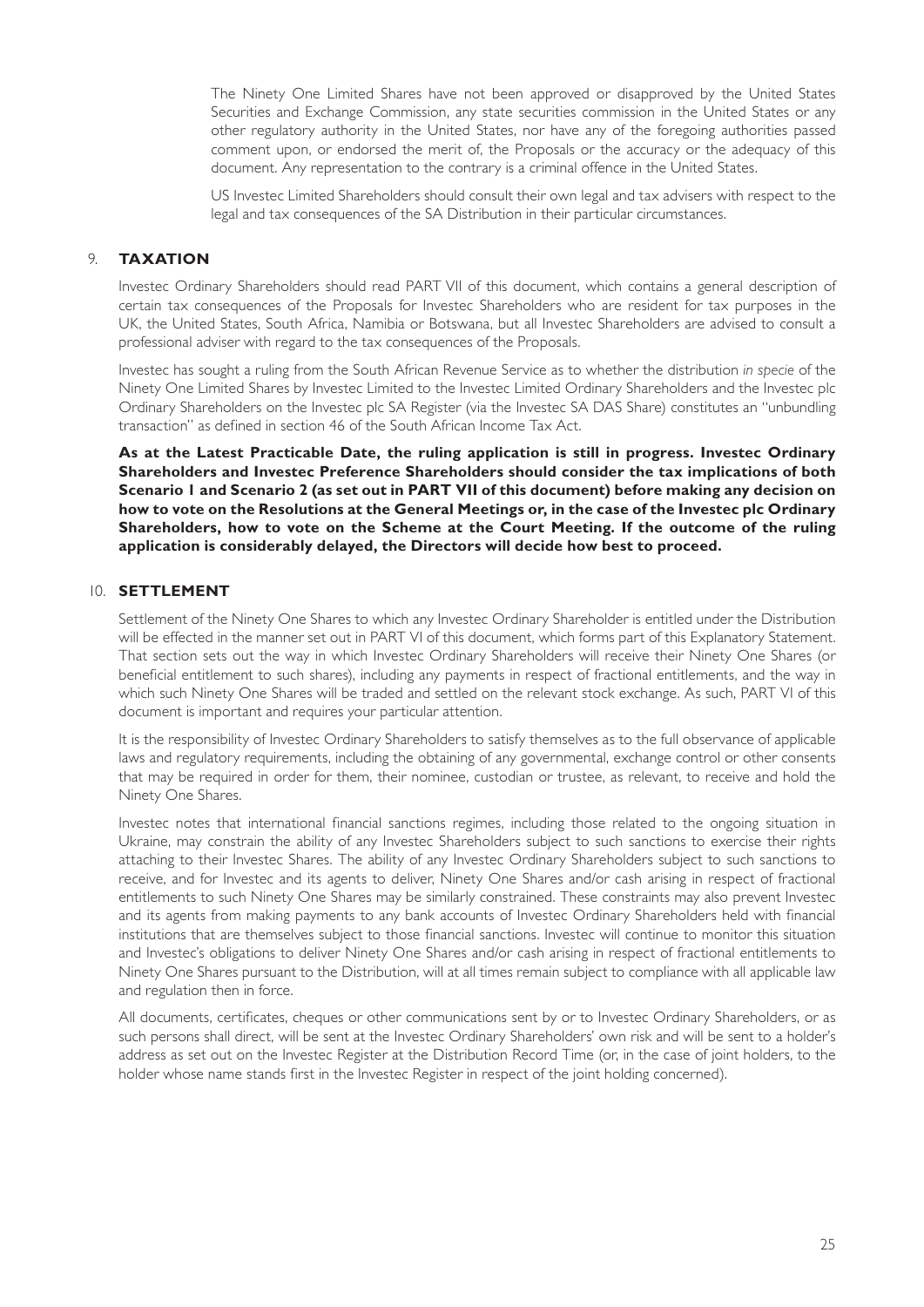The Ninety One Limited Shares have not been approved or disapproved by the United States Securities and Exchange Commission, any state securities commission in the United States or any other regulatory authority in the United States, nor have any of the foregoing authorities passed comment upon, or endorsed the merit of, the Proposals or the accuracy or the adequacy of this document. Any representation to the contrary is a criminal offence in the United States.

US Investec Limited Shareholders should consult their own legal and tax advisers with respect to the legal and tax consequences of the SA Distribution in their particular circumstances.

## 9. TAXATION

Investec Ordinary Shareholders should read PART VII of this document, which contains a general description of certain tax consequences of the Proposals for Investec Shareholders who are resident for tax purposes in the UK, the United States, South Africa, Namibia or Botswana, but all Investec Shareholders are advised to consult a professional adviser with regard to the tax consequences of the Proposals.

Investec has sought a ruling from the South African Revenue Service as to whether the distribution *in specie* of the Ninety One Limited Shares by Investec Limited to the Investec Limited Ordinary Shareholders and the Investec plc Ordinary Shareholders on the Investec plc SA Register (via the Investec SA DAS Share) constitutes an "unbundling transaction" as defined in section 46 of the South African Income Tax Act.

**As at the Latest Practicable Date, the ruling application is still in progress. Investec Ordinary Shareholders and Investec Preference Shareholders should consider the tax implications of both Scenario 1 and Scenario 2 (as set out in PART VII of this document) before making any decision on how to vote on the Resolutions at the General Meetings or, in the case of the Investec plc Ordinary Shareholders, how to vote on the Scheme at the Court Meeting. If the outcome of the ruling application is considerably delayed, the Directors will decide how best to proceed.**

## 10. SETTLEMENT

Settlement of the Ninety One Shares to which any Investec Ordinary Shareholder is entitled under the Distribution will be effected in the manner set out in PART VI of this document, which forms part of this Explanatory Statement. That section sets out the way in which Investec Ordinary Shareholders will receive their Ninety One Shares (or beneficial entitlement to such shares), including any payments in respect of fractional entitlements, and the way in which such Ninety One Shares will be traded and settled on the relevant stock exchange. As such, PART VI of this document is important and requires your particular attention.

It is the responsibility of Investec Ordinary Shareholders to satisfy themselves as to the full observance of applicable laws and regulatory requirements, including the obtaining of any governmental, exchange control or other consents that may be required in order for them, their nominee, custodian or trustee, as relevant, to receive and hold the Ninety One Shares.

Investec notes that international financial sanctions regimes, including those related to the ongoing situation in Ukraine, may constrain the ability of any Investec Shareholders subject to such sanctions to exercise their rights attaching to their Investec Shares. The ability of any Investec Ordinary Shareholders subject to such sanctions to receive, and for Investec and its agents to deliver, Ninety One Shares and/or cash arising in respect of fractional entitlements to such Ninety One Shares may be similarly constrained. These constraints may also prevent Investec and its agents from making payments to any bank accounts of Investec Ordinary Shareholders held with financial institutions that are themselves subject to those financial sanctions. Investec will continue to monitor this situation and Investec's obligations to deliver Ninety One Shares and/or cash arising in respect of fractional entitlements to Ninety One Shares pursuant to the Distribution, will at all times remain subject to compliance with all applicable law and regulation then in force.

All documents, certificates, cheques or other communications sent by or to Investec Ordinary Shareholders, or as such persons shall direct, will be sent at the Investec Ordinary Shareholders' own risk and will be sent to a holder's address as set out on the Investec Register at the Distribution Record Time (or, in the case of joint holders, to the holder whose name stands first in the Investec Register in respect of the joint holding concerned).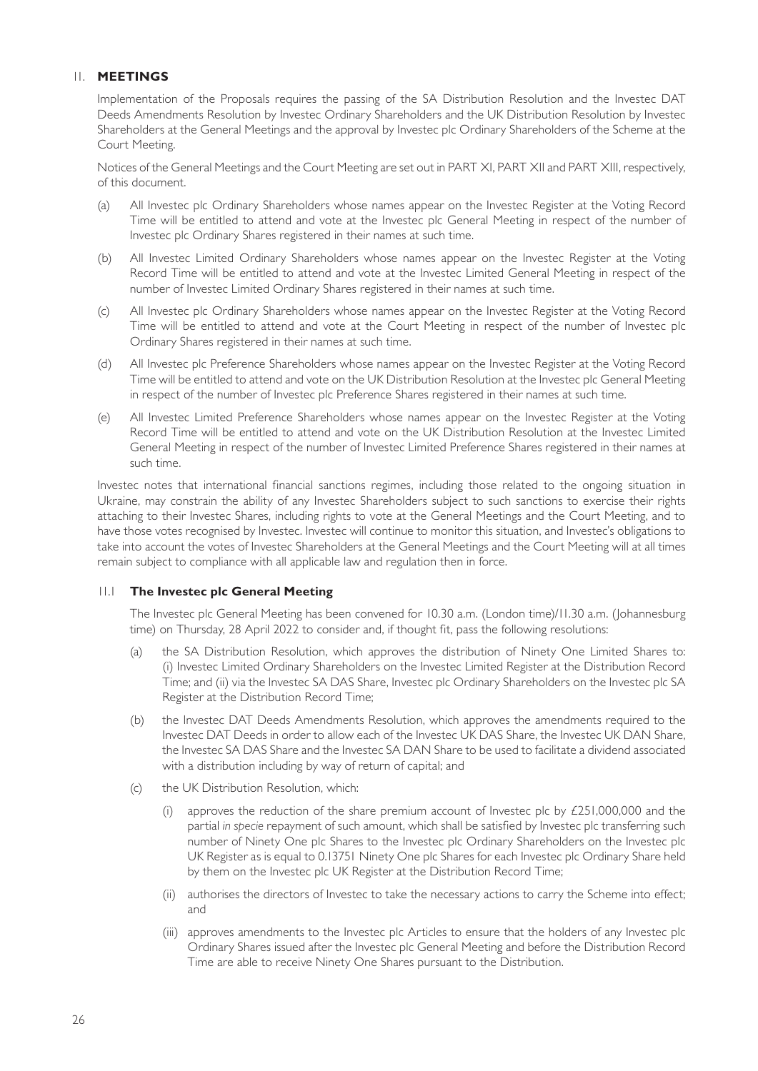## 11. MEETINGS

Implementation of the Proposals requires the passing of the SA Distribution Resolution and the Investec DAT Deeds Amendments Resolution by Investec Ordinary Shareholders and the UK Distribution Resolution by Investec Shareholders at the General Meetings and the approval by Investec plc Ordinary Shareholders of the Scheme at the Court Meeting.

Notices of the General Meetings and the Court Meeting are set out in PART XI, PART XII and PART XIII, respectively, of this document.

(a) All Investec plc Ordinary Shareholders whose names appear on the Investec Register at the Voting Record Time will be entitled to attend and vote at the Investec plc General Meeting in respect of the number of Investec plc Ordinary Shares registered in their names at such time.

(b) All Investec Limited Ordinary Shareholders whose names appear on the Investec Register at the Voting Record Time will be entitled to attend and vote at the Investec Limited General Meeting in respect of the number of Investec Limited Ordinary Shares registered in their names at such time.

(c) All Investec plc Ordinary Shareholders whose names appear on the Investec Register at the Voting Record Time will be entitled to attend and vote at the Court Meeting in respect of the number of Investec plc Ordinary Shares registered in their names at such time.

(d) All Investec plc Preference Shareholders whose names appear on the Investec Register at the Voting Record Time will be entitled to attend and vote on the UK Distribution Resolution at the Investec plc General Meeting in respect of the number of Investec plc Preference Shares registered in their names at such time.

(e) All Investec Limited Preference Shareholders whose names appear on the Investec Register at the Voting Record Time will be entitled to attend and vote on the UK Distribution Resolution at the Investec Limited General Meeting in respect of the number of Investec Limited Preference Shares registered in their names at such time.

Investec notes that international financial sanctions regimes, including those related to the ongoing situation in Ukraine, may constrain the ability of any Investec Shareholders subject to such sanctions to exercise their rights attaching to their Investec Shares, including rights to vote at the General Meetings and the Court Meeting, and to have those votes recognised by Investec. Investec will continue to monitor this situation, and Investec's obligations to take into account the votes of Investec Shareholders at the General Meetings and the Court Meeting will at all times remain subject to compliance with all applicable law and regulation then in force.

### 11.1 The Investec plc General Meeting

The Investec plc General Meeting has been convened for 10.30 a.m. (London time)/11.30 a.m. (Johannesburg time) on Thursday, 28 April 2022 to consider and, if thought fit, pass the following resolutions:

(a) the SA Distribution Resolution, which approves the distribution of Ninety One Limited Shares to: (i) Investec Limited Ordinary Shareholders on the Investec Limited Register at the Distribution Record Time; and (ii) via the Investec SA DAS Share, Investec plc Ordinary Shareholders on the Investec plc SA Register at the Distribution Record Time;

(b) the Investec DAT Deeds Amendments Resolution, which approves the amendments required to the Investec DAT Deeds in order to allow each of the Investec UK DAS Share, the Investec UK DAN Share, the Investec SA DAS Share and the Investec SA DAN Share to be used to facilitate a dividend associated with a distribution including by way of return of capital; and

(c) the UK Distribution Resolution, which:

   (i) approves the reduction of the share premium account of Investec plc by £251,000,000 and the partial *in specie* repayment of such amount, which shall be satisfied by Investec plc transferring such number of Ninety One plc Shares to the Investec plc Ordinary Shareholders on the Investec plc UK Register as is equal to 0.13751 Ninety One plc Shares for each Investec plc Ordinary Share held by them on the Investec plc UK Register at the Distribution Record Time;

   (ii) authorises the directors of Investec to take the necessary actions to carry the Scheme into effect; and

   (iii) approves amendments to the Investec plc Articles to ensure that the holders of any Investec plc Ordinary Shares issued after the Investec plc General Meeting and before the Distribution Record Time are able to receive Ninety One Shares pursuant to the Distribution.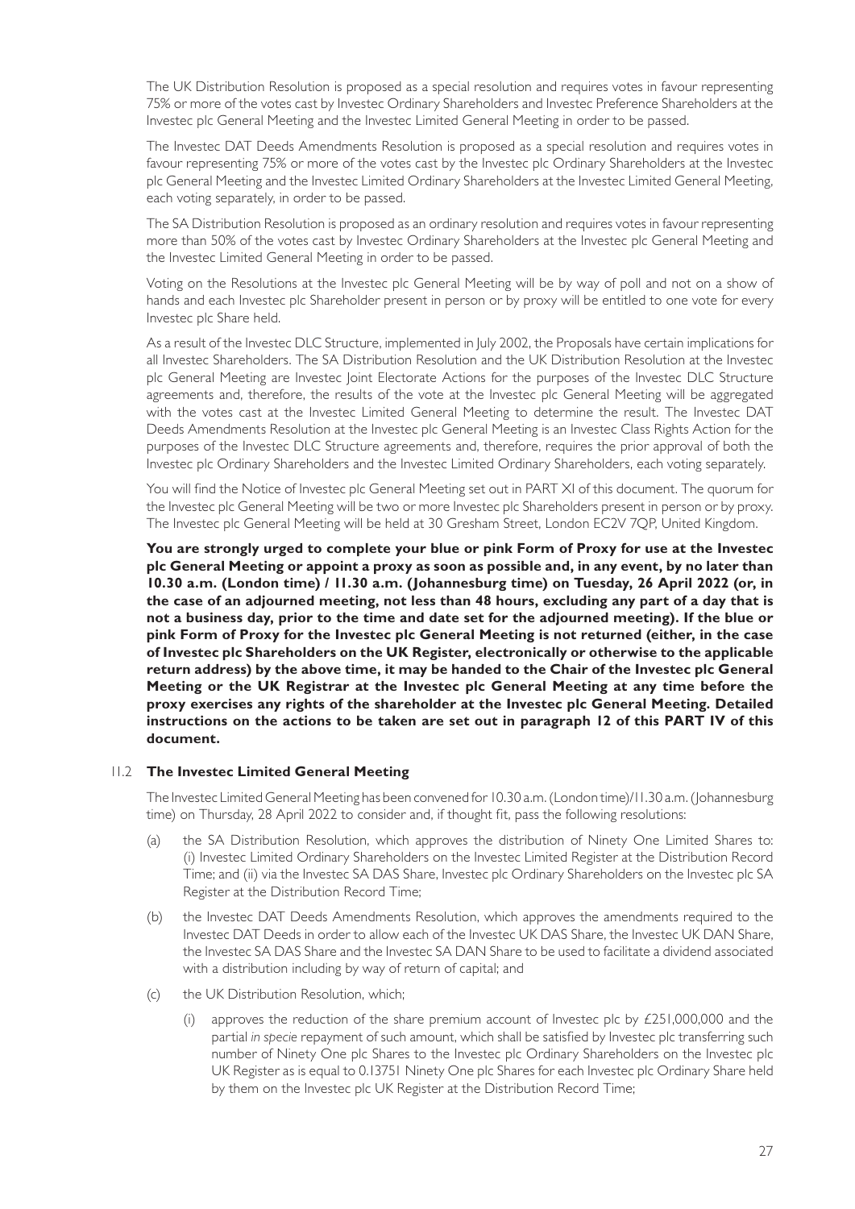The UK Distribution Resolution is proposed as a special resolution and requires votes in favour representing 75% or more of the votes cast by Investec Ordinary Shareholders and Investec Preference Shareholders at the Investec plc General Meeting and the Investec Limited General Meeting in order to be passed.

The Investec DAT Deeds Amendments Resolution is proposed as a special resolution and requires votes in favour representing 75% or more of the votes cast by the Investec plc Ordinary Shareholders at the Investec plc General Meeting and the Investec Limited Ordinary Shareholders at the Investec Limited General Meeting, each voting separately, in order to be passed.

The SA Distribution Resolution is proposed as an ordinary resolution and requires votes in favour representing more than 50% of the votes cast by Investec Ordinary Shareholders at the Investec plc General Meeting and the Investec Limited General Meeting in order to be passed.

Voting on the Resolutions at the Investec plc General Meeting will be by way of poll and not on a show of hands and each Investec plc Shareholder present in person or by proxy will be entitled to one vote for every Investec plc Share held.

As a result of the Investec DLC Structure, implemented in July 2002, the Proposals have certain implications for all Investec Shareholders. The SA Distribution Resolution and the UK Distribution Resolution at the Investec plc General Meeting are Investec Joint Electorate Actions for the purposes of the Investec DLC Structure agreements and, therefore, the results of the vote at the Investec plc General Meeting will be aggregated with the votes cast at the Investec Limited General Meeting to determine the result. The Investec DAT Deeds Amendments Resolution at the Investec plc General Meeting is an Investec Class Rights Action for the purposes of the Investec DLC Structure agreements and, therefore, requires the prior approval of both the Investec plc Ordinary Shareholders and the Investec Limited Ordinary Shareholders, each voting separately.

You will find the Notice of Investec plc General Meeting set out in PART XI of this document. The quorum for the Investec plc General Meeting will be two or more Investec plc Shareholders present in person or by proxy. The Investec plc General Meeting will be held at 30 Gresham Street, London EC2V 7QP, United Kingdom.

**You are strongly urged to complete your blue or pink Form of Proxy for use at the Investec plc General Meeting or appoint a proxy as soon as possible and, in any event, by no later than 10.30 a.m. (London time) / 11.30 a.m. (Johannesburg time) on Tuesday, 26 April 2022 (or, in the case of an adjourned meeting, not less than 48 hours, excluding any part of a day that is not a business day, prior to the time and date set for the adjourned meeting). If the blue or pink Form of Proxy for the Investec plc General Meeting is not returned (either, in the case of Investec plc Shareholders on the UK Register, electronically or otherwise to the applicable return address) by the above time, it may be handed to the Chair of the Investec plc General Meeting or the UK Registrar at the Investec plc General Meeting at any time before the proxy exercises any rights of the shareholder at the Investec plc General Meeting. Detailed instructions on the actions to be taken are set out in paragraph 12 of this PART IV of this document.**

### 11.2 The Investec Limited General Meeting

The Investec Limited General Meeting has been convened for 10.30 a.m. (London time)/11.30 a.m. (Johannesburg time) on Thursday, 28 April 2022 to consider and, if thought fit, pass the following resolutions:

(a) the SA Distribution Resolution, which approves the distribution of Ninety One Limited Shares to: (i) Investec Limited Ordinary Shareholders on the Investec Limited Register at the Distribution Record Time; and (ii) via the Investec SA DAS Share, Investec plc Ordinary Shareholders on the Investec plc SA Register at the Distribution Record Time;

(b) the Investec DAT Deeds Amendments Resolution, which approves the amendments required to the Investec DAT Deeds in order to allow each of the Investec UK DAS Share, the Investec UK DAN Share, the Investec SA DAS Share and the Investec SA DAN Share to be used to facilitate a dividend associated with a distribution including by way of return of capital; and

(c) the UK Distribution Resolution, which;

   (i) approves the reduction of the share premium account of Investec plc by £251,000,000 and the partial *in specie* repayment of such amount, which shall be satisfied by Investec plc transferring such number of Ninety One plc Shares to the Investec plc Ordinary Shareholders on the Investec plc UK Register as is equal to 0.13751 Ninety One plc Shares for each Investec plc Ordinary Share held by them on the Investec plc UK Register at the Distribution Record Time;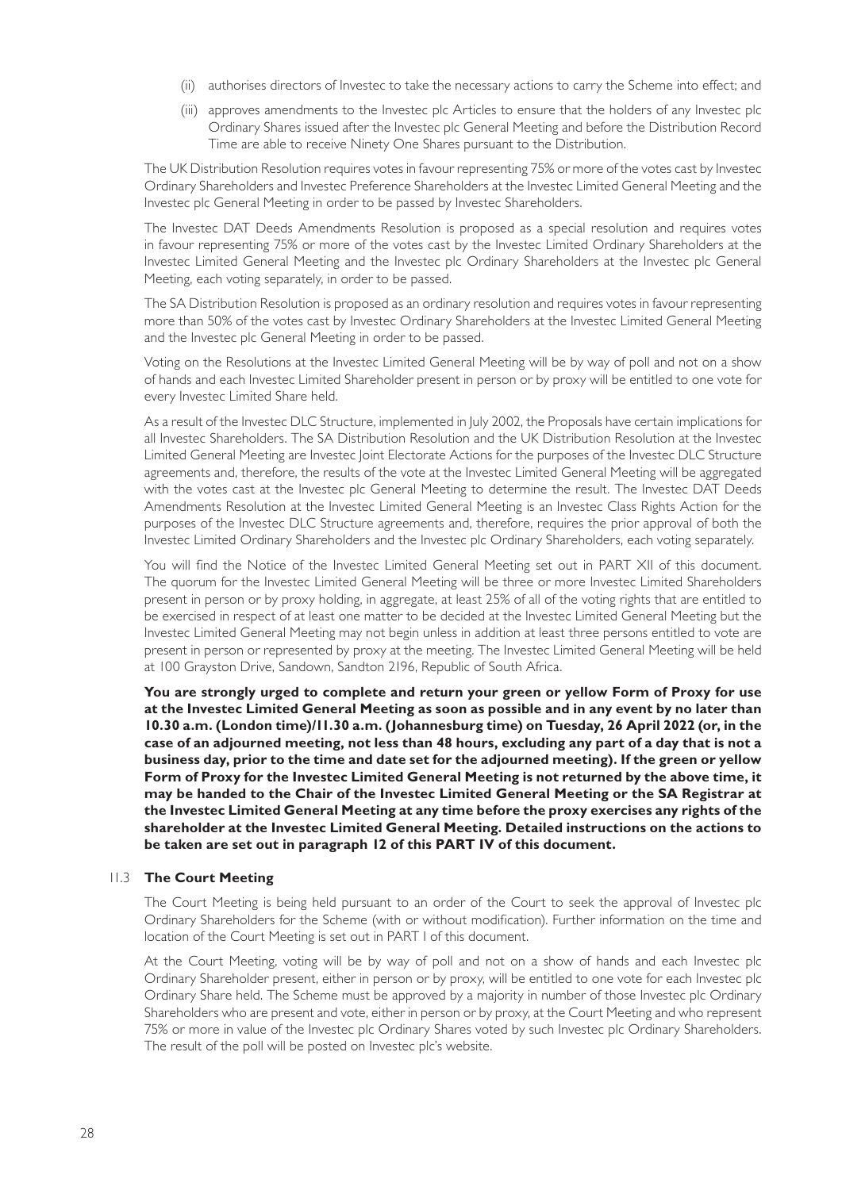(ii) authorises directors of Investec to take the necessary actions to carry the Scheme into effect; and

(iii) approves amendments to the Investec plc Articles to ensure that the holders of any Investec plc Ordinary Shares issued after the Investec plc General Meeting and before the Distribution Record Time are able to receive Ninety One Shares pursuant to the Distribution.

The UK Distribution Resolution requires votes in favour representing 75% or more of the votes cast by Investec Ordinary Shareholders and Investec Preference Shareholders at the Investec Limited General Meeting and the Investec plc General Meeting in order to be passed by Investec Shareholders.

The Investec DAT Deeds Amendments Resolution is proposed as a special resolution and requires votes in favour representing 75% or more of the votes cast by the Investec Limited Ordinary Shareholders at the Investec Limited General Meeting and the Investec plc Ordinary Shareholders at the Investec plc General Meeting, each voting separately, in order to be passed.

The SA Distribution Resolution is proposed as an ordinary resolution and requires votes in favour representing more than 50% of the votes cast by Investec Ordinary Shareholders at the Investec Limited General Meeting and the Investec plc General Meeting in order to be passed.

Voting on the Resolutions at the Investec Limited General Meeting will be by way of poll and not on a show of hands and each Investec Limited Shareholder present in person or by proxy will be entitled to one vote for every Investec Limited Share held.

As a result of the Investec DLC Structure, implemented in July 2002, the Proposals have certain implications for all Investec Shareholders. The SA Distribution Resolution and the UK Distribution Resolution at the Investec Limited General Meeting are Investec Joint Electorate Actions for the purposes of the Investec DLC Structure agreements and, therefore, the results of the vote at the Investec Limited General Meeting will be aggregated with the votes cast at the Investec plc General Meeting to determine the result. The Investec DAT Deeds Amendments Resolution at the Investec Limited General Meeting is an Investec Class Rights Action for the purposes of the Investec DLC Structure agreements and, therefore, requires the prior approval of both the Investec Limited Ordinary Shareholders and the Investec plc Ordinary Shareholders, each voting separately.

You will find the Notice of the Investec Limited General Meeting set out in PART XII of this document. The quorum for the Investec Limited General Meeting will be three or more Investec Limited Shareholders present in person or by proxy holding, in aggregate, at least 25% of all of the voting rights that are entitled to be exercised in respect of at least one matter to be decided at the Investec Limited General Meeting but the Investec Limited General Meeting may not begin unless in addition at least three persons entitled to vote are present in person or represented by proxy at the meeting. The Investec Limited General Meeting will be held at 100 Grayston Drive, Sandown, Sandton 2196, Republic of South Africa.

**You are strongly urged to complete and return your green or yellow Form of Proxy for use at the Investec Limited General Meeting as soon as possible and in any event by no later than 10.30 a.m. (London time)/11.30 a.m. (Johannesburg time) on Tuesday, 26 April 2022 (or, in the case of an adjourned meeting, not less than 48 hours, excluding any part of a day that is not a business day, prior to the time and date set for the adjourned meeting). If the green or yellow Form of Proxy for the Investec Limited General Meeting is not returned by the above time, it may be handed to the Chair of the Investec Limited General Meeting or the SA Registrar at the Investec Limited General Meeting at any time before the proxy exercises any rights of the shareholder at the Investec Limited General Meeting. Detailed instructions on the actions to be taken are set out in paragraph 12 of this PART IV of this document.**

### 11.3 The Court Meeting

The Court Meeting is being held pursuant to an order of the Court to seek the approval of Investec plc Ordinary Shareholders for the Scheme (with or without modification). Further information on the time and location of the Court Meeting is set out in PART I of this document.

At the Court Meeting, voting will be by way of poll and not on a show of hands and each Investec plc Ordinary Shareholder present, either in person or by proxy, will be entitled to one vote for each Investec plc Ordinary Share held. The Scheme must be approved by a majority in number of those Investec plc Ordinary Shareholders who are present and vote, either in person or by proxy, at the Court Meeting and who represent 75% or more in value of the Investec plc Ordinary Shares voted by such Investec plc Ordinary Shareholders. The result of the poll will be posted on Investec plc's website.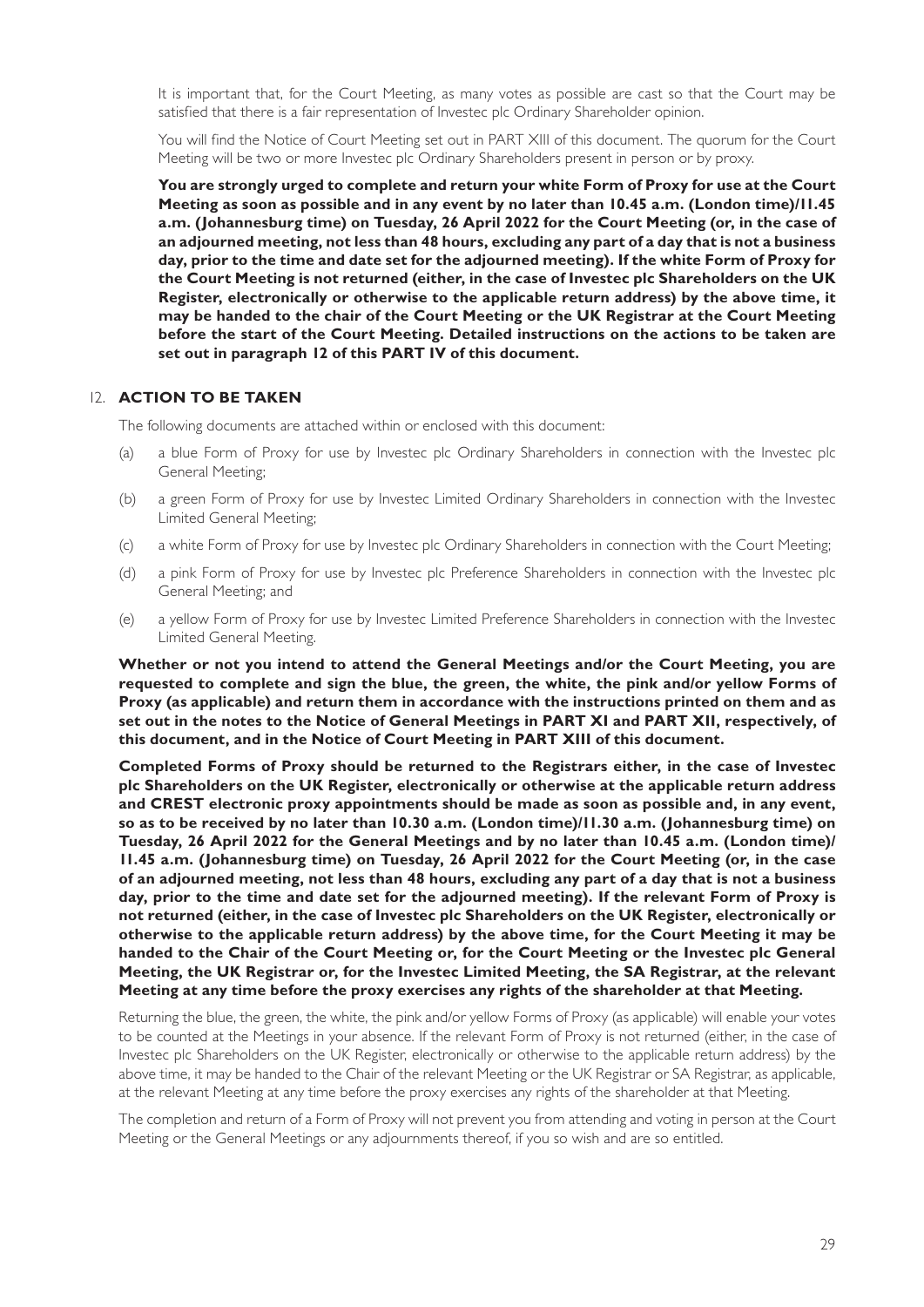It is important that, for the Court Meeting, as many votes as possible are cast so that the Court may be satisfied that there is a fair representation of Investec plc Ordinary Shareholder opinion.

You will find the Notice of Court Meeting set out in PART XIII of this document. The quorum for the Court Meeting will be two or more Investec plc Ordinary Shareholders present in person or by proxy.

**You are strongly urged to complete and return your white Form of Proxy for use at the Court Meeting as soon as possible and in any event by no later than 10.45 a.m. (London time)/11.45 a.m. (Johannesburg time) on Tuesday, 26 April 2022 for the Court Meeting (or, in the case of an adjourned meeting, not less than 48 hours, excluding any part of a day that is not a business day, prior to the time and date set for the adjourned meeting). If the white Form of Proxy for the Court Meeting is not returned (either, in the case of Investec plc Shareholders on the UK Register, electronically or otherwise to the applicable return address) by the above time, it may be handed to the chair of the Court Meeting or the UK Registrar at the Court Meeting before the start of the Court Meeting. Detailed instructions on the actions to be taken are set out in paragraph 12 of this PART IV of this document.**

## 12. ACTION TO BE TAKEN

The following documents are attached within or enclosed with this document:

(a) a blue Form of Proxy for use by Investec plc Ordinary Shareholders in connection with the Investec plc General Meeting;

(b) a green Form of Proxy for use by Investec Limited Ordinary Shareholders in connection with the Investec Limited General Meeting;

(c) a white Form of Proxy for use by Investec plc Ordinary Shareholders in connection with the Court Meeting;

(d) a pink Form of Proxy for use by Investec plc Preference Shareholders in connection with the Investec plc General Meeting; and

(e) a yellow Form of Proxy for use by Investec Limited Preference Shareholders in connection with the Investec Limited General Meeting.

**Whether or not you intend to attend the General Meetings and/or the Court Meeting, you are requested to complete and sign the blue, the green, the white, the pink and/or yellow Forms of Proxy (as applicable) and return them in accordance with the instructions printed on them and as set out in the notes to the Notice of General Meetings in PART XI and PART XII, respectively, of this document, and in the Notice of Court Meeting in PART XIII of this document.**

**Completed Forms of Proxy should be returned to the Registrars either, in the case of Investec plc Shareholders on the UK Register, electronically or otherwise at the applicable return address and CREST electronic proxy appointments should be made as soon as possible and, in any event, so as to be received by no later than 10.30 a.m. (London time)/11.30 a.m. (Johannesburg time) on Tuesday, 26 April 2022 for the General Meetings and by no later than 10.45 a.m. (London time)/ 11.45 a.m. (Johannesburg time) on Tuesday, 26 April 2022 for the Court Meeting (or, in the case of an adjourned meeting, not less than 48 hours, excluding any part of a day that is not a business day, prior to the time and date set for the adjourned meeting). If the relevant Form of Proxy is not returned (either, in the case of Investec plc Shareholders on the UK Register, electronically or otherwise to the applicable return address) by the above time, for the Court Meeting it may be handed to the Chair of the Court Meeting or, for the Court Meeting or the Investec plc General Meeting, the UK Registrar or, for the Investec Limited Meeting, the SA Registrar, at the relevant Meeting at any time before the proxy exercises any rights of the shareholder at that Meeting.**

Returning the blue, the green, the white, the pink and/or yellow Forms of Proxy (as applicable) will enable your votes to be counted at the Meetings in your absence. If the relevant Form of Proxy is not returned (either, in the case of Investec plc Shareholders on the UK Register, electronically or otherwise to the applicable return address) by the above time, it may be handed to the Chair of the relevant Meeting or the UK Registrar or SA Registrar, as applicable, at the relevant Meeting at any time before the proxy exercises any rights of the shareholder at that Meeting.

The completion and return of a Form of Proxy will not prevent you from attending and voting in person at the Court Meeting or the General Meetings or any adjournments thereof, if you so wish and are so entitled.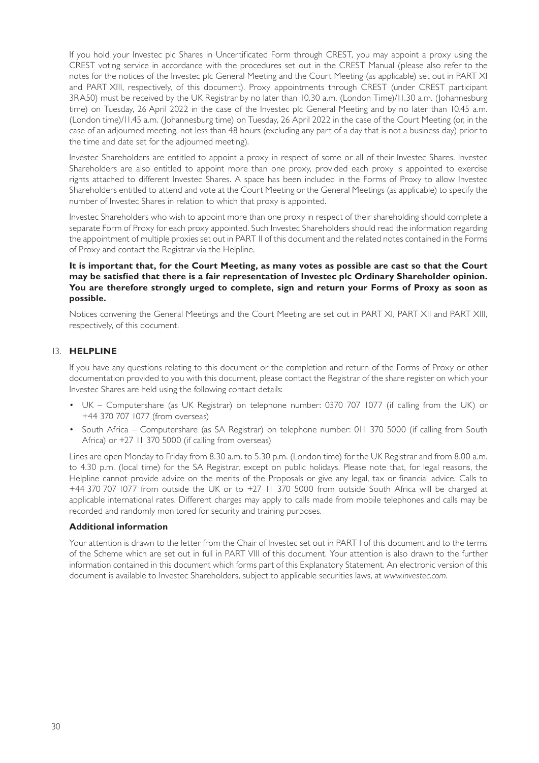If you hold your Investec plc Shares in Uncertificated Form through CREST, you may appoint a proxy using the CREST voting service in accordance with the procedures set out in the CREST Manual (please also refer to the notes for the notices of the Investec plc General Meeting and the Court Meeting (as applicable) set out in PART XI and PART XIII, respectively, of this document). Proxy appointments through CREST (under CREST participant 3RA50) must be received by the UK Registrar by no later than 10.30 a.m. (London Time)/11.30 a.m. (Johannesburg time) on Tuesday, 26 April 2022 in the case of the Investec plc General Meeting and by no later than 10.45 a.m. (London time)/11.45 a.m. (Johannesburg time) on Tuesday, 26 April 2022 in the case of the Court Meeting (or, in the case of an adjourned meeting, not less than 48 hours (excluding any part of a day that is not a business day) prior to the time and date set for the adjourned meeting).

Investec Shareholders are entitled to appoint a proxy in respect of some or all of their Investec Shares. Investec Shareholders are also entitled to appoint more than one proxy, provided each proxy is appointed to exercise rights attached to different Investec Shares. A space has been included in the Forms of Proxy to allow Investec Shareholders entitled to attend and vote at the Court Meeting or the General Meetings (as applicable) to specify the number of Investec Shares in relation to which that proxy is appointed.

Investec Shareholders who wish to appoint more than one proxy in respect of their shareholding should complete a separate Form of Proxy for each proxy appointed. Such Investec Shareholders should read the information regarding the appointment of multiple proxies set out in PART II of this document and the related notes contained in the Forms of Proxy and contact the Registrar via the Helpline.

**It is important that, for the Court Meeting, as many votes as possible are cast so that the Court may be satisfied that there is a fair representation of Investec plc Ordinary Shareholder opinion. You are therefore strongly urged to complete, sign and return your Forms of Proxy as soon as possible.**

Notices convening the General Meetings and the Court Meeting are set out in PART XI, PART XII and PART XIII, respectively, of this document.

## 13. HELPLINE

If you have any questions relating to this document or the completion and return of the Forms of Proxy or other documentation provided to you with this document, please contact the Registrar of the share register on which your Investec Shares are held using the following contact details:

- UK – Computershare (as UK Registrar) on telephone number: 0370 707 1077 (if calling from the UK) or +44 370 707 1077 (from overseas)
- South Africa – Computershare (as SA Registrar) on telephone number: 011 370 5000 (if calling from South Africa) or +27 11 370 5000 (if calling from overseas)

Lines are open Monday to Friday from 8.30 a.m. to 5.30 p.m. (London time) for the UK Registrar and from 8.00 a.m. to 4.30 p.m. (local time) for the SA Registrar, except on public holidays. Please note that, for legal reasons, the Helpline cannot provide advice on the merits of the Proposals or give any legal, tax or financial advice. Calls to +44 370 707 1077 from outside the UK or to +27 11 370 5000 from outside South Africa will be charged at applicable international rates. Different charges may apply to calls made from mobile telephones and calls may be recorded and randomly monitored for security and training purposes.

**Additional information**

Your attention is drawn to the letter from the Chair of Investec set out in PART I of this document and to the terms of the Scheme which are set out in full in PART VIII of this document. Your attention is also drawn to the further information contained in this document which forms part of this Explanatory Statement. An electronic version of this document is available to Investec Shareholders, subject to applicable securities laws, at *www.investec.com*.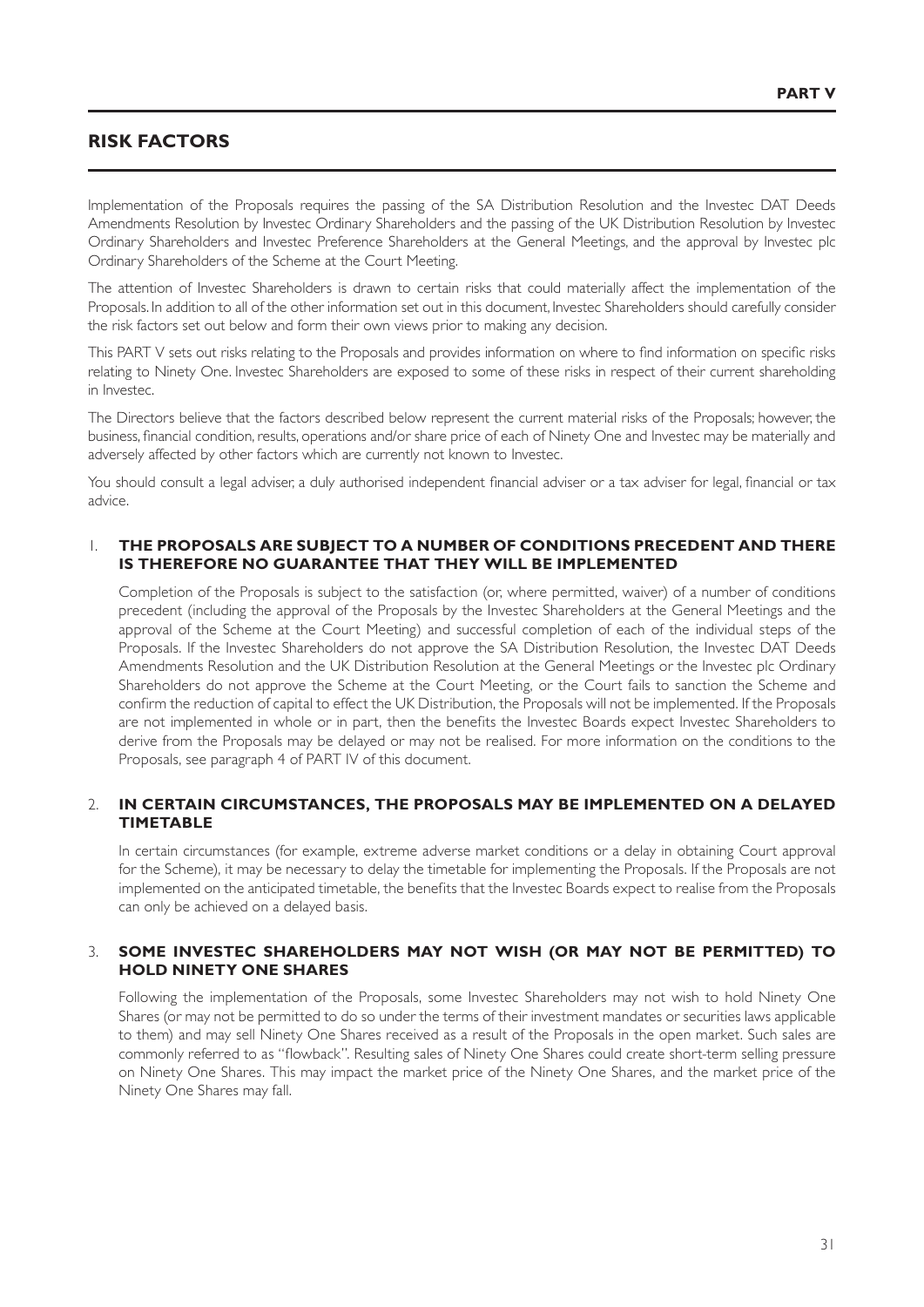# PART V

## RISK FACTORS

Implementation of the Proposals requires the passing of the SA Distribution Resolution and the Investec DAT Deeds Amendments Resolution by Investec Ordinary Shareholders and the passing of the UK Distribution Resolution by Investec Ordinary Shareholders and Investec Preference Shareholders at the General Meetings, and the approval by Investec plc Ordinary Shareholders of the Scheme at the Court Meeting.

The attention of Investec Shareholders is drawn to certain risks that could materially affect the implementation of the Proposals. In addition to all of the other information set out in this document, Investec Shareholders should carefully consider the risk factors set out below and form their own views prior to making any decision.

This PART V sets out risks relating to the Proposals and provides information on where to find information on specific risks relating to Ninety One. Investec Shareholders are exposed to some of these risks in respect of their current shareholding in Investec.

The Directors believe that the factors described below represent the current material risks of the Proposals; however, the business, financial condition, results, operations and/or share price of each of Ninety One and Investec may be materially and adversely affected by other factors which are currently not known to Investec.

You should consult a legal adviser, a duly authorised independent financial adviser or a tax adviser for legal, financial or tax advice.

### 1. THE PROPOSALS ARE SUBJECT TO A NUMBER OF CONDITIONS PRECEDENT AND THERE IS THEREFORE NO GUARANTEE THAT THEY WILL BE IMPLEMENTED

Completion of the Proposals is subject to the satisfaction (or, where permitted, waiver) of a number of conditions precedent (including the approval of the Proposals by the Investec Shareholders at the General Meetings and the approval of the Scheme at the Court Meeting) and successful completion of each of the individual steps of the Proposals. If the Investec Shareholders do not approve the SA Distribution Resolution, the Investec DAT Deeds Amendments Resolution and the UK Distribution Resolution at the General Meetings or the Investec plc Ordinary Shareholders do not approve the Scheme at the Court Meeting, or the Court fails to sanction the Scheme and confirm the reduction of capital to effect the UK Distribution, the Proposals will not be implemented. If the Proposals are not implemented in whole or in part, then the benefits the Investec Boards expect Investec Shareholders to derive from the Proposals may be delayed or may not be realised. For more information on the conditions to the Proposals, see paragraph 4 of PART IV of this document.

### 2. IN CERTAIN CIRCUMSTANCES, THE PROPOSALS MAY BE IMPLEMENTED ON A DELAYED TIMETABLE

In certain circumstances (for example, extreme adverse market conditions or a delay in obtaining Court approval for the Scheme), it may be necessary to delay the timetable for implementing the Proposals. If the Proposals are not implemented on the anticipated timetable, the benefits that the Investec Boards expect to realise from the Proposals can only be achieved on a delayed basis.

### 3. SOME INVESTEC SHAREHOLDERS MAY NOT WISH (OR MAY NOT BE PERMITTED) TO HOLD NINETY ONE SHARES

Following the implementation of the Proposals, some Investec Shareholders may not wish to hold Ninety One Shares (or may not be permitted to do so under the terms of their investment mandates or securities laws applicable to them) and may sell Ninety One Shares received as a result of the Proposals in the open market. Such sales are commonly referred to as "flowback". Resulting sales of Ninety One Shares could create short-term selling pressure on Ninety One Shares. This may impact the market price of the Ninety One Shares, and the market price of the Ninety One Shares may fall.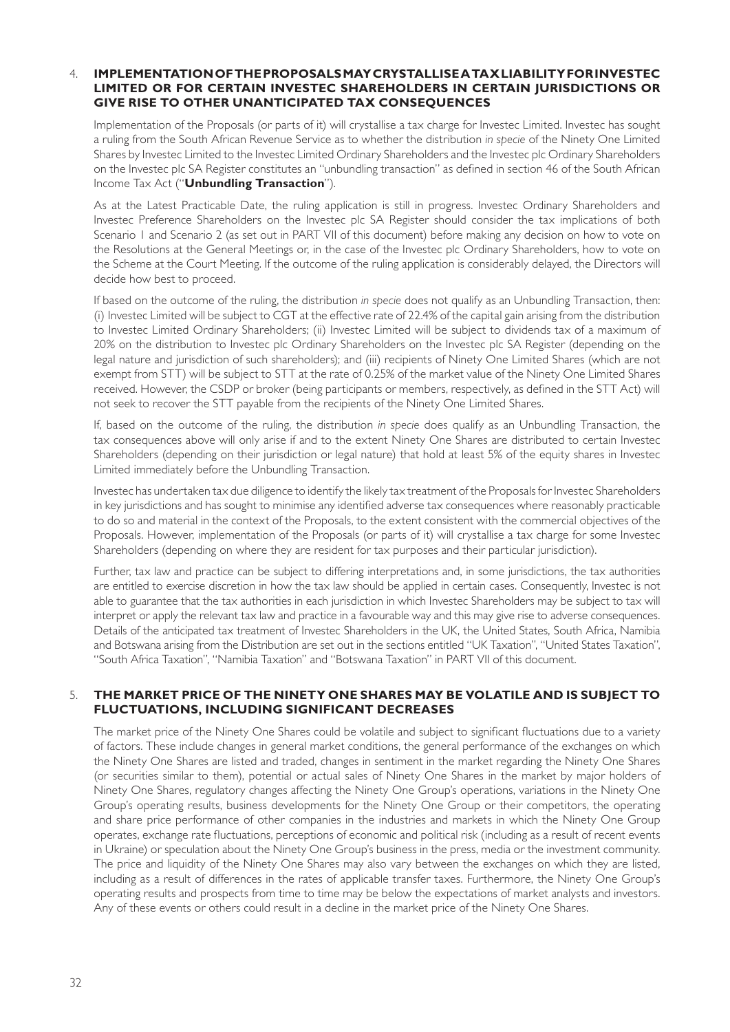## 4. IMPLEMENTATION OF THE PROPOSALS MAY CRYSTALLISE A TAX LIABILITY FOR INVESTEC LIMITED OR FOR CERTAIN INVESTEC SHAREHOLDERS IN CERTAIN JURISDICTIONS OR GIVE RISE TO OTHER UNANTICIPATED TAX CONSEQUENCES

Implementation of the Proposals (or parts of it) will crystallise a tax charge for Investec Limited. Investec has sought a ruling from the South African Revenue Service as to whether the distribution *in specie* of the Ninety One Limited Shares by Investec Limited to the Investec Limited Ordinary Shareholders and the Investec plc Ordinary Shareholders on the Investec plc SA Register constitutes an "unbundling transaction" as defined in section 46 of the South African Income Tax Act ("**Unbundling Transaction**").

As at the Latest Practicable Date, the ruling application is still in progress. Investec Ordinary Shareholders and Investec Preference Shareholders on the Investec plc SA Register should consider the tax implications of both Scenario 1 and Scenario 2 (as set out in PART VII of this document) before making any decision on how to vote on the Resolutions at the General Meetings or, in the case of the Investec plc Ordinary Shareholders, how to vote on the Scheme at the Court Meeting. If the outcome of the ruling application is considerably delayed, the Directors will decide how best to proceed.

If based on the outcome of the ruling, the distribution *in specie* does not qualify as an Unbundling Transaction, then: (i) Investec Limited will be subject to CGT at the effective rate of 22.4% of the capital gain arising from the distribution to Investec Limited Ordinary Shareholders; (ii) Investec Limited will be subject to dividends tax of a maximum of 20% on the distribution to Investec plc Ordinary Shareholders on the Investec plc SA Register (depending on the legal nature and jurisdiction of such shareholders); and (iii) recipients of Ninety One Limited Shares (which are not exempt from STT) will be subject to STT at the rate of 0.25% of the market value of the Ninety One Limited Shares received. However, the CSDP or broker (being participants or members, respectively, as defined in the STT Act) will not seek to recover the STT payable from the recipients of the Ninety One Limited Shares.

If, based on the outcome of the ruling, the distribution *in specie* does qualify as an Unbundling Transaction, the tax consequences above will only arise if and to the extent Ninety One Shares are distributed to certain Investec Shareholders (depending on their jurisdiction or legal nature) that hold at least 5% of the equity shares in Investec Limited immediately before the Unbundling Transaction.

Investec has undertaken tax due diligence to identify the likely tax treatment of the Proposals for Investec Shareholders in key jurisdictions and has sought to minimise any identified adverse tax consequences where reasonably practicable to do so and material in the context of the Proposals, to the extent consistent with the commercial objectives of the Proposals. However, implementation of the Proposals (or parts of it) will crystallise a tax charge for some Investec Shareholders (depending on where they are resident for tax purposes and their particular jurisdiction).

Further, tax law and practice can be subject to differing interpretations and, in some jurisdictions, the tax authorities are entitled to exercise discretion in how the tax law should be applied in certain cases. Consequently, Investec is not able to guarantee that the tax authorities in each jurisdiction in which Investec Shareholders may be subject to tax will interpret or apply the relevant tax law and practice in a favourable way and this may give rise to adverse consequences. Details of the anticipated tax treatment of Investec Shareholders in the UK, the United States, South Africa, Namibia and Botswana arising from the Distribution are set out in the sections entitled "UK Taxation", "United States Taxation", "South Africa Taxation", "Namibia Taxation" and "Botswana Taxation" in PART VII of this document.

## 5. THE MARKET PRICE OF THE NINETY ONE SHARES MAY BE VOLATILE AND IS SUBJECT TO FLUCTUATIONS, INCLUDING SIGNIFICANT DECREASES

The market price of the Ninety One Shares could be volatile and subject to significant fluctuations due to a variety of factors. These include changes in general market conditions, the general performance of the exchanges on which the Ninety One Shares are listed and traded, changes in sentiment in the market regarding the Ninety One Shares (or securities similar to them), potential or actual sales of Ninety One Shares in the market by major holders of Ninety One Shares, regulatory changes affecting the Ninety One Group's operations, variations in the Ninety One Group's operating results, business developments for the Ninety One Group or their competitors, the operating and share price performance of other companies in the industries and markets in which the Ninety One Group operates, exchange rate fluctuations, perceptions of economic and political risk (including as a result of recent events in Ukraine) or speculation about the Ninety One Group's business in the press, media or the investment community. The price and liquidity of the Ninety One Shares may also vary between the exchanges on which they are listed, including as a result of differences in the rates of applicable transfer taxes. Furthermore, the Ninety One Group's operating results and prospects from time to time may be below the expectations of market analysts and investors. Any of these events or others could result in a decline in the market price of the Ninety One Shares.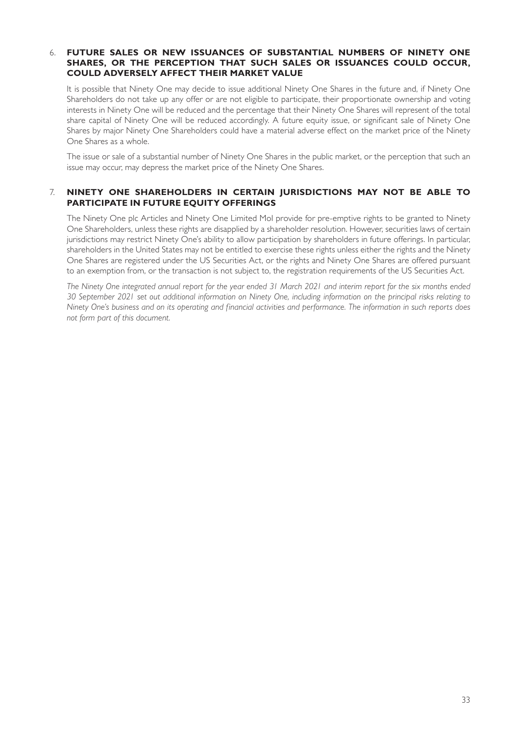### 6. FUTURE SALES OR NEW ISSUANCES OF SUBSTANTIAL NUMBERS OF NINETY ONE SHARES, OR THE PERCEPTION THAT SUCH SALES OR ISSUANCES COULD OCCUR, COULD ADVERSELY AFFECT THEIR MARKET VALUE

It is possible that Ninety One may decide to issue additional Ninety One Shares in the future and, if Ninety One Shareholders do not take up any offer or are not eligible to participate, their proportionate ownership and voting interests in Ninety One will be reduced and the percentage that their Ninety One Shares will represent of the total share capital of Ninety One will be reduced accordingly. A future equity issue, or significant sale of Ninety One Shares by major Ninety One Shareholders could have a material adverse effect on the market price of the Ninety One Shares as a whole.

The issue or sale of a substantial number of Ninety One Shares in the public market, or the perception that such an issue may occur, may depress the market price of the Ninety One Shares.

### 7. NINETY ONE SHAREHOLDERS IN CERTAIN JURISDICTIONS MAY NOT BE ABLE TO PARTICIPATE IN FUTURE EQUITY OFFERINGS

The Ninety One plc Articles and Ninety One Limited MoI provide for pre-emptive rights to be granted to Ninety One Shareholders, unless these rights are disapplied by a shareholder resolution. However, securities laws of certain jurisdictions may restrict Ninety One's ability to allow participation by shareholders in future offerings. In particular, shareholders in the United States may not be entitled to exercise these rights unless either the rights and the Ninety One Shares are registered under the US Securities Act, or the rights and Ninety One Shares are offered pursuant to an exemption from, or the transaction is not subject to, the registration requirements of the US Securities Act.

*The Ninety One integrated annual report for the year ended 31 March 2021 and interim report for the six months ended 30 September 2021 set out additional information on Ninety One, including information on the principal risks relating to Ninety One's business and on its operating and financial activities and performance. The information in such reports does not form part of this document.*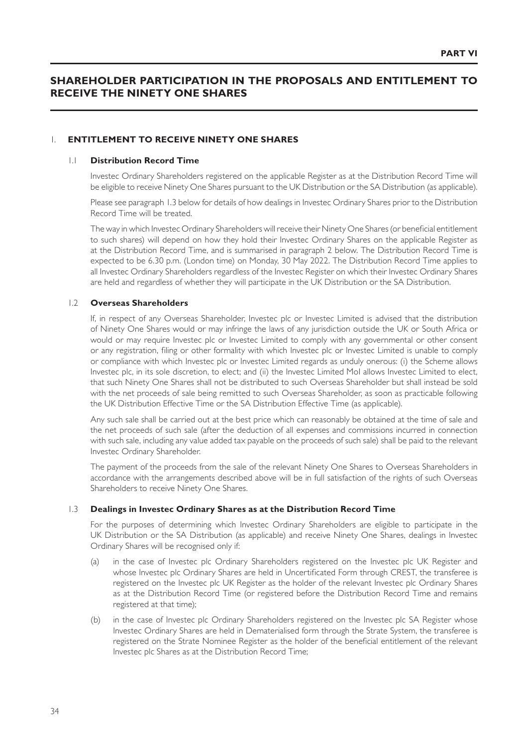**PART VI**

# SHAREHOLDER PARTICIPATION IN THE PROPOSALS AND ENTITLEMENT TO RECEIVE THE NINETY ONE SHARES

## 1. ENTITLEMENT TO RECEIVE NINETY ONE SHARES

### 1.1 Distribution Record Time

Investec Ordinary Shareholders registered on the applicable Register as at the Distribution Record Time will be eligible to receive Ninety One Shares pursuant to the UK Distribution or the SA Distribution (as applicable).

Please see paragraph 1.3 below for details of how dealings in Investec Ordinary Shares prior to the Distribution Record Time will be treated.

The way in which Investec Ordinary Shareholders will receive their Ninety One Shares (or beneficial entitlement to such shares) will depend on how they hold their Investec Ordinary Shares on the applicable Register as at the Distribution Record Time, and is summarised in paragraph 2 below. The Distribution Record Time is expected to be 6.30 p.m. (London time) on Monday, 30 May 2022. The Distribution Record Time applies to all Investec Ordinary Shareholders regardless of the Investec Register on which their Investec Ordinary Shares are held and regardless of whether they will participate in the UK Distribution or the SA Distribution.

### 1.2 Overseas Shareholders

If, in respect of any Overseas Shareholder, Investec plc or Investec Limited is advised that the distribution of Ninety One Shares would or may infringe the laws of any jurisdiction outside the UK or South Africa or would or may require Investec plc or Investec Limited to comply with any governmental or other consent or any registration, filing or other formality with which Investec plc or Investec Limited is unable to comply or compliance with which Investec plc or Investec Limited regards as unduly onerous: (i) the Scheme allows Investec plc, in its sole discretion, to elect; and (ii) the Investec Limited MoI allows Investec Limited to elect, that such Ninety One Shares shall not be distributed to such Overseas Shareholder but shall instead be sold with the net proceeds of sale being remitted to such Overseas Shareholder, as soon as practicable following the UK Distribution Effective Time or the SA Distribution Effective Time (as applicable).

Any such sale shall be carried out at the best price which can reasonably be obtained at the time of sale and the net proceeds of such sale (after the deduction of all expenses and commissions incurred in connection with such sale, including any value added tax payable on the proceeds of such sale) shall be paid to the relevant Investec Ordinary Shareholder.

The payment of the proceeds from the sale of the relevant Ninety One Shares to Overseas Shareholders in accordance with the arrangements described above will be in full satisfaction of the rights of such Overseas Shareholders to receive Ninety One Shares.

### 1.3 Dealings in Investec Ordinary Shares as at the Distribution Record Time

For the purposes of determining which Investec Ordinary Shareholders are eligible to participate in the UK Distribution or the SA Distribution (as applicable) and receive Ninety One Shares, dealings in Investec Ordinary Shares will be recognised only if:

(a) in the case of Investec plc Ordinary Shareholders registered on the Investec plc UK Register and whose Investec plc Ordinary Shares are held in Uncertificated Form through CREST, the transferee is registered on the Investec plc UK Register as the holder of the relevant Investec plc Ordinary Shares as at the Distribution Record Time (or registered before the Distribution Record Time and remains registered at that time);

(b) in the case of Investec plc Ordinary Shareholders registered on the Investec plc SA Register whose Investec Ordinary Shares are held in Dematerialised form through the Strate System, the transferee is registered on the Strate Nominee Register as the holder of the beneficial entitlement of the relevant Investec plc Shares as at the Distribution Record Time;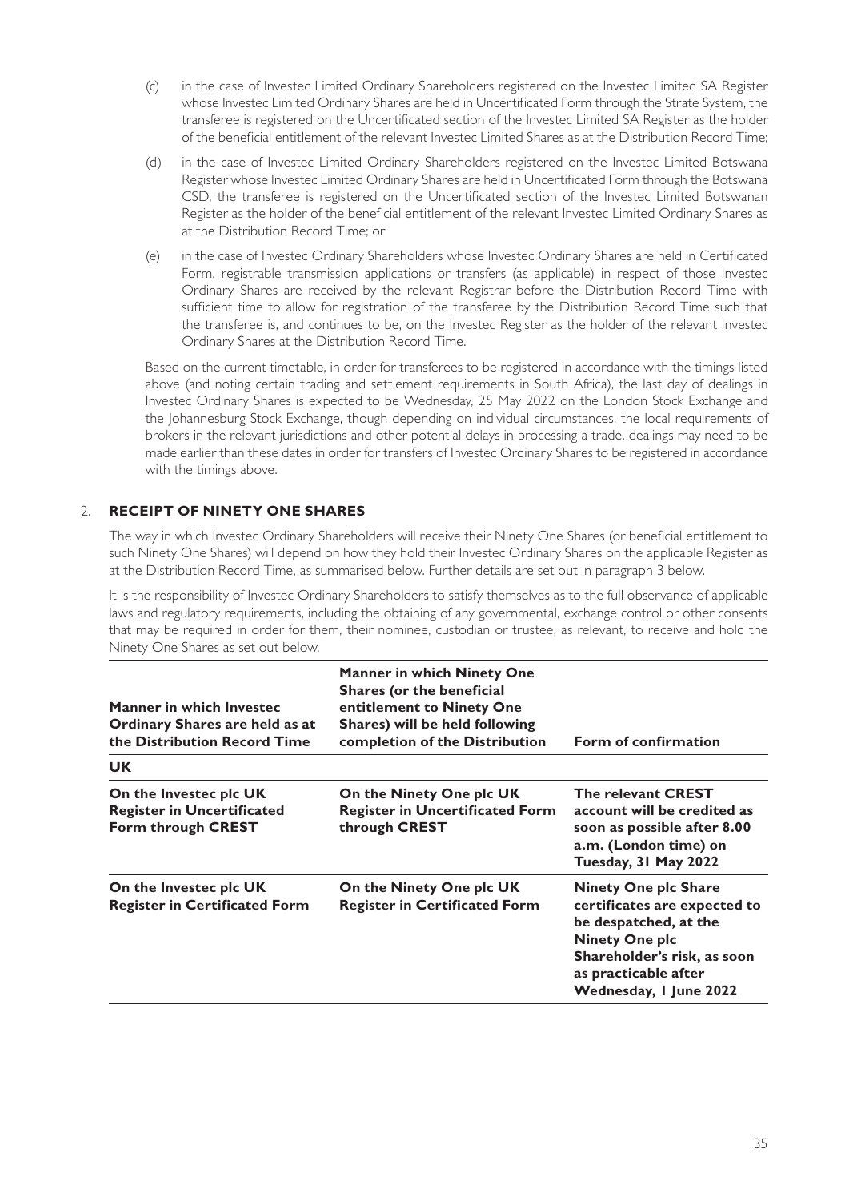(c) in the case of Investec Limited Ordinary Shareholders registered on the Investec Limited SA Register whose Investec Limited Ordinary Shares are held in Uncertificated Form through the Strate System, the transferee is registered on the Uncertificated section of the Investec Limited SA Register as the holder of the beneficial entitlement of the relevant Investec Limited Shares as at the Distribution Record Time;

(d) in the case of Investec Limited Ordinary Shareholders registered on the Investec Limited Botswana Register whose Investec Limited Ordinary Shares are held in Uncertificated Form through the Botswana CSD, the transferee is registered on the Uncertificated section of the Investec Limited Botswanan Register as the holder of the beneficial entitlement of the relevant Investec Limited Ordinary Shares as at the Distribution Record Time; or

(e) in the case of Investec Ordinary Shareholders whose Investec Ordinary Shares are held in Certificated Form, registrable transmission applications or transfers (as applicable) in respect of those Investec Ordinary Shares are received by the relevant Registrar before the Distribution Record Time with sufficient time to allow for registration of the transferee by the Distribution Record Time such that the transferee is, and continues to be, on the Investec Register as the holder of the relevant Investec Ordinary Shares at the Distribution Record Time.

Based on the current timetable, in order for transferees to be registered in accordance with the timings listed above (and noting certain trading and settlement requirements in South Africa), the last day of dealings in Investec Ordinary Shares is expected to be Wednesday, 25 May 2022 on the London Stock Exchange and the Johannesburg Stock Exchange, though depending on individual circumstances, the local requirements of brokers in the relevant jurisdictions and other potential delays in processing a trade, dealings may need to be made earlier than these dates in order for transfers of Investec Ordinary Shares to be registered in accordance with the timings above.

## 2. RECEIPT OF NINETY ONE SHARES

The way in which Investec Ordinary Shareholders will receive their Ninety One Shares (or beneficial entitlement to such Ninety One Shares) will depend on how they hold their Investec Ordinary Shares on the applicable Register as at the Distribution Record Time, as summarised below. Further details are set out in paragraph 3 below.

It is the responsibility of Investec Ordinary Shareholders to satisfy themselves as to the full observance of applicable laws and regulatory requirements, including the obtaining of any governmental, exchange control or other consents that may be required in order for them, their nominee, custodian or trustee, as relevant, to receive and hold the Ninety One Shares as set out below.

| Manner in which Investec Ordinary Shares are held as at the Distribution Record Time | Manner in which Ninety One Shares (or the beneficial entitlement to Ninety One Shares) will be held following completion of the Distribution | Form of confirmation |
|---|---|---|
| **UK** | | |
| **On the Investec plc UK Register in Uncertificated Form through CREST** | **On the Ninety One plc UK Register in Uncertificated Form through CREST** | **The relevant CREST account will be credited as soon as possible after 8.00 a.m. (London time) on Tuesday, 31 May 2022** |
| **On the Investec plc UK Register in Certificated Form** | **On the Ninety One plc UK Register in Certificated Form** | **Ninety One plc Share certificates are expected to be despatched, at the Ninety One plc Shareholder's risk, as soon as practicable after Wednesday, 1 June 2022** |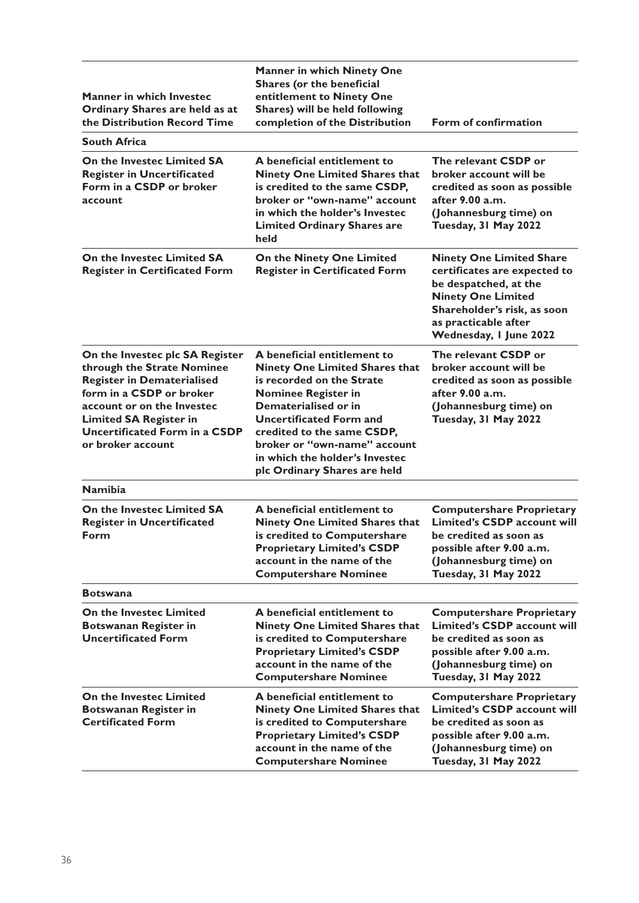| Manner in which Investec Ordinary Shares are held as at the Distribution Record Time | Manner in which Ninety One Shares (or the beneficial entitlement to Ninety One Shares) will be held following completion of the Distribution | Form of confirmation |
|---|---|---|
| **South Africa** | | |
| **On the Investec Limited SA Register in Uncertificated Form in a CSDP or broker account** | **A beneficial entitlement to Ninety One Limited Shares that is credited to the same CSDP, broker or "own-name" account in which the holder's Investec Limited Ordinary Shares are held** | **The relevant CSDP or broker account will be credited as soon as possible after 9.00 a.m. (Johannesburg time) on Tuesday, 31 May 2022** |
| **On the Investec Limited SA Register in Certificated Form** | **On the Ninety One Limited Register in Certificated Form** | **Ninety One Limited Share certificates are expected to be despatched, at the Ninety One Limited Shareholder's risk, as soon as practicable after Wednesday, 1 June 2022** |
| **On the Investec plc SA Register through the Strate Nominee Register in Dematerialised form in a CSDP or broker account or on the Investec Limited SA Register in Uncertificated Form in a CSDP or broker account** | **A beneficial entitlement to Ninety One Limited Shares that is recorded on the Strate Nominee Register in Dematerialised or in Uncertificated Form and credited to the same CSDP, broker or "own-name" account in which the holder's Investec plc Ordinary Shares are held** | **The relevant CSDP or broker account will be credited as soon as possible after 9.00 a.m. (Johannesburg time) on Tuesday, 31 May 2022** |
| **Namibia** | | |
| **On the Investec Limited SA Register in Uncertificated Form** | **A beneficial entitlement to Ninety One Limited Shares that is credited to Computershare Proprietary Limited's CSDP account in the name of the Computershare Nominee** | **Computershare Proprietary Limited's CSDP account will be credited as soon as possible after 9.00 a.m. (Johannesburg time) on Tuesday, 31 May 2022** |
| **Botswana** | | |
| **On the Investec Limited Botswanan Register in Uncertificated Form** | **A beneficial entitlement to Ninety One Limited Shares that is credited to Computershare Proprietary Limited's CSDP account in the name of the Computershare Nominee** | **Computershare Proprietary Limited's CSDP account will be credited as soon as possible after 9.00 a.m. (Johannesburg time) on Tuesday, 31 May 2022** |
| **On the Investec Limited Botswanan Register in Certificated Form** | **A beneficial entitlement to Ninety One Limited Shares that is credited to Computershare Proprietary Limited's CSDP account in the name of the Computershare Nominee** | **Computershare Proprietary Limited's CSDP account will be credited as soon as possible after 9.00 a.m. (Johannesburg time) on Tuesday, 31 May 2022** |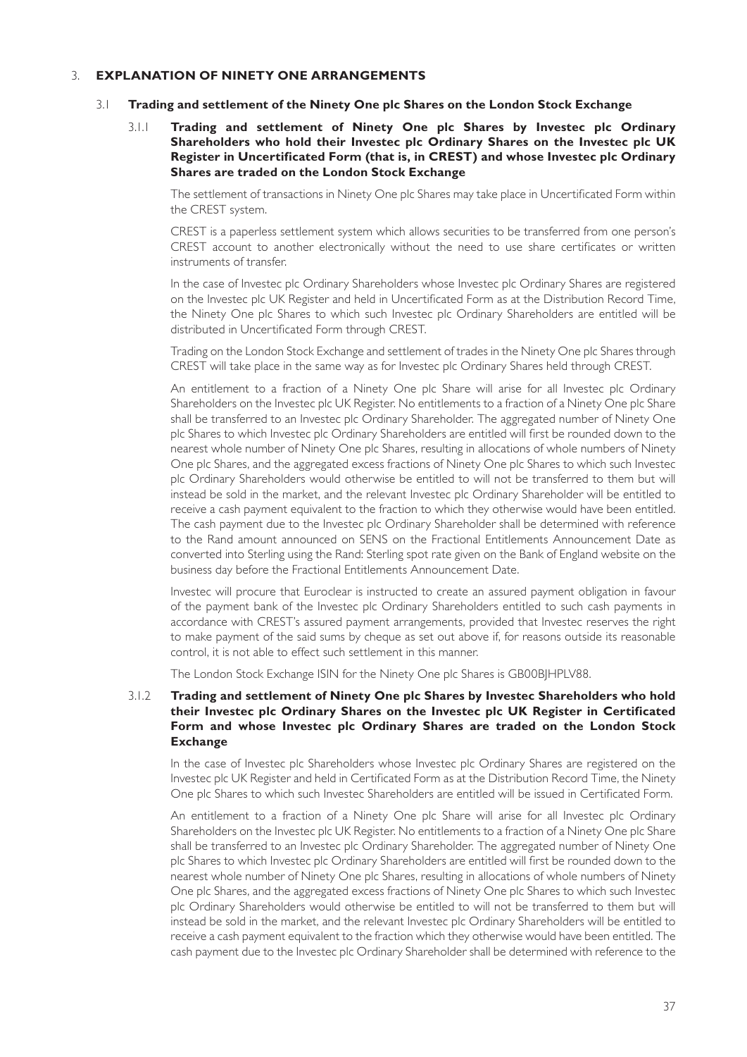## 3. EXPLANATION OF NINETY ONE ARRANGEMENTS

### 3.1 Trading and settlement of the Ninety One plc Shares on the London Stock Exchange

#### 3.1.1 Trading and settlement of Ninety One plc Shares by Investec plc Ordinary Shareholders who hold their Investec plc Ordinary Shares on the Investec plc UK Register in Uncertificated Form (that is, in CREST) and whose Investec plc Ordinary Shares are traded on the London Stock Exchange

The settlement of transactions in Ninety One plc Shares may take place in Uncertificated Form within the CREST system.

CREST is a paperless settlement system which allows securities to be transferred from one person's CREST account to another electronically without the need to use share certificates or written instruments of transfer.

In the case of Investec plc Ordinary Shareholders whose Investec plc Ordinary Shares are registered on the Investec plc UK Register and held in Uncertificated Form as at the Distribution Record Time, the Ninety One plc Shares to which such Investec plc Ordinary Shareholders are entitled will be distributed in Uncertificated Form through CREST.

Trading on the London Stock Exchange and settlement of trades in the Ninety One plc Shares through CREST will take place in the same way as for Investec plc Ordinary Shares held through CREST.

An entitlement to a fraction of a Ninety One plc Share will arise for all Investec plc Ordinary Shareholders on the Investec plc UK Register. No entitlements to a fraction of a Ninety One plc Share shall be transferred to an Investec plc Ordinary Shareholder. The aggregated number of Ninety One plc Shares to which Investec plc Ordinary Shareholders are entitled will first be rounded down to the nearest whole number of Ninety One plc Shares, resulting in allocations of whole numbers of Ninety One plc Shares, and the aggregated excess fractions of Ninety One plc Shares to which such Investec plc Ordinary Shareholders would otherwise be entitled to will not be transferred to them but will instead be sold in the market, and the relevant Investec plc Ordinary Shareholder will be entitled to receive a cash payment equivalent to the fraction to which they otherwise would have been entitled. The cash payment due to the Investec plc Ordinary Shareholder shall be determined with reference to the Rand amount announced on SENS on the Fractional Entitlements Announcement Date as converted into Sterling using the Rand: Sterling spot rate given on the Bank of England website on the business day before the Fractional Entitlements Announcement Date.

Investec will procure that Euroclear is instructed to create an assured payment obligation in favour of the payment bank of the Investec plc Ordinary Shareholders entitled to such cash payments in accordance with CREST's assured payment arrangements, provided that Investec reserves the right to make payment of the said sums by cheque as set out above if, for reasons outside its reasonable control, it is not able to effect such settlement in this manner.

The London Stock Exchange ISIN for the Ninety One plc Shares is GB00BJHPLV88.

#### 3.1.2 Trading and settlement of Ninety One plc Shares by Investec Shareholders who hold their Investec plc Ordinary Shares on the Investec plc UK Register in Certificated Form and whose Investec plc Ordinary Shares are traded on the London Stock Exchange

In the case of Investec plc Shareholders whose Investec plc Ordinary Shares are registered on the Investec plc UK Register and held in Certificated Form as at the Distribution Record Time, the Ninety One plc Shares to which such Investec Shareholders are entitled will be issued in Certificated Form.

An entitlement to a fraction of a Ninety One plc Share will arise for all Investec plc Ordinary Shareholders on the Investec plc UK Register. No entitlements to a fraction of a Ninety One plc Share shall be transferred to an Investec plc Ordinary Shareholder. The aggregated number of Ninety One plc Shares to which Investec plc Ordinary Shareholders are entitled will first be rounded down to the nearest whole number of Ninety One plc Shares, resulting in allocations of whole numbers of Ninety One plc Shares, and the aggregated excess fractions of Ninety One plc Shares to which such Investec plc Ordinary Shareholders would otherwise be entitled to will not be transferred to them but will instead be sold in the market, and the relevant Investec plc Ordinary Shareholders will be entitled to receive a cash payment equivalent to the fraction which they otherwise would have been entitled. The cash payment due to the Investec plc Ordinary Shareholder shall be determined with reference to the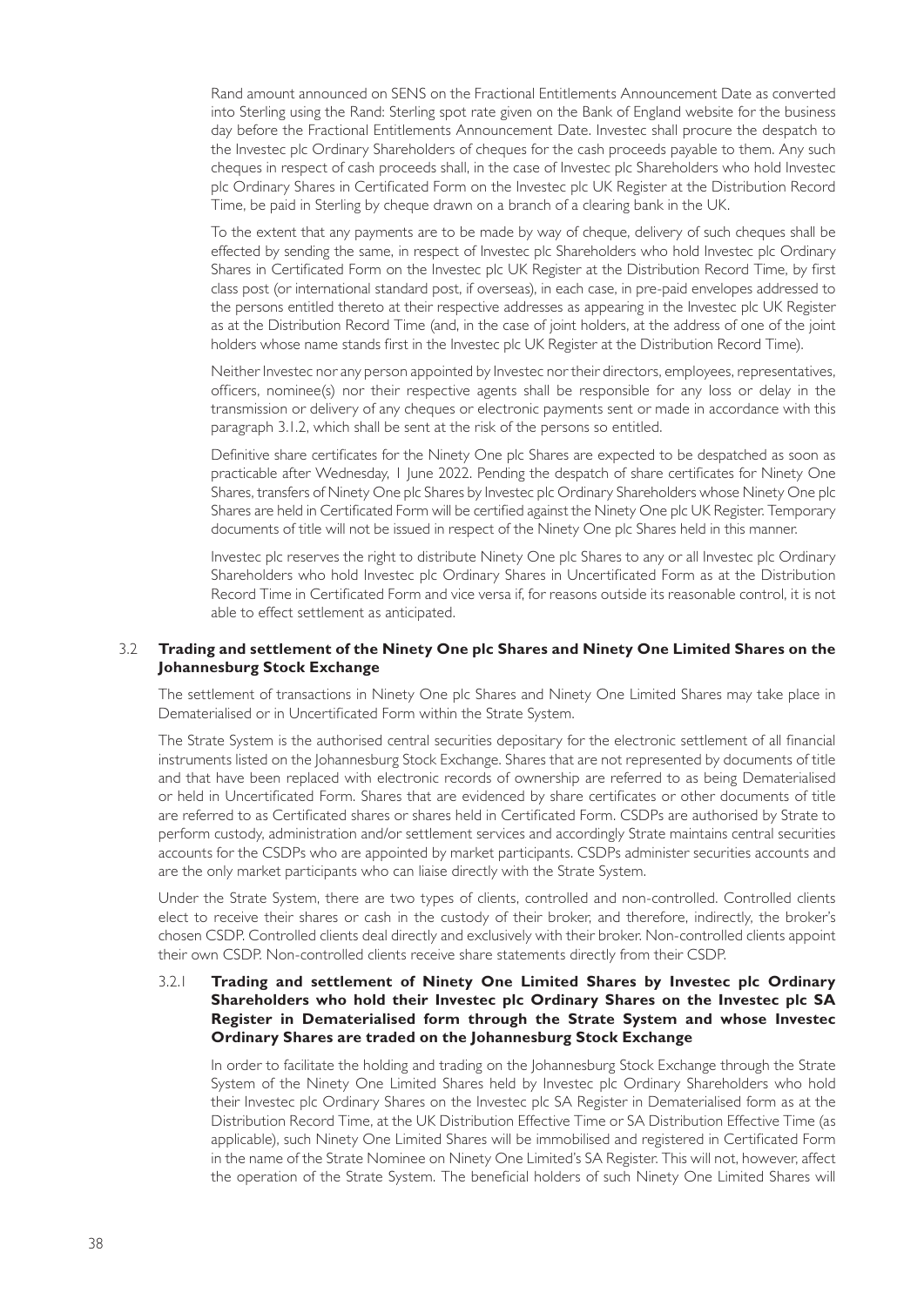Rand amount announced on SENS on the Fractional Entitlements Announcement Date as converted into Sterling using the Rand: Sterling spot rate given on the Bank of England website for the business day before the Fractional Entitlements Announcement Date. Investec shall procure the despatch to the Investec plc Ordinary Shareholders of cheques for the cash proceeds payable to them. Any such cheques in respect of cash proceeds shall, in the case of Investec plc Shareholders who hold Investec plc Ordinary Shares in Certificated Form on the Investec plc UK Register at the Distribution Record Time, be paid in Sterling by cheque drawn on a branch of a clearing bank in the UK.

To the extent that any payments are to be made by way of cheque, delivery of such cheques shall be effected by sending the same, in respect of Investec plc Shareholders who hold Investec plc Ordinary Shares in Certificated Form on the Investec plc UK Register at the Distribution Record Time, by first class post (or international standard post, if overseas), in each case, in pre-paid envelopes addressed to the persons entitled thereto at their respective addresses as appearing in the Investec plc UK Register as at the Distribution Record Time (and, in the case of joint holders, at the address of one of the joint holders whose name stands first in the Investec plc UK Register at the Distribution Record Time).

Neither Investec nor any person appointed by Investec nor their directors, employees, representatives, officers, nominee(s) nor their respective agents shall be responsible for any loss or delay in the transmission or delivery of any cheques or electronic payments sent or made in accordance with this paragraph 3.1.2, which shall be sent at the risk of the persons so entitled.

Definitive share certificates for the Ninety One plc Shares are expected to be despatched as soon as practicable after Wednesday, 1 June 2022. Pending the despatch of share certificates for Ninety One Shares, transfers of Ninety One plc Shares by Investec plc Ordinary Shareholders whose Ninety One plc Shares are held in Certificated Form will be certified against the Ninety One plc UK Register. Temporary documents of title will not be issued in respect of the Ninety One plc Shares held in this manner.

Investec plc reserves the right to distribute Ninety One plc Shares to any or all Investec plc Ordinary Shareholders who hold Investec plc Ordinary Shares in Uncertificated Form as at the Distribution Record Time in Certificated Form and vice versa if, for reasons outside its reasonable control, it is not able to effect settlement as anticipated.

### 3.2 Trading and settlement of the Ninety One plc Shares and Ninety One Limited Shares on the Johannesburg Stock Exchange

The settlement of transactions in Ninety One plc Shares and Ninety One Limited Shares may take place in Dematerialised or in Uncertificated Form within the Strate System.

The Strate System is the authorised central securities depositary for the electronic settlement of all financial instruments listed on the Johannesburg Stock Exchange. Shares that are not represented by documents of title and that have been replaced with electronic records of ownership are referred to as being Dematerialised or held in Uncertificated Form. Shares that are evidenced by share certificates or other documents of title are referred to as Certificated shares or shares held in Certificated Form. CSDPs are authorised by Strate to perform custody, administration and/or settlement services and accordingly Strate maintains central securities accounts for the CSDPs who are appointed by market participants. CSDPs administer securities accounts and are the only market participants who can liaise directly with the Strate System.

Under the Strate System, there are two types of clients, controlled and non-controlled. Controlled clients elect to receive their shares or cash in the custody of their broker, and therefore, indirectly, the broker's chosen CSDP. Controlled clients deal directly and exclusively with their broker. Non-controlled clients appoint their own CSDP. Non-controlled clients receive share statements directly from their CSDP.

#### 3.2.1 Trading and settlement of Ninety One Limited Shares by Investec plc Ordinary Shareholders who hold their Investec plc Ordinary Shares on the Investec plc SA Register in Dematerialised form through the Strate System and whose Investec Ordinary Shares are traded on the Johannesburg Stock Exchange

In order to facilitate the holding and trading on the Johannesburg Stock Exchange through the Strate System of the Ninety One Limited Shares held by Investec plc Ordinary Shareholders who hold their Investec plc Ordinary Shares on the Investec plc SA Register in Dematerialised form as at the Distribution Record Time, at the UK Distribution Effective Time or SA Distribution Effective Time (as applicable), such Ninety One Limited Shares will be immobilised and registered in Certificated Form in the name of the Strate Nominee on Ninety One Limited's SA Register. This will not, however, affect the operation of the Strate System. The beneficial holders of such Ninety One Limited Shares will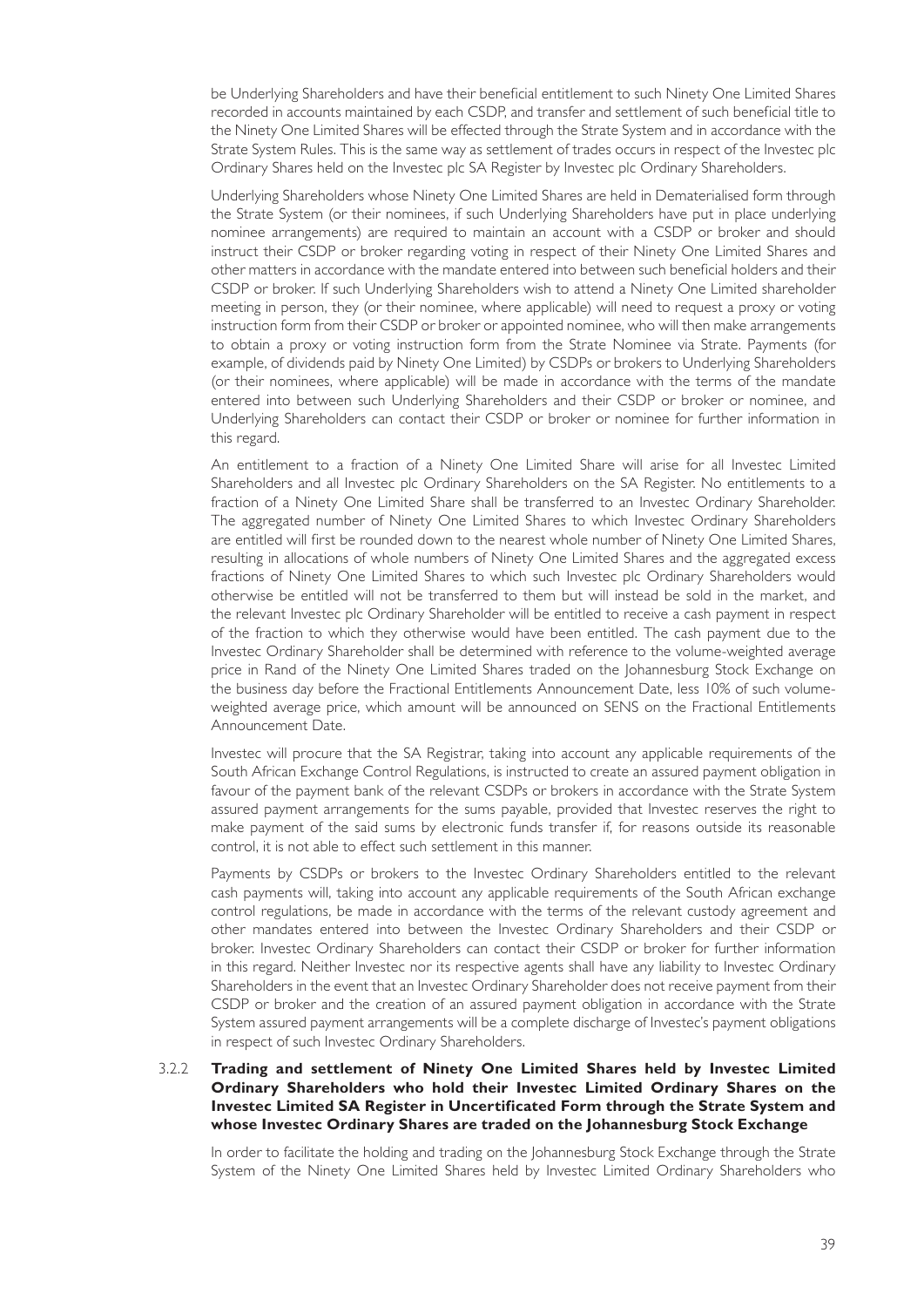be Underlying Shareholders and have their beneficial entitlement to such Ninety One Limited Shares recorded in accounts maintained by each CSDP, and transfer and settlement of such beneficial title to the Ninety One Limited Shares will be effected through the Strate System and in accordance with the Strate System Rules. This is the same way as settlement of trades occurs in respect of the Investec plc Ordinary Shares held on the Investec plc SA Register by Investec plc Ordinary Shareholders.

Underlying Shareholders whose Ninety One Limited Shares are held in Dematerialised form through the Strate System (or their nominees, if such Underlying Shareholders have put in place underlying nominee arrangements) are required to maintain an account with a CSDP or broker and should instruct their CSDP or broker regarding voting in respect of their Ninety One Limited Shares and other matters in accordance with the mandate entered into between such beneficial holders and their CSDP or broker. If such Underlying Shareholders wish to attend a Ninety One Limited shareholder meeting in person, they (or their nominee, where applicable) will need to request a proxy or voting instruction form from their CSDP or broker or appointed nominee, who will then make arrangements to obtain a proxy or voting instruction form from the Strate Nominee via Strate. Payments (for example, of dividends paid by Ninety One Limited) by CSDPs or brokers to Underlying Shareholders (or their nominees, where applicable) will be made in accordance with the terms of the mandate entered into between such Underlying Shareholders and their CSDP or broker or nominee, and Underlying Shareholders can contact their CSDP or broker or nominee for further information in this regard.

An entitlement to a fraction of a Ninety One Limited Share will arise for all Investec Limited Shareholders and all Investec plc Ordinary Shareholders on the SA Register. No entitlements to a fraction of a Ninety One Limited Share shall be transferred to an Investec Ordinary Shareholder. The aggregated number of Ninety One Limited Shares to which Investec Ordinary Shareholders are entitled will first be rounded down to the nearest whole number of Ninety One Limited Shares, resulting in allocations of whole numbers of Ninety One Limited Shares and the aggregated excess fractions of Ninety One Limited Shares to which such Investec plc Ordinary Shareholders would otherwise be entitled will not be transferred to them but will instead be sold in the market, and the relevant Investec plc Ordinary Shareholder will be entitled to receive a cash payment in respect of the fraction to which they otherwise would have been entitled. The cash payment due to the Investec Ordinary Shareholder shall be determined with reference to the volume-weighted average price in Rand of the Ninety One Limited Shares traded on the Johannesburg Stock Exchange on the business day before the Fractional Entitlements Announcement Date, less 10% of such volume-weighted average price, which amount will be announced on SENS on the Fractional Entitlements Announcement Date.

Investec will procure that the SA Registrar, taking into account any applicable requirements of the South African Exchange Control Regulations, is instructed to create an assured payment obligation in favour of the payment bank of the relevant CSDPs or brokers in accordance with the Strate System assured payment arrangements for the sums payable, provided that Investec reserves the right to make payment of the said sums by electronic funds transfer if, for reasons outside its reasonable control, it is not able to effect such settlement in this manner.

Payments by CSDPs or brokers to the Investec Ordinary Shareholders entitled to the relevant cash payments will, taking into account any applicable requirements of the South African exchange control regulations, be made in accordance with the terms of the relevant custody agreement and other mandates entered into between the Investec Ordinary Shareholders and their CSDP or broker. Investec Ordinary Shareholders can contact their CSDP or broker for further information in this regard. Neither Investec nor its respective agents shall have any liability to Investec Ordinary Shareholders in the event that an Investec Ordinary Shareholder does not receive payment from their CSDP or broker and the creation of an assured payment obligation in accordance with the Strate System assured payment arrangements will be a complete discharge of Investec's payment obligations in respect of such Investec Ordinary Shareholders.

3.2.2 **Trading and settlement of Ninety One Limited Shares held by Investec Limited Ordinary Shareholders who hold their Investec Limited Ordinary Shares on the Investec Limited SA Register in Uncertificated Form through the Strate System and whose Investec Ordinary Shares are traded on the Johannesburg Stock Exchange**

In order to facilitate the holding and trading on the Johannesburg Stock Exchange through the Strate System of the Ninety One Limited Shares held by Investec Limited Ordinary Shareholders who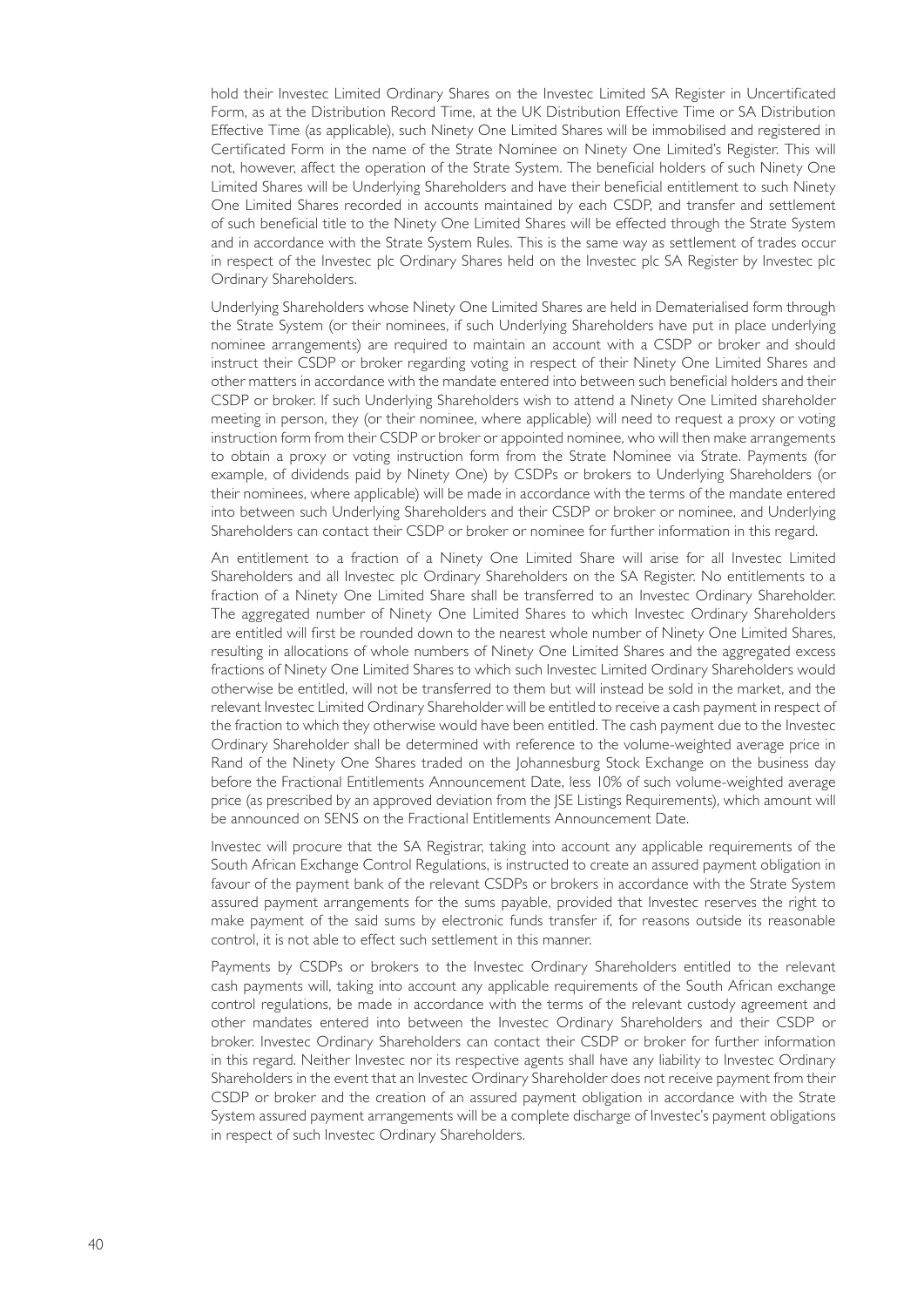hold their Investec Limited Ordinary Shares on the Investec Limited SA Register in Uncertificated Form, as at the Distribution Record Time, at the UK Distribution Effective Time or SA Distribution Effective Time (as applicable), such Ninety One Limited Shares will be immobilised and registered in Certificated Form in the name of the Strate Nominee on Ninety One Limited's Register. This will not, however, affect the operation of the Strate System. The beneficial holders of such Ninety One Limited Shares will be Underlying Shareholders and have their beneficial entitlement to such Ninety One Limited Shares recorded in accounts maintained by each CSDP, and transfer and settlement of such beneficial title to the Ninety One Limited Shares will be effected through the Strate System and in accordance with the Strate System Rules. This is the same way as settlement of trades occur in respect of the Investec plc Ordinary Shares held on the Investec plc SA Register by Investec plc Ordinary Shareholders.

Underlying Shareholders whose Ninety One Limited Shares are held in Dematerialised form through the Strate System (or their nominees, if such Underlying Shareholders have put in place underlying nominee arrangements) are required to maintain an account with a CSDP or broker and should instruct their CSDP or broker regarding voting in respect of their Ninety One Limited Shares and other matters in accordance with the mandate entered into between such beneficial holders and their CSDP or broker. If such Underlying Shareholders wish to attend a Ninety One Limited shareholder meeting in person, they (or their nominee, where applicable) will need to request a proxy or voting instruction form from their CSDP or broker or appointed nominee, who will then make arrangements to obtain a proxy or voting instruction form from the Strate Nominee via Strate. Payments (for example, of dividends paid by Ninety One) by CSDPs or brokers to Underlying Shareholders (or their nominees, where applicable) will be made in accordance with the terms of the mandate entered into between such Underlying Shareholders and their CSDP or broker or nominee, and Underlying Shareholders can contact their CSDP or broker or nominee for further information in this regard.

An entitlement to a fraction of a Ninety One Limited Share will arise for all Investec Limited Shareholders and all Investec plc Ordinary Shareholders on the SA Register. No entitlements to a fraction of a Ninety One Limited Share shall be transferred to an Investec Ordinary Shareholder. The aggregated number of Ninety One Limited Shares to which Investec Ordinary Shareholders are entitled will first be rounded down to the nearest whole number of Ninety One Limited Shares, resulting in allocations of whole numbers of Ninety One Limited Shares and the aggregated excess fractions of Ninety One Limited Shares to which such Investec Limited Ordinary Shareholders would otherwise be entitled, will not be transferred to them but will instead be sold in the market, and the relevant Investec Limited Ordinary Shareholder will be entitled to receive a cash payment in respect of the fraction to which they otherwise would have been entitled. The cash payment due to the Investec Ordinary Shareholder shall be determined with reference to the volume-weighted average price in Rand of the Ninety One Shares traded on the Johannesburg Stock Exchange on the business day before the Fractional Entitlements Announcement Date, less 10% of such volume-weighted average price (as prescribed by an approved deviation from the JSE Listings Requirements), which amount will be announced on SENS on the Fractional Entitlements Announcement Date.

Investec will procure that the SA Registrar, taking into account any applicable requirements of the South African Exchange Control Regulations, is instructed to create an assured payment obligation in favour of the payment bank of the relevant CSDPs or brokers in accordance with the Strate System assured payment arrangements for the sums payable, provided that Investec reserves the right to make payment of the said sums by electronic funds transfer if, for reasons outside its reasonable control, it is not able to effect such settlement in this manner.

Payments by CSDPs or brokers to the Investec Ordinary Shareholders entitled to the relevant cash payments will, taking into account any applicable requirements of the South African exchange control regulations, be made in accordance with the terms of the relevant custody agreement and other mandates entered into between the Investec Ordinary Shareholders and their CSDP or broker. Investec Ordinary Shareholders can contact their CSDP or broker for further information in this regard. Neither Investec nor its respective agents shall have any liability to Investec Ordinary Shareholders in the event that an Investec Ordinary Shareholder does not receive payment from their CSDP or broker and the creation of an assured payment obligation in accordance with the Strate System assured payment arrangements will be a complete discharge of Investec's payment obligations in respect of such Investec Ordinary Shareholders.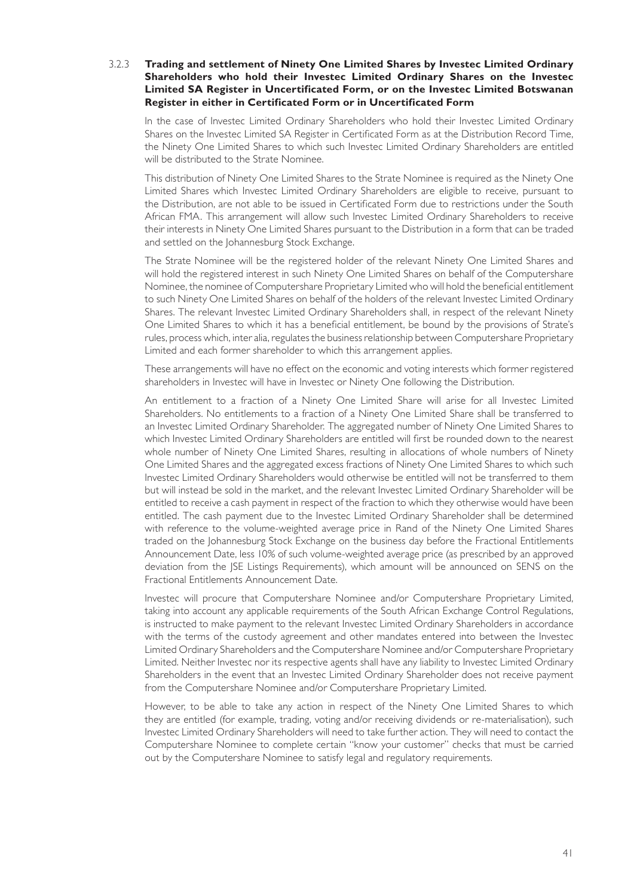### 3.2.3 Trading and settlement of Ninety One Limited Shares by Investec Limited Ordinary Shareholders who hold their Investec Limited Ordinary Shares on the Investec Limited SA Register in Uncertificated Form, or on the Investec Limited Botswanan Register in either in Certificated Form or in Uncertificated Form

In the case of Investec Limited Ordinary Shareholders who hold their Investec Limited Ordinary Shares on the Investec Limited SA Register in Certificated Form as at the Distribution Record Time, the Ninety One Limited Shares to which such Investec Limited Ordinary Shareholders are entitled will be distributed to the Strate Nominee.

This distribution of Ninety One Limited Shares to the Strate Nominee is required as the Ninety One Limited Shares which Investec Limited Ordinary Shareholders are eligible to receive, pursuant to the Distribution, are not able to be issued in Certificated Form due to restrictions under the South African FMA. This arrangement will allow such Investec Limited Ordinary Shareholders to receive their interests in Ninety One Limited Shares pursuant to the Distribution in a form that can be traded and settled on the Johannesburg Stock Exchange.

The Strate Nominee will be the registered holder of the relevant Ninety One Limited Shares and will hold the registered interest in such Ninety One Limited Shares on behalf of the Computershare Nominee, the nominee of Computershare Proprietary Limited who will hold the beneficial entitlement to such Ninety One Limited Shares on behalf of the holders of the relevant Investec Limited Ordinary Shares. The relevant Investec Limited Ordinary Shareholders shall, in respect of the relevant Ninety One Limited Shares to which it has a beneficial entitlement, be bound by the provisions of Strate's rules, process which, inter alia, regulates the business relationship between Computershare Proprietary Limited and each former shareholder to which this arrangement applies.

These arrangements will have no effect on the economic and voting interests which former registered shareholders in Investec will have in Investec or Ninety One following the Distribution.

An entitlement to a fraction of a Ninety One Limited Share will arise for all Investec Limited Shareholders. No entitlements to a fraction of a Ninety One Limited Share shall be transferred to an Investec Limited Ordinary Shareholder. The aggregated number of Ninety One Limited Shares to which Investec Limited Ordinary Shareholders are entitled will first be rounded down to the nearest whole number of Ninety One Limited Shares, resulting in allocations of whole numbers of Ninety One Limited Shares and the aggregated excess fractions of Ninety One Limited Shares to which such Investec Limited Ordinary Shareholders would otherwise be entitled will not be transferred to them but will instead be sold in the market, and the relevant Investec Limited Ordinary Shareholder will be entitled to receive a cash payment in respect of the fraction to which they otherwise would have been entitled. The cash payment due to the Investec Limited Ordinary Shareholder shall be determined with reference to the volume-weighted average price in Rand of the Ninety One Limited Shares traded on the Johannesburg Stock Exchange on the business day before the Fractional Entitlements Announcement Date, less 10% of such volume-weighted average price (as prescribed by an approved deviation from the JSE Listings Requirements), which amount will be announced on SENS on the Fractional Entitlements Announcement Date.

Investec will procure that Computershare Nominee and/or Computershare Proprietary Limited, taking into account any applicable requirements of the South African Exchange Control Regulations, is instructed to make payment to the relevant Investec Limited Ordinary Shareholders in accordance with the terms of the custody agreement and other mandates entered into between the Investec Limited Ordinary Shareholders and the Computershare Nominee and/or Computershare Proprietary Limited. Neither Investec nor its respective agents shall have any liability to Investec Limited Ordinary Shareholders in the event that an Investec Limited Ordinary Shareholder does not receive payment from the Computershare Nominee and/or Computershare Proprietary Limited.

However, to be able to take any action in respect of the Ninety One Limited Shares to which they are entitled (for example, trading, voting and/or receiving dividends or re-materialisation), such Investec Limited Ordinary Shareholders will need to take further action. They will need to contact the Computershare Nominee to complete certain "know your customer" checks that must be carried out by the Computershare Nominee to satisfy legal and regulatory requirements.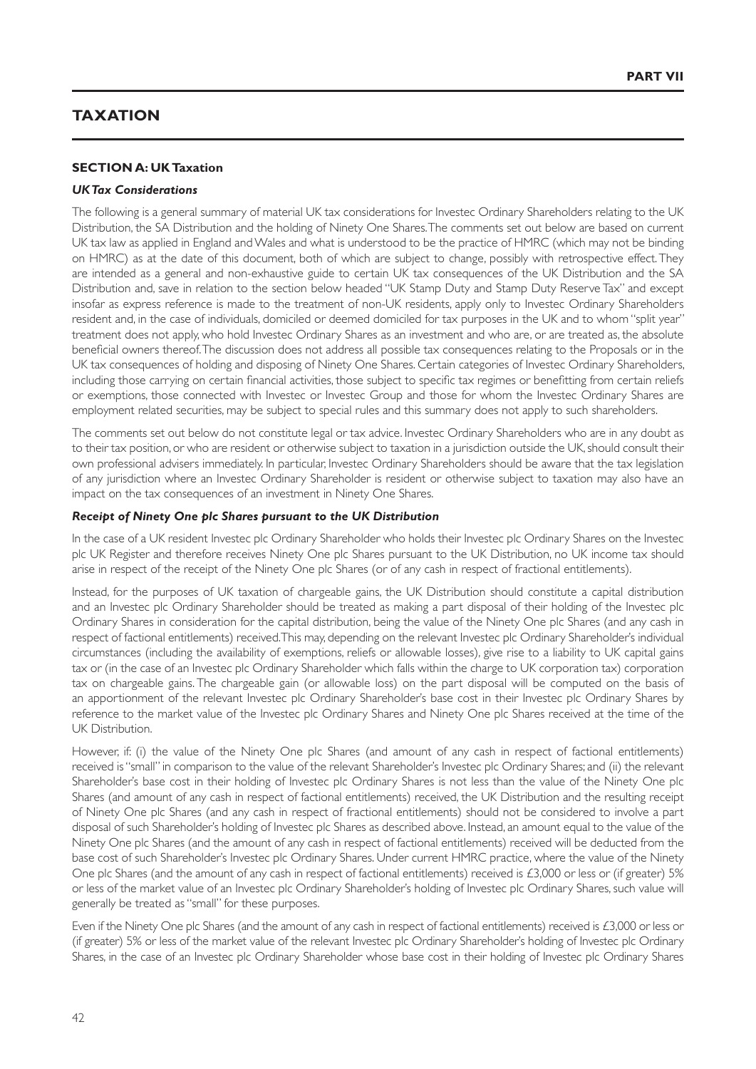# PART VII

## TAXATION

### SECTION A: UK Taxation

#### *UK Tax Considerations*

The following is a general summary of material UK tax considerations for Investec Ordinary Shareholders relating to the UK Distribution, the SA Distribution and the holding of Ninety One Shares. The comments set out below are based on current UK tax law as applied in England and Wales and what is understood to be the practice of HMRC (which may not be binding on HMRC) as at the date of this document, both of which are subject to change, possibly with retrospective effect. They are intended as a general and non-exhaustive guide to certain UK tax consequences of the UK Distribution and the SA Distribution and, save in relation to the section below headed "UK Stamp Duty and Stamp Duty Reserve Tax" and except insofar as express reference is made to the treatment of non-UK residents, apply only to Investec Ordinary Shareholders resident and, in the case of individuals, domiciled or deemed domiciled for tax purposes in the UK and to whom "split year" treatment does not apply, who hold Investec Ordinary Shares as an investment and who are, or are treated as, the absolute beneficial owners thereof. The discussion does not address all possible tax consequences relating to the Proposals or in the UK tax consequences of holding and disposing of Ninety One Shares. Certain categories of Investec Ordinary Shareholders, including those carrying on certain financial activities, those subject to specific tax regimes or benefitting from certain reliefs or exemptions, those connected with Investec or Investec Group and those for whom the Investec Ordinary Shares are employment related securities, may be subject to special rules and this summary does not apply to such shareholders.

The comments set out below do not constitute legal or tax advice. Investec Ordinary Shareholders who are in any doubt as to their tax position, or who are resident or otherwise subject to taxation in a jurisdiction outside the UK, should consult their own professional advisers immediately. In particular, Investec Ordinary Shareholders should be aware that the tax legislation of any jurisdiction where an Investec Ordinary Shareholder is resident or otherwise subject to taxation may also have an impact on the tax consequences of an investment in Ninety One Shares.

#### *Receipt of Ninety One plc Shares pursuant to the UK Distribution*

In the case of a UK resident Investec plc Ordinary Shareholder who holds their Investec plc Ordinary Shares on the Investec plc UK Register and therefore receives Ninety One plc Shares pursuant to the UK Distribution, no UK income tax should arise in respect of the receipt of the Ninety One plc Shares (or of any cash in respect of fractional entitlements).

Instead, for the purposes of UK taxation of chargeable gains, the UK Distribution should constitute a capital distribution and an Investec plc Ordinary Shareholder should be treated as making a part disposal of their holding of the Investec plc Ordinary Shares in consideration for the capital distribution, being the value of the Ninety One plc Shares (and any cash in respect of factional entitlements) received. This may, depending on the relevant Investec plc Ordinary Shareholder's individual circumstances (including the availability of exemptions, reliefs or allowable losses), give rise to a liability to UK capital gains tax or (in the case of an Investec plc Ordinary Shareholder which falls within the charge to UK corporation tax) corporation tax on chargeable gains. The chargeable gain (or allowable loss) on the part disposal will be computed on the basis of an apportionment of the relevant Investec plc Ordinary Shareholder's base cost in their Investec plc Ordinary Shares by reference to the market value of the Investec plc Ordinary Shares and Ninety One plc Shares received at the time of the UK Distribution.

However, if: (i) the value of the Ninety One plc Shares (and amount of any cash in respect of factional entitlements) received is "small" in comparison to the value of the relevant Shareholder's Investec plc Ordinary Shares; and (ii) the relevant Shareholder's base cost in their holding of Investec plc Ordinary Shares is not less than the value of the Ninety One plc Shares (and amount of any cash in respect of factional entitlements) received, the UK Distribution and the resulting receipt of Ninety One plc Shares (and any cash in respect of fractional entitlements) should not be considered to involve a part disposal of such Shareholder's holding of Investec plc Shares as described above. Instead, an amount equal to the value of the Ninety One plc Shares (and the amount of any cash in respect of factional entitlements) received will be deducted from the base cost of such Shareholder's Investec plc Ordinary Shares. Under current HMRC practice, where the value of the Ninety One plc Shares (and the amount of any cash in respect of factional entitlements) received is £3,000 or less or (if greater) 5% or less of the market value of an Investec plc Ordinary Shareholder's holding of Investec plc Ordinary Shares, such value will generally be treated as "small" for these purposes.

Even if the Ninety One plc Shares (and the amount of any cash in respect of factional entitlements) received is £3,000 or less or (if greater) 5% or less of the market value of the relevant Investec plc Ordinary Shareholder's holding of Investec plc Ordinary Shares, in the case of an Investec plc Ordinary Shareholder whose base cost in their holding of Investec plc Ordinary Shares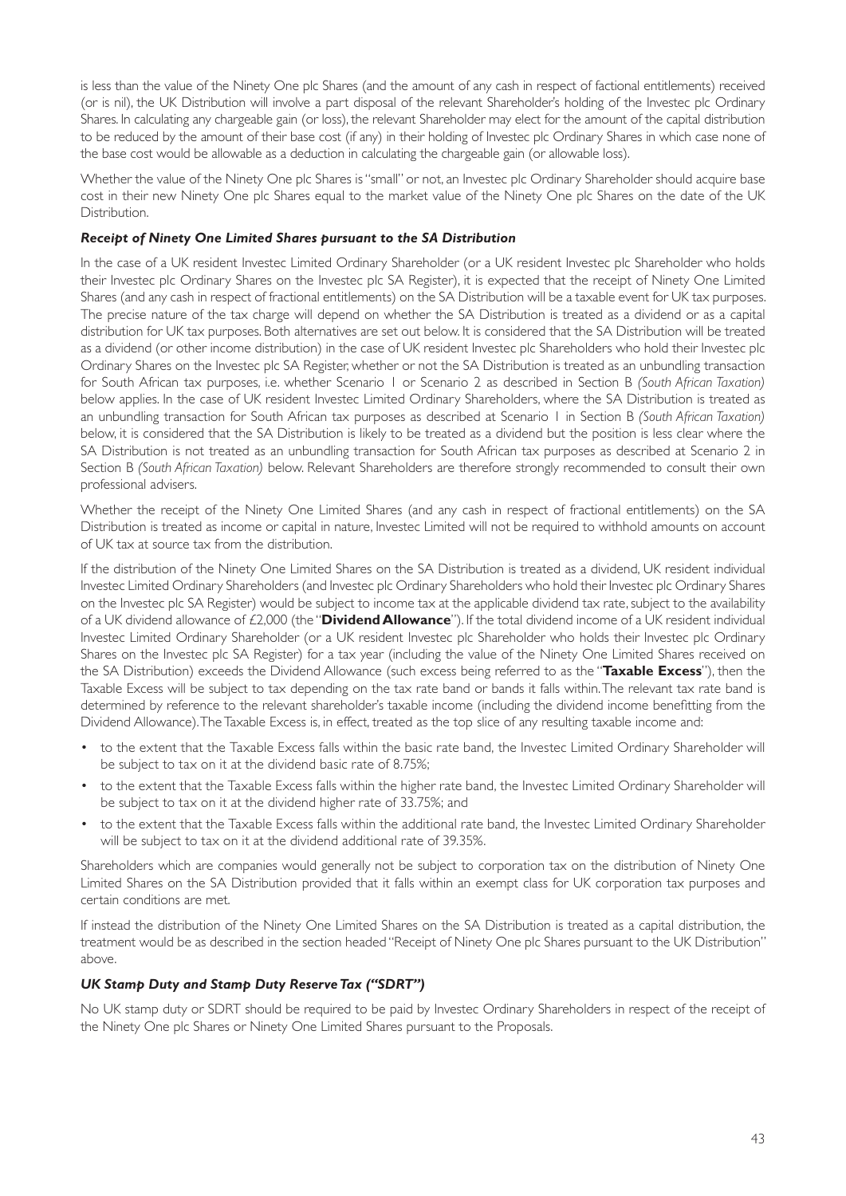is less than the value of the Ninety One plc Shares (and the amount of any cash in respect of factional entitlements) received (or is nil), the UK Distribution will involve a part disposal of the relevant Shareholder's holding of the Investec plc Ordinary Shares. In calculating any chargeable gain (or loss), the relevant Shareholder may elect for the amount of the capital distribution to be reduced by the amount of their base cost (if any) in their holding of Investec plc Ordinary Shares in which case none of the base cost would be allowable as a deduction in calculating the chargeable gain (or allowable loss).

Whether the value of the Ninety One plc Shares is "small" or not, an Investec plc Ordinary Shareholder should acquire base cost in their new Ninety One plc Shares equal to the market value of the Ninety One plc Shares on the date of the UK Distribution.

### *Receipt of Ninety One Limited Shares pursuant to the SA Distribution*

In the case of a UK resident Investec Limited Ordinary Shareholder (or a UK resident Investec plc Shareholder who holds their Investec plc Ordinary Shares on the Investec plc SA Register), it is expected that the receipt of Ninety One Limited Shares (and any cash in respect of fractional entitlements) on the SA Distribution will be a taxable event for UK tax purposes. The precise nature of the tax charge will depend on whether the SA Distribution is treated as a dividend or as a capital distribution for UK tax purposes. Both alternatives are set out below. It is considered that the SA Distribution will be treated as a dividend (or other income distribution) in the case of UK resident Investec plc Shareholders who hold their Investec plc Ordinary Shares on the Investec plc SA Register, whether or not the SA Distribution is treated as an unbundling transaction for South African tax purposes, i.e. whether Scenario 1 or Scenario 2 as described in Section B *(South African Taxation)* below applies. In the case of UK resident Investec Limited Ordinary Shareholders, where the SA Distribution is treated as an unbundling transaction for South African tax purposes as described at Scenario 1 in Section B *(South African Taxation)* below, it is considered that the SA Distribution is likely to be treated as a dividend but the position is less clear where the SA Distribution is not treated as an unbundling transaction for South African tax purposes as described at Scenario 2 in Section B *(South African Taxation)* below. Relevant Shareholders are therefore strongly recommended to consult their own professional advisers.

Whether the receipt of the Ninety One Limited Shares (and any cash in respect of fractional entitlements) on the SA Distribution is treated as income or capital in nature, Investec Limited will not be required to withhold amounts on account of UK tax at source tax from the distribution.

If the distribution of the Ninety One Limited Shares on the SA Distribution is treated as a dividend, UK resident individual Investec Limited Ordinary Shareholders (and Investec plc Ordinary Shareholders who hold their Investec plc Ordinary Shares on the Investec plc SA Register) would be subject to income tax at the applicable dividend tax rate, subject to the availability of a UK dividend allowance of £2,000 (the "**Dividend Allowance**"). If the total dividend income of a UK resident individual Investec Limited Ordinary Shareholder (or a UK resident Investec plc Shareholder who holds their Investec plc Ordinary Shares on the Investec plc SA Register) for a tax year (including the value of the Ninety One Limited Shares received on the SA Distribution) exceeds the Dividend Allowance (such excess being referred to as the "**Taxable Excess**"), then the Taxable Excess will be subject to tax depending on the tax rate band or bands it falls within. The relevant tax rate band is determined by reference to the relevant shareholder's taxable income (including the dividend income benefitting from the Dividend Allowance). The Taxable Excess is, in effect, treated as the top slice of any resulting taxable income and:

- to the extent that the Taxable Excess falls within the basic rate band, the Investec Limited Ordinary Shareholder will be subject to tax on it at the dividend basic rate of 8.75%;
- to the extent that the Taxable Excess falls within the higher rate band, the Investec Limited Ordinary Shareholder will be subject to tax on it at the dividend higher rate of 33.75%; and
- to the extent that the Taxable Excess falls within the additional rate band, the Investec Limited Ordinary Shareholder will be subject to tax on it at the dividend additional rate of 39.35%.

Shareholders which are companies would generally not be subject to corporation tax on the distribution of Ninety One Limited Shares on the SA Distribution provided that it falls within an exempt class for UK corporation tax purposes and certain conditions are met.

If instead the distribution of the Ninety One Limited Shares on the SA Distribution is treated as a capital distribution, the treatment would be as described in the section headed "Receipt of Ninety One plc Shares pursuant to the UK Distribution" above.

### *UK Stamp Duty and Stamp Duty Reserve Tax ("SDRT")*

No UK stamp duty or SDRT should be required to be paid by Investec Ordinary Shareholders in respect of the receipt of the Ninety One plc Shares or Ninety One Limited Shares pursuant to the Proposals.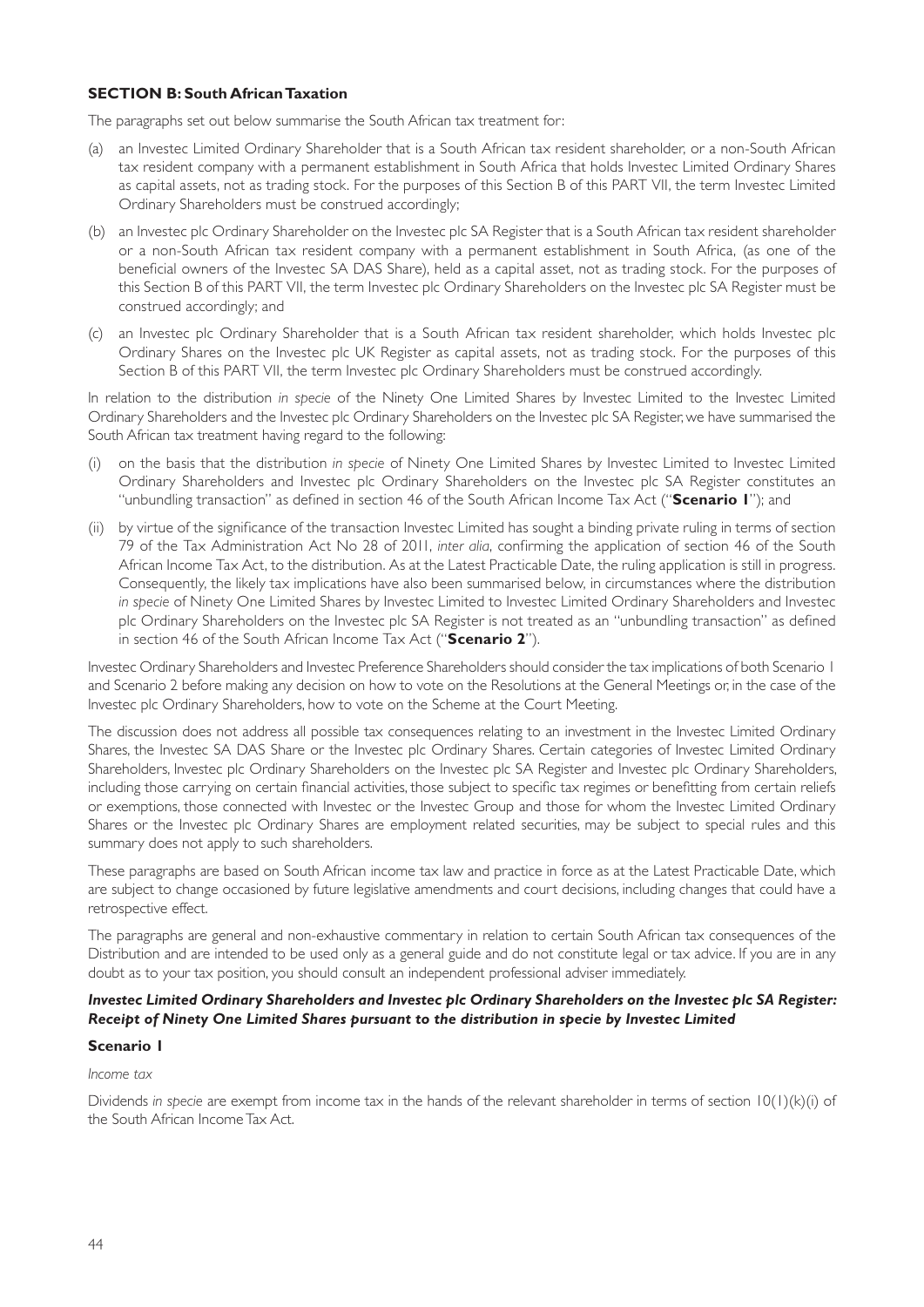### SECTION B: South African Taxation

The paragraphs set out below summarise the South African tax treatment for:

(a) an Investec Limited Ordinary Shareholder that is a South African tax resident shareholder, or a non-South African tax resident company with a permanent establishment in South Africa that holds Investec Limited Ordinary Shares as capital assets, not as trading stock. For the purposes of this Section B of this PART VII, the term Investec Limited Ordinary Shareholders must be construed accordingly;

(b) an Investec plc Ordinary Shareholder on the Investec plc SA Register that is a South African tax resident shareholder or a non-South African tax resident company with a permanent establishment in South Africa, (as one of the beneficial owners of the Investec SA DAS Share), held as a capital asset, not as trading stock. For the purposes of this Section B of this PART VII, the term Investec plc Ordinary Shareholders on the Investec plc SA Register must be construed accordingly; and

(c) an Investec plc Ordinary Shareholder that is a South African tax resident shareholder, which holds Investec plc Ordinary Shares on the Investec plc UK Register as capital assets, not as trading stock. For the purposes of this Section B of this PART VII, the term Investec plc Ordinary Shareholders must be construed accordingly.

In relation to the distribution *in specie* of the Ninety One Limited Shares by Investec Limited to the Investec Limited Ordinary Shareholders and the Investec plc Ordinary Shareholders on the Investec plc SA Register, we have summarised the South African tax treatment having regard to the following:

(i) on the basis that the distribution *in specie* of Ninety One Limited Shares by Investec Limited to Investec Limited Ordinary Shareholders and Investec plc Ordinary Shareholders on the Investec plc SA Register constitutes an "unbundling transaction" as defined in section 46 of the South African Income Tax Act ("**Scenario 1**"); and

(ii) by virtue of the significance of the transaction Investec Limited has sought a binding private ruling in terms of section 79 of the Tax Administration Act No 28 of 2011, *inter alia*, confirming the application of section 46 of the South African Income Tax Act, to the distribution. As at the Latest Practicable Date, the ruling application is still in progress. Consequently, the likely tax implications have also been summarised below, in circumstances where the distribution *in specie* of Ninety One Limited Shares by Investec Limited to Investec Limited Ordinary Shareholders and Investec plc Ordinary Shareholders on the Investec plc SA Register is not treated as an "unbundling transaction" as defined in section 46 of the South African Income Tax Act ("**Scenario 2**").

Investec Ordinary Shareholders and Investec Preference Shareholders should consider the tax implications of both Scenario 1 and Scenario 2 before making any decision on how to vote on the Resolutions at the General Meetings or, in the case of the Investec plc Ordinary Shareholders, how to vote on the Scheme at the Court Meeting.

The discussion does not address all possible tax consequences relating to an investment in the Investec Limited Ordinary Shares, the Investec SA DAS Share or the Investec plc Ordinary Shares. Certain categories of Investec Limited Ordinary Shareholders, Investec plc Ordinary Shareholders on the Investec plc SA Register and Investec plc Ordinary Shareholders, including those carrying on certain financial activities, those subject to specific tax regimes or benefitting from certain reliefs or exemptions, those connected with Investec or the Investec Group and those for whom the Investec Limited Ordinary Shares or the Investec plc Ordinary Shares are employment related securities, may be subject to special rules and this summary does not apply to such shareholders.

These paragraphs are based on South African income tax law and practice in force as at the Latest Practicable Date, which are subject to change occasioned by future legislative amendments and court decisions, including changes that could have a retrospective effect.

The paragraphs are general and non-exhaustive commentary in relation to certain South African tax consequences of the Distribution and are intended to be used only as a general guide and do not constitute legal or tax advice. If you are in any doubt as to your tax position, you should consult an independent professional adviser immediately.

***Investec Limited Ordinary Shareholders and Investec plc Ordinary Shareholders on the Investec plc SA Register: Receipt of Ninety One Limited Shares pursuant to the distribution in specie by Investec Limited***

**Scenario 1**

*Income tax*

Dividends *in specie* are exempt from income tax in the hands of the relevant shareholder in terms of section 10(1)(k)(i) of the South African Income Tax Act.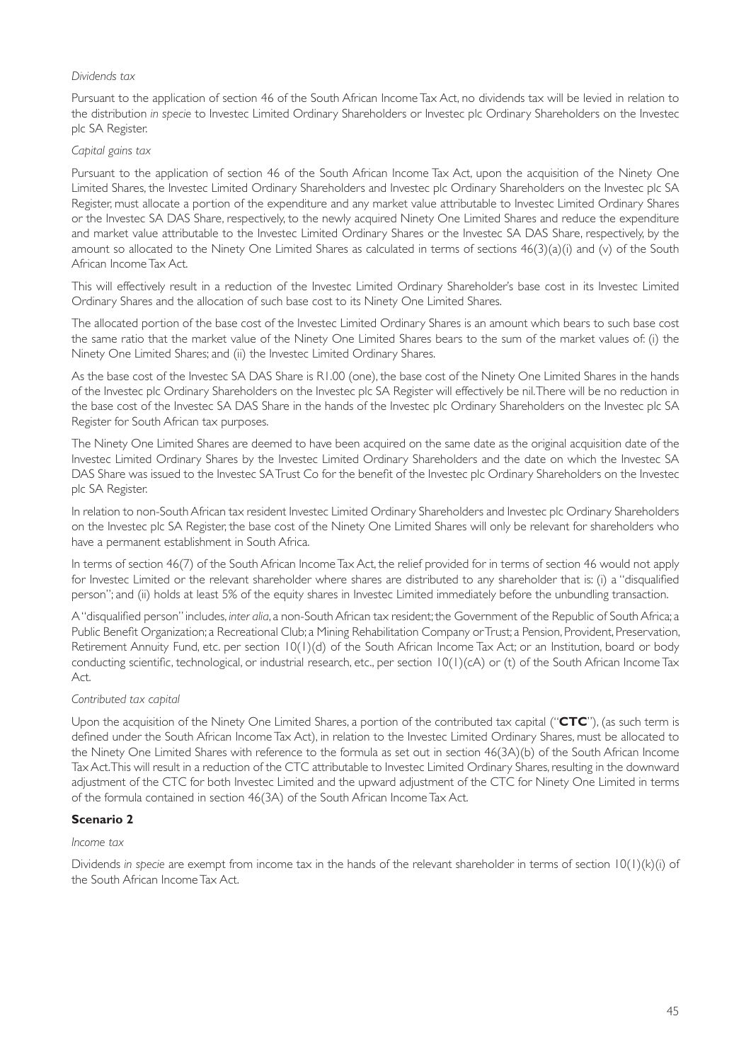*Dividends tax*

Pursuant to the application of section 46 of the South African Income Tax Act, no dividends tax will be levied in relation to the distribution *in specie* to Investec Limited Ordinary Shareholders or Investec plc Ordinary Shareholders on the Investec plc SA Register.

*Capital gains tax*

Pursuant to the application of section 46 of the South African Income Tax Act, upon the acquisition of the Ninety One Limited Shares, the Investec Limited Ordinary Shareholders and Investec plc Ordinary Shareholders on the Investec plc SA Register, must allocate a portion of the expenditure and any market value attributable to Investec Limited Ordinary Shares or the Investec SA DAS Share, respectively, to the newly acquired Ninety One Limited Shares and reduce the expenditure and market value attributable to the Investec Limited Ordinary Shares or the Investec SA DAS Share, respectively, by the amount so allocated to the Ninety One Limited Shares as calculated in terms of sections 46(3)(a)(i) and (v) of the South African Income Tax Act.

This will effectively result in a reduction of the Investec Limited Ordinary Shareholder's base cost in its Investec Limited Ordinary Shares and the allocation of such base cost to its Ninety One Limited Shares.

The allocated portion of the base cost of the Investec Limited Ordinary Shares is an amount which bears to such base cost the same ratio that the market value of the Ninety One Limited Shares bears to the sum of the market values of: (i) the Ninety One Limited Shares; and (ii) the Investec Limited Ordinary Shares.

As the base cost of the Investec SA DAS Share is R1.00 (one), the base cost of the Ninety One Limited Shares in the hands of the Investec plc Ordinary Shareholders on the Investec plc SA Register will effectively be nil. There will be no reduction in the base cost of the Investec SA DAS Share in the hands of the Investec plc Ordinary Shareholders on the Investec plc SA Register for South African tax purposes.

The Ninety One Limited Shares are deemed to have been acquired on the same date as the original acquisition date of the Investec Limited Ordinary Shares by the Investec Limited Ordinary Shareholders and the date on which the Investec SA DAS Share was issued to the Investec SA Trust Co for the benefit of the Investec plc Ordinary Shareholders on the Investec plc SA Register.

In relation to non-South African tax resident Investec Limited Ordinary Shareholders and Investec plc Ordinary Shareholders on the Investec plc SA Register, the base cost of the Ninety One Limited Shares will only be relevant for shareholders who have a permanent establishment in South Africa.

In terms of section 46(7) of the South African Income Tax Act, the relief provided for in terms of section 46 would not apply for Investec Limited or the relevant shareholder where shares are distributed to any shareholder that is: (i) a "disqualified person"; and (ii) holds at least 5% of the equity shares in Investec Limited immediately before the unbundling transaction.

A "disqualified person" includes, *inter alia*, a non-South African tax resident; the Government of the Republic of South Africa; a Public Benefit Organization; a Recreational Club; a Mining Rehabilitation Company or Trust; a Pension, Provident, Preservation, Retirement Annuity Fund, etc. per section 10(1)(d) of the South African Income Tax Act; or an Institution, board or body conducting scientific, technological, or industrial research, etc., per section 10(1)(cA) or (t) of the South African Income Tax Act.

*Contributed tax capital*

Upon the acquisition of the Ninety One Limited Shares, a portion of the contributed tax capital ("**CTC**"), (as such term is defined under the South African Income Tax Act), in relation to the Investec Limited Ordinary Shares, must be allocated to the Ninety One Limited Shares with reference to the formula as set out in section 46(3A)(b) of the South African Income Tax Act. This will result in a reduction of the CTC attributable to Investec Limited Ordinary Shares, resulting in the downward adjustment of the CTC for both Investec Limited and the upward adjustment of the CTC for Ninety One Limited in terms of the formula contained in section 46(3A) of the South African Income Tax Act.

**Scenario 2**

*Income tax*

Dividends *in specie* are exempt from income tax in the hands of the relevant shareholder in terms of section 10(1)(k)(i) of the South African Income Tax Act.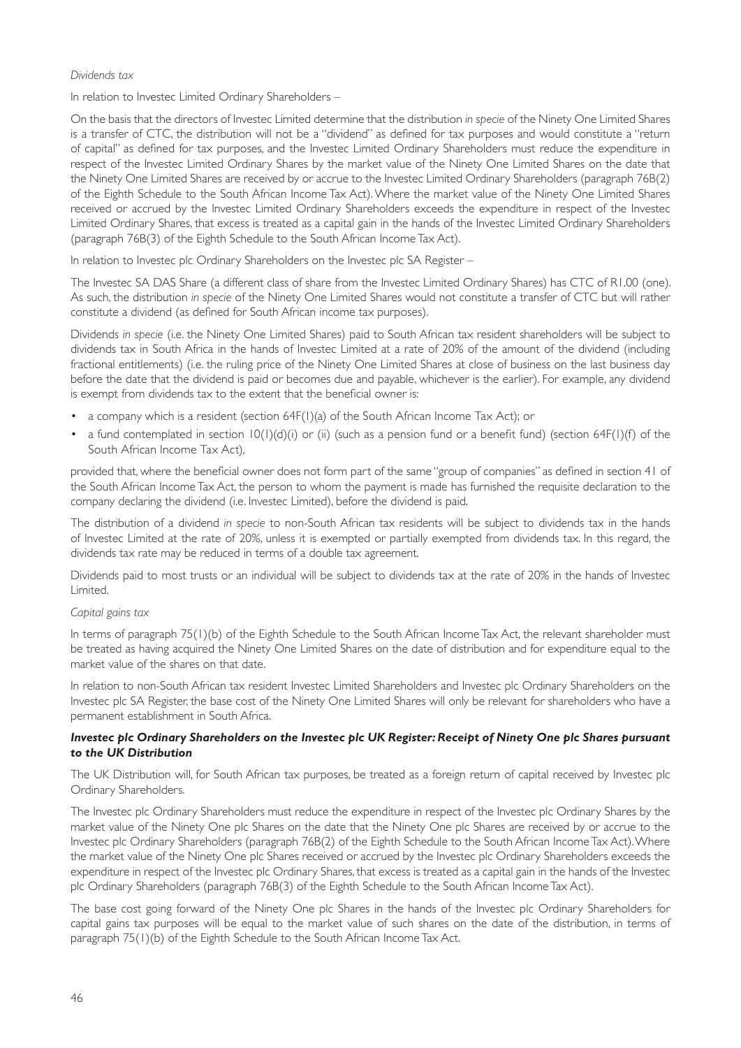*Dividends tax*

In relation to Investec Limited Ordinary Shareholders –

On the basis that the directors of Investec Limited determine that the distribution *in specie* of the Ninety One Limited Shares is a transfer of CTC, the distribution will not be a "dividend" as defined for tax purposes and would constitute a "return of capital" as defined for tax purposes, and the Investec Limited Ordinary Shareholders must reduce the expenditure in respect of the Investec Limited Ordinary Shares by the market value of the Ninety One Limited Shares on the date that the Ninety One Limited Shares are received by or accrue to the Investec Limited Ordinary Shareholders (paragraph 76B(2) of the Eighth Schedule to the South African Income Tax Act). Where the market value of the Ninety One Limited Shares received or accrued by the Investec Limited Ordinary Shareholders exceeds the expenditure in respect of the Investec Limited Ordinary Shares, that excess is treated as a capital gain in the hands of the Investec Limited Ordinary Shareholders (paragraph 76B(3) of the Eighth Schedule to the South African Income Tax Act).

In relation to Investec plc Ordinary Shareholders on the Investec plc SA Register –

The Investec SA DAS Share (a different class of share from the Investec Limited Ordinary Shares) has CTC of R1.00 (one). As such, the distribution *in specie* of the Ninety One Limited Shares would not constitute a transfer of CTC but will rather constitute a dividend (as defined for South African income tax purposes).

Dividends *in specie* (i.e. the Ninety One Limited Shares) paid to South African tax resident shareholders will be subject to dividends tax in South Africa in the hands of Investec Limited at a rate of 20% of the amount of the dividend (including fractional entitlements) (i.e. the ruling price of the Ninety One Limited Shares at close of business on the last business day before the date that the dividend is paid or becomes due and payable, whichever is the earlier). For example, any dividend is exempt from dividends tax to the extent that the beneficial owner is:

- a company which is a resident (section 64F(1)(a) of the South African Income Tax Act); or
- a fund contemplated in section 10(1)(d)(i) or (ii) (such as a pension fund or a benefit fund) (section 64F(1)(f) of the South African Income Tax Act),

provided that, where the beneficial owner does not form part of the same "group of companies" as defined in section 41 of the South African Income Tax Act, the person to whom the payment is made has furnished the requisite declaration to the company declaring the dividend (i.e. Investec Limited), before the dividend is paid.

The distribution of a dividend *in specie* to non-South African tax residents will be subject to dividends tax in the hands of Investec Limited at the rate of 20%, unless it is exempted or partially exempted from dividends tax. In this regard, the dividends tax rate may be reduced in terms of a double tax agreement.

Dividends paid to most trusts or an individual will be subject to dividends tax at the rate of 20% in the hands of Investec Limited.

*Capital gains tax*

In terms of paragraph 75(1)(b) of the Eighth Schedule to the South African Income Tax Act, the relevant shareholder must be treated as having acquired the Ninety One Limited Shares on the date of distribution and for expenditure equal to the market value of the shares on that date.

In relation to non-South African tax resident Investec Limited Shareholders and Investec plc Ordinary Shareholders on the Investec plc SA Register, the base cost of the Ninety One Limited Shares will only be relevant for shareholders who have a permanent establishment in South Africa.

***Investec plc Ordinary Shareholders on the Investec plc UK Register: Receipt of Ninety One plc Shares pursuant to the UK Distribution***

The UK Distribution will, for South African tax purposes, be treated as a foreign return of capital received by Investec plc Ordinary Shareholders.

The Investec plc Ordinary Shareholders must reduce the expenditure in respect of the Investec plc Ordinary Shares by the market value of the Ninety One plc Shares on the date that the Ninety One plc Shares are received by or accrue to the Investec plc Ordinary Shareholders (paragraph 76B(2) of the Eighth Schedule to the South African Income Tax Act). Where the market value of the Ninety One plc Shares received or accrued by the Investec plc Ordinary Shareholders exceeds the expenditure in respect of the Investec plc Ordinary Shares, that excess is treated as a capital gain in the hands of the Investec plc Ordinary Shareholders (paragraph 76B(3) of the Eighth Schedule to the South African Income Tax Act).

The base cost going forward of the Ninety One plc Shares in the hands of the Investec plc Ordinary Shareholders for capital gains tax purposes will be equal to the market value of such shares on the date of the distribution, in terms of paragraph 75(1)(b) of the Eighth Schedule to the South African Income Tax Act.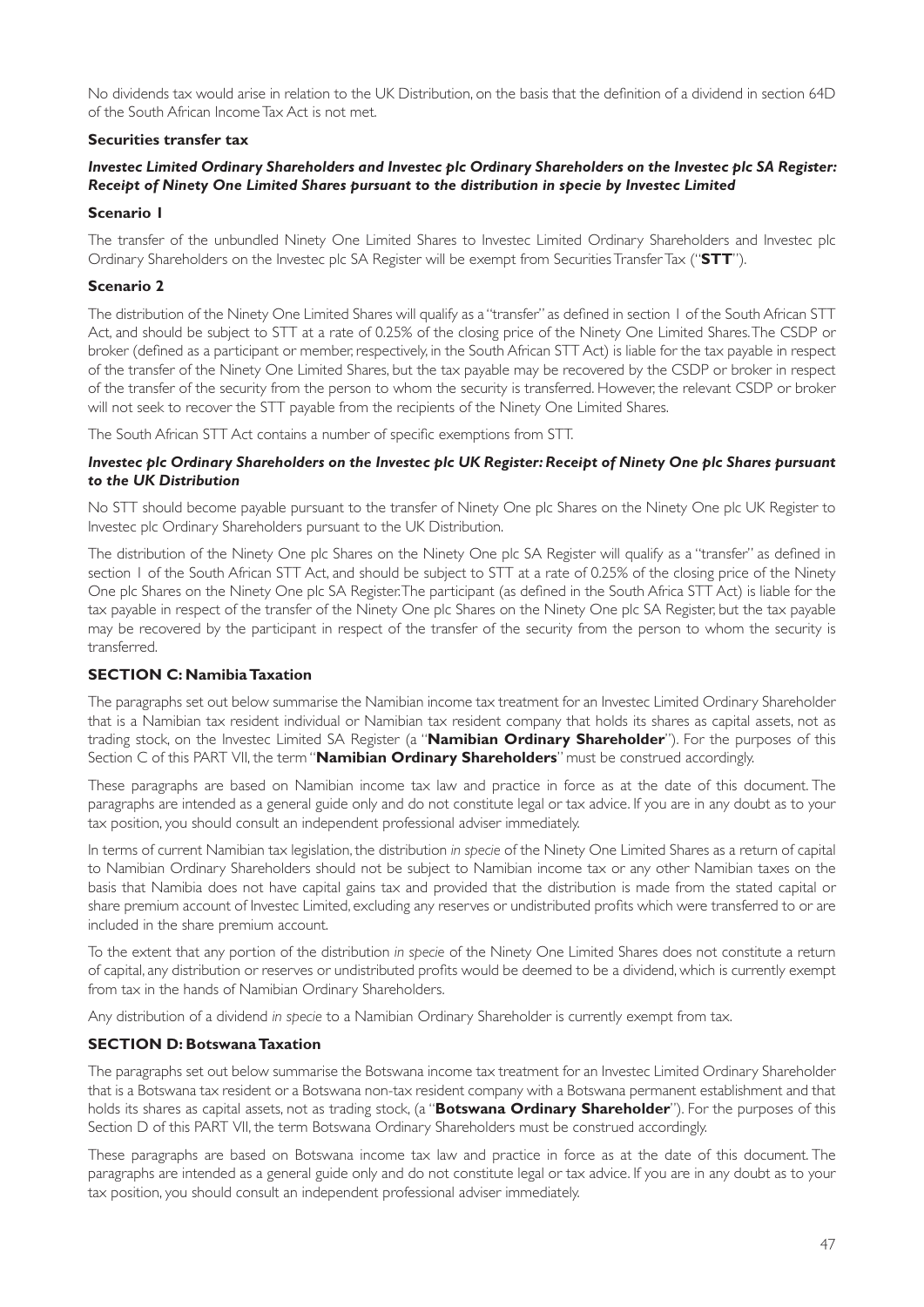No dividends tax would arise in relation to the UK Distribution, on the basis that the definition of a dividend in section 64D of the South African Income Tax Act is not met.

**Securities transfer tax**

***Investec Limited Ordinary Shareholders and Investec plc Ordinary Shareholders on the Investec plc SA Register: Receipt of Ninety One Limited Shares pursuant to the distribution in specie by Investec Limited***

**Scenario 1**

The transfer of the unbundled Ninety One Limited Shares to Investec Limited Ordinary Shareholders and Investec plc Ordinary Shareholders on the Investec plc SA Register will be exempt from Securities Transfer Tax ("**STT**").

**Scenario 2**

The distribution of the Ninety One Limited Shares will qualify as a "transfer" as defined in section 1 of the South African STT Act, and should be subject to STT at a rate of 0.25% of the closing price of the Ninety One Limited Shares. The CSDP or broker (defined as a participant or member, respectively, in the South African STT Act) is liable for the tax payable in respect of the transfer of the Ninety One Limited Shares, but the tax payable may be recovered by the CSDP or broker in respect of the transfer of the security from the person to whom the security is transferred. However, the relevant CSDP or broker will not seek to recover the STT payable from the recipients of the Ninety One Limited Shares.

The South African STT Act contains a number of specific exemptions from STT.

***Investec plc Ordinary Shareholders on the Investec plc UK Register: Receipt of Ninety One plc Shares pursuant to the UK Distribution***

No STT should become payable pursuant to the transfer of Ninety One plc Shares on the Ninety One plc UK Register to Investec plc Ordinary Shareholders pursuant to the UK Distribution.

The distribution of the Ninety One plc Shares on the Ninety One plc SA Register will qualify as a "transfer" as defined in section 1 of the South African STT Act, and should be subject to STT at a rate of 0.25% of the closing price of the Ninety One plc Shares on the Ninety One plc SA Register. The participant (as defined in the South Africa STT Act) is liable for the tax payable in respect of the transfer of the Ninety One plc Shares on the Ninety One plc SA Register, but the tax payable may be recovered by the participant in respect of the transfer of the security from the person to whom the security is transferred.

## SECTION C: Namibia Taxation

The paragraphs set out below summarise the Namibian income tax treatment for an Investec Limited Ordinary Shareholder that is a Namibian tax resident individual or Namibian tax resident company that holds its shares as capital assets, not as trading stock, on the Investec Limited SA Register (a "**Namibian Ordinary Shareholder**"). For the purposes of this Section C of this PART VII, the term "**Namibian Ordinary Shareholders**" must be construed accordingly.

These paragraphs are based on Namibian income tax law and practice in force as at the date of this document. The paragraphs are intended as a general guide only and do not constitute legal or tax advice. If you are in any doubt as to your tax position, you should consult an independent professional adviser immediately.

In terms of current Namibian tax legislation, the distribution *in specie* of the Ninety One Limited Shares as a return of capital to Namibian Ordinary Shareholders should not be subject to Namibian income tax or any other Namibian taxes on the basis that Namibia does not have capital gains tax and provided that the distribution is made from the stated capital or share premium account of Investec Limited, excluding any reserves or undistributed profits which were transferred to or are included in the share premium account.

To the extent that any portion of the distribution *in specie* of the Ninety One Limited Shares does not constitute a return of capital, any distribution or reserves or undistributed profits would be deemed to be a dividend, which is currently exempt from tax in the hands of Namibian Ordinary Shareholders.

Any distribution of a dividend *in specie* to a Namibian Ordinary Shareholder is currently exempt from tax.

## SECTION D: Botswana Taxation

The paragraphs set out below summarise the Botswana income tax treatment for an Investec Limited Ordinary Shareholder that is a Botswana tax resident or a Botswana non-tax resident company with a Botswana permanent establishment and that holds its shares as capital assets, not as trading stock, (a "**Botswana Ordinary Shareholder**"). For the purposes of this Section D of this PART VII, the term Botswana Ordinary Shareholders must be construed accordingly.

These paragraphs are based on Botswana income tax law and practice in force as at the date of this document. The paragraphs are intended as a general guide only and do not constitute legal or tax advice. If you are in any doubt as to your tax position, you should consult an independent professional adviser immediately.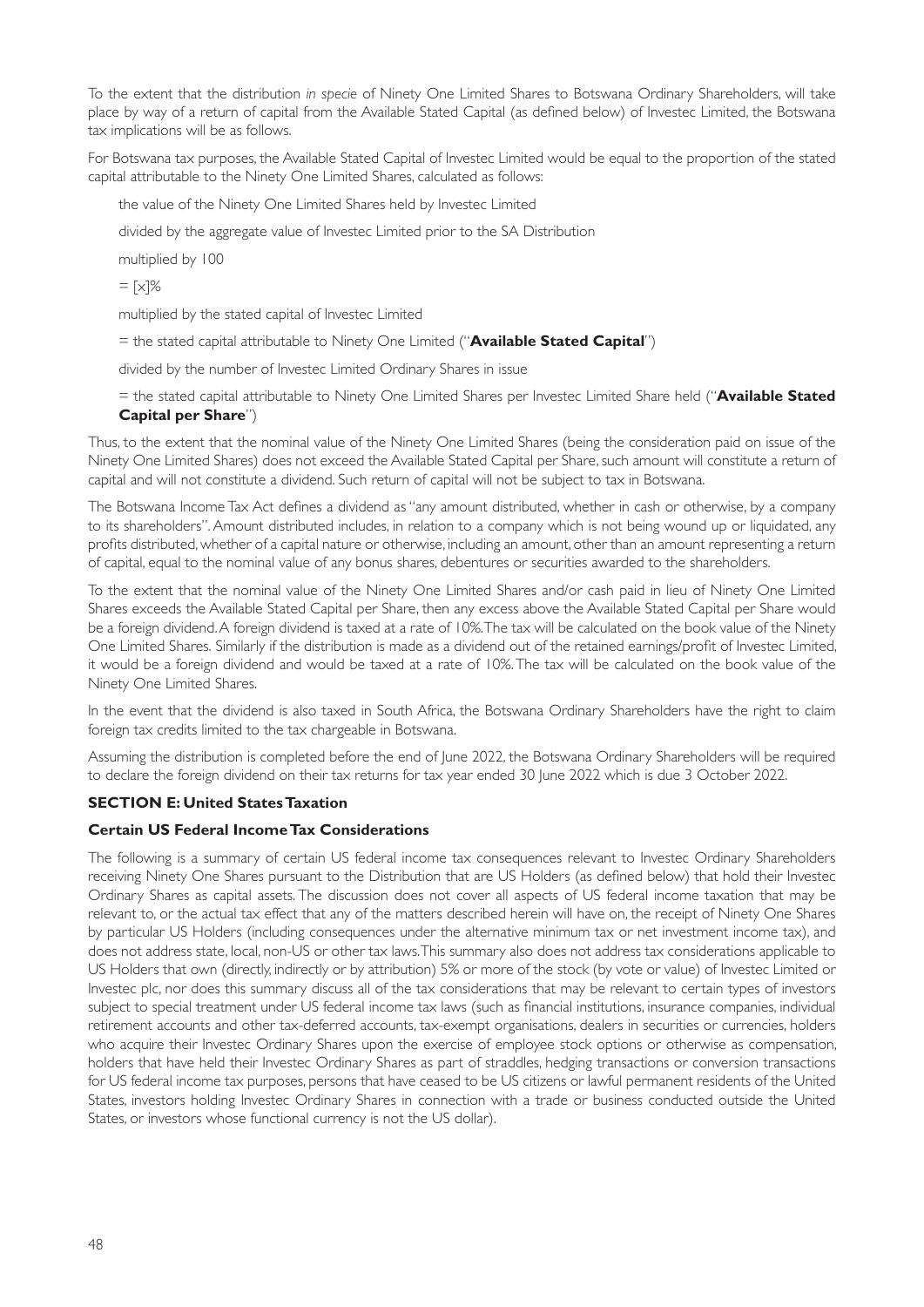To the extent that the distribution *in specie* of Ninety One Limited Shares to Botswana Ordinary Shareholders, will take place by way of a return of capital from the Available Stated Capital (as defined below) of Investec Limited, the Botswana tax implications will be as follows.

For Botswana tax purposes, the Available Stated Capital of Investec Limited would be equal to the proportion of the stated capital attributable to the Ninety One Limited Shares, calculated as follows:

the value of the Ninety One Limited Shares held by Investec Limited

divided by the aggregate value of Investec Limited prior to the SA Distribution

multiplied by 100

= [x]%

multiplied by the stated capital of Investec Limited

= the stated capital attributable to Ninety One Limited ("**Available Stated Capital**")

divided by the number of Investec Limited Ordinary Shares in issue

= the stated capital attributable to Ninety One Limited Shares per Investec Limited Share held ("**Available Stated Capital per Share**")

Thus, to the extent that the nominal value of the Ninety One Limited Shares (being the consideration paid on issue of the Ninety One Limited Shares) does not exceed the Available Stated Capital per Share, such amount will constitute a return of capital and will not constitute a dividend. Such return of capital will not be subject to tax in Botswana.

The Botswana Income Tax Act defines a dividend as "any amount distributed, whether in cash or otherwise, by a company to its shareholders". Amount distributed includes, in relation to a company which is not being wound up or liquidated, any profits distributed, whether of a capital nature or otherwise, including an amount, other than an amount representing a return of capital, equal to the nominal value of any bonus shares, debentures or securities awarded to the shareholders.

To the extent that the nominal value of the Ninety One Limited Shares and/or cash paid in lieu of Ninety One Limited Shares exceeds the Available Stated Capital per Share, then any excess above the Available Stated Capital per Share would be a foreign dividend. A foreign dividend is taxed at a rate of 10%. The tax will be calculated on the book value of the Ninety One Limited Shares. Similarly if the distribution is made as a dividend out of the retained earnings/profit of Investec Limited, it would be a foreign dividend and would be taxed at a rate of 10%. The tax will be calculated on the book value of the Ninety One Limited Shares.

In the event that the dividend is also taxed in South Africa, the Botswana Ordinary Shareholders have the right to claim foreign tax credits limited to the tax chargeable in Botswana.

Assuming the distribution is completed before the end of June 2022, the Botswana Ordinary Shareholders will be required to declare the foreign dividend on their tax returns for tax year ended 30 June 2022 which is due 3 October 2022.

## SECTION E: United States Taxation

### Certain US Federal Income Tax Considerations

The following is a summary of certain US federal income tax consequences relevant to Investec Ordinary Shareholders receiving Ninety One Shares pursuant to the Distribution that are US Holders (as defined below) that hold their Investec Ordinary Shares as capital assets. The discussion does not cover all aspects of US federal income taxation that may be relevant to, or the actual tax effect that any of the matters described herein will have on, the receipt of Ninety One Shares by particular US Holders (including consequences under the alternative minimum tax or net investment income tax), and does not address state, local, non-US or other tax laws. This summary also does not address tax considerations applicable to US Holders that own (directly, indirectly or by attribution) 5% or more of the stock (by vote or value) of Investec Limited or Investec plc, nor does this summary discuss all of the tax considerations that may be relevant to certain types of investors subject to special treatment under US federal income tax laws (such as financial institutions, insurance companies, individual retirement accounts and other tax-deferred accounts, tax-exempt organisations, dealers in securities or currencies, holders who acquire their Investec Ordinary Shares upon the exercise of employee stock options or otherwise as compensation, holders that have held their Investec Ordinary Shares as part of straddles, hedging transactions or conversion transactions for US federal income tax purposes, persons that have ceased to be US citizens or lawful permanent residents of the United States, investors holding Investec Ordinary Shares in connection with a trade or business conducted outside the United States, or investors whose functional currency is not the US dollar).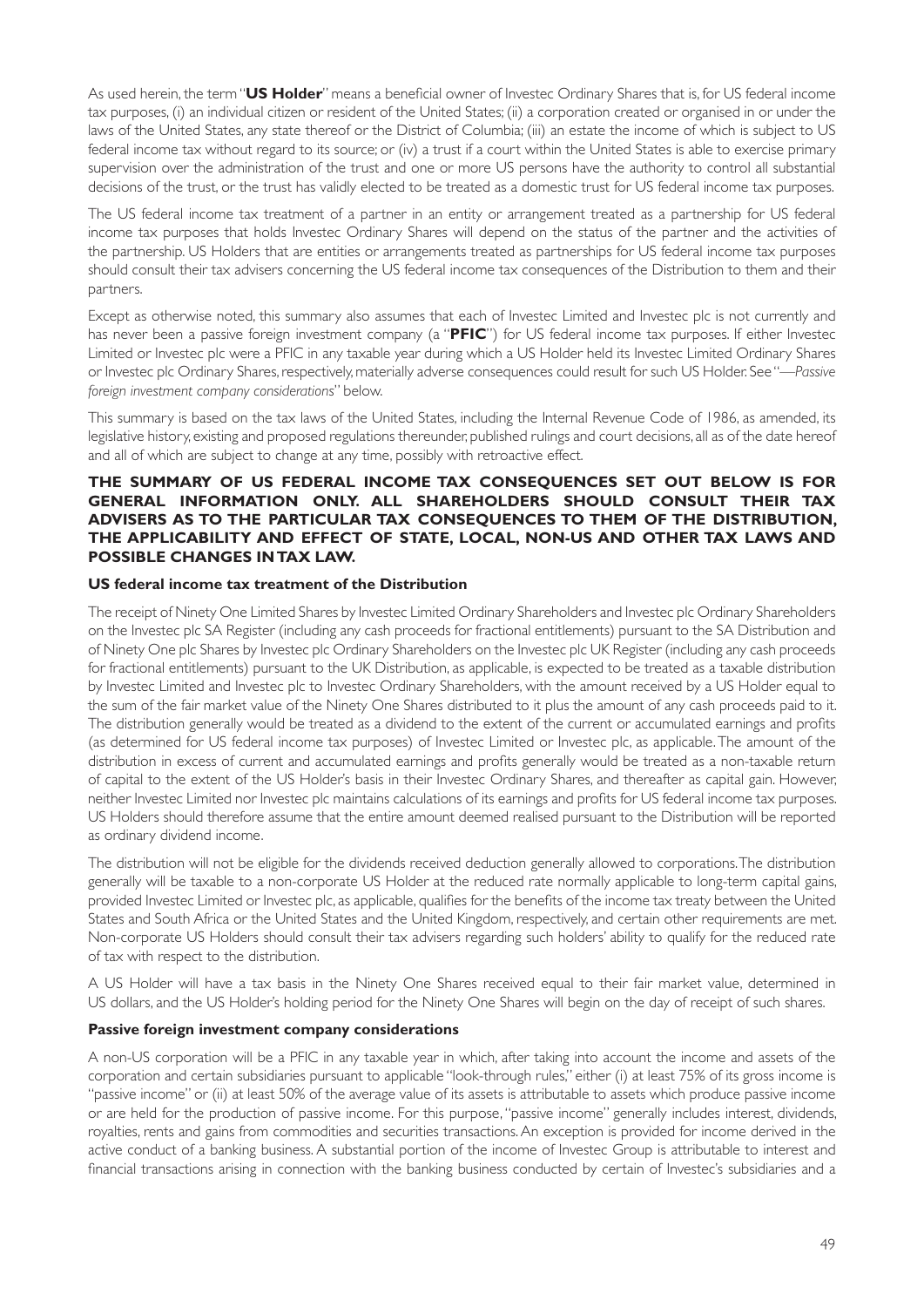As used herein, the term "**US Holder**" means a beneficial owner of Investec Ordinary Shares that is, for US federal income tax purposes, (i) an individual citizen or resident of the United States; (ii) a corporation created or organised in or under the laws of the United States, any state thereof or the District of Columbia; (iii) an estate the income of which is subject to US federal income tax without regard to its source; or (iv) a trust if a court within the United States is able to exercise primary supervision over the administration of the trust and one or more US persons have the authority to control all substantial decisions of the trust, or the trust has validly elected to be treated as a domestic trust for US federal income tax purposes.

The US federal income tax treatment of a partner in an entity or arrangement treated as a partnership for US federal income tax purposes that holds Investec Ordinary Shares will depend on the status of the partner and the activities of the partnership. US Holders that are entities or arrangements treated as partnerships for US federal income tax purposes should consult their tax advisers concerning the US federal income tax consequences of the Distribution to them and their partners.

Except as otherwise noted, this summary also assumes that each of Investec Limited and Investec plc is not currently and has never been a passive foreign investment company (a "**PFIC**") for US federal income tax purposes. If either Investec Limited or Investec plc were a PFIC in any taxable year during which a US Holder held its Investec Limited Ordinary Shares or Investec plc Ordinary Shares, respectively, materially adverse consequences could result for such US Holder. See "*—Passive foreign investment company considerations*" below.

This summary is based on the tax laws of the United States, including the Internal Revenue Code of 1986, as amended, its legislative history, existing and proposed regulations thereunder, published rulings and court decisions, all as of the date hereof and all of which are subject to change at any time, possibly with retroactive effect.

**THE SUMMARY OF US FEDERAL INCOME TAX CONSEQUENCES SET OUT BELOW IS FOR GENERAL INFORMATION ONLY. ALL SHAREHOLDERS SHOULD CONSULT THEIR TAX ADVISERS AS TO THE PARTICULAR TAX CONSEQUENCES TO THEM OF THE DISTRIBUTION, THE APPLICABILITY AND EFFECT OF STATE, LOCAL, NON-US AND OTHER TAX LAWS AND POSSIBLE CHANGES IN TAX LAW.**

**US federal income tax treatment of the Distribution**

The receipt of Ninety One Limited Shares by Investec Limited Ordinary Shareholders and Investec plc Ordinary Shareholders on the Investec plc SA Register (including any cash proceeds for fractional entitlements) pursuant to the SA Distribution and of Ninety One plc Shares by Investec plc Ordinary Shareholders on the Investec plc UK Register (including any cash proceeds for fractional entitlements) pursuant to the UK Distribution, as applicable, is expected to be treated as a taxable distribution by Investec Limited and Investec plc to Investec Ordinary Shareholders, with the amount received by a US Holder equal to the sum of the fair market value of the Ninety One Shares distributed to it plus the amount of any cash proceeds paid to it. The distribution generally would be treated as a dividend to the extent of the current or accumulated earnings and profits (as determined for US federal income tax purposes) of Investec Limited or Investec plc, as applicable. The amount of the distribution in excess of current and accumulated earnings and profits generally would be treated as a non-taxable return of capital to the extent of the US Holder's basis in their Investec Ordinary Shares, and thereafter as capital gain. However, neither Investec Limited nor Investec plc maintains calculations of its earnings and profits for US federal income tax purposes. US Holders should therefore assume that the entire amount deemed realised pursuant to the Distribution will be reported as ordinary dividend income.

The distribution will not be eligible for the dividends received deduction generally allowed to corporations. The distribution generally will be taxable to a non-corporate US Holder at the reduced rate normally applicable to long-term capital gains, provided Investec Limited or Investec plc, as applicable, qualifies for the benefits of the income tax treaty between the United States and South Africa or the United States and the United Kingdom, respectively, and certain other requirements are met. Non-corporate US Holders should consult their tax advisers regarding such holders' ability to qualify for the reduced rate of tax with respect to the distribution.

A US Holder will have a tax basis in the Ninety One Shares received equal to their fair market value, determined in US dollars, and the US Holder's holding period for the Ninety One Shares will begin on the day of receipt of such shares.

**Passive foreign investment company considerations**

A non-US corporation will be a PFIC in any taxable year in which, after taking into account the income and assets of the corporation and certain subsidiaries pursuant to applicable "look-through rules," either (i) at least 75% of its gross income is "passive income" or (ii) at least 50% of the average value of its assets is attributable to assets which produce passive income or are held for the production of passive income. For this purpose, "passive income" generally includes interest, dividends, royalties, rents and gains from commodities and securities transactions. An exception is provided for income derived in the active conduct of a banking business. A substantial portion of the income of Investec Group is attributable to interest and financial transactions arising in connection with the banking business conducted by certain of Investec's subsidiaries and a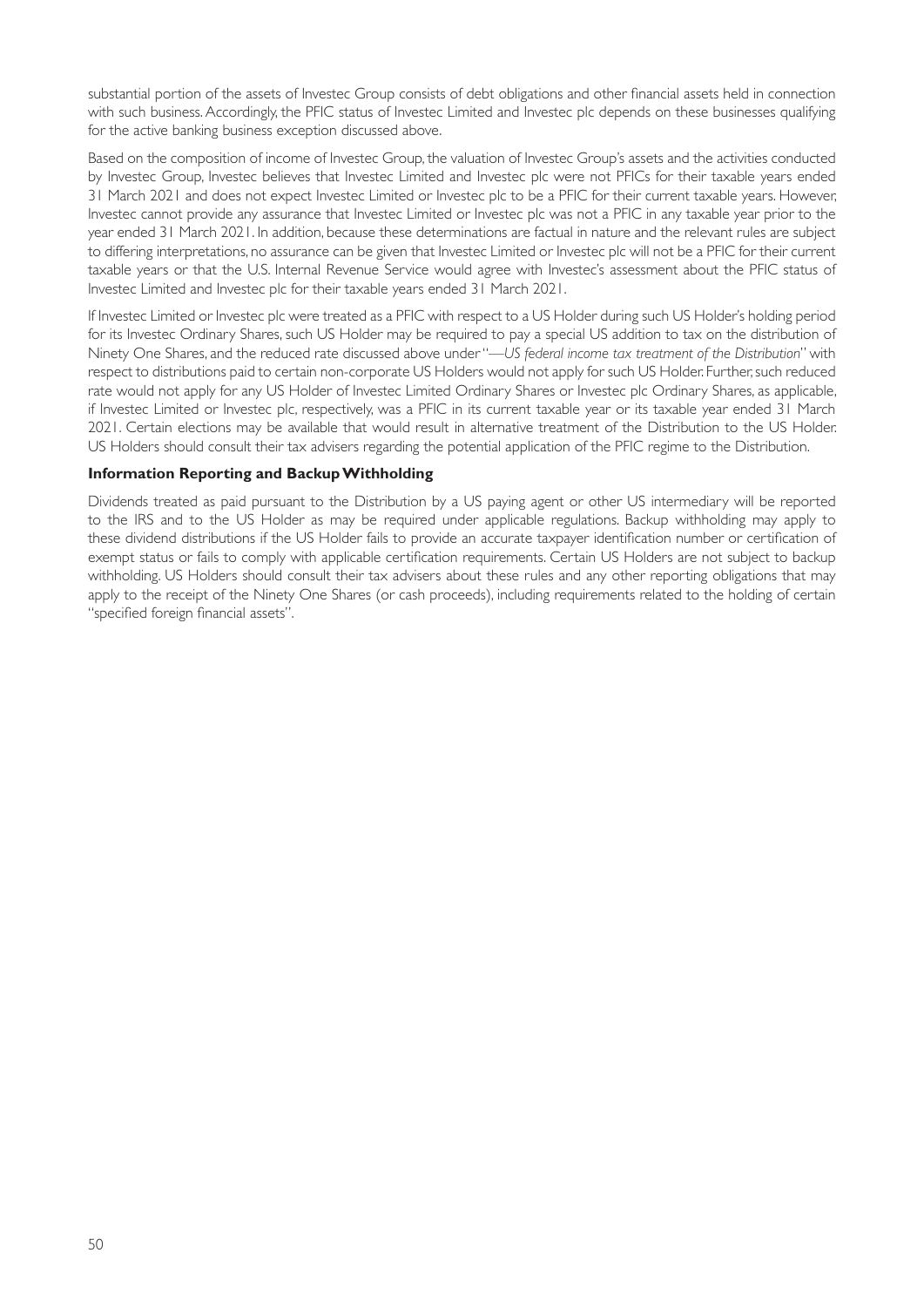substantial portion of the assets of Investec Group consists of debt obligations and other financial assets held in connection with such business. Accordingly, the PFIC status of Investec Limited and Investec plc depends on these businesses qualifying for the active banking business exception discussed above.

Based on the composition of income of Investec Group, the valuation of Investec Group's assets and the activities conducted by Investec Group, Investec believes that Investec Limited and Investec plc were not PFICs for their taxable years ended 31 March 2021 and does not expect Investec Limited or Investec plc to be a PFIC for their current taxable years. However, Investec cannot provide any assurance that Investec Limited or Investec plc was not a PFIC in any taxable year prior to the year ended 31 March 2021. In addition, because these determinations are factual in nature and the relevant rules are subject to differing interpretations, no assurance can be given that Investec Limited or Investec plc will not be a PFIC for their current taxable years or that the U.S. Internal Revenue Service would agree with Investec's assessment about the PFIC status of Investec Limited and Investec plc for their taxable years ended 31 March 2021.

If Investec Limited or Investec plc were treated as a PFIC with respect to a US Holder during such US Holder's holding period for its Investec Ordinary Shares, such US Holder may be required to pay a special US addition to tax on the distribution of Ninety One Shares, and the reduced rate discussed above under "*—US federal income tax treatment of the Distribution*" with respect to distributions paid to certain non-corporate US Holders would not apply for such US Holder. Further, such reduced rate would not apply for any US Holder of Investec Limited Ordinary Shares or Investec plc Ordinary Shares, as applicable, if Investec Limited or Investec plc, respectively, was a PFIC in its current taxable year or its taxable year ended 31 March 2021. Certain elections may be available that would result in alternative treatment of the Distribution to the US Holder. US Holders should consult their tax advisers regarding the potential application of the PFIC regime to the Distribution.

**Information Reporting and Backup Withholding**

Dividends treated as paid pursuant to the Distribution by a US paying agent or other US intermediary will be reported to the IRS and to the US Holder as may be required under applicable regulations. Backup withholding may apply to these dividend distributions if the US Holder fails to provide an accurate taxpayer identification number or certification of exempt status or fails to comply with applicable certification requirements. Certain US Holders are not subject to backup withholding. US Holders should consult their tax advisers about these rules and any other reporting obligations that may apply to the receipt of the Ninety One Shares (or cash proceeds), including requirements related to the holding of certain "specified foreign financial assets".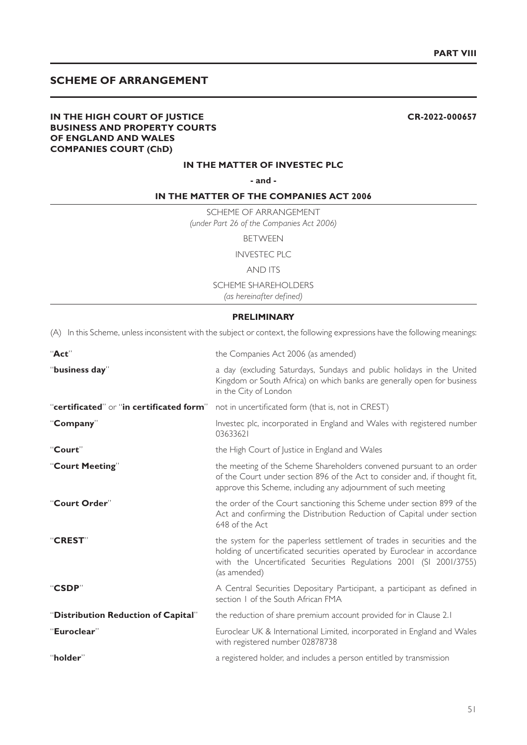**PART VIII**

## SCHEME OF ARRANGEMENT

**IN THE HIGH COURT OF JUSTICE**
**BUSINESS AND PROPERTY COURTS**
**OF ENGLAND AND WALES**
**COMPANIES COURT (ChD)**

**CR-2022-000657**

**IN THE MATTER OF INVESTEC PLC**

**- and -**

**IN THE MATTER OF THE COMPANIES ACT 2006**

SCHEME OF ARRANGEMENT
*(under Part 26 of the Companies Act 2006)*

BETWEEN

INVESTEC PLC

AND ITS

SCHEME SHAREHOLDERS
*(as hereinafter defined)*

**PRELIMINARY**

(A) In this Scheme, unless inconsistent with the subject or context, the following expressions have the following meanings:

| | |
|---|---|
| "**Act**" | the Companies Act 2006 (as amended) |
| "**business day**" | a day (excluding Saturdays, Sundays and public holidays in the United Kingdom or South Africa) on which banks are generally open for business in the City of London |
| "**certificated**" or "**in certificated form**" | not in uncertificated form (that is, not in CREST) |
| "**Company**" | Investec plc, incorporated in England and Wales with registered number 03633621 |
| "**Court**" | the High Court of Justice in England and Wales |
| "**Court Meeting**" | the meeting of the Scheme Shareholders convened pursuant to an order of the Court under section 896 of the Act to consider and, if thought fit, approve this Scheme, including any adjournment of such meeting |
| "**Court Order**" | the order of the Court sanctioning this Scheme under section 899 of the Act and confirming the Distribution Reduction of Capital under section 648 of the Act |
| "**CREST**" | the system for the paperless settlement of trades in securities and the holding of uncertificated securities operated by Euroclear in accordance with the Uncertificated Securities Regulations 2001 (SI 2001/3755) (as amended) |
| "**CSDP**" | A Central Securities Depositary Participant, a participant as defined in section 1 of the South African FMA |
| "**Distribution Reduction of Capital**" | the reduction of share premium account provided for in Clause 2.1 |
| "**Euroclear**" | Euroclear UK & International Limited, incorporated in England and Wales with registered number 02878738 |
| "**holder**" | a registered holder, and includes a person entitled by transmission |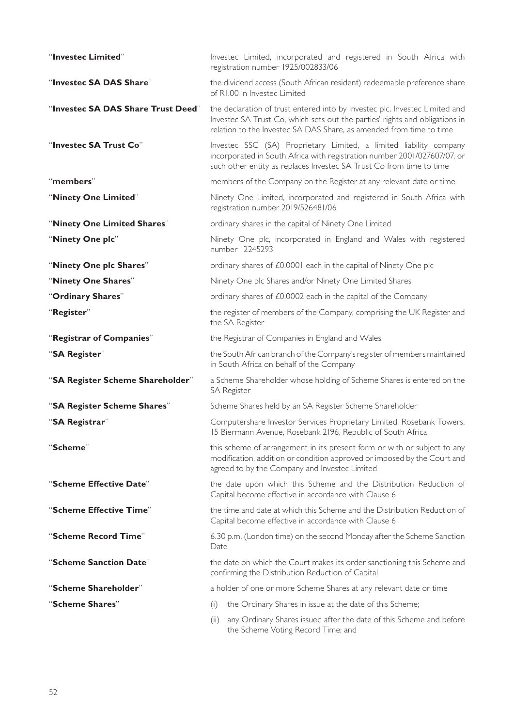| | |
|---|---|
| "**Investec Limited**" | Investec Limited, incorporated and registered in South Africa with registration number 1925/002833/06 |
| "**Investec SA DAS Share**" | the dividend access (South African resident) redeemable preference share of R1.00 in Investec Limited |
| "**Investec SA DAS Share Trust Deed**" | the declaration of trust entered into by Investec plc, Investec Limited and Investec SA Trust Co, which sets out the parties' rights and obligations in relation to the Investec SA DAS Share, as amended from time to time |
| "**Investec SA Trust Co**" | Investec SSC (SA) Proprietary Limited, a limited liability company incorporated in South Africa with registration number 2001/027607/07, or such other entity as replaces Investec SA Trust Co from time to time |
| "**members**" | members of the Company on the Register at any relevant date or time |
| "**Ninety One Limited**" | Ninety One Limited, incorporated and registered in South Africa with registration number 2019/526481/06 |
| "**Ninety One Limited Shares**" | ordinary shares in the capital of Ninety One Limited |
| "**Ninety One plc**" | Ninety One plc, incorporated in England and Wales with registered number 12245293 |
| "**Ninety One plc Shares**" | ordinary shares of £0.0001 each in the capital of Ninety One plc |
| "**Ninety One Shares**" | Ninety One plc Shares and/or Ninety One Limited Shares |
| "**Ordinary Shares**" | ordinary shares of £0.0002 each in the capital of the Company |
| "**Register**" | the register of members of the Company, comprising the UK Register and the SA Register |
| "**Registrar of Companies**" | the Registrar of Companies in England and Wales |
| "**SA Register**" | the South African branch of the Company's register of members maintained in South Africa on behalf of the Company |
| "**SA Register Scheme Shareholder**" | a Scheme Shareholder whose holding of Scheme Shares is entered on the SA Register |
| "**SA Register Scheme Shares**" | Scheme Shares held by an SA Register Scheme Shareholder |
| "**SA Registrar**" | Computershare Investor Services Proprietary Limited, Rosebank Towers, 15 Biermann Avenue, Rosebank 2196, Republic of South Africa |
| "**Scheme**" | this scheme of arrangement in its present form or with or subject to any modification, addition or condition approved or imposed by the Court and agreed to by the Company and Investec Limited |
| "**Scheme Effective Date**" | the date upon which this Scheme and the Distribution Reduction of Capital become effective in accordance with Clause 6 |
| "**Scheme Effective Time**" | the time and date at which this Scheme and the Distribution Reduction of Capital become effective in accordance with Clause 6 |
| "**Scheme Record Time**" | 6.30 p.m. (London time) on the second Monday after the Scheme Sanction Date |
| "**Scheme Sanction Date**" | the date on which the Court makes its order sanctioning this Scheme and confirming the Distribution Reduction of Capital |
| "**Scheme Shareholder**" | a holder of one or more Scheme Shares at any relevant date or time |
| "**Scheme Shares**" | (i) the Ordinary Shares in issue at the date of this Scheme;<br>(ii) any Ordinary Shares issued after the date of this Scheme and before the Scheme Voting Record Time; and |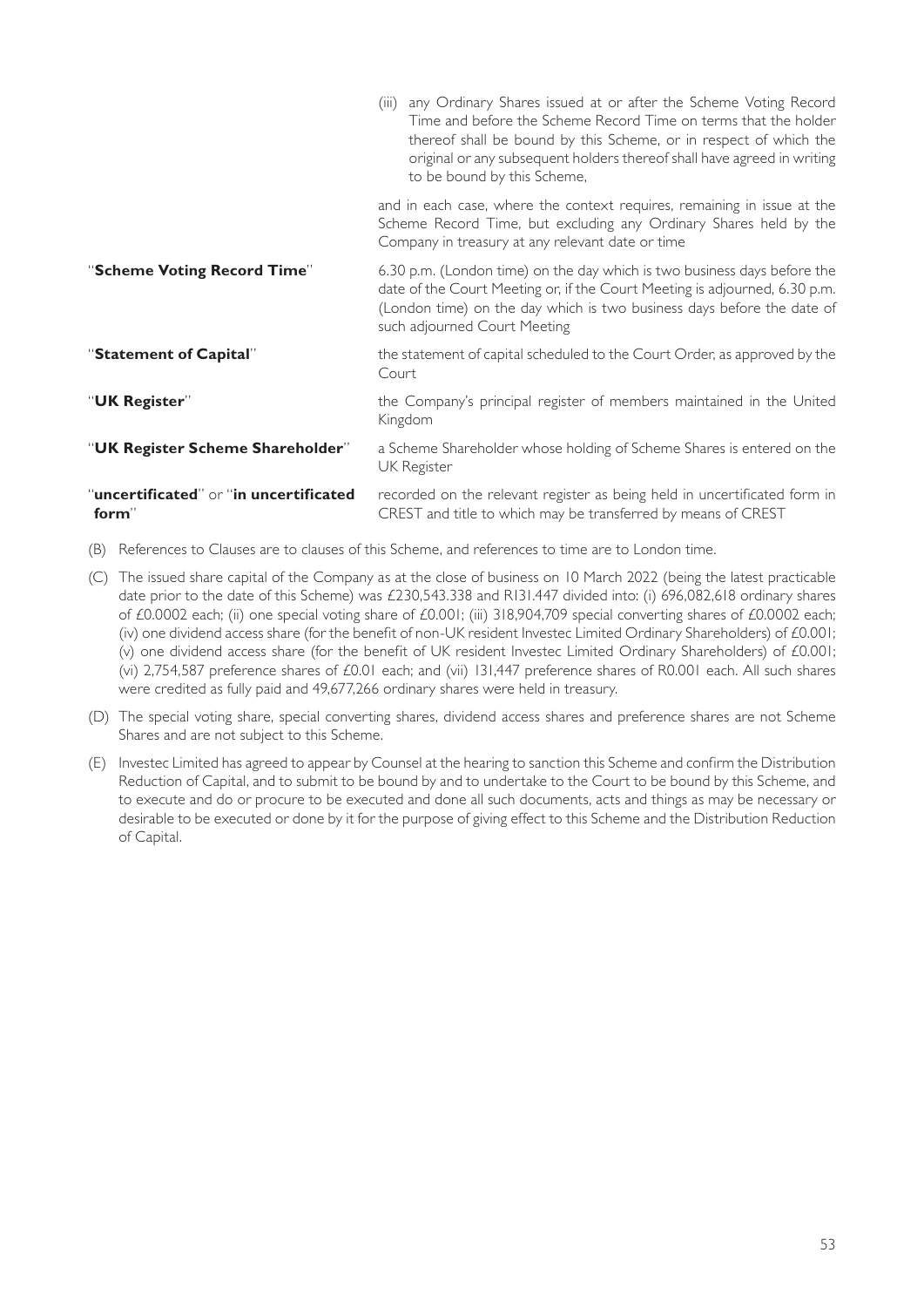| | |
|---|---|
| | (iii) any Ordinary Shares issued at or after the Scheme Voting Record Time and before the Scheme Record Time on terms that the holder thereof shall be bound by this Scheme, or in respect of which the original or any subsequent holders thereof shall have agreed in writing to be bound by this Scheme,<br><br>and in each case, where the context requires, remaining in issue at the Scheme Record Time, but excluding any Ordinary Shares held by the Company in treasury at any relevant date or time |
| "**Scheme Voting Record Time**" | 6.30 p.m. (London time) on the day which is two business days before the date of the Court Meeting or, if the Court Meeting is adjourned, 6.30 p.m. (London time) on the day which is two business days before the date of such adjourned Court Meeting |
| "**Statement of Capital**" | the statement of capital scheduled to the Court Order, as approved by the Court |
| "**UK Register**" | the Company's principal register of members maintained in the United Kingdom |
| "**UK Register Scheme Shareholder**" | a Scheme Shareholder whose holding of Scheme Shares is entered on the UK Register |
| "**uncertificated**" or "**in uncertificated form**" | recorded on the relevant register as being held in uncertificated form in CREST and title to which may be transferred by means of CREST |

(B) References to Clauses are to clauses of this Scheme, and references to time are to London time.

(C) The issued share capital of the Company as at the close of business on 10 March 2022 (being the latest practicable date prior to the date of this Scheme) was £230,543.338 and R131.447 divided into: (i) 696,082,618 ordinary shares of £0.0002 each; (ii) one special voting share of £0.001; (iii) 318,904,709 special converting shares of £0.0002 each; (iv) one dividend access share (for the benefit of non-UK resident Investec Limited Ordinary Shareholders) of £0.001; (v) one dividend access share (for the benefit of UK resident Investec Limited Ordinary Shareholders) of £0.001; (vi) 2,754,587 preference shares of £0.01 each; and (vii) 131,447 preference shares of R0.001 each. All such shares were credited as fully paid and 49,677,266 ordinary shares were held in treasury.

(D) The special voting share, special converting shares, dividend access shares and preference shares are not Scheme Shares and are not subject to this Scheme.

(E) Investec Limited has agreed to appear by Counsel at the hearing to sanction this Scheme and confirm the Distribution Reduction of Capital, and to submit to be bound by and to undertake to the Court to be bound by this Scheme, and to execute and do or procure to be executed and done all such documents, acts and things as may be necessary or desirable to be executed or done by it for the purpose of giving effect to this Scheme and the Distribution Reduction of Capital.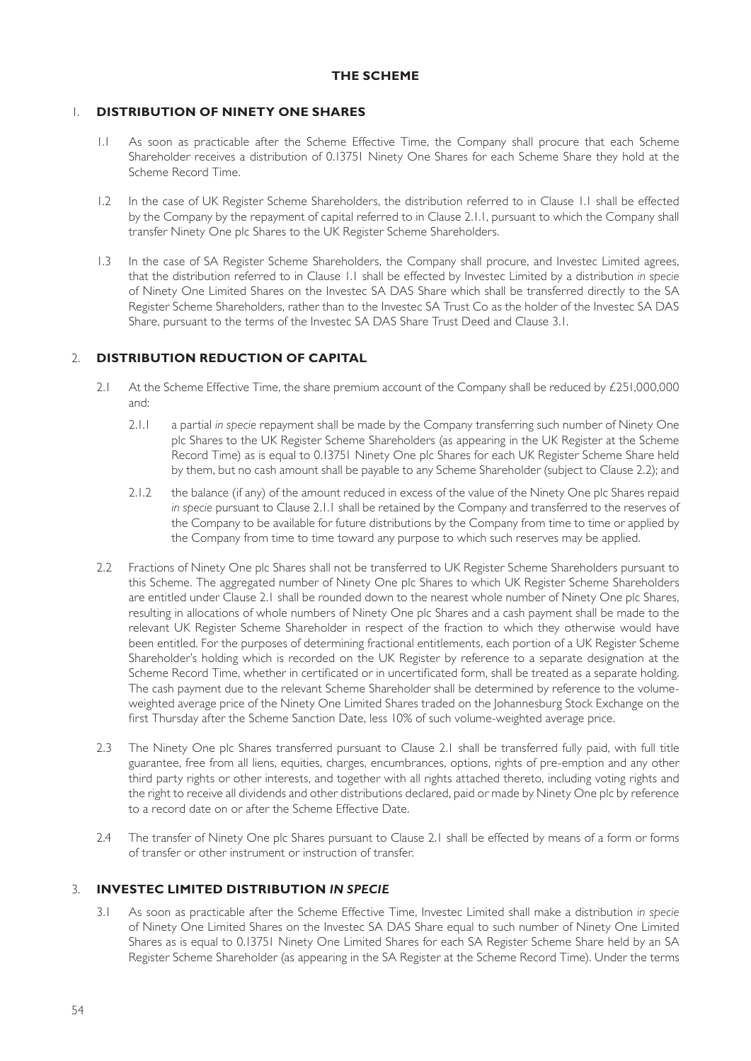# THE SCHEME

## 1. DISTRIBUTION OF NINETY ONE SHARES

1.1 As soon as practicable after the Scheme Effective Time, the Company shall procure that each Scheme Shareholder receives a distribution of 0.13751 Ninety One Shares for each Scheme Share they hold at the Scheme Record Time.

1.2 In the case of UK Register Scheme Shareholders, the distribution referred to in Clause 1.1 shall be effected by the Company by the repayment of capital referred to in Clause 2.1.1, pursuant to which the Company shall transfer Ninety One plc Shares to the UK Register Scheme Shareholders.

1.3 In the case of SA Register Scheme Shareholders, the Company shall procure, and Investec Limited agrees, that the distribution referred to in Clause 1.1 shall be effected by Investec Limited by a distribution *in specie* of Ninety One Limited Shares on the Investec SA DAS Share which shall be transferred directly to the SA Register Scheme Shareholders, rather than to the Investec SA Trust Co as the holder of the Investec SA DAS Share, pursuant to the terms of the Investec SA DAS Share Trust Deed and Clause 3.1.

## 2. DISTRIBUTION REDUCTION OF CAPITAL

2.1 At the Scheme Effective Time, the share premium account of the Company shall be reduced by £251,000,000 and:

2.1.1 a partial *in specie* repayment shall be made by the Company transferring such number of Ninety One plc Shares to the UK Register Scheme Shareholders (as appearing in the UK Register at the Scheme Record Time) as is equal to 0.13751 Ninety One plc Shares for each UK Register Scheme Share held by them, but no cash amount shall be payable to any Scheme Shareholder (subject to Clause 2.2); and

2.1.2 the balance (if any) of the amount reduced in excess of the value of the Ninety One plc Shares repaid *in specie* pursuant to Clause 2.1.1 shall be retained by the Company and transferred to the reserves of the Company to be available for future distributions by the Company from time to time or applied by the Company from time to time toward any purpose to which such reserves may be applied.

2.2 Fractions of Ninety One plc Shares shall not be transferred to UK Register Scheme Shareholders pursuant to this Scheme. The aggregated number of Ninety One plc Shares to which UK Register Scheme Shareholders are entitled under Clause 2.1 shall be rounded down to the nearest whole number of Ninety One plc Shares, resulting in allocations of whole numbers of Ninety One plc Shares and a cash payment shall be made to the relevant UK Register Scheme Shareholder in respect of the fraction to which they otherwise would have been entitled. For the purposes of determining fractional entitlements, each portion of a UK Register Scheme Shareholder's holding which is recorded on the UK Register by reference to a separate designation at the Scheme Record Time, whether in certificated or in uncertificated form, shall be treated as a separate holding. The cash payment due to the relevant Scheme Shareholder shall be determined by reference to the volume-weighted average price of the Ninety One Limited Shares traded on the Johannesburg Stock Exchange on the first Thursday after the Scheme Sanction Date, less 10% of such volume-weighted average price.

2.3 The Ninety One plc Shares transferred pursuant to Clause 2.1 shall be transferred fully paid, with full title guarantee, free from all liens, equities, charges, encumbrances, options, rights of pre-emption and any other third party rights or other interests, and together with all rights attached thereto, including voting rights and the right to receive all dividends and other distributions declared, paid or made by Ninety One plc by reference to a record date on or after the Scheme Effective Date.

2.4 The transfer of Ninety One plc Shares pursuant to Clause 2.1 shall be effected by means of a form or forms of transfer or other instrument or instruction of transfer.

## 3. INVESTEC LIMITED DISTRIBUTION *IN SPECIE*

3.1 As soon as practicable after the Scheme Effective Time, Investec Limited shall make a distribution *in specie* of Ninety One Limited Shares on the Investec SA DAS Share equal to such number of Ninety One Limited Shares as is equal to 0.13751 Ninety One Limited Shares for each SA Register Scheme Share held by an SA Register Scheme Shareholder (as appearing in the SA Register at the Scheme Record Time). Under the terms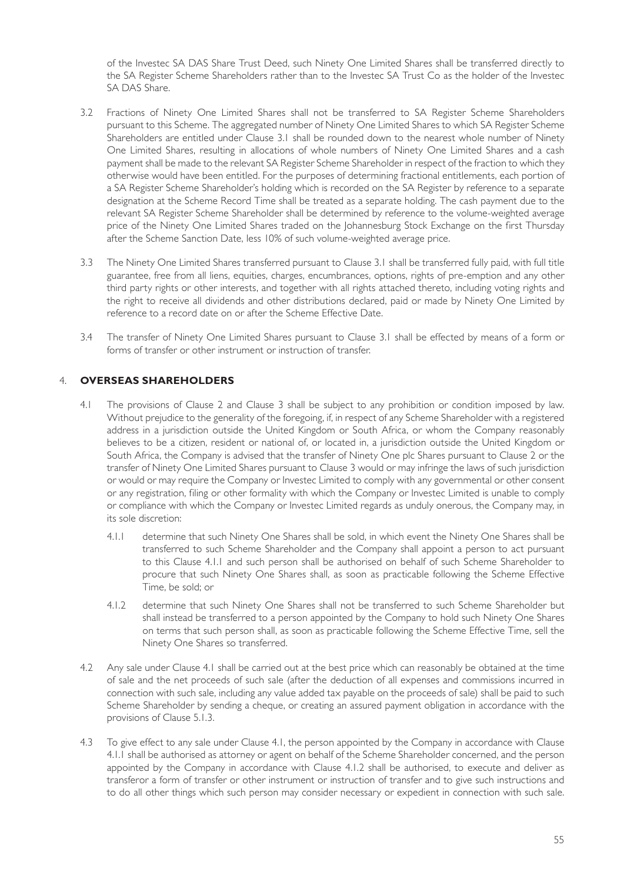of the Investec SA DAS Share Trust Deed, such Ninety One Limited Shares shall be transferred directly to the SA Register Scheme Shareholders rather than to the Investec SA Trust Co as the holder of the Investec SA DAS Share.

3.2 Fractions of Ninety One Limited Shares shall not be transferred to SA Register Scheme Shareholders pursuant to this Scheme. The aggregated number of Ninety One Limited Shares to which SA Register Scheme Shareholders are entitled under Clause 3.1 shall be rounded down to the nearest whole number of Ninety One Limited Shares, resulting in allocations of whole numbers of Ninety One Limited Shares and a cash payment shall be made to the relevant SA Register Scheme Shareholder in respect of the fraction to which they otherwise would have been entitled. For the purposes of determining fractional entitlements, each portion of a SA Register Scheme Shareholder's holding which is recorded on the SA Register by reference to a separate designation at the Scheme Record Time shall be treated as a separate holding. The cash payment due to the relevant SA Register Scheme Shareholder shall be determined by reference to the volume-weighted average price of the Ninety One Limited Shares traded on the Johannesburg Stock Exchange on the first Thursday after the Scheme Sanction Date, less 10% of such volume-weighted average price.

3.3 The Ninety One Limited Shares transferred pursuant to Clause 3.1 shall be transferred fully paid, with full title guarantee, free from all liens, equities, charges, encumbrances, options, rights of pre-emption and any other third party rights or other interests, and together with all rights attached thereto, including voting rights and the right to receive all dividends and other distributions declared, paid or made by Ninety One Limited by reference to a record date on or after the Scheme Effective Date.

3.4 The transfer of Ninety One Limited Shares pursuant to Clause 3.1 shall be effected by means of a form or forms of transfer or other instrument or instruction of transfer.

## 4. OVERSEAS SHAREHOLDERS

4.1 The provisions of Clause 2 and Clause 3 shall be subject to any prohibition or condition imposed by law. Without prejudice to the generality of the foregoing, if, in respect of any Scheme Shareholder with a registered address in a jurisdiction outside the United Kingdom or South Africa, or whom the Company reasonably believes to be a citizen, resident or national of, or located in, a jurisdiction outside the United Kingdom or South Africa, the Company is advised that the transfer of Ninety One plc Shares pursuant to Clause 2 or the transfer of Ninety One Limited Shares pursuant to Clause 3 would or may infringe the laws of such jurisdiction or would or may require the Company or Investec Limited to comply with any governmental or other consent or any registration, filing or other formality with which the Company or Investec Limited is unable to comply or compliance with which the Company or Investec Limited regards as unduly onerous, the Company may, in its sole discretion:

4.1.1 determine that such Ninety One Shares shall be sold, in which event the Ninety One Shares shall be transferred to such Scheme Shareholder and the Company shall appoint a person to act pursuant to this Clause 4.1.1 and such person shall be authorised on behalf of such Scheme Shareholder to procure that such Ninety One Shares shall, as soon as practicable following the Scheme Effective Time, be sold; or

4.1.2 determine that such Ninety One Shares shall not be transferred to such Scheme Shareholder but shall instead be transferred to a person appointed by the Company to hold such Ninety One Shares on terms that such person shall, as soon as practicable following the Scheme Effective Time, sell the Ninety One Shares so transferred.

4.2 Any sale under Clause 4.1 shall be carried out at the best price which can reasonably be obtained at the time of sale and the net proceeds of such sale (after the deduction of all expenses and commissions incurred in connection with such sale, including any value added tax payable on the proceeds of sale) shall be paid to such Scheme Shareholder by sending a cheque, or creating an assured payment obligation in accordance with the provisions of Clause 5.1.3.

4.3 To give effect to any sale under Clause 4.1, the person appointed by the Company in accordance with Clause 4.1.1 shall be authorised as attorney or agent on behalf of the Scheme Shareholder concerned, and the person appointed by the Company in accordance with Clause 4.1.2 shall be authorised, to execute and deliver as transferor a form of transfer or other instrument or instruction of transfer and to give such instructions and to do all other things which such person may consider necessary or expedient in connection with such sale.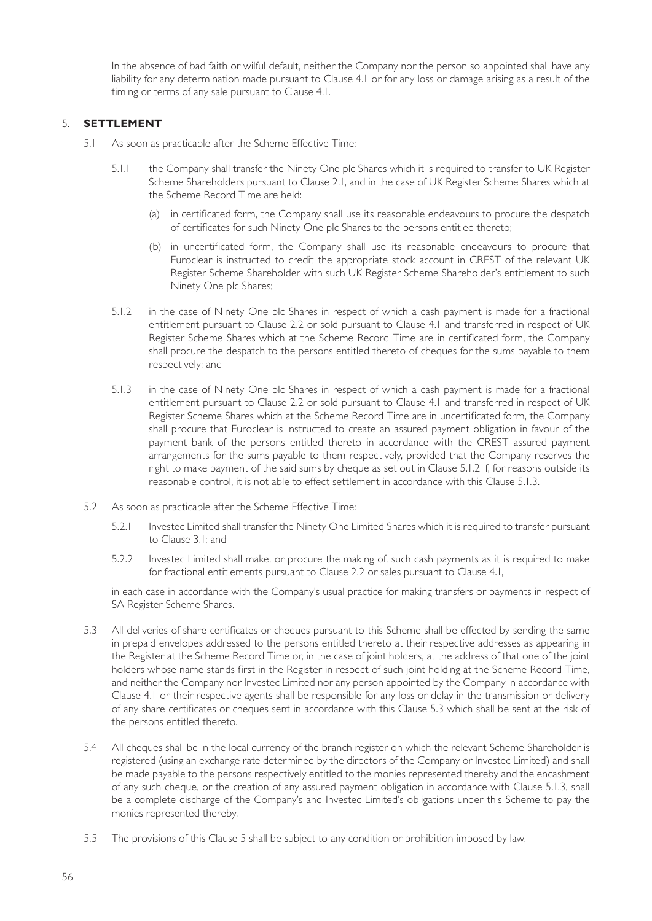In the absence of bad faith or wilful default, neither the Company nor the person so appointed shall have any liability for any determination made pursuant to Clause 4.1 or for any loss or damage arising as a result of the timing or terms of any sale pursuant to Clause 4.1.

## 5. SETTLEMENT

5.1 As soon as practicable after the Scheme Effective Time:

5.1.1 the Company shall transfer the Ninety One plc Shares which it is required to transfer to UK Register Scheme Shareholders pursuant to Clause 2.1, and in the case of UK Register Scheme Shares which at the Scheme Record Time are held:

(a) in certificated form, the Company shall use its reasonable endeavours to procure the despatch of certificates for such Ninety One plc Shares to the persons entitled thereto;

(b) in uncertificated form, the Company shall use its reasonable endeavours to procure that Euroclear is instructed to credit the appropriate stock account in CREST of the relevant UK Register Scheme Shareholder with such UK Register Scheme Shareholder's entitlement to such Ninety One plc Shares;

5.1.2 in the case of Ninety One plc Shares in respect of which a cash payment is made for a fractional entitlement pursuant to Clause 2.2 or sold pursuant to Clause 4.1 and transferred in respect of UK Register Scheme Shares which at the Scheme Record Time are in certificated form, the Company shall procure the despatch to the persons entitled thereto of cheques for the sums payable to them respectively; and

5.1.3 in the case of Ninety One plc Shares in respect of which a cash payment is made for a fractional entitlement pursuant to Clause 2.2 or sold pursuant to Clause 4.1 and transferred in respect of UK Register Scheme Shares which at the Scheme Record Time are in uncertificated form, the Company shall procure that Euroclear is instructed to create an assured payment obligation in favour of the payment bank of the persons entitled thereto in accordance with the CREST assured payment arrangements for the sums payable to them respectively, provided that the Company reserves the right to make payment of the said sums by cheque as set out in Clause 5.1.2 if, for reasons outside its reasonable control, it is not able to effect settlement in accordance with this Clause 5.1.3.

5.2 As soon as practicable after the Scheme Effective Time:

5.2.1 Investec Limited shall transfer the Ninety One Limited Shares which it is required to transfer pursuant to Clause 3.1; and

5.2.2 Investec Limited shall make, or procure the making of, such cash payments as it is required to make for fractional entitlements pursuant to Clause 2.2 or sales pursuant to Clause 4.1,

in each case in accordance with the Company's usual practice for making transfers or payments in respect of SA Register Scheme Shares.

5.3 All deliveries of share certificates or cheques pursuant to this Scheme shall be effected by sending the same in prepaid envelopes addressed to the persons entitled thereto at their respective addresses as appearing in the Register at the Scheme Record Time or, in the case of joint holders, at the address of that one of the joint holders whose name stands first in the Register in respect of such joint holding at the Scheme Record Time, and neither the Company nor Investec Limited nor any person appointed by the Company in accordance with Clause 4.1 or their respective agents shall be responsible for any loss or delay in the transmission or delivery of any share certificates or cheques sent in accordance with this Clause 5.3 which shall be sent at the risk of the persons entitled thereto.

5.4 All cheques shall be in the local currency of the branch register on which the relevant Scheme Shareholder is registered (using an exchange rate determined by the directors of the Company or Investec Limited) and shall be made payable to the persons respectively entitled to the monies represented thereby and the encashment of any such cheque, or the creation of any assured payment obligation in accordance with Clause 5.1.3, shall be a complete discharge of the Company's and Investec Limited's obligations under this Scheme to pay the monies represented thereby.

5.5 The provisions of this Clause 5 shall be subject to any condition or prohibition imposed by law.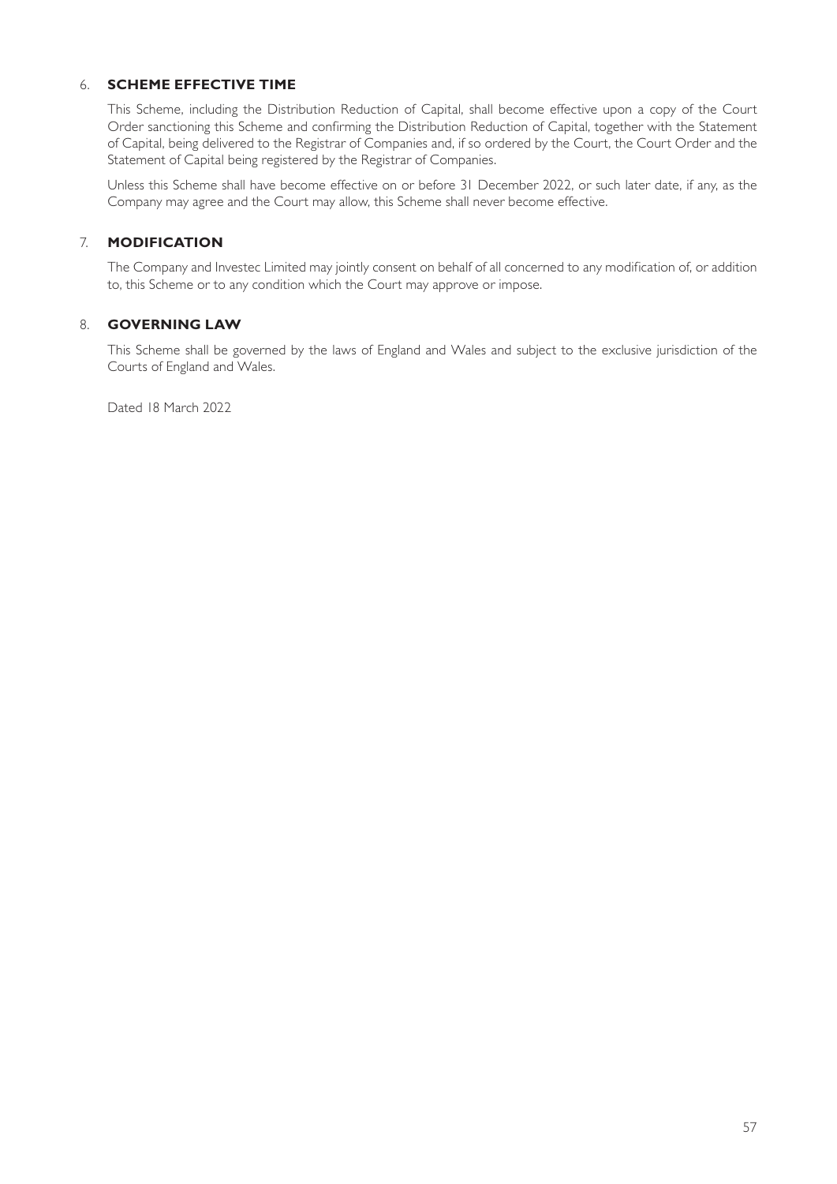## 6. SCHEME EFFECTIVE TIME

This Scheme, including the Distribution Reduction of Capital, shall become effective upon a copy of the Court Order sanctioning this Scheme and confirming the Distribution Reduction of Capital, together with the Statement of Capital, being delivered to the Registrar of Companies and, if so ordered by the Court, the Court Order and the Statement of Capital being registered by the Registrar of Companies.

Unless this Scheme shall have become effective on or before 31 December 2022, or such later date, if any, as the Company may agree and the Court may allow, this Scheme shall never become effective.

## 7. MODIFICATION

The Company and Investec Limited may jointly consent on behalf of all concerned to any modification of, or addition to, this Scheme or to any condition which the Court may approve or impose.

## 8. GOVERNING LAW

This Scheme shall be governed by the laws of England and Wales and subject to the exclusive jurisdiction of the Courts of England and Wales.

Dated 18 March 2022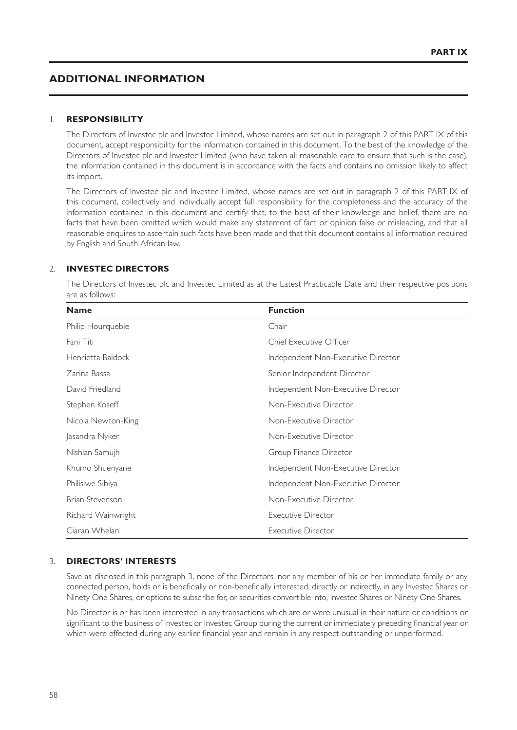**PART IX**

# ADDITIONAL INFORMATION

## 1. RESPONSIBILITY

The Directors of Investec plc and Investec Limited, whose names are set out in paragraph 2 of this PART IX of this document, accept responsibility for the information contained in this document. To the best of the knowledge of the Directors of Investec plc and Investec Limited (who have taken all reasonable care to ensure that such is the case), the information contained in this document is in accordance with the facts and contains no omission likely to affect its import.

The Directors of Investec plc and Investec Limited, whose names are set out in paragraph 2 of this PART IX of this document, collectively and individually accept full responsibility for the completeness and the accuracy of the information contained in this document and certify that, to the best of their knowledge and belief, there are no facts that have been omitted which would make any statement of fact or opinion false or misleading, and that all reasonable enquires to ascertain such facts have been made and that this document contains all information required by English and South African law.

## 2. INVESTEC DIRECTORS

The Directors of Investec plc and Investec Limited as at the Latest Practicable Date and their respective positions are as follows:

| Name | Function |
|---|---|
| Philip Hourquebie | Chair |
| Fani Titi | Chief Executive Officer |
| Henrietta Baldock | Independent Non-Executive Director |
| Zarina Bassa | Senior Independent Director |
| David Friedland | Independent Non-Executive Director |
| Stephen Koseff | Non-Executive Director |
| Nicola Newton-King | Non-Executive Director |
| Jasandra Nyker | Non-Executive Director |
| Nishlan Samujh | Group Finance Director |
| Khumo Shuenyane | Independent Non-Executive Director |
| Philisiwe Sibiya | Independent Non-Executive Director |
| Brian Stevenson | Non-Executive Director |
| Richard Wainwright | Executive Director |
| Ciaran Whelan | Executive Director |

## 3. DIRECTORS' INTERESTS

Save as disclosed in this paragraph 3, none of the Directors, nor any member of his or her immediate family or any connected person, holds or is beneficially or non-beneficially interested, directly or indirectly, in any Investec Shares or Ninety One Shares, or options to subscribe for, or securities convertible into, Investec Shares or Ninety One Shares.

No Director is or has been interested in any transactions which are or were unusual in their nature or conditions or significant to the business of Investec or Investec Group during the current or immediately preceding financial year or which were effected during any earlier financial year and remain in any respect outstanding or unperformed.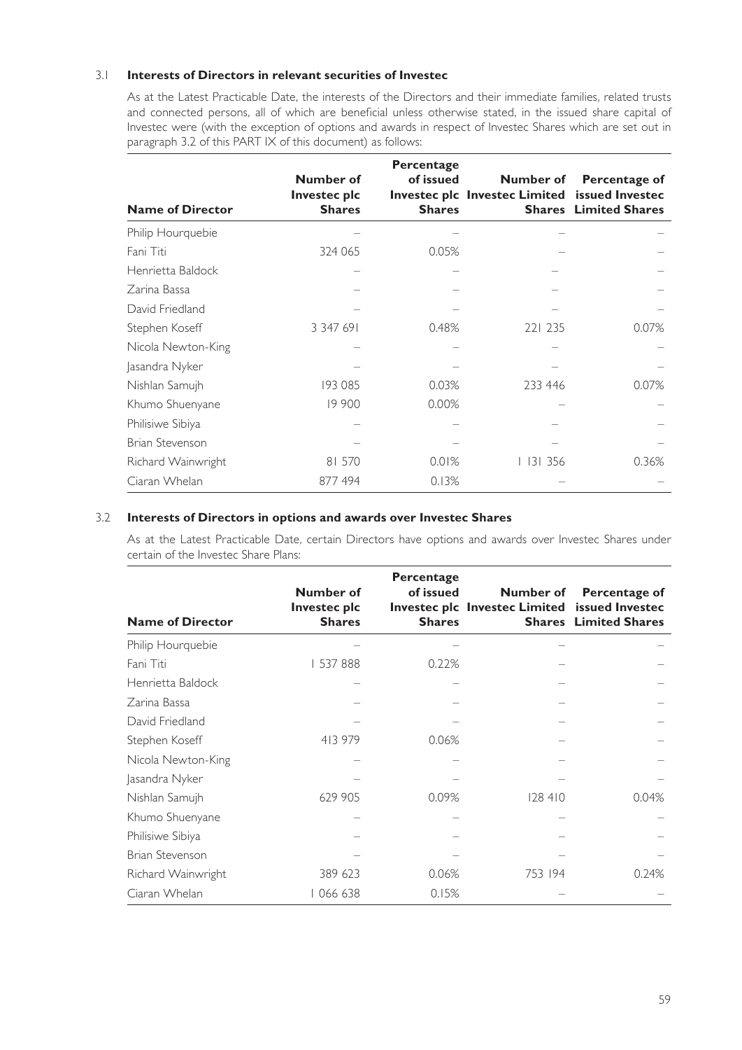### 3.1 Interests of Directors in relevant securities of Investec

As at the Latest Practicable Date, the interests of the Directors and their immediate families, related trusts and connected persons, all of which are beneficial unless otherwise stated, in the issued share capital of Investec were (with the exception of options and awards in respect of Investec Shares which are set out in paragraph 3.2 of this PART IX of this document) as follows:

| Name of Director | Number of Investec plc Shares | Percentage of issued Investec plc Shares | Number of Investec Limited Shares | Percentage of issued Investec Limited Shares |
|---|---|---|---|---|
| Philip Hourquebie | – | – | – | – |
| Fani Titi | 324 065 | 0.05% | – | – |
| Henrietta Baldock | – | – | – | – |
| Zarina Bassa | – | – | – | – |
| David Friedland | – | – | – | – |
| Stephen Koseff | 3 347 691 | 0.48% | 221 235 | 0.07% |
| Nicola Newton-King | – | – | – | – |
| Jasandra Nyker | – | – | – | – |
| Nishlan Samujh | 193 085 | 0.03% | 233 446 | 0.07% |
| Khumo Shuenyane | 19 900 | 0.00% | – | – |
| Philisiwe Sibiya | – | – | – | – |
| Brian Stevenson | – | – | – | – |
| Richard Wainwright | 81 570 | 0.01% | 1 131 356 | 0.36% |
| Ciaran Whelan | 877 494 | 0.13% | – | – |

### 3.2 Interests of Directors in options and awards over Investec Shares

As at the Latest Practicable Date, certain Directors have options and awards over Investec Shares under certain of the Investec Share Plans:

| Name of Director | Number of Investec plc Shares | Percentage of issued Investec plc Shares | Number of Investec Limited Shares | Percentage of issued Investec Limited Shares |
|---|---|---|---|---|
| Philip Hourquebie | – | – | – | – |
| Fani Titi | 1 537 888 | 0.22% | – | – |
| Henrietta Baldock | – | – | – | – |
| Zarina Bassa | – | – | – | – |
| David Friedland | – | – | – | – |
| Stephen Koseff | 413 979 | 0.06% | – | – |
| Nicola Newton-King | – | – | – | – |
| Jasandra Nyker | – | – | – | – |
| Nishlan Samujh | 629 905 | 0.09% | 128 410 | 0.04% |
| Khumo Shuenyane | – | – | – | – |
| Philisiwe Sibiya | – | – | – | – |
| Brian Stevenson | – | – | – | – |
| Richard Wainwright | 389 623 | 0.06% | 753 194 | 0.24% |
| Ciaran Whelan | 1 066 638 | 0.15% | – | – |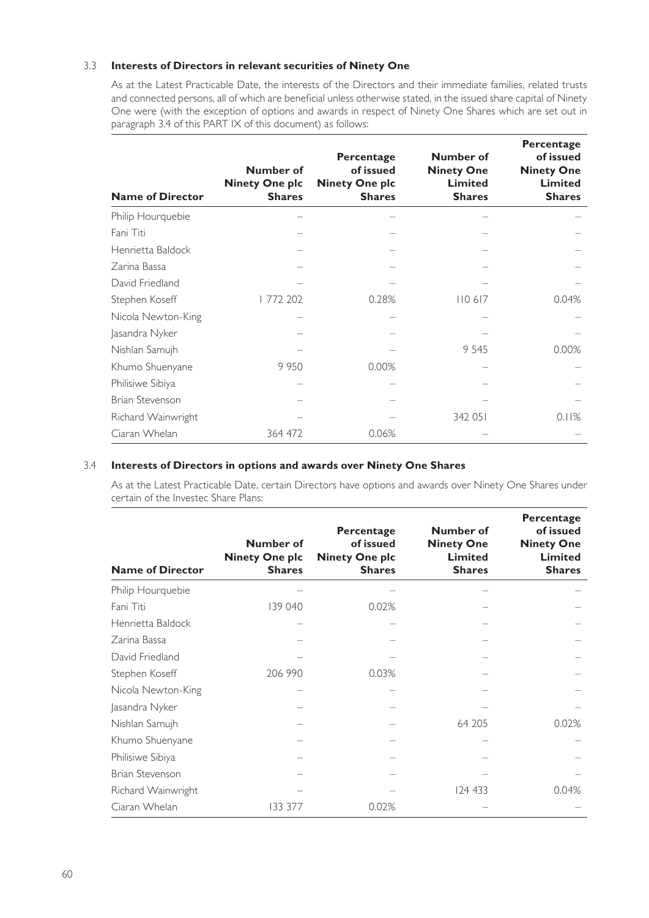### 3.3 Interests of Directors in relevant securities of Ninety One

As at the Latest Practicable Date, the interests of the Directors and their immediate families, related trusts and connected persons, all of which are beneficial unless otherwise stated, in the issued share capital of Ninety One were (with the exception of options and awards in respect of Ninety One Shares which are set out in paragraph 3.4 of this PART IX of this document) as follows:

| Name of Director | Number of Ninety One plc Shares | Percentage of issued Ninety One plc Shares | Number of Ninety One Limited Shares | Percentage of issued Ninety One Limited Shares |
|---|---|---|---|---|
| Philip Hourquebie | – | – | – | – |
| Fani Titi | – | – | – | – |
| Henrietta Baldock | – | – | – | – |
| Zarina Bassa | – | – | – | – |
| David Friedland | – | – | – | – |
| Stephen Koseff | 1 772 202 | 0.28% | 110 617 | 0.04% |
| Nicola Newton-King | – | – | – | – |
| Jasandra Nyker | – | – | – | – |
| Nishlan Samujh | – | – | 9 545 | 0.00% |
| Khumo Shuenyane | 9 950 | 0.00% | – | – |
| Philisiwe Sibiya | – | – | – | – |
| Brian Stevenson | – | – | – | – |
| Richard Wainwright | – | – | 342 051 | 0.11% |
| Ciaran Whelan | 364 472 | 0.06% | – | – |

### 3.4 Interests of Directors in options and awards over Ninety One Shares

As at the Latest Practicable Date, certain Directors have options and awards over Ninety One Shares under certain of the Investec Share Plans:

| Name of Director | Number of Ninety One plc Shares | Percentage of issued Ninety One plc Shares | Number of Ninety One Limited Shares | Percentage of issued Ninety One Limited Shares |
|---|---|---|---|---|
| Philip Hourquebie | – | – | – | – |
| Fani Titi | 139 040 | 0.02% | – | – |
| Henrietta Baldock | – | – | – | – |
| Zarina Bassa | – | – | – | – |
| David Friedland | – | – | – | – |
| Stephen Koseff | 206 990 | 0.03% | – | – |
| Nicola Newton-King | – | – | – | – |
| Jasandra Nyker | – | – | – | – |
| Nishlan Samujh | – | – | 64 205 | 0.02% |
| Khumo Shuenyane | – | – | – | – |
| Philisiwe Sibiya | – | – | – | – |
| Brian Stevenson | – | – | – | – |
| Richard Wainwright | – | – | 124 433 | 0.04% |
| Ciaran Whelan | 133 377 | 0.02% | – | – |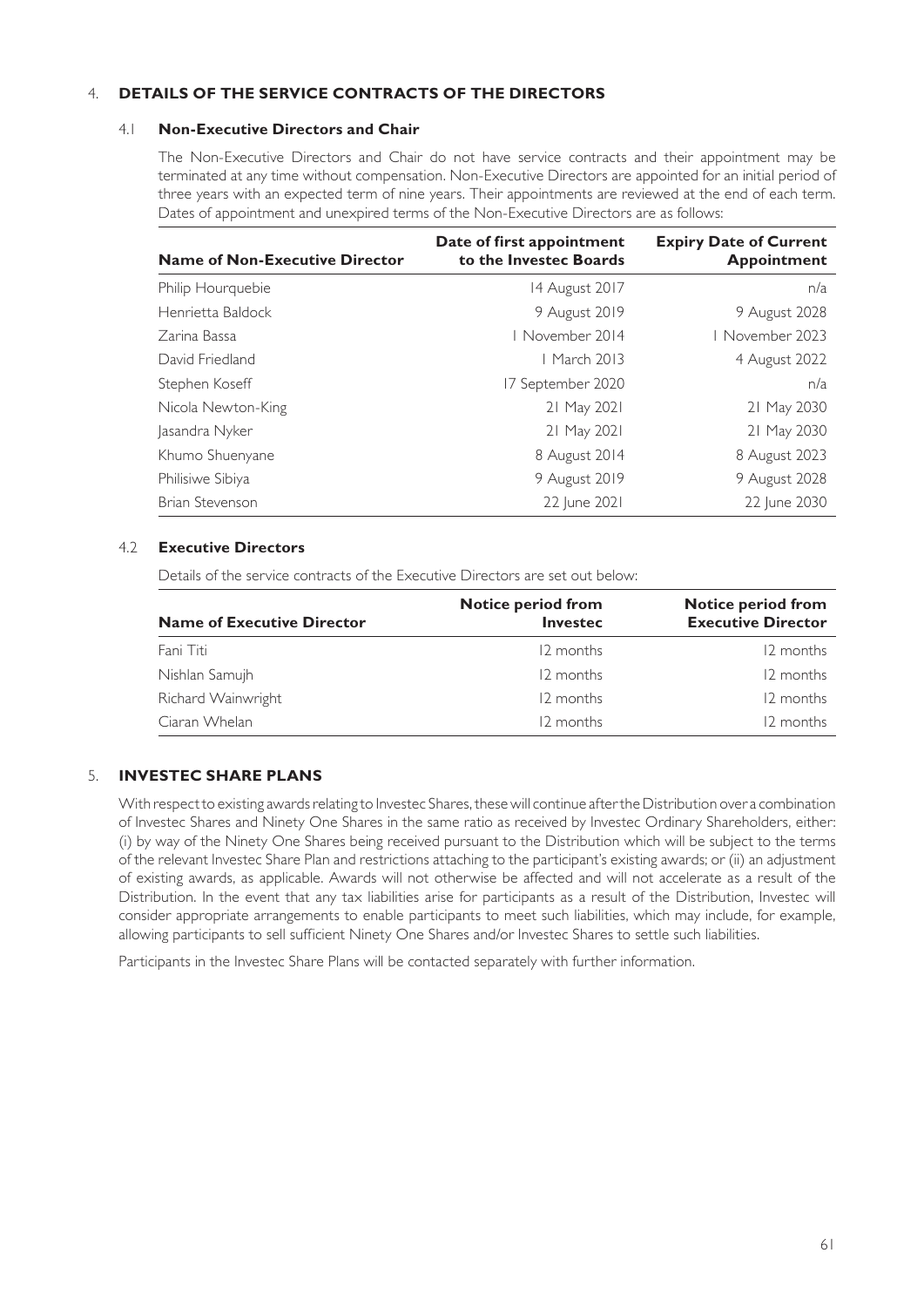## 4. DETAILS OF THE SERVICE CONTRACTS OF THE DIRECTORS

### 4.1 Non-Executive Directors and Chair

The Non-Executive Directors and Chair do not have service contracts and their appointment may be terminated at any time without compensation. Non-Executive Directors are appointed for an initial period of three years with an expected term of nine years. Their appointments are reviewed at the end of each term. Dates of appointment and unexpired terms of the Non-Executive Directors are as follows:

| Name of Non-Executive Director | Date of first appointment to the Investec Boards | Expiry Date of Current Appointment |
|---|---|---|
| Philip Hourquebie | 14 August 2017 | n/a |
| Henrietta Baldock | 9 August 2019 | 9 August 2028 |
| Zarina Bassa | 1 November 2014 | 1 November 2023 |
| David Friedland | 1 March 2013 | 4 August 2022 |
| Stephen Koseff | 17 September 2020 | n/a |
| Nicola Newton-King | 21 May 2021 | 21 May 2030 |
| Jasandra Nyker | 21 May 2021 | 21 May 2030 |
| Khumo Shuenyane | 8 August 2014 | 8 August 2023 |
| Philisiwe Sibiya | 9 August 2019 | 9 August 2028 |
| Brian Stevenson | 22 June 2021 | 22 June 2030 |

### 4.2 Executive Directors

Details of the service contracts of the Executive Directors are set out below:

| Name of Executive Director | Notice period from Investec | Notice period from Executive Director |
|---|---|---|
| Fani Titi | 12 months | 12 months |
| Nishlan Samujh | 12 months | 12 months |
| Richard Wainwright | 12 months | 12 months |
| Ciaran Whelan | 12 months | 12 months |

## 5. INVESTEC SHARE PLANS

With respect to existing awards relating to Investec Shares, these will continue after the Distribution over a combination of Investec Shares and Ninety One Shares in the same ratio as received by Investec Ordinary Shareholders, either: (i) by way of the Ninety One Shares being received pursuant to the Distribution which will be subject to the terms of the relevant Investec Share Plan and restrictions attaching to the participant's existing awards; or (ii) an adjustment of existing awards, as applicable. Awards will not otherwise be affected and will not accelerate as a result of the Distribution. In the event that any tax liabilities arise for participants as a result of the Distribution, Investec will consider appropriate arrangements to enable participants to meet such liabilities, which may include, for example, allowing participants to sell sufficient Ninety One Shares and/or Investec Shares to settle such liabilities.

Participants in the Investec Share Plans will be contacted separately with further information.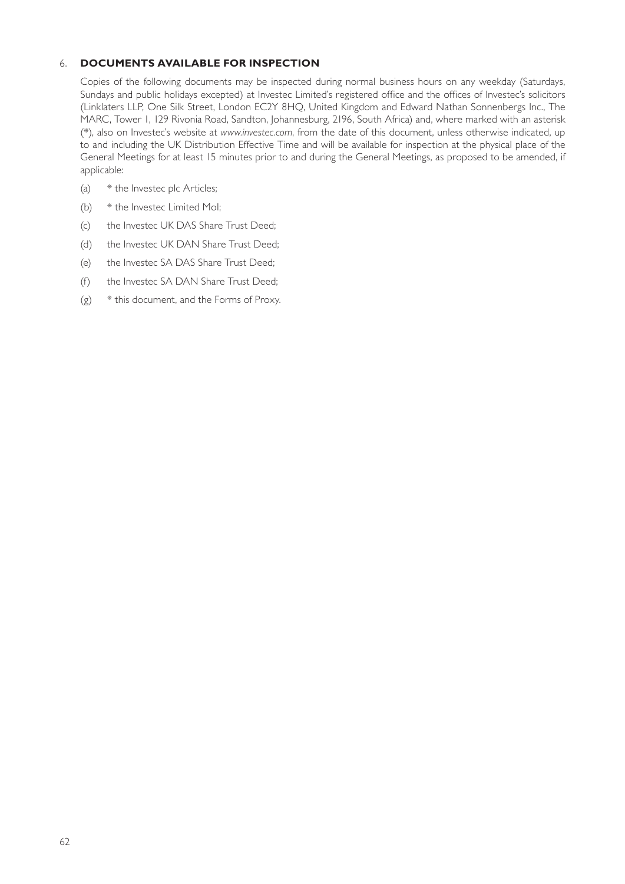## 6. DOCUMENTS AVAILABLE FOR INSPECTION

Copies of the following documents may be inspected during normal business hours on any weekday (Saturdays, Sundays and public holidays excepted) at Investec Limited's registered office and the offices of Investec's solicitors (Linklaters LLP, One Silk Street, London EC2Y 8HQ, United Kingdom and Edward Nathan Sonnenbergs Inc., The MARC, Tower 1, 129 Rivonia Road, Sandton, Johannesburg, 2196, South Africa) and, where marked with an asterisk (*), also on Investec's website at *www.investec.com*, from the date of this document, unless otherwise indicated, up to and including the UK Distribution Effective Time and will be available for inspection at the physical place of the General Meetings for at least 15 minutes prior to and during the General Meetings, as proposed to be amended, if applicable:

(a) * the Investec plc Articles;

(b) * the Investec Limited MoI;

(c) the Investec UK DAS Share Trust Deed;

(d) the Investec UK DAN Share Trust Deed;

(e) the Investec SA DAS Share Trust Deed;

(f) the Investec SA DAN Share Trust Deed;

(g) * this document, and the Forms of Proxy.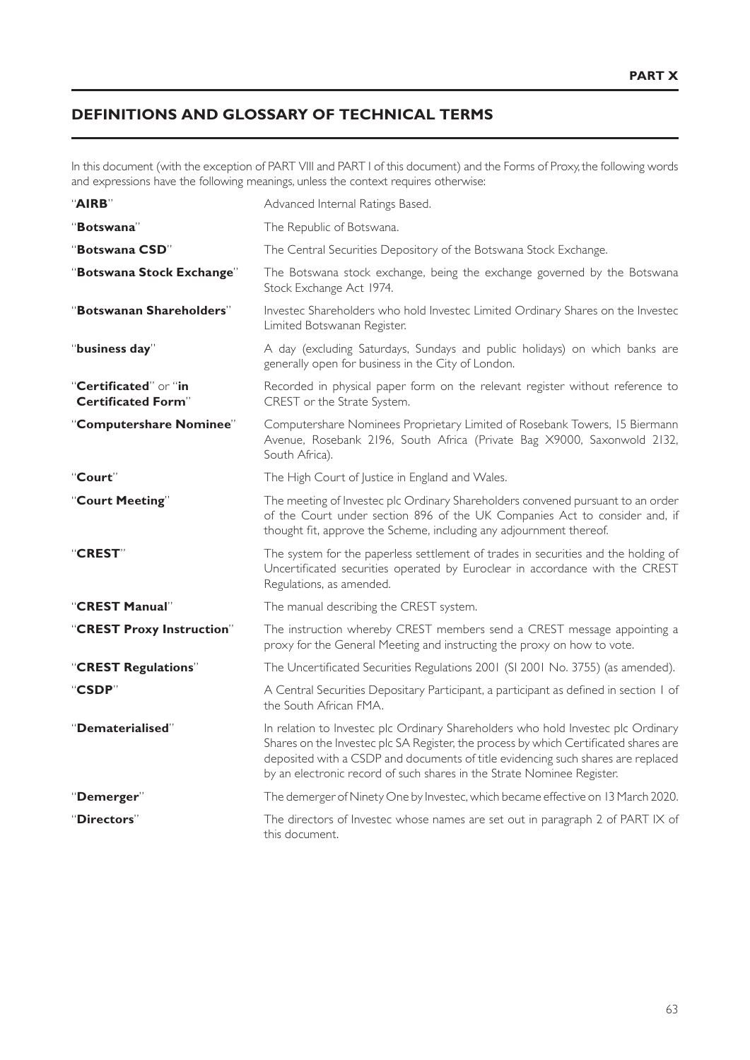**PART X**

## DEFINITIONS AND GLOSSARY OF TECHNICAL TERMS

In this document (with the exception of PART VIII and PART I of this document) and the Forms of Proxy, the following words and expressions have the following meanings, unless the context requires otherwise:

| | |
|---|---|
| "**AIRB**" | Advanced Internal Ratings Based. |
| "**Botswana**" | The Republic of Botswana. |
| "**Botswana CSD**" | The Central Securities Depository of the Botswana Stock Exchange. |
| "**Botswana Stock Exchange**" | The Botswana stock exchange, being the exchange governed by the Botswana Stock Exchange Act 1974. |
| "**Botswanan Shareholders**" | Investec Shareholders who hold Investec Limited Ordinary Shares on the Investec Limited Botswanan Register. |
| "**business day**" | A day (excluding Saturdays, Sundays and public holidays) on which banks are generally open for business in the City of London. |
| "**Certificated**" or "**in Certificated Form**" | Recorded in physical paper form on the relevant register without reference to CREST or the Strate System. |
| "**Computershare Nominee**" | Computershare Nominees Proprietary Limited of Rosebank Towers, 15 Biermann Avenue, Rosebank 2196, South Africa (Private Bag X9000, Saxonwold 2132, South Africa). |
| "**Court**" | The High Court of Justice in England and Wales. |
| "**Court Meeting**" | The meeting of Investec plc Ordinary Shareholders convened pursuant to an order of the Court under section 896 of the UK Companies Act to consider and, if thought fit, approve the Scheme, including any adjournment thereof. |
| "**CREST**" | The system for the paperless settlement of trades in securities and the holding of Uncertificated securities operated by Euroclear in accordance with the CREST Regulations, as amended. |
| "**CREST Manual**" | The manual describing the CREST system. |
| "**CREST Proxy Instruction**" | The instruction whereby CREST members send a CREST message appointing a proxy for the General Meeting and instructing the proxy on how to vote. |
| "**CREST Regulations**" | The Uncertificated Securities Regulations 2001 (SI 2001 No. 3755) (as amended). |
| "**CSDP**" | A Central Securities Depositary Participant, a participant as defined in section 1 of the South African FMA. |
| "**Dematerialised**" | In relation to Investec plc Ordinary Shareholders who hold Investec plc Ordinary Shares on the Investec plc SA Register, the process by which Certificated shares are deposited with a CSDP and documents of title evidencing such shares are replaced by an electronic record of such shares in the Strate Nominee Register. |
| "**Demerger**" | The demerger of Ninety One by Investec, which became effective on 13 March 2020. |
| "**Directors**" | The directors of Investec whose names are set out in paragraph 2 of PART IX of this document. |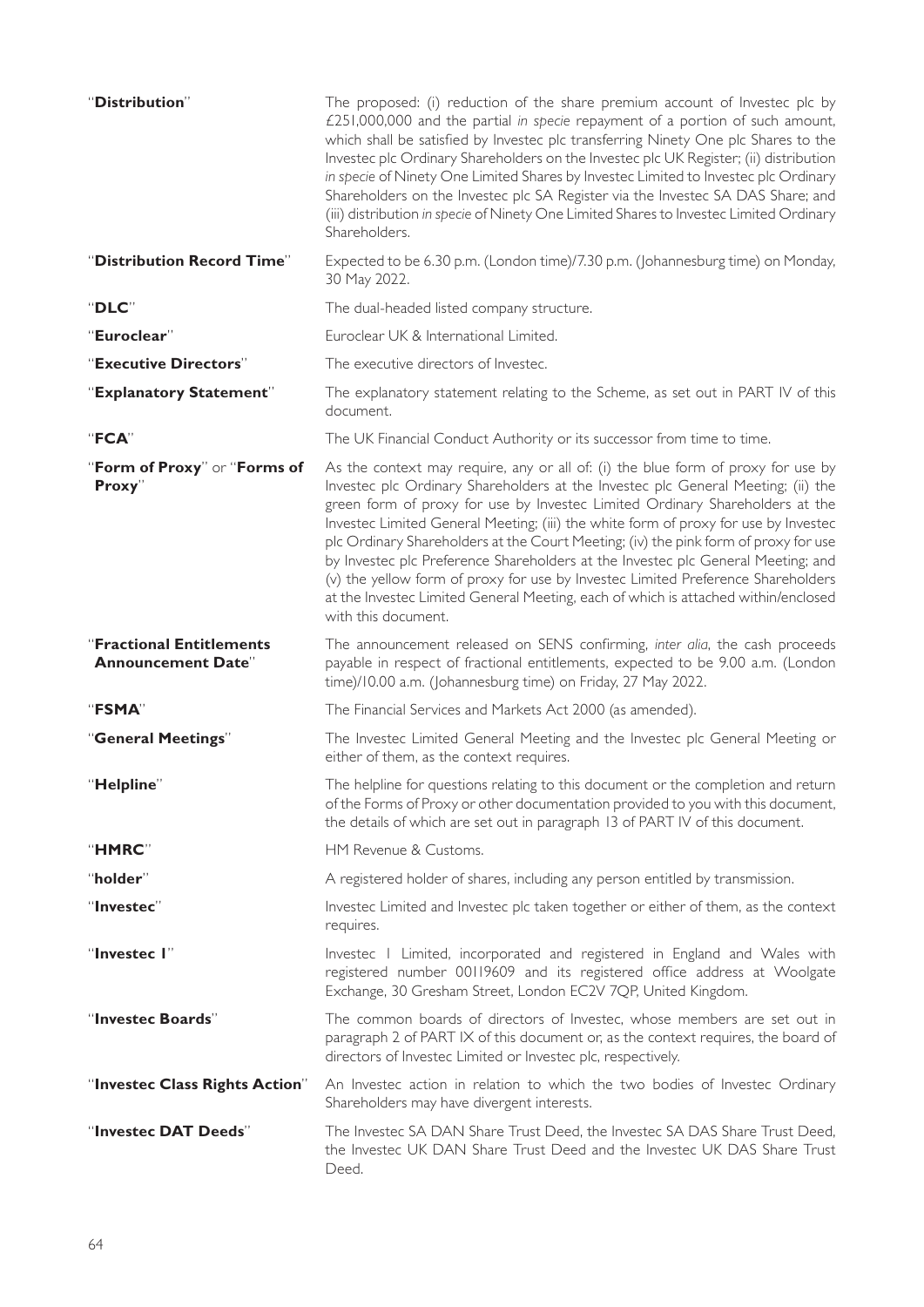| | |
|---|---|
| "**Distribution**" | The proposed: (i) reduction of the share premium account of Investec plc by £251,000,000 and the partial *in specie* repayment of a portion of such amount, which shall be satisfied by Investec plc transferring Ninety One plc Shares to the Investec plc Ordinary Shareholders on the Investec plc UK Register; (ii) distribution *in specie* of Ninety One Limited Shares by Investec Limited to Investec plc Ordinary Shareholders on the Investec plc SA Register via the Investec SA DAS Share; and (iii) distribution *in specie* of Ninety One Limited Shares to Investec Limited Ordinary Shareholders. |
| "**Distribution Record Time**" | Expected to be 6.30 p.m. (London time)/7.30 p.m. (Johannesburg time) on Monday, 30 May 2022. |
| "**DLC**" | The dual-headed listed company structure. |
| "**Euroclear**" | Euroclear UK & International Limited. |
| "**Executive Directors**" | The executive directors of Investec. |
| "**Explanatory Statement**" | The explanatory statement relating to the Scheme, as set out in PART IV of this document. |
| "**FCA**" | The UK Financial Conduct Authority or its successor from time to time. |
| "**Form of Proxy**" or "**Forms of Proxy**" | As the context may require, any or all of: (i) the blue form of proxy for use by Investec plc Ordinary Shareholders at the Investec plc General Meeting; (ii) the green form of proxy for use by Investec Limited Ordinary Shareholders at the Investec Limited General Meeting; (iii) the white form of proxy for use by Investec plc Ordinary Shareholders at the Court Meeting; (iv) the pink form of proxy for use by Investec plc Preference Shareholders at the Investec plc General Meeting; and (v) the yellow form of proxy for use by Investec Limited Preference Shareholders at the Investec Limited General Meeting, each of which is attached within/enclosed with this document. |
| "**Fractional Entitlements Announcement Date**" | The announcement released on SENS confirming, *inter alia*, the cash proceeds payable in respect of fractional entitlements, expected to be 9.00 a.m. (London time)/10.00 a.m. (Johannesburg time) on Friday, 27 May 2022. |
| "**FSMA**" | The Financial Services and Markets Act 2000 (as amended). |
| "**General Meetings**" | The Investec Limited General Meeting and the Investec plc General Meeting or either of them, as the context requires. |
| "**Helpline**" | The helpline for questions relating to this document or the completion and return of the Forms of Proxy or other documentation provided to you with this document, the details of which are set out in paragraph 13 of PART IV of this document. |
| "**HMRC**" | HM Revenue & Customs. |
| "**holder**" | A registered holder of shares, including any person entitled by transmission. |
| "**Investec**" | Investec Limited and Investec plc taken together or either of them, as the context requires. |
| "**Investec 1**" | Investec 1 Limited, incorporated and registered in England and Wales with registered number 00119609 and its registered office address at Woolgate Exchange, 30 Gresham Street, London EC2V 7QP, United Kingdom. |
| "**Investec Boards**" | The common boards of directors of Investec, whose members are set out in paragraph 2 of PART IX of this document or, as the context requires, the board of directors of Investec Limited or Investec plc, respectively. |
| "**Investec Class Rights Action**" | An Investec action in relation to which the two bodies of Investec Ordinary Shareholders may have divergent interests. |
| "**Investec DAT Deeds**" | The Investec SA DAN Share Trust Deed, the Investec SA DAS Share Trust Deed, the Investec UK DAN Share Trust Deed and the Investec UK DAS Share Trust Deed. |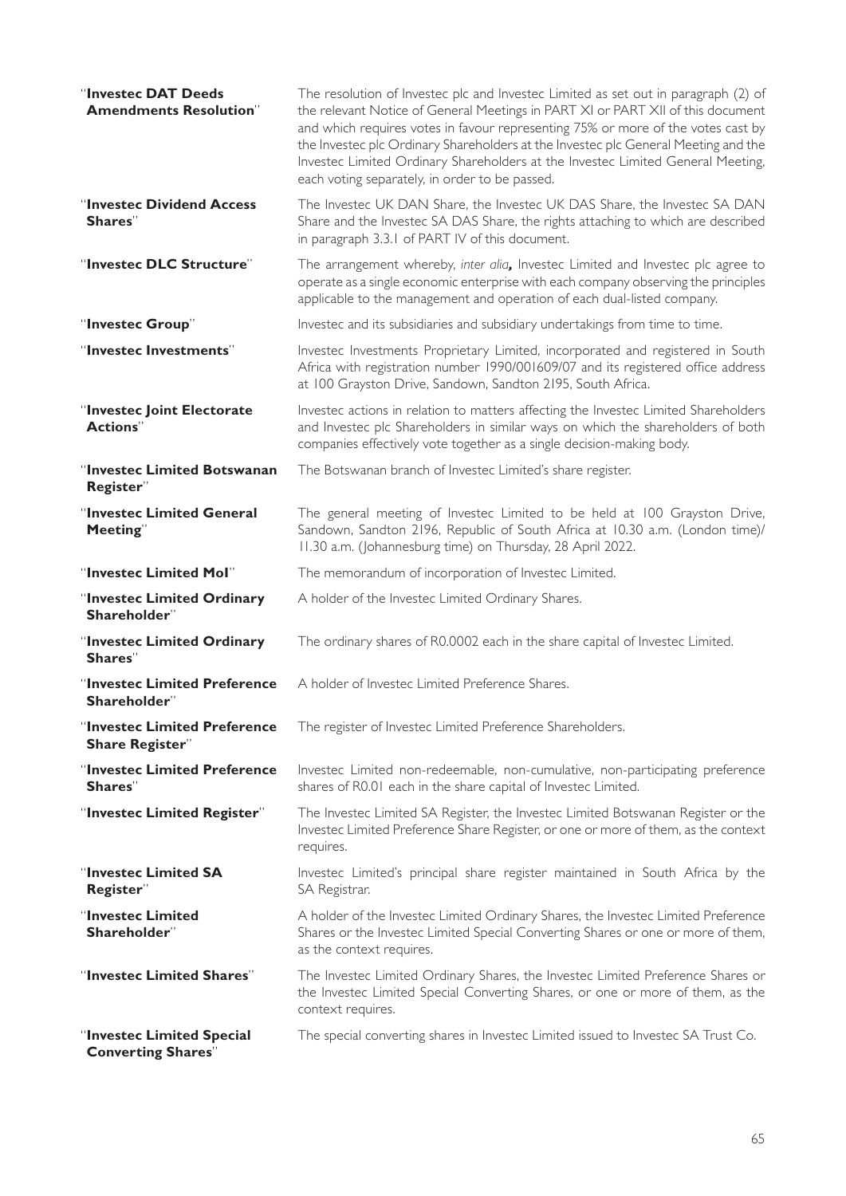| | |
|---|---|
| "**Investec DAT Deeds Amendments Resolution**" | The resolution of Investec plc and Investec Limited as set out in paragraph (2) of the relevant Notice of General Meetings in PART XI or PART XII of this document and which requires votes in favour representing 75% or more of the votes cast by the Investec plc Ordinary Shareholders at the Investec plc General Meeting and the Investec Limited Ordinary Shareholders at the Investec Limited General Meeting, each voting separately, in order to be passed. |
| "**Investec Dividend Access Shares**" | The Investec UK DAN Share, the Investec UK DAS Share, the Investec SA DAN Share and the Investec SA DAS Share, the rights attaching to which are described in paragraph 3.3.1 of PART IV of this document. |
| "**Investec DLC Structure**" | The arrangement whereby, *inter alia*, Investec Limited and Investec plc agree to operate as a single economic enterprise with each company observing the principles applicable to the management and operation of each dual-listed company. |
| "**Investec Group**" | Investec and its subsidiaries and subsidiary undertakings from time to time. |
| "**Investec Investments**" | Investec Investments Proprietary Limited, incorporated and registered in South Africa with registration number 1990/001609/07 and its registered office address at 100 Grayston Drive, Sandown, Sandton 2195, South Africa. |
| "**Investec Joint Electorate Actions**" | Investec actions in relation to matters affecting the Investec Limited Shareholders and Investec plc Shareholders in similar ways on which the shareholders of both companies effectively vote together as a single decision-making body. |
| "**Investec Limited Botswanan Register**" | The Botswanan branch of Investec Limited's share register. |
| "**Investec Limited General Meeting**" | The general meeting of Investec Limited to be held at 100 Grayston Drive, Sandown, Sandton 2196, Republic of South Africa at 10.30 a.m. (London time)/ 11.30 a.m. (Johannesburg time) on Thursday, 28 April 2022. |
| "**Investec Limited MoI**" | The memorandum of incorporation of Investec Limited. |
| "**Investec Limited Ordinary Shareholder**" | A holder of the Investec Limited Ordinary Shares. |
| "**Investec Limited Ordinary Shares**" | The ordinary shares of R0.0002 each in the share capital of Investec Limited. |
| "**Investec Limited Preference Shareholder**" | A holder of Investec Limited Preference Shares. |
| "**Investec Limited Preference Share Register**" | The register of Investec Limited Preference Shareholders. |
| "**Investec Limited Preference Shares**" | Investec Limited non-redeemable, non-cumulative, non-participating preference shares of R0.01 each in the share capital of Investec Limited. |
| "**Investec Limited Register**" | The Investec Limited SA Register, the Investec Limited Botswanan Register or the Investec Limited Preference Share Register, or one or more of them, as the context requires. |
| "**Investec Limited SA Register**" | Investec Limited's principal share register maintained in South Africa by the SA Registrar. |
| "**Investec Limited Shareholder**" | A holder of the Investec Limited Ordinary Shares, the Investec Limited Preference Shares or the Investec Limited Special Converting Shares or one or more of them, as the context requires. |
| "**Investec Limited Shares**" | The Investec Limited Ordinary Shares, the Investec Limited Preference Shares or the Investec Limited Special Converting Shares, or one or more of them, as the context requires. |
| "**Investec Limited Special Converting Shares**" | The special converting shares in Investec Limited issued to Investec SA Trust Co. |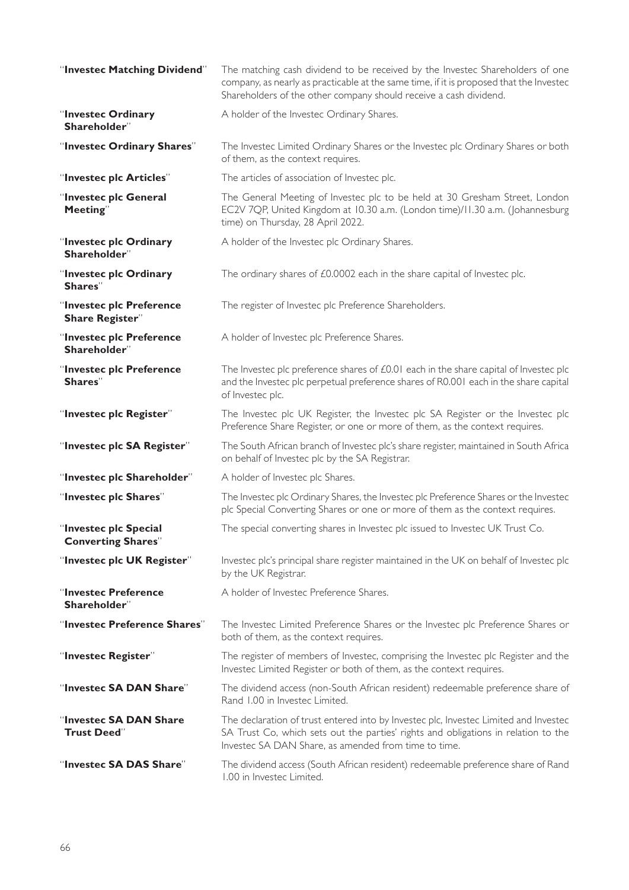| | |
|---|---|
| "**Investec Matching Dividend**" | The matching cash dividend to be received by the Investec Shareholders of one company, as nearly as practicable at the same time, if it is proposed that the Investec Shareholders of the other company should receive a cash dividend. |
| "**Investec Ordinary Shareholder**" | A holder of the Investec Ordinary Shares. |
| "**Investec Ordinary Shares**" | The Investec Limited Ordinary Shares or the Investec plc Ordinary Shares or both of them, as the context requires. |
| "**Investec plc Articles**" | The articles of association of Investec plc. |
| "**Investec plc General Meeting**" | The General Meeting of Investec plc to be held at 30 Gresham Street, London EC2V 7QP, United Kingdom at 10.30 a.m. (London time)/11.30 a.m. (Johannesburg time) on Thursday, 28 April 2022. |
| "**Investec plc Ordinary Shareholder**" | A holder of the Investec plc Ordinary Shares. |
| "**Investec plc Ordinary Shares**" | The ordinary shares of £0.0002 each in the share capital of Investec plc. |
| "**Investec plc Preference Share Register**" | The register of Investec plc Preference Shareholders. |
| "**Investec plc Preference Shareholder**" | A holder of Investec plc Preference Shares. |
| "**Investec plc Preference Shares**" | The Investec plc preference shares of £0.01 each in the share capital of Investec plc and the Investec plc perpetual preference shares of R0.001 each in the share capital of Investec plc. |
| "**Investec plc Register**" | The Investec plc UK Register, the Investec plc SA Register or the Investec plc Preference Share Register, or one or more of them, as the context requires. |
| "**Investec plc SA Register**" | The South African branch of Investec plc's share register, maintained in South Africa on behalf of Investec plc by the SA Registrar. |
| "**Investec plc Shareholder**" | A holder of Investec plc Shares. |
| "**Investec plc Shares**" | The Investec plc Ordinary Shares, the Investec plc Preference Shares or the Investec plc Special Converting Shares or one or more of them as the context requires. |
| "**Investec plc Special Converting Shares**" | The special converting shares in Investec plc issued to Investec UK Trust Co. |
| "**Investec plc UK Register**" | Investec plc's principal share register maintained in the UK on behalf of Investec plc by the UK Registrar. |
| "**Investec Preference Shareholder**" | A holder of Investec Preference Shares. |
| "**Investec Preference Shares**" | The Investec Limited Preference Shares or the Investec plc Preference Shares or both of them, as the context requires. |
| "**Investec Register**" | The register of members of Investec, comprising the Investec plc Register and the Investec Limited Register or both of them, as the context requires. |
| "**Investec SA DAN Share**" | The dividend access (non-South African resident) redeemable preference share of Rand 1.00 in Investec Limited. |
| "**Investec SA DAN Share Trust Deed**" | The declaration of trust entered into by Investec plc, Investec Limited and Investec SA Trust Co, which sets out the parties' rights and obligations in relation to the Investec SA DAN Share, as amended from time to time. |
| "**Investec SA DAS Share**" | The dividend access (South African resident) redeemable preference share of Rand 1.00 in Investec Limited. |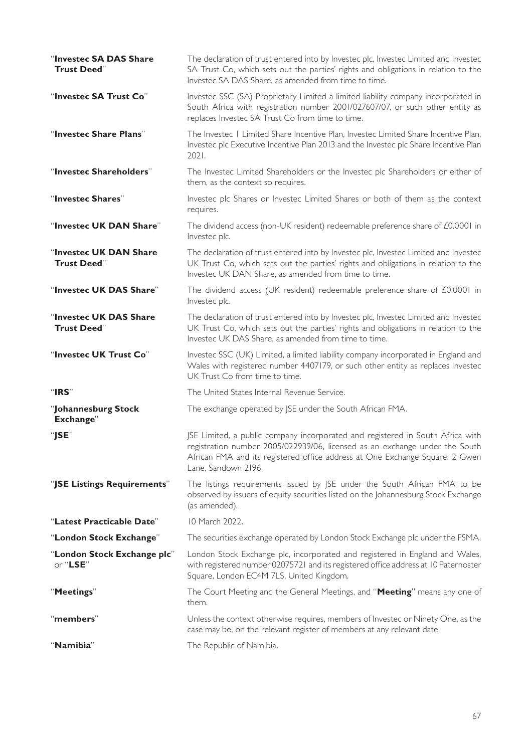| | |
|---|---|
| "**Investec SA DAS Share Trust Deed**" | The declaration of trust entered into by Investec plc, Investec Limited and Investec SA Trust Co, which sets out the parties' rights and obligations in relation to the Investec SA DAS Share, as amended from time to time. |
| "**Investec SA Trust Co**" | Investec SSC (SA) Proprietary Limited a limited liability company incorporated in South Africa with registration number 2001/027607/07, or such other entity as replaces Investec SA Trust Co from time to time. |
| "**Investec Share Plans**" | The Investec 1 Limited Share Incentive Plan, Investec Limited Share Incentive Plan, Investec plc Executive Incentive Plan 2013 and the Investec plc Share Incentive Plan 2021. |
| "**Investec Shareholders**" | The Investec Limited Shareholders or the Investec plc Shareholders or either of them, as the context so requires. |
| "**Investec Shares**" | Investec plc Shares or Investec Limited Shares or both of them as the context requires. |
| "**Investec UK DAN Share**" | The dividend access (non-UK resident) redeemable preference share of £0.0001 in Investec plc. |
| "**Investec UK DAN Share Trust Deed**" | The declaration of trust entered into by Investec plc, Investec Limited and Investec UK Trust Co, which sets out the parties' rights and obligations in relation to the Investec UK DAN Share, as amended from time to time. |
| "**Investec UK DAS Share**" | The dividend access (UK resident) redeemable preference share of £0.0001 in Investec plc. |
| "**Investec UK DAS Share Trust Deed**" | The declaration of trust entered into by Investec plc, Investec Limited and Investec UK Trust Co, which sets out the parties' rights and obligations in relation to the Investec UK DAS Share, as amended from time to time. |
| "**Investec UK Trust Co**" | Investec SSC (UK) Limited, a limited liability company incorporated in England and Wales with registered number 4407179, or such other entity as replaces Investec UK Trust Co from time to time. |
| "**IRS**" | The United States Internal Revenue Service. |
| "**Johannesburg Stock Exchange**" | The exchange operated by JSE under the South African FMA. |
| "**JSE**" | JSE Limited, a public company incorporated and registered in South Africa with registration number 2005/022939/06, licensed as an exchange under the South African FMA and its registered office address at One Exchange Square, 2 Gwen Lane, Sandown 2196. |
| "**JSE Listings Requirements**" | The listings requirements issued by JSE under the South African FMA to be observed by issuers of equity securities listed on the Johannesburg Stock Exchange (as amended). |
| "**Latest Practicable Date**" | 10 March 2022. |
| "**London Stock Exchange**" | The securities exchange operated by London Stock Exchange plc under the FSMA. |
| "**London Stock Exchange plc**" or "**LSE**" | London Stock Exchange plc, incorporated and registered in England and Wales, with registered number 02075721 and its registered office address at 10 Paternoster Square, London EC4M 7LS, United Kingdom. |
| "**Meetings**" | The Court Meeting and the General Meetings, and "**Meeting**" means any one of them. |
| "**members**" | Unless the context otherwise requires, members of Investec or Ninety One, as the case may be, on the relevant register of members at any relevant date. |
| "**Namibia**" | The Republic of Namibia. |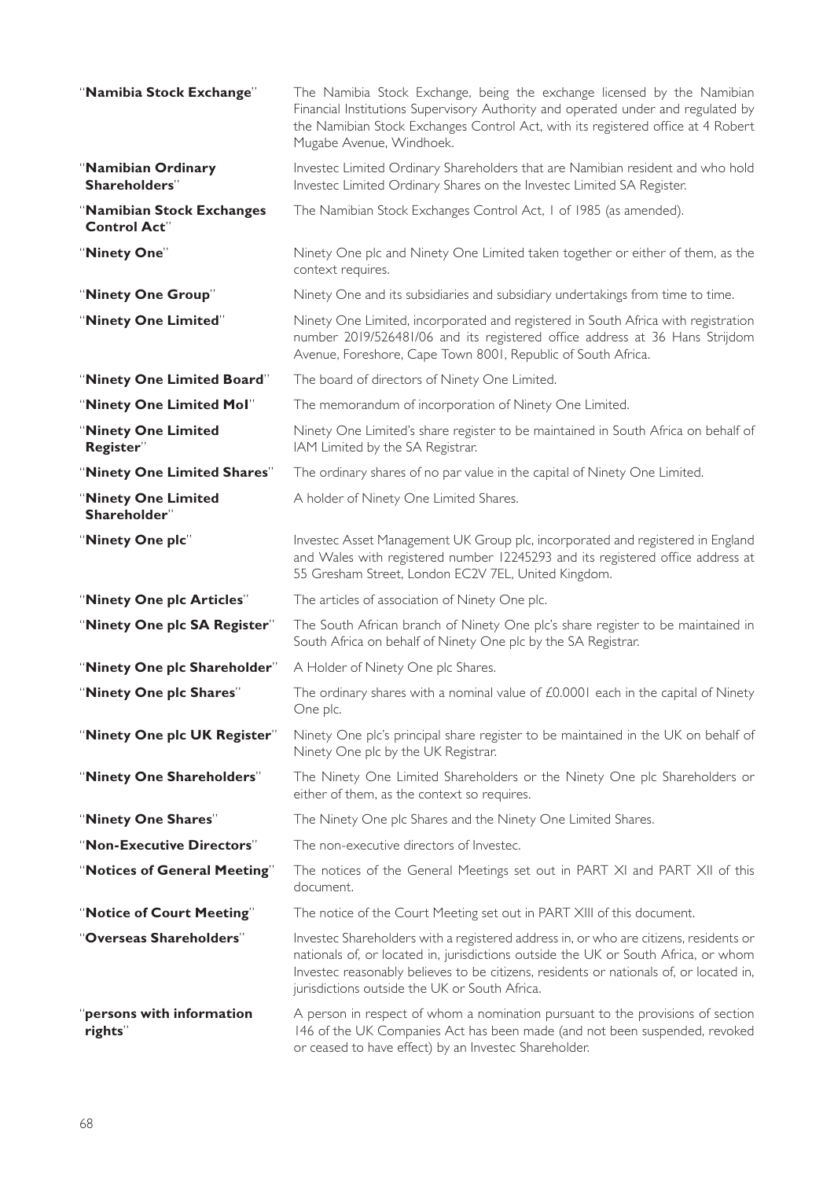| | |
|---|---|
| "**Namibia Stock Exchange**" | The Namibia Stock Exchange, being the exchange licensed by the Namibian Financial Institutions Supervisory Authority and operated under and regulated by the Namibian Stock Exchanges Control Act, with its registered office at 4 Robert Mugabe Avenue, Windhoek. |
| "**Namibian Ordinary Shareholders**" | Investec Limited Ordinary Shareholders that are Namibian resident and who hold Investec Limited Ordinary Shares on the Investec Limited SA Register. |
| "**Namibian Stock Exchanges Control Act**" | The Namibian Stock Exchanges Control Act, 1 of 1985 (as amended). |
| "**Ninety One**" | Ninety One plc and Ninety One Limited taken together or either of them, as the context requires. |
| "**Ninety One Group**" | Ninety One and its subsidiaries and subsidiary undertakings from time to time. |
| "**Ninety One Limited**" | Ninety One Limited, incorporated and registered in South Africa with registration number 2019/526481/06 and its registered office address at 36 Hans Strijdom Avenue, Foreshore, Cape Town 8001, Republic of South Africa. |
| "**Ninety One Limited Board**" | The board of directors of Ninety One Limited. |
| "**Ninety One Limited MoI**" | The memorandum of incorporation of Ninety One Limited. |
| "**Ninety One Limited Register**" | Ninety One Limited's share register to be maintained in South Africa on behalf of IAM Limited by the SA Registrar. |
| "**Ninety One Limited Shares**" | The ordinary shares of no par value in the capital of Ninety One Limited. |
| "**Ninety One Limited Shareholder**" | A holder of Ninety One Limited Shares. |
| "**Ninety One plc**" | Investec Asset Management UK Group plc, incorporated and registered in England and Wales with registered number 12245293 and its registered office address at 55 Gresham Street, London EC2V 7EL, United Kingdom. |
| "**Ninety One plc Articles**" | The articles of association of Ninety One plc. |
| "**Ninety One plc SA Register**" | The South African branch of Ninety One plc's share register to be maintained in South Africa on behalf of Ninety One plc by the SA Registrar. |
| "**Ninety One plc Shareholder**" | A Holder of Ninety One plc Shares. |
| "**Ninety One plc Shares**" | The ordinary shares with a nominal value of £0.0001 each in the capital of Ninety One plc. |
| "**Ninety One plc UK Register**" | Ninety One plc's principal share register to be maintained in the UK on behalf of Ninety One plc by the UK Registrar. |
| "**Ninety One Shareholders**" | The Ninety One Limited Shareholders or the Ninety One plc Shareholders or either of them, as the context so requires. |
| "**Ninety One Shares**" | The Ninety One plc Shares and the Ninety One Limited Shares. |
| "**Non-Executive Directors**" | The non-executive directors of Investec. |
| "**Notices of General Meeting**" | The notices of the General Meetings set out in PART XI and PART XII of this document. |
| "**Notice of Court Meeting**" | The notice of the Court Meeting set out in PART XIII of this document. |
| "**Overseas Shareholders**" | Investec Shareholders with a registered address in, or who are citizens, residents or nationals of, or located in, jurisdictions outside the UK or South Africa, or whom Investec reasonably believes to be citizens, residents or nationals of, or located in, jurisdictions outside the UK or South Africa. |
| "**persons with information rights**" | A person in respect of whom a nomination pursuant to the provisions of section 146 of the UK Companies Act has been made (and not been suspended, revoked or ceased to have effect) by an Investec Shareholder. |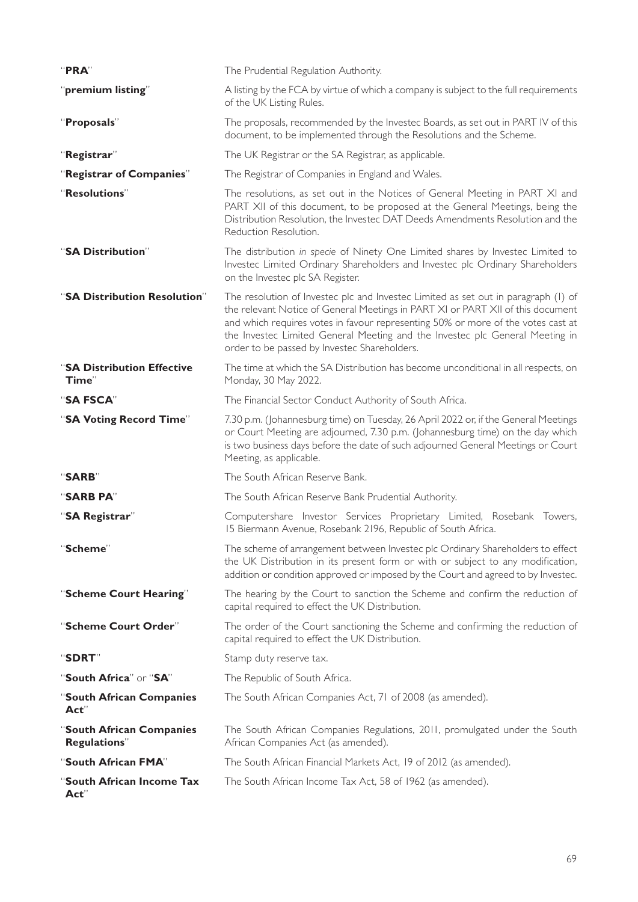| | |
|---|---|
| "**PRA**" | The Prudential Regulation Authority. |
| "**premium listing**" | A listing by the FCA by virtue of which a company is subject to the full requirements of the UK Listing Rules. |
| "**Proposals**" | The proposals, recommended by the Investec Boards, as set out in PART IV of this document, to be implemented through the Resolutions and the Scheme. |
| "**Registrar**" | The UK Registrar or the SA Registrar, as applicable. |
| "**Registrar of Companies**" | The Registrar of Companies in England and Wales. |
| "**Resolutions**" | The resolutions, as set out in the Notices of General Meeting in PART XI and PART XII of this document, to be proposed at the General Meetings, being the Distribution Resolution, the Investec DAT Deeds Amendments Resolution and the Reduction Resolution. |
| "**SA Distribution**" | The distribution *in specie* of Ninety One Limited shares by Investec Limited to Investec Limited Ordinary Shareholders and Investec plc Ordinary Shareholders on the Investec plc SA Register. |
| "**SA Distribution Resolution**" | The resolution of Investec plc and Investec Limited as set out in paragraph (1) of the relevant Notice of General Meetings in PART XI or PART XII of this document and which requires votes in favour representing 50% or more of the votes cast at the Investec Limited General Meeting and the Investec plc General Meeting in order to be passed by Investec Shareholders. |
| "**SA Distribution Effective Time**" | The time at which the SA Distribution has become unconditional in all respects, on Monday, 30 May 2022. |
| "**SA FSCA**" | The Financial Sector Conduct Authority of South Africa. |
| "**SA Voting Record Time**" | 7.30 p.m. (Johannesburg time) on Tuesday, 26 April 2022 or, if the General Meetings or Court Meeting are adjourned, 7.30 p.m. (Johannesburg time) on the day which is two business days before the date of such adjourned General Meetings or Court Meeting, as applicable. |
| "**SARB**" | The South African Reserve Bank. |
| "**SARB PA**" | The South African Reserve Bank Prudential Authority. |
| "**SA Registrar**" | Computershare Investor Services Proprietary Limited, Rosebank Towers, 15 Biermann Avenue, Rosebank 2196, Republic of South Africa. |
| "**Scheme**" | The scheme of arrangement between Investec plc Ordinary Shareholders to effect the UK Distribution in its present form or with or subject to any modification, addition or condition approved or imposed by the Court and agreed to by Investec. |
| "**Scheme Court Hearing**" | The hearing by the Court to sanction the Scheme and confirm the reduction of capital required to effect the UK Distribution. |
| "**Scheme Court Order**" | The order of the Court sanctioning the Scheme and confirming the reduction of capital required to effect the UK Distribution. |
| "**SDRT**" | Stamp duty reserve tax. |
| "**South Africa**" or "**SA**" | The Republic of South Africa. |
| "**South African Companies Act**" | The South African Companies Act, 71 of 2008 (as amended). |
| "**South African Companies Regulations**" | The South African Companies Regulations, 2011, promulgated under the South African Companies Act (as amended). |
| "**South African FMA**" | The South African Financial Markets Act, 19 of 2012 (as amended). |
| "**South African Income Tax Act**" | The South African Income Tax Act, 58 of 1962 (as amended). |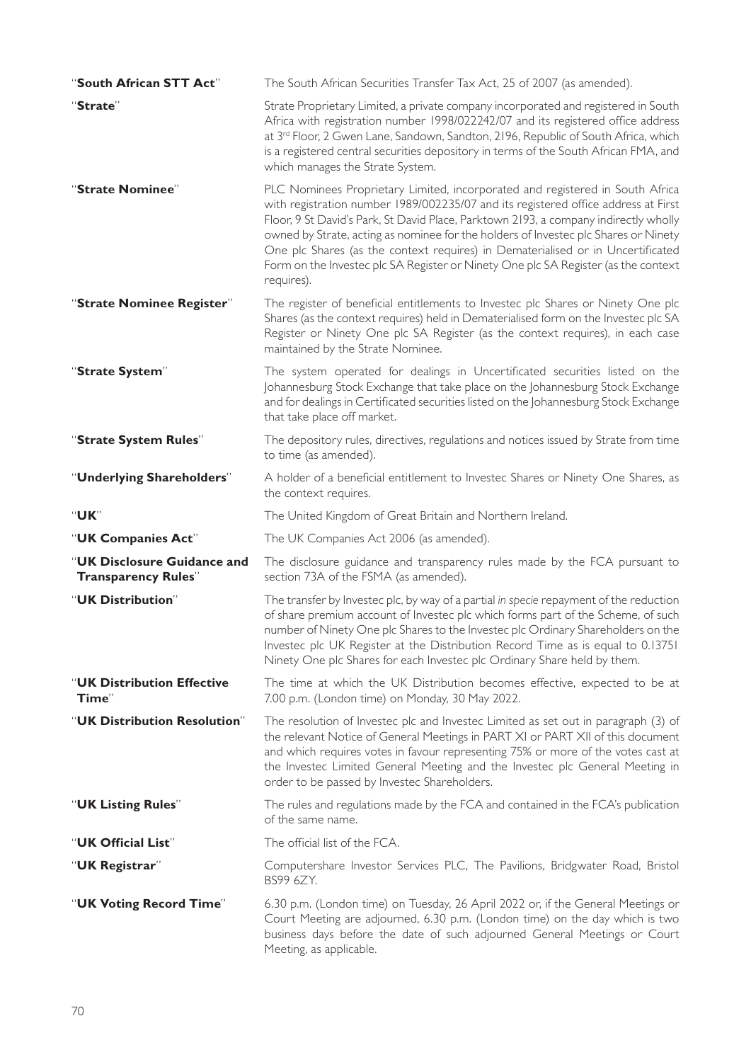| | |
|---|---|
| "**South African STT Act**" | The South African Securities Transfer Tax Act, 25 of 2007 (as amended). |
| "**Strate**" | Strate Proprietary Limited, a private company incorporated and registered in South Africa with registration number 1998/022242/07 and its registered office address at 3rd Floor, 2 Gwen Lane, Sandown, Sandton, 2196, Republic of South Africa, which is a registered central securities depository in terms of the South African FMA, and which manages the Strate System. |
| "**Strate Nominee**" | PLC Nominees Proprietary Limited, incorporated and registered in South Africa with registration number 1989/002235/07 and its registered office address at First Floor, 9 St David's Park, St David Place, Parktown 2193, a company indirectly wholly owned by Strate, acting as nominee for the holders of Investec plc Shares or Ninety One plc Shares (as the context requires) in Dematerialised or in Uncertificated Form on the Investec plc SA Register or Ninety One plc SA Register (as the context requires). |
| "**Strate Nominee Register**" | The register of beneficial entitlements to Investec plc Shares or Ninety One plc Shares (as the context requires) held in Dematerialised form on the Investec plc SA Register or Ninety One plc SA Register (as the context requires), in each case maintained by the Strate Nominee. |
| "**Strate System**" | The system operated for dealings in Uncertificated securities listed on the Johannesburg Stock Exchange that take place on the Johannesburg Stock Exchange and for dealings in Certificated securities listed on the Johannesburg Stock Exchange that take place off market. |
| "**Strate System Rules**" | The depository rules, directives, regulations and notices issued by Strate from time to time (as amended). |
| "**Underlying Shareholders**" | A holder of a beneficial entitlement to Investec Shares or Ninety One Shares, as the context requires. |
| "**UK**" | The United Kingdom of Great Britain and Northern Ireland. |
| "**UK Companies Act**" | The UK Companies Act 2006 (as amended). |
| "**UK Disclosure Guidance and Transparency Rules**" | The disclosure guidance and transparency rules made by the FCA pursuant to section 73A of the FSMA (as amended). |
| "**UK Distribution**" | The transfer by Investec plc, by way of a partial *in specie* repayment of the reduction of share premium account of Investec plc which forms part of the Scheme, of such number of Ninety One plc Shares to the Investec plc Ordinary Shareholders on the Investec plc UK Register at the Distribution Record Time as is equal to 0.13751 Ninety One plc Shares for each Investec plc Ordinary Share held by them. |
| "**UK Distribution Effective Time**" | The time at which the UK Distribution becomes effective, expected to be at 7.00 p.m. (London time) on Monday, 30 May 2022. |
| "**UK Distribution Resolution**" | The resolution of Investec plc and Investec Limited as set out in paragraph (3) of the relevant Notice of General Meetings in PART XI or PART XII of this document and which requires votes in favour representing 75% or more of the votes cast at the Investec Limited General Meeting and the Investec plc General Meeting in order to be passed by Investec Shareholders. |
| "**UK Listing Rules**" | The rules and regulations made by the FCA and contained in the FCA's publication of the same name. |
| "**UK Official List**" | The official list of the FCA. |
| "**UK Registrar**" | Computershare Investor Services PLC, The Pavilions, Bridgwater Road, Bristol BS99 6ZY. |
| "**UK Voting Record Time**" | 6.30 p.m. (London time) on Tuesday, 26 April 2022 or, if the General Meetings or Court Meeting are adjourned, 6.30 p.m. (London time) on the day which is two business days before the date of such adjourned General Meetings or Court Meeting, as applicable. |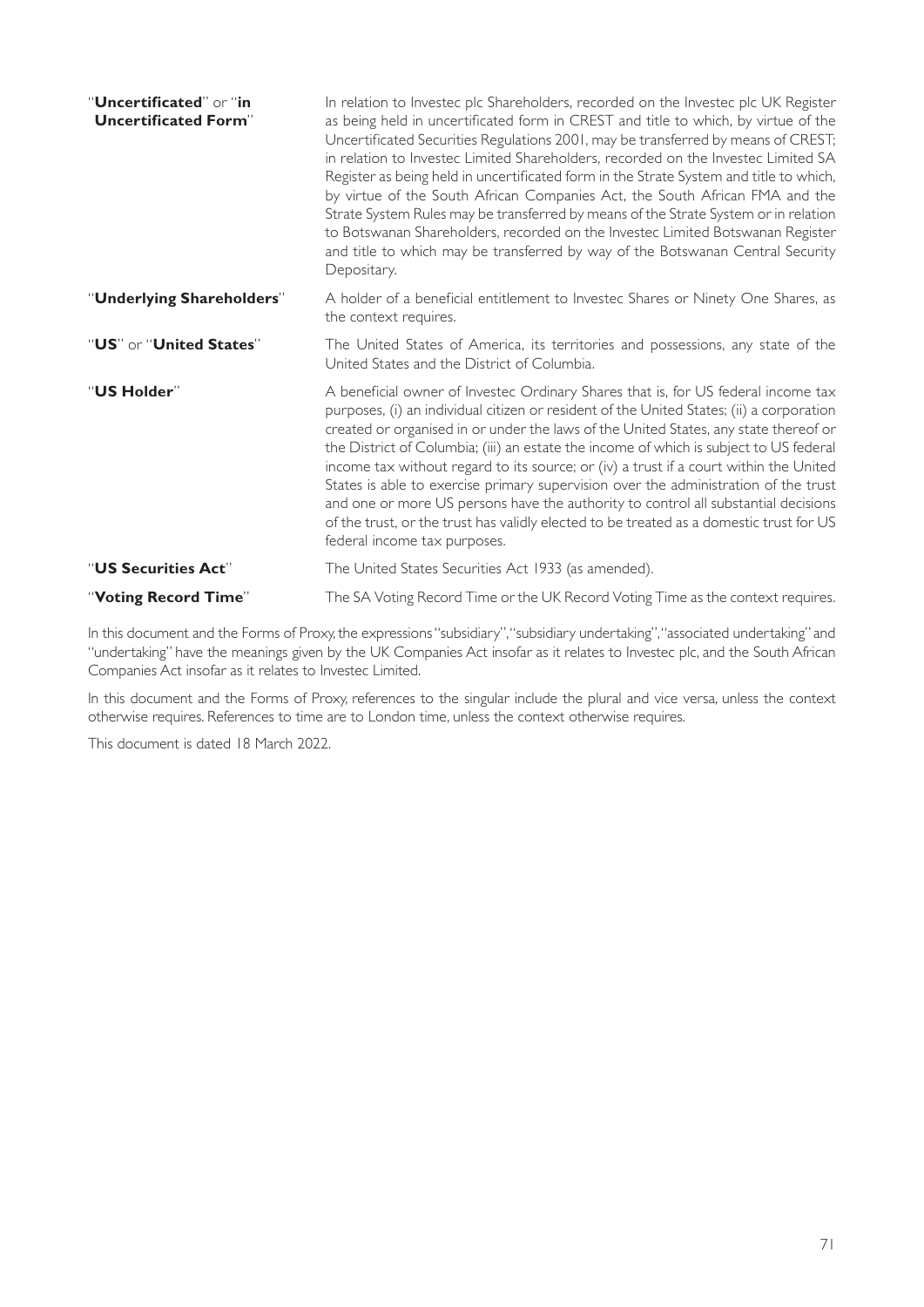| | |
|---|---|
| "**Uncertificated**" or "**in Uncertificated Form**" | In relation to Investec plc Shareholders, recorded on the Investec plc UK Register as being held in uncertificated form in CREST and title to which, by virtue of the Uncertificated Securities Regulations 2001, may be transferred by means of CREST; in relation to Investec Limited Shareholders, recorded on the Investec Limited SA Register as being held in uncertificated form in the Strate System and title to which, by virtue of the South African Companies Act, the South African FMA and the Strate System Rules may be transferred by means of the Strate System or in relation to Botswanan Shareholders, recorded on the Investec Limited Botswanan Register and title to which may be transferred by way of the Botswanan Central Security Depositary. |
| "**Underlying Shareholders**" | A holder of a beneficial entitlement to Investec Shares or Ninety One Shares, as the context requires. |
| "**US**" or "**United States**" | The United States of America, its territories and possessions, any state of the United States and the District of Columbia. |
| "**US Holder**" | A beneficial owner of Investec Ordinary Shares that is, for US federal income tax purposes, (i) an individual citizen or resident of the United States; (ii) a corporation created or organised in or under the laws of the United States, any state thereof or the District of Columbia; (iii) an estate the income of which is subject to US federal income tax without regard to its source; or (iv) a trust if a court within the United States is able to exercise primary supervision over the administration of the trust and one or more US persons have the authority to control all substantial decisions of the trust, or the trust has validly elected to be treated as a domestic trust for US federal income tax purposes. |
| "**US Securities Act**" | The United States Securities Act 1933 (as amended). |
| "**Voting Record Time**" | The SA Voting Record Time or the UK Record Voting Time as the context requires. |

In this document and the Forms of Proxy, the expressions "subsidiary", "subsidiary undertaking", "associated undertaking" and "undertaking" have the meanings given by the UK Companies Act insofar as it relates to Investec plc, and the South African Companies Act insofar as it relates to Investec Limited.

In this document and the Forms of Proxy, references to the singular include the plural and vice versa, unless the context otherwise requires. References to time are to London time, unless the context otherwise requires.

This document is dated 18 March 2022.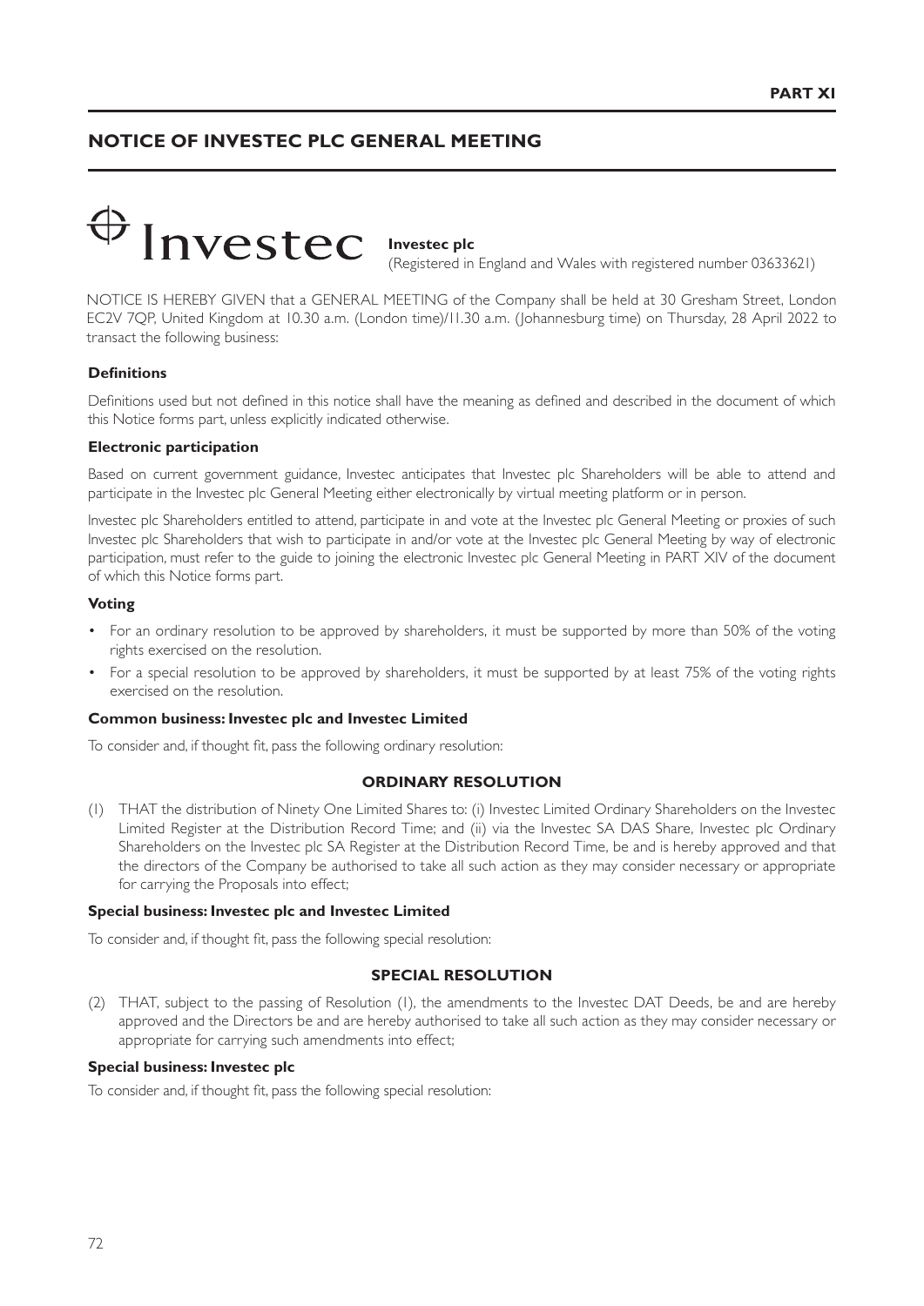**PART XI**

## NOTICE OF INVESTEC PLC GENERAL MEETING

Investec

**Investec plc**
(Registered in England and Wales with registered number 03633621)

NOTICE IS HEREBY GIVEN that a GENERAL MEETING of the Company shall be held at 30 Gresham Street, London EC2V 7QP, United Kingdom at 10.30 a.m. (London time)/11.30 a.m. (Johannesburg time) on Thursday, 28 April 2022 to transact the following business:

### Definitions

Definitions used but not defined in this notice shall have the meaning as defined and described in the document of which this Notice forms part, unless explicitly indicated otherwise.

### Electronic participation

Based on current government guidance, Investec anticipates that Investec plc Shareholders will be able to attend and participate in the Investec plc General Meeting either electronically by virtual meeting platform or in person.

Investec plc Shareholders entitled to attend, participate in and vote at the Investec plc General Meeting or proxies of such Investec plc Shareholders that wish to participate in and/or vote at the Investec plc General Meeting by way of electronic participation, must refer to the guide to joining the electronic Investec plc General Meeting in PART XIV of the document of which this Notice forms part.

### Voting

- For an ordinary resolution to be approved by shareholders, it must be supported by more than 50% of the voting rights exercised on the resolution.
- For a special resolution to be approved by shareholders, it must be supported by at least 75% of the voting rights exercised on the resolution.

### Common business: Investec plc and Investec Limited

To consider and, if thought fit, pass the following ordinary resolution:

#### ORDINARY RESOLUTION

(1) THAT the distribution of Ninety One Limited Shares to: (i) Investec Limited Ordinary Shareholders on the Investec Limited Register at the Distribution Record Time; and (ii) via the Investec SA DAS Share, Investec plc Ordinary Shareholders on the Investec plc SA Register at the Distribution Record Time, be and is hereby approved and that the directors of the Company be authorised to take all such action as they may consider necessary or appropriate for carrying the Proposals into effect;

### Special business: Investec plc and Investec Limited

To consider and, if thought fit, pass the following special resolution:

#### SPECIAL RESOLUTION

(2) THAT, subject to the passing of Resolution (1), the amendments to the Investec DAT Deeds, be and are hereby approved and the Directors be and are hereby authorised to take all such action as they may consider necessary or appropriate for carrying such amendments into effect;

### Special business: Investec plc

To consider and, if thought fit, pass the following special resolution: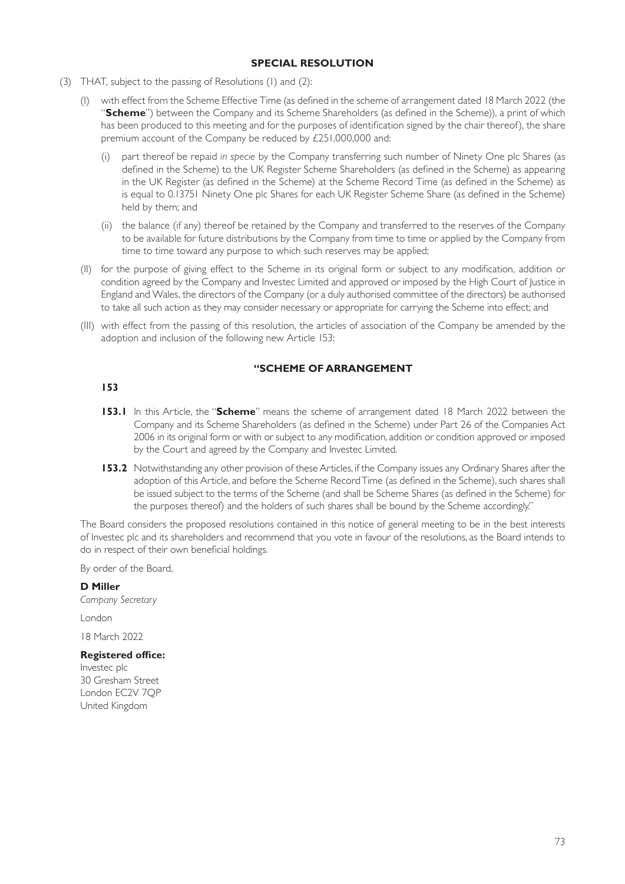## SPECIAL RESOLUTION

(3) THAT, subject to the passing of Resolutions (1) and (2):

(I) with effect from the Scheme Effective Time (as defined in the scheme of arrangement dated 18 March 2022 (the "**Scheme**") between the Company and its Scheme Shareholders (as defined in the Scheme)), a print of which has been produced to this meeting and for the purposes of identification signed by the chair thereof), the share premium account of the Company be reduced by £251,000,000 and:

(i) part thereof be repaid *in specie* by the Company transferring such number of Ninety One plc Shares (as defined in the Scheme) to the UK Register Scheme Shareholders (as defined in the Scheme) as appearing in the UK Register (as defined in the Scheme) at the Scheme Record Time (as defined in the Scheme) as is equal to 0.13751 Ninety One plc Shares for each UK Register Scheme Share (as defined in the Scheme) held by them; and

(ii) the balance (if any) thereof be retained by the Company and transferred to the reserves of the Company to be available for future distributions by the Company from time to time or applied by the Company from time to time toward any purpose to which such reserves may be applied;

(II) for the purpose of giving effect to the Scheme in its original form or subject to any modification, addition or condition agreed by the Company and Investec Limited and approved or imposed by the High Court of Justice in England and Wales, the directors of the Company (or a duly authorised committee of the directors) be authorised to take all such action as they may consider necessary or appropriate for carrying the Scheme into effect; and

(III) with effect from the passing of this resolution, the articles of association of the Company be amended by the adoption and inclusion of the following new Article 153:

### "SCHEME OF ARRANGEMENT

**153**

**153.1** In this Article, the "**Scheme**" means the scheme of arrangement dated 18 March 2022 between the Company and its Scheme Shareholders (as defined in the Scheme) under Part 26 of the Companies Act 2006 in its original form or with or subject to any modification, addition or condition approved or imposed by the Court and agreed by the Company and Investec Limited.

**153.2** Notwithstanding any other provision of these Articles, if the Company issues any Ordinary Shares after the adoption of this Article, and before the Scheme Record Time (as defined in the Scheme), such shares shall be issued subject to the terms of the Scheme (and shall be Scheme Shares (as defined in the Scheme) for the purposes thereof) and the holders of such shares shall be bound by the Scheme accordingly."

The Board considers the proposed resolutions contained in this notice of general meeting to be in the best interests of Investec plc and its shareholders and recommend that you vote in favour of the resolutions, as the Board intends to do in respect of their own beneficial holdings.

By order of the Board,

**D Miller**
*Company Secretary*

London

18 March 2022

**Registered office:**
Investec plc
30 Gresham Street
London EC2V 7QP
United Kingdom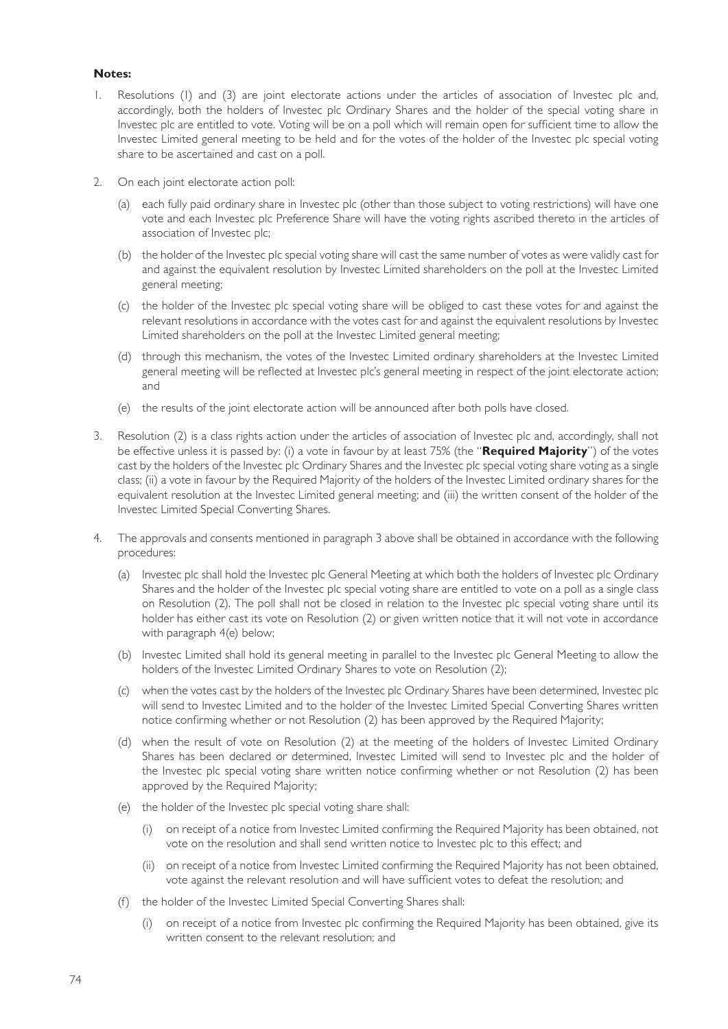**Notes:**

1. Resolutions (1) and (3) are joint electorate actions under the articles of association of Investec plc and, accordingly, both the holders of Investec plc Ordinary Shares and the holder of the special voting share in Investec plc are entitled to vote. Voting will be on a poll which will remain open for sufficient time to allow the Investec Limited general meeting to be held and for the votes of the holder of the Investec plc special voting share to be ascertained and cast on a poll.

2. On each joint electorate action poll:

   (a) each fully paid ordinary share in Investec plc (other than those subject to voting restrictions) will have one vote and each Investec plc Preference Share will have the voting rights ascribed thereto in the articles of association of Investec plc;

   (b) the holder of the Investec plc special voting share will cast the same number of votes as were validly cast for and against the equivalent resolution by Investec Limited shareholders on the poll at the Investec Limited general meeting;

   (c) the holder of the Investec plc special voting share will be obliged to cast these votes for and against the relevant resolutions in accordance with the votes cast for and against the equivalent resolutions by Investec Limited shareholders on the poll at the Investec Limited general meeting;

   (d) through this mechanism, the votes of the Investec Limited ordinary shareholders at the Investec Limited general meeting will be reflected at Investec plc's general meeting in respect of the joint electorate action; and

   (e) the results of the joint electorate action will be announced after both polls have closed.

3. Resolution (2) is a class rights action under the articles of association of Investec plc and, accordingly, shall not be effective unless it is passed by: (i) a vote in favour by at least 75% (the "**Required Majority**") of the votes cast by the holders of the Investec plc Ordinary Shares and the Investec plc special voting share voting as a single class; (ii) a vote in favour by the Required Majority of the holders of the Investec Limited ordinary shares for the equivalent resolution at the Investec Limited general meeting; and (iii) the written consent of the holder of the Investec Limited Special Converting Shares.

4. The approvals and consents mentioned in paragraph 3 above shall be obtained in accordance with the following procedures:

   (a) Investec plc shall hold the Investec plc General Meeting at which both the holders of Investec plc Ordinary Shares and the holder of the Investec plc special voting share are entitled to vote on a poll as a single class on Resolution (2). The poll shall not be closed in relation to the Investec plc special voting share until its holder has either cast its vote on Resolution (2) or given written notice that it will not vote in accordance with paragraph 4(e) below;

   (b) Investec Limited shall hold its general meeting in parallel to the Investec plc General Meeting to allow the holders of the Investec Limited Ordinary Shares to vote on Resolution (2);

   (c) when the votes cast by the holders of the Investec plc Ordinary Shares have been determined, Investec plc will send to Investec Limited and to the holder of the Investec Limited Special Converting Shares written notice confirming whether or not Resolution (2) has been approved by the Required Majority;

   (d) when the result of vote on Resolution (2) at the meeting of the holders of Investec Limited Ordinary Shares has been declared or determined, Investec Limited will send to Investec plc and the holder of the Investec plc special voting share written notice confirming whether or not Resolution (2) has been approved by the Required Majority;

   (e) the holder of the Investec plc special voting share shall:

      (i) on receipt of a notice from Investec Limited confirming the Required Majority has been obtained, not vote on the resolution and shall send written notice to Investec plc to this effect; and

      (ii) on receipt of a notice from Investec Limited confirming the Required Majority has not been obtained, vote against the relevant resolution and will have sufficient votes to defeat the resolution; and

   (f) the holder of the Investec Limited Special Converting Shares shall:

      (i) on receipt of a notice from Investec plc confirming the Required Majority has been obtained, give its written consent to the relevant resolution; and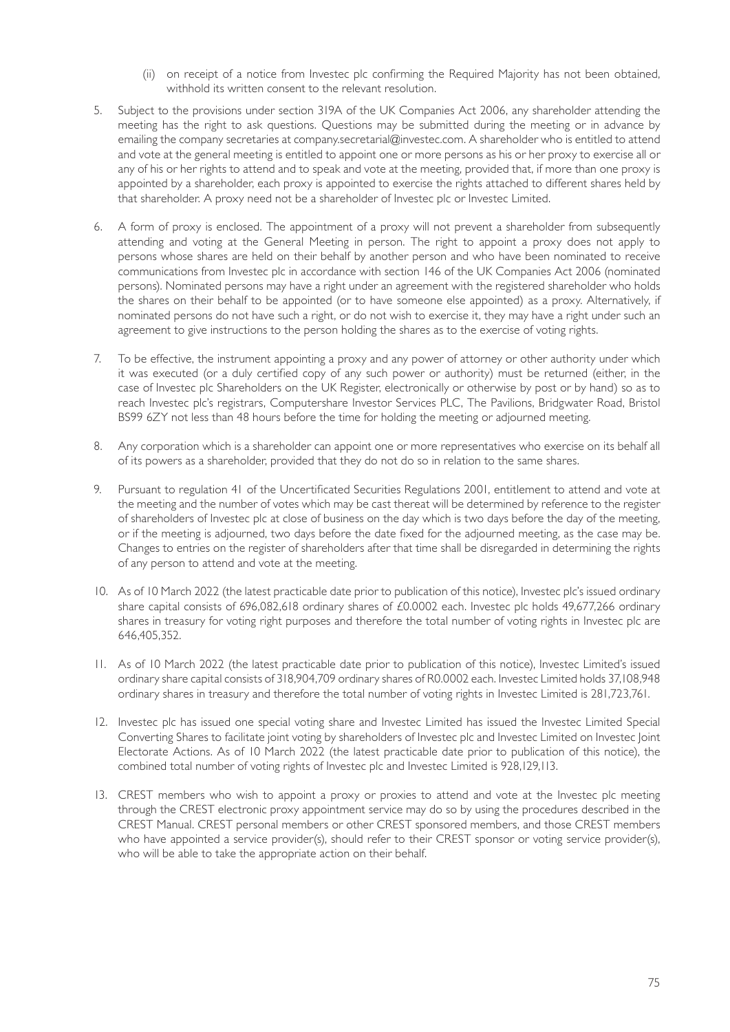(ii) on receipt of a notice from Investec plc confirming the Required Majority has not been obtained, withhold its written consent to the relevant resolution.

5. Subject to the provisions under section 319A of the UK Companies Act 2006, any shareholder attending the meeting has the right to ask questions. Questions may be submitted during the meeting or in advance by emailing the company secretaries at company.secretarial@investec.com. A shareholder who is entitled to attend and vote at the general meeting is entitled to appoint one or more persons as his or her proxy to exercise all or any of his or her rights to attend and to speak and vote at the meeting, provided that, if more than one proxy is appointed by a shareholder, each proxy is appointed to exercise the rights attached to different shares held by that shareholder. A proxy need not be a shareholder of Investec plc or Investec Limited.

6. A form of proxy is enclosed. The appointment of a proxy will not prevent a shareholder from subsequently attending and voting at the General Meeting in person. The right to appoint a proxy does not apply to persons whose shares are held on their behalf by another person and who have been nominated to receive communications from Investec plc in accordance with section 146 of the UK Companies Act 2006 (nominated persons). Nominated persons may have a right under an agreement with the registered shareholder who holds the shares on their behalf to be appointed (or to have someone else appointed) as a proxy. Alternatively, if nominated persons do not have such a right, or do not wish to exercise it, they may have a right under such an agreement to give instructions to the person holding the shares as to the exercise of voting rights.

7. To be effective, the instrument appointing a proxy and any power of attorney or other authority under which it was executed (or a duly certified copy of any such power or authority) must be returned (either, in the case of Investec plc Shareholders on the UK Register, electronically or otherwise by post or by hand) so as to reach Investec plc's registrars, Computershare Investor Services PLC, The Pavilions, Bridgwater Road, Bristol BS99 6ZY not less than 48 hours before the time for holding the meeting or adjourned meeting.

8. Any corporation which is a shareholder can appoint one or more representatives who exercise on its behalf all of its powers as a shareholder, provided that they do not do so in relation to the same shares.

9. Pursuant to regulation 41 of the Uncertificated Securities Regulations 2001, entitlement to attend and vote at the meeting and the number of votes which may be cast thereat will be determined by reference to the register of shareholders of Investec plc at close of business on the day which is two days before the day of the meeting, or if the meeting is adjourned, two days before the date fixed for the adjourned meeting, as the case may be. Changes to entries on the register of shareholders after that time shall be disregarded in determining the rights of any person to attend and vote at the meeting.

10. As of 10 March 2022 (the latest practicable date prior to publication of this notice), Investec plc's issued ordinary share capital consists of 696,082,618 ordinary shares of £0.0002 each. Investec plc holds 49,677,266 ordinary shares in treasury for voting right purposes and therefore the total number of voting rights in Investec plc are 646,405,352.

11. As of 10 March 2022 (the latest practicable date prior to publication of this notice), Investec Limited's issued ordinary share capital consists of 318,904,709 ordinary shares of R0.0002 each. Investec Limited holds 37,108,948 ordinary shares in treasury and therefore the total number of voting rights in Investec Limited is 281,723,761.

12. Investec plc has issued one special voting share and Investec Limited has issued the Investec Limited Special Converting Shares to facilitate joint voting by shareholders of Investec plc and Investec Limited on Investec Joint Electorate Actions. As of 10 March 2022 (the latest practicable date prior to publication of this notice), the combined total number of voting rights of Investec plc and Investec Limited is 928,129,113.

13. CREST members who wish to appoint a proxy or proxies to attend and vote at the Investec plc meeting through the CREST electronic proxy appointment service may do so by using the procedures described in the CREST Manual. CREST personal members or other CREST sponsored members, and those CREST members who have appointed a service provider(s), should refer to their CREST sponsor or voting service provider(s), who will be able to take the appropriate action on their behalf.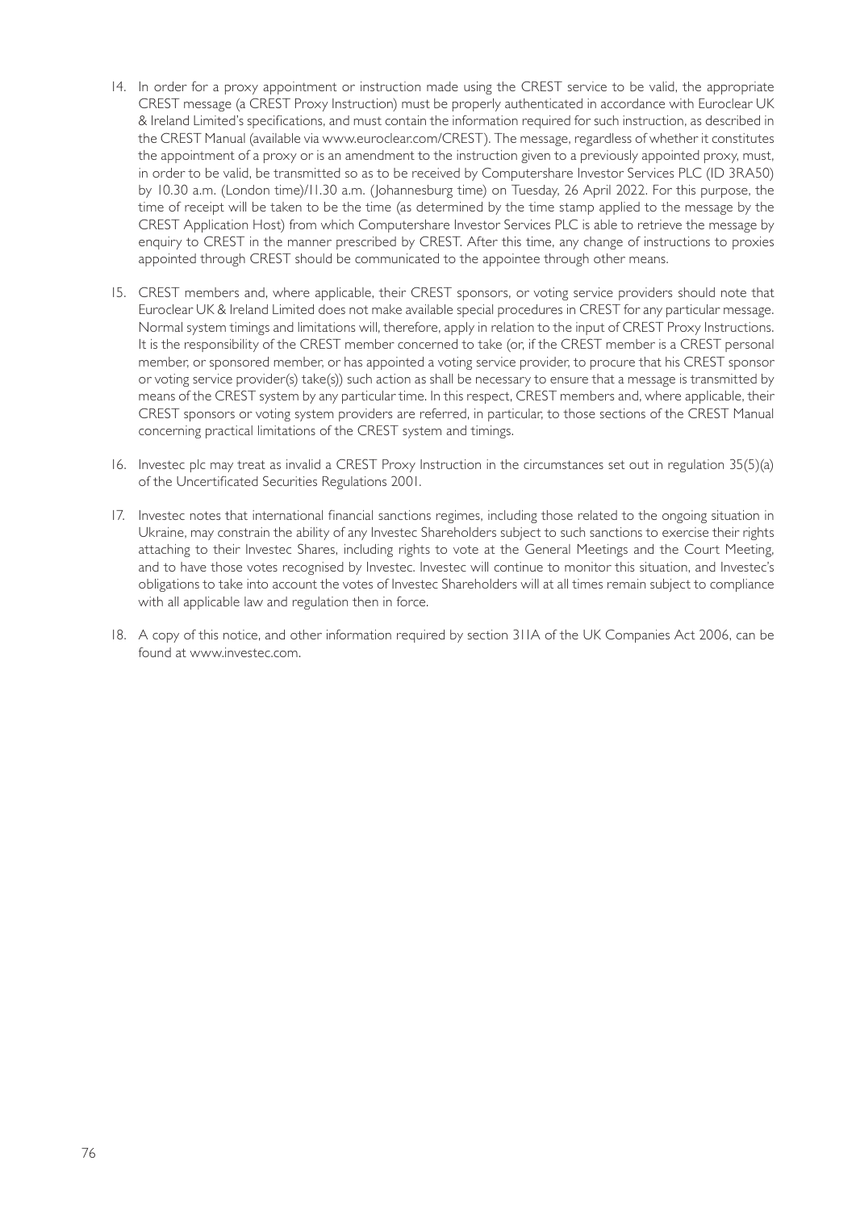14. In order for a proxy appointment or instruction made using the CREST service to be valid, the appropriate CREST message (a CREST Proxy Instruction) must be properly authenticated in accordance with Euroclear UK & Ireland Limited's specifications, and must contain the information required for such instruction, as described in the CREST Manual (available via www.euroclear.com/CREST). The message, regardless of whether it constitutes the appointment of a proxy or is an amendment to the instruction given to a previously appointed proxy, must, in order to be valid, be transmitted so as to be received by Computershare Investor Services PLC (ID 3RA50) by 10.30 a.m. (London time)/11.30 a.m. (Johannesburg time) on Tuesday, 26 April 2022. For this purpose, the time of receipt will be taken to be the time (as determined by the time stamp applied to the message by the CREST Application Host) from which Computershare Investor Services PLC is able to retrieve the message by enquiry to CREST in the manner prescribed by CREST. After this time, any change of instructions to proxies appointed through CREST should be communicated to the appointee through other means.

15. CREST members and, where applicable, their CREST sponsors, or voting service providers should note that Euroclear UK & Ireland Limited does not make available special procedures in CREST for any particular message. Normal system timings and limitations will, therefore, apply in relation to the input of CREST Proxy Instructions. It is the responsibility of the CREST member concerned to take (or, if the CREST member is a CREST personal member, or sponsored member, or has appointed a voting service provider, to procure that his CREST sponsor or voting service provider(s) take(s)) such action as shall be necessary to ensure that a message is transmitted by means of the CREST system by any particular time. In this respect, CREST members and, where applicable, their CREST sponsors or voting system providers are referred, in particular, to those sections of the CREST Manual concerning practical limitations of the CREST system and timings.

16. Investec plc may treat as invalid a CREST Proxy Instruction in the circumstances set out in regulation 35(5)(a) of the Uncertificated Securities Regulations 2001.

17. Investec notes that international financial sanctions regimes, including those related to the ongoing situation in Ukraine, may constrain the ability of any Investec Shareholders subject to such sanctions to exercise their rights attaching to their Investec Shares, including rights to vote at the General Meetings and the Court Meeting, and to have those votes recognised by Investec. Investec will continue to monitor this situation, and Investec's obligations to take into account the votes of Investec Shareholders will at all times remain subject to compliance with all applicable law and regulation then in force.

18. A copy of this notice, and other information required by section 311A of the UK Companies Act 2006, can be found at www.investec.com.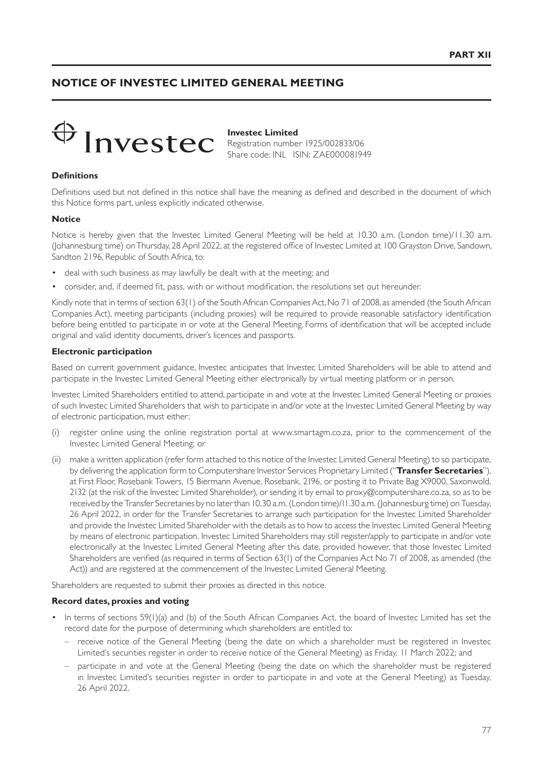# NOTICE OF INVESTEC LIMITED GENERAL MEETING

**Investec Limited**
Registration number 1925/002833/06
Share code: INL ISIN: ZAE000081949

### Definitions

Definitions used but not defined in this notice shall have the meaning as defined and described in the document of which this Notice forms part, unless explicitly indicated otherwise.

### Notice

Notice is hereby given that the Investec Limited General Meeting will be held at 10.30 a.m. (London time)/11.30 a.m. (Johannesburg time) on Thursday, 28 April 2022, at the registered office of Investec Limited at 100 Grayston Drive, Sandown, Sandton 2196, Republic of South Africa, to:

- deal with such business as may lawfully be dealt with at the meeting; and
- consider, and, if deemed fit, pass, with or without modification, the resolutions set out hereunder.

Kindly note that in terms of section 63(1) of the South African Companies Act, No 71 of 2008, as amended (the South African Companies Act), meeting participants (including proxies) will be required to provide reasonable satisfactory identification before being entitled to participate in or vote at the General Meeting. Forms of identification that will be accepted include original and valid identity documents, driver's licences and passports.

### Electronic participation

Based on current government guidance, Investec anticipates that Investec Limited Shareholders will be able to attend and participate in the Investec Limited General Meeting either electronically by virtual meeting platform or in person.

Investec Limited Shareholders entitled to attend, participate in and vote at the Investec Limited General Meeting or proxies of such Investec Limited Shareholders that wish to participate in and/or vote at the Investec Limited General Meeting by way of electronic participation, must either:

(i) register online using the online registration portal at www.smartagm.co.za, prior to the commencement of the Investec Limited General Meeting; or

(ii) make a written application (refer form attached to this notice of the Investec Limited General Meeting) to so participate, by delivering the application form to Computershare Investor Services Proprietary Limited ("**Transfer Secretaries**"), at First Floor, Rosebank Towers, 15 Biermann Avenue, Rosebank, 2196, or posting it to Private Bag X9000, Saxonwold, 2132 (at the risk of the Investec Limited Shareholder), or sending it by email to proxy@computershare.co.za, so as to be received by the Transfer Secretaries by no later than 10.30 a.m. (London time)/11.30 a.m. (Johannesburg time) on Tuesday, 26 April 2022, in order for the Transfer Secretaries to arrange such participation for the Investec Limited Shareholder and provide the Investec Limited Shareholder with the details as to how to access the Investec Limited General Meeting by means of electronic participation. Investec Limited Shareholders may still register/apply to participate in and/or vote electronically at the Investec Limited General Meeting after this date, provided however, that those Investec Limited Shareholders are verified (as required in terms of Section 63(1) of the Companies Act No 71 of 2008, as amended (the Act)) and are registered at the commencement of the Investec Limited General Meeting.

Shareholders are requested to submit their proxies as directed in this notice.

### Record dates, proxies and voting

- In terms of sections 59(1)(a) and (b) of the South African Companies Act, the board of Investec Limited has set the record date for the purpose of determining which shareholders are entitled to:
  - receive notice of the General Meeting (being the date on which a shareholder must be registered in Investec Limited's securities register in order to receive notice of the General Meeting) as Friday, 11 March 2022; and
  - participate in and vote at the General Meeting (being the date on which the shareholder must be registered in Investec Limited's securities register in order to participate in and vote at the General Meeting) as Tuesday, 26 April 2022.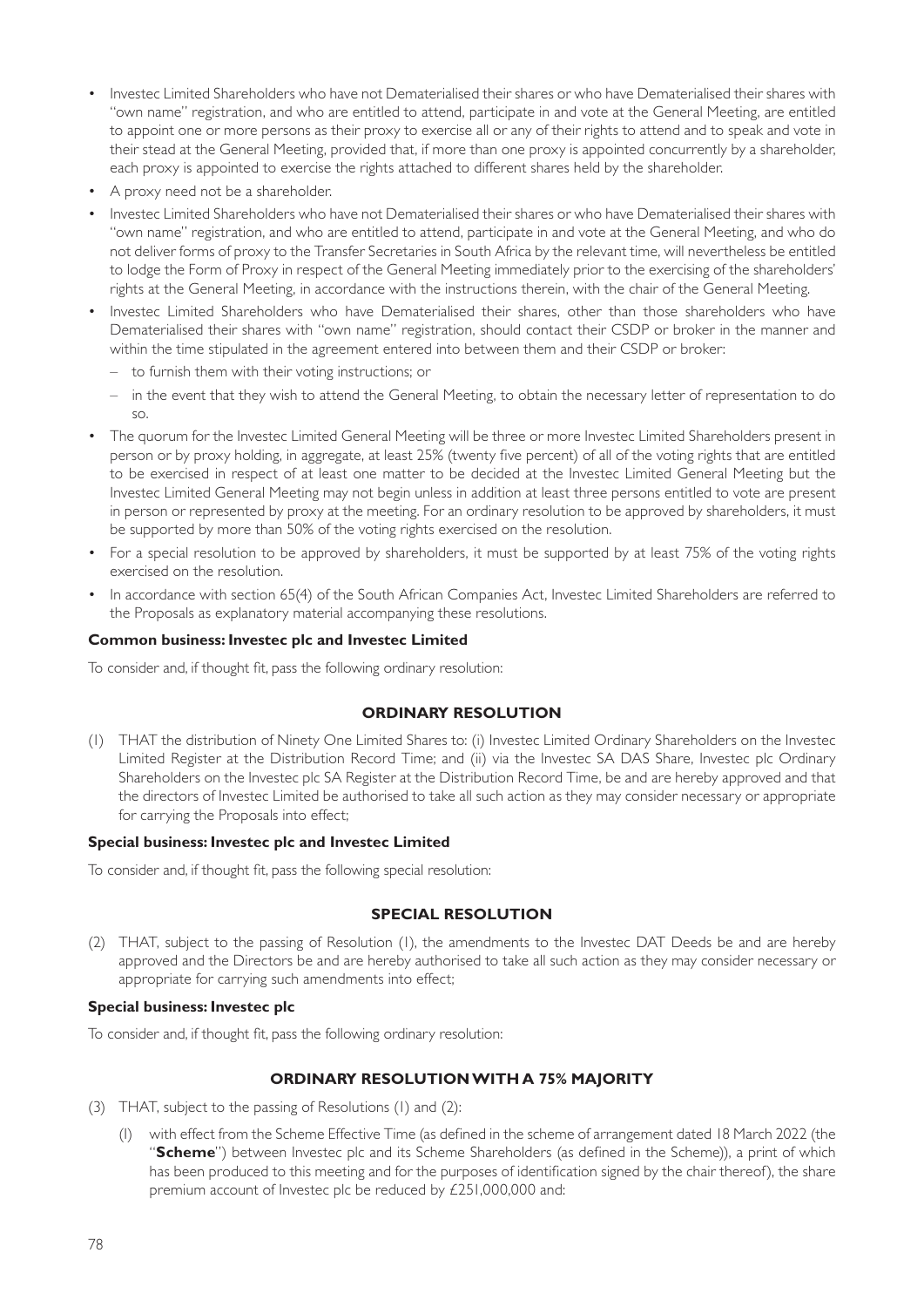- Investec Limited Shareholders who have not Dematerialised their shares or who have Dematerialised their shares with "own name" registration, and who are entitled to attend, participate in and vote at the General Meeting, are entitled to appoint one or more persons as their proxy to exercise all or any of their rights to attend and to speak and vote in their stead at the General Meeting, provided that, if more than one proxy is appointed concurrently by a shareholder, each proxy is appointed to exercise the rights attached to different shares held by the shareholder.
- A proxy need not be a shareholder.
- Investec Limited Shareholders who have not Dematerialised their shares or who have Dematerialised their shares with "own name" registration, and who are entitled to attend, participate in and vote at the General Meeting, and who do not deliver forms of proxy to the Transfer Secretaries in South Africa by the relevant time, will nevertheless be entitled to lodge the Form of Proxy in respect of the General Meeting immediately prior to the exercising of the shareholders' rights at the General Meeting, in accordance with the instructions therein, with the chair of the General Meeting.
- Investec Limited Shareholders who have Dematerialised their shares, other than those shareholders who have Dematerialised their shares with "own name" registration, should contact their CSDP or broker in the manner and within the time stipulated in the agreement entered into between them and their CSDP or broker:
  - to furnish them with their voting instructions; or
  - in the event that they wish to attend the General Meeting, to obtain the necessary letter of representation to do so.
- The quorum for the Investec Limited General Meeting will be three or more Investec Limited Shareholders present in person or by proxy holding, in aggregate, at least 25% (twenty five percent) of all of the voting rights that are entitled to be exercised in respect of at least one matter to be decided at the Investec Limited General Meeting but the Investec Limited General Meeting may not begin unless in addition at least three persons entitled to vote are present in person or represented by proxy at the meeting. For an ordinary resolution to be approved by shareholders, it must be supported by more than 50% of the voting rights exercised on the resolution.
- For a special resolution to be approved by shareholders, it must be supported by at least 75% of the voting rights exercised on the resolution.
- In accordance with section 65(4) of the South African Companies Act, Investec Limited Shareholders are referred to the Proposals as explanatory material accompanying these resolutions.

**Common business: Investec plc and Investec Limited**

To consider and, if thought fit, pass the following ordinary resolution:

### ORDINARY RESOLUTION

(1) THAT the distribution of Ninety One Limited Shares to: (i) Investec Limited Ordinary Shareholders on the Investec Limited Register at the Distribution Record Time; and (ii) via the Investec SA DAS Share, Investec plc Ordinary Shareholders on the Investec plc SA Register at the Distribution Record Time, be and are hereby approved and that the directors of Investec Limited be authorised to take all such action as they may consider necessary or appropriate for carrying the Proposals into effect;

**Special business: Investec plc and Investec Limited**

To consider and, if thought fit, pass the following special resolution:

### SPECIAL RESOLUTION

(2) THAT, subject to the passing of Resolution (1), the amendments to the Investec DAT Deeds be and are hereby approved and the Directors be and are hereby authorised to take all such action as they may consider necessary or appropriate for carrying such amendments into effect;

**Special business: Investec plc**

To consider and, if thought fit, pass the following ordinary resolution:

### ORDINARY RESOLUTION WITH A 75% MAJORITY

(3) THAT, subject to the passing of Resolutions (1) and (2):

(I) with effect from the Scheme Effective Time (as defined in the scheme of arrangement dated 18 March 2022 (the "**Scheme**") between Investec plc and its Scheme Shareholders (as defined in the Scheme)), a print of which has been produced to this meeting and for the purposes of identification signed by the chair thereof), the share premium account of Investec plc be reduced by £251,000,000 and: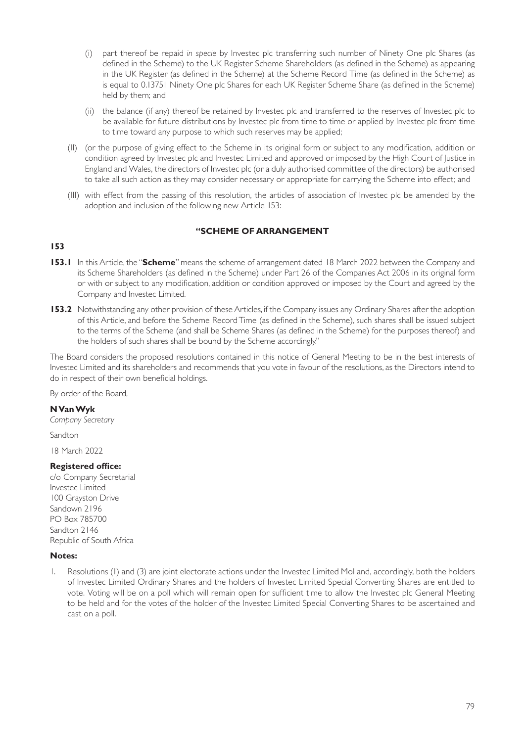(i) part thereof be repaid *in specie* by Investec plc transferring such number of Ninety One plc Shares (as defined in the Scheme) to the UK Register Scheme Shareholders (as defined in the Scheme) as appearing in the UK Register (as defined in the Scheme) at the Scheme Record Time (as defined in the Scheme) as is equal to 0.13751 Ninety One plc Shares for each UK Register Scheme Share (as defined in the Scheme) held by them; and

(ii) the balance (if any) thereof be retained by Investec plc and transferred to the reserves of Investec plc to be available for future distributions by Investec plc from time to time or applied by Investec plc from time to time toward any purpose to which such reserves may be applied;

(II) (or the purpose of giving effect to the Scheme in its original form or subject to any modification, addition or condition agreed by Investec plc and Investec Limited and approved or imposed by the High Court of Justice in England and Wales, the directors of Investec plc (or a duly authorised committee of the directors) be authorised to take all such action as they may consider necessary or appropriate for carrying the Scheme into effect; and

(III) with effect from the passing of this resolution, the articles of association of Investec plc be amended by the adoption and inclusion of the following new Article 153:

**"SCHEME OF ARRANGEMENT**

**153**

**153.1** In this Article, the "**Scheme**" means the scheme of arrangement dated 18 March 2022 between the Company and its Scheme Shareholders (as defined in the Scheme) under Part 26 of the Companies Act 2006 in its original form or with or subject to any modification, addition or condition approved or imposed by the Court and agreed by the Company and Investec Limited.

**153.2** Notwithstanding any other provision of these Articles, if the Company issues any Ordinary Shares after the adoption of this Article, and before the Scheme Record Time (as defined in the Scheme), such shares shall be issued subject to the terms of the Scheme (and shall be Scheme Shares (as defined in the Scheme) for the purposes thereof) and the holders of such shares shall be bound by the Scheme accordingly."

The Board considers the proposed resolutions contained in this notice of General Meeting to be in the best interests of Investec Limited and its shareholders and recommends that you vote in favour of the resolutions, as the Directors intend to do in respect of their own beneficial holdings.

By order of the Board,

**N Van Wyk**
*Company Secretary*

Sandton

18 March 2022

**Registered office:**
c/o Company Secretarial
Investec Limited
100 Grayston Drive
Sandown 2196
PO Box 785700
Sandton 2146
Republic of South Africa

**Notes:**

1. Resolutions (1) and (3) are joint electorate actions under the Investec Limited MoI and, accordingly, both the holders of Investec Limited Ordinary Shares and the holders of Investec Limited Special Converting Shares are entitled to vote. Voting will be on a poll which will remain open for sufficient time to allow the Investec plc General Meeting to be held and for the votes of the holder of the Investec Limited Special Converting Shares to be ascertained and cast on a poll.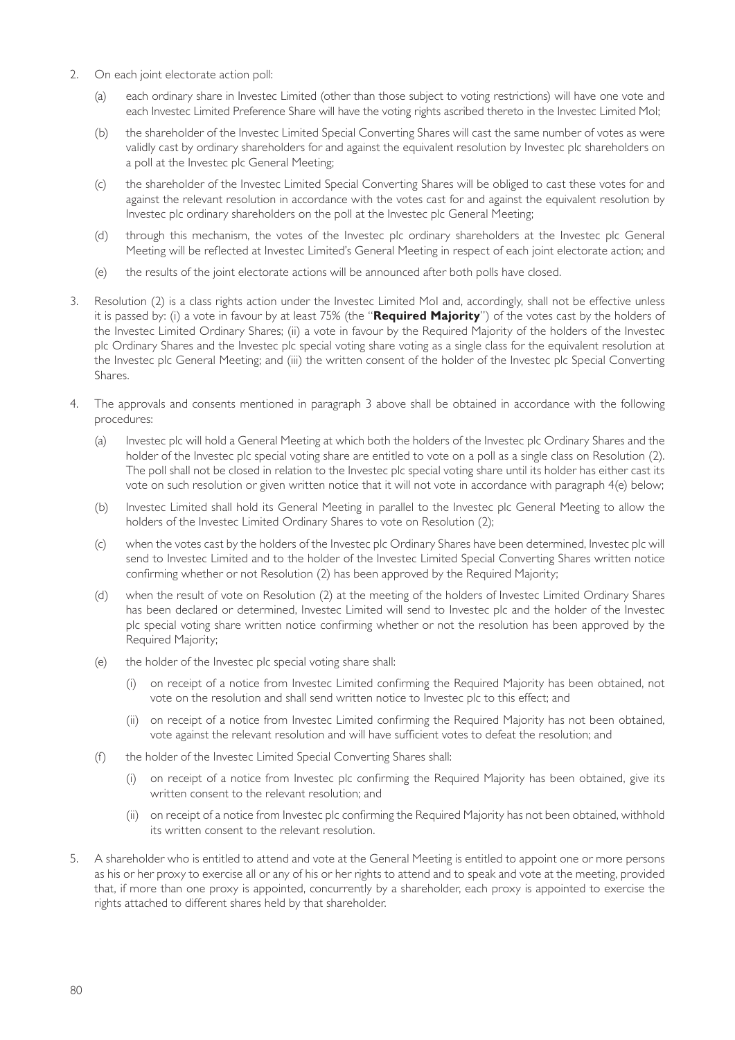2. On each joint electorate action poll:

   (a) each ordinary share in Investec Limited (other than those subject to voting restrictions) will have one vote and each Investec Limited Preference Share will have the voting rights ascribed thereto in the Investec Limited MoI;

   (b) the shareholder of the Investec Limited Special Converting Shares will cast the same number of votes as were validly cast by ordinary shareholders for and against the equivalent resolution by Investec plc shareholders on a poll at the Investec plc General Meeting;

   (c) the shareholder of the Investec Limited Special Converting Shares will be obliged to cast these votes for and against the relevant resolution in accordance with the votes cast for and against the equivalent resolution by Investec plc ordinary shareholders on the poll at the Investec plc General Meeting;

   (d) through this mechanism, the votes of the Investec plc ordinary shareholders at the Investec plc General Meeting will be reflected at Investec Limited's General Meeting in respect of each joint electorate action; and

   (e) the results of the joint electorate actions will be announced after both polls have closed.

3. Resolution (2) is a class rights action under the Investec Limited MoI and, accordingly, shall not be effective unless it is passed by: (i) a vote in favour by at least 75% (the "**Required Majority**") of the votes cast by the holders of the Investec Limited Ordinary Shares; (ii) a vote in favour by the Required Majority of the holders of the Investec plc Ordinary Shares and the Investec plc special voting share voting as a single class for the equivalent resolution at the Investec plc General Meeting; and (iii) the written consent of the holder of the Investec plc Special Converting Shares.

4. The approvals and consents mentioned in paragraph 3 above shall be obtained in accordance with the following procedures:

   (a) Investec plc will hold a General Meeting at which both the holders of the Investec plc Ordinary Shares and the holder of the Investec plc special voting share are entitled to vote on a poll as a single class on Resolution (2). The poll shall not be closed in relation to the Investec plc special voting share until its holder has either cast its vote on such resolution or given written notice that it will not vote in accordance with paragraph 4(e) below;

   (b) Investec Limited shall hold its General Meeting in parallel to the Investec plc General Meeting to allow the holders of the Investec Limited Ordinary Shares to vote on Resolution (2);

   (c) when the votes cast by the holders of the Investec plc Ordinary Shares have been determined, Investec plc will send to Investec Limited and to the holder of the Investec Limited Special Converting Shares written notice confirming whether or not Resolution (2) has been approved by the Required Majority;

   (d) when the result of vote on Resolution (2) at the meeting of the holders of Investec Limited Ordinary Shares has been declared or determined, Investec Limited will send to Investec plc and the holder of the Investec plc special voting share written notice confirming whether or not the resolution has been approved by the Required Majority;

   (e) the holder of the Investec plc special voting share shall:

      (i) on receipt of a notice from Investec Limited confirming the Required Majority has been obtained, not vote on the resolution and shall send written notice to Investec plc to this effect; and

      (ii) on receipt of a notice from Investec Limited confirming the Required Majority has not been obtained, vote against the relevant resolution and will have sufficient votes to defeat the resolution; and

   (f) the holder of the Investec Limited Special Converting Shares shall:

      (i) on receipt of a notice from Investec plc confirming the Required Majority has been obtained, give its written consent to the relevant resolution; and

      (ii) on receipt of a notice from Investec plc confirming the Required Majority has not been obtained, withhold its written consent to the relevant resolution.

5. A shareholder who is entitled to attend and vote at the General Meeting is entitled to appoint one or more persons as his or her proxy to exercise all or any of his or her rights to attend and to speak and vote at the meeting, provided that, if more than one proxy is appointed, concurrently by a shareholder, each proxy is appointed to exercise the rights attached to different shares held by that shareholder.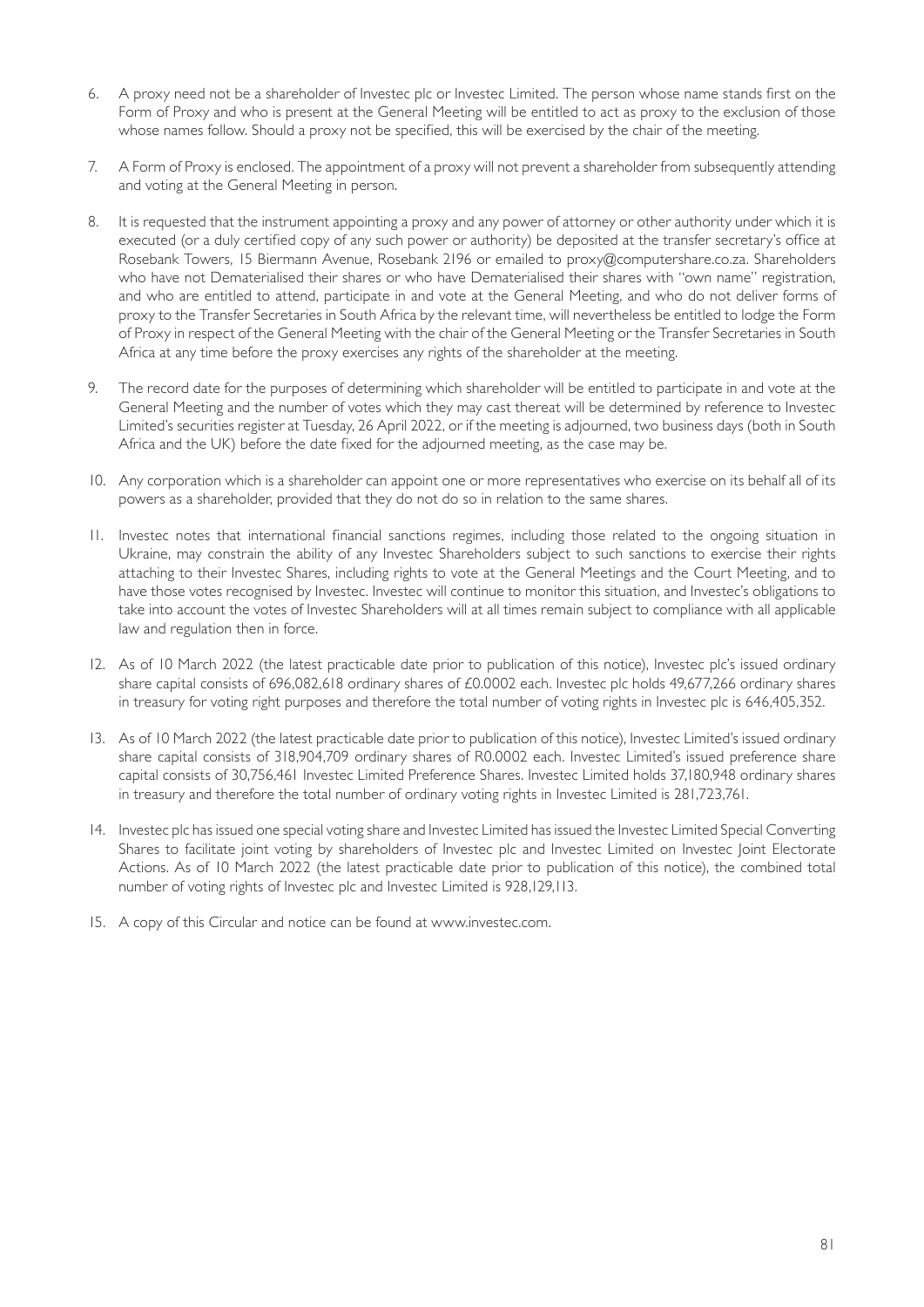6. A proxy need not be a shareholder of Investec plc or Investec Limited. The person whose name stands first on the Form of Proxy and who is present at the General Meeting will be entitled to act as proxy to the exclusion of those whose names follow. Should a proxy not be specified, this will be exercised by the chair of the meeting.

7. A Form of Proxy is enclosed. The appointment of a proxy will not prevent a shareholder from subsequently attending and voting at the General Meeting in person.

8. It is requested that the instrument appointing a proxy and any power of attorney or other authority under which it is executed (or a duly certified copy of any such power or authority) be deposited at the transfer secretary's office at Rosebank Towers, 15 Biermann Avenue, Rosebank 2196 or emailed to proxy@computershare.co.za. Shareholders who have not Dematerialised their shares or who have Dematerialised their shares with "own name" registration, and who are entitled to attend, participate in and vote at the General Meeting, and who do not deliver forms of proxy to the Transfer Secretaries in South Africa by the relevant time, will nevertheless be entitled to lodge the Form of Proxy in respect of the General Meeting with the chair of the General Meeting or the Transfer Secretaries in South Africa at any time before the proxy exercises any rights of the shareholder at the meeting.

9. The record date for the purposes of determining which shareholder will be entitled to participate in and vote at the General Meeting and the number of votes which they may cast thereat will be determined by reference to Investec Limited's securities register at Tuesday, 26 April 2022, or if the meeting is adjourned, two business days (both in South Africa and the UK) before the date fixed for the adjourned meeting, as the case may be.

10. Any corporation which is a shareholder can appoint one or more representatives who exercise on its behalf all of its powers as a shareholder, provided that they do not do so in relation to the same shares.

11. Investec notes that international financial sanctions regimes, including those related to the ongoing situation in Ukraine, may constrain the ability of any Investec Shareholders subject to such sanctions to exercise their rights attaching to their Investec Shares, including rights to vote at the General Meetings and the Court Meeting, and to have those votes recognised by Investec. Investec will continue to monitor this situation, and Investec's obligations to take into account the votes of Investec Shareholders will at all times remain subject to compliance with all applicable law and regulation then in force.

12. As of 10 March 2022 (the latest practicable date prior to publication of this notice), Investec plc's issued ordinary share capital consists of 696,082,618 ordinary shares of £0.0002 each. Investec plc holds 49,677,266 ordinary shares in treasury for voting right purposes and therefore the total number of voting rights in Investec plc is 646,405,352.

13. As of 10 March 2022 (the latest practicable date prior to publication of this notice), Investec Limited's issued ordinary share capital consists of 318,904,709 ordinary shares of R0.0002 each. Investec Limited's issued preference share capital consists of 30,756,461 Investec Limited Preference Shares. Investec Limited holds 37,180,948 ordinary shares in treasury and therefore the total number of ordinary voting rights in Investec Limited is 281,723,761.

14. Investec plc has issued one special voting share and Investec Limited has issued the Investec Limited Special Converting Shares to facilitate joint voting by shareholders of Investec plc and Investec Limited on Investec Joint Electorate Actions. As of 10 March 2022 (the latest practicable date prior to publication of this notice), the combined total number of voting rights of Investec plc and Investec Limited is 928,129,113.

15. A copy of this Circular and notice can be found at www.investec.com.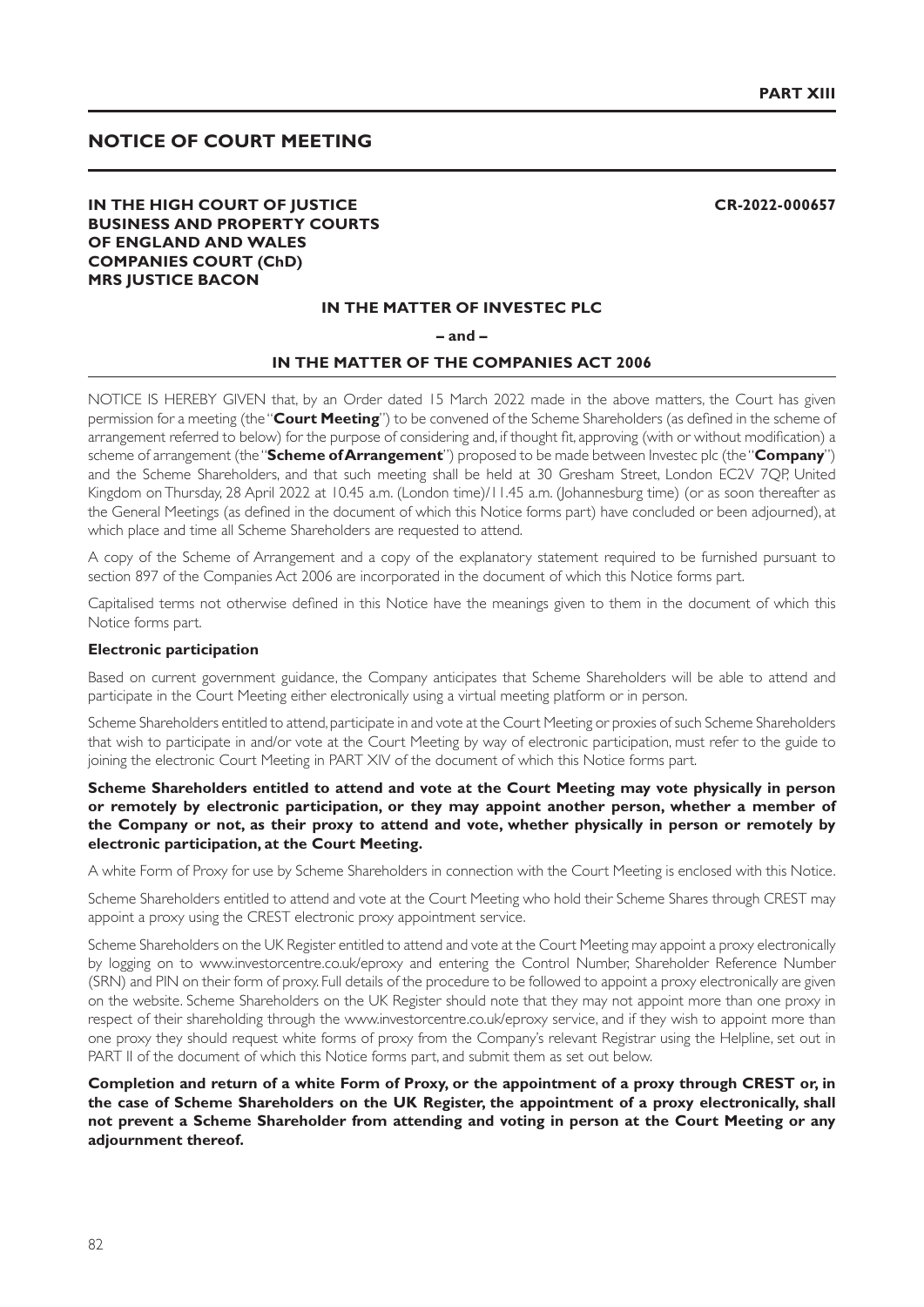**PART XIII**

## NOTICE OF COURT MEETING

**IN THE HIGH COURT OF JUSTICE**
**BUSINESS AND PROPERTY COURTS**
**OF ENGLAND AND WALES**
**COMPANIES COURT (ChD)**
**MRS JUSTICE BACON**

**CR-2022-000657**

**IN THE MATTER OF INVESTEC PLC**

**– and –**

**IN THE MATTER OF THE COMPANIES ACT 2006**

NOTICE IS HEREBY GIVEN that, by an Order dated 15 March 2022 made in the above matters, the Court has given permission for a meeting (the "**Court Meeting**") to be convened of the Scheme Shareholders (as defined in the scheme of arrangement referred to below) for the purpose of considering and, if thought fit, approving (with or without modification) a scheme of arrangement (the "**Scheme of Arrangement**") proposed to be made between Investec plc (the "**Company**") and the Scheme Shareholders, and that such meeting shall be held at 30 Gresham Street, London EC2V 7QP, United Kingdom on Thursday, 28 April 2022 at 10.45 a.m. (London time)/11.45 a.m. (Johannesburg time) (or as soon thereafter as the General Meetings (as defined in the document of which this Notice forms part) have concluded or been adjourned), at which place and time all Scheme Shareholders are requested to attend.

A copy of the Scheme of Arrangement and a copy of the explanatory statement required to be furnished pursuant to section 897 of the Companies Act 2006 are incorporated in the document of which this Notice forms part.

Capitalised terms not otherwise defined in this Notice have the meanings given to them in the document of which this Notice forms part.

**Electronic participation**

Based on current government guidance, the Company anticipates that Scheme Shareholders will be able to attend and participate in the Court Meeting either electronically using a virtual meeting platform or in person.

Scheme Shareholders entitled to attend, participate in and vote at the Court Meeting or proxies of such Scheme Shareholders that wish to participate in and/or vote at the Court Meeting by way of electronic participation, must refer to the guide to joining the electronic Court Meeting in PART XIV of the document of which this Notice forms part.

**Scheme Shareholders entitled to attend and vote at the Court Meeting may vote physically in person or remotely by electronic participation, or they may appoint another person, whether a member of the Company or not, as their proxy to attend and vote, whether physically in person or remotely by electronic participation, at the Court Meeting.**

A white Form of Proxy for use by Scheme Shareholders in connection with the Court Meeting is enclosed with this Notice.

Scheme Shareholders entitled to attend and vote at the Court Meeting who hold their Scheme Shares through CREST may appoint a proxy using the CREST electronic proxy appointment service.

Scheme Shareholders on the UK Register entitled to attend and vote at the Court Meeting may appoint a proxy electronically by logging on to www.investorcentre.co.uk/eproxy and entering the Control Number, Shareholder Reference Number (SRN) and PIN on their form of proxy. Full details of the procedure to be followed to appoint a proxy electronically are given on the website. Scheme Shareholders on the UK Register should note that they may not appoint more than one proxy in respect of their shareholding through the www.investorcentre.co.uk/eproxy service, and if they wish to appoint more than one proxy they should request white forms of proxy from the Company's relevant Registrar using the Helpline, set out in PART II of the document of which this Notice forms part, and submit them as set out below.

**Completion and return of a white Form of Proxy, or the appointment of a proxy through CREST or, in the case of Scheme Shareholders on the UK Register, the appointment of a proxy electronically, shall not prevent a Scheme Shareholder from attending and voting in person at the Court Meeting or any adjournment thereof.**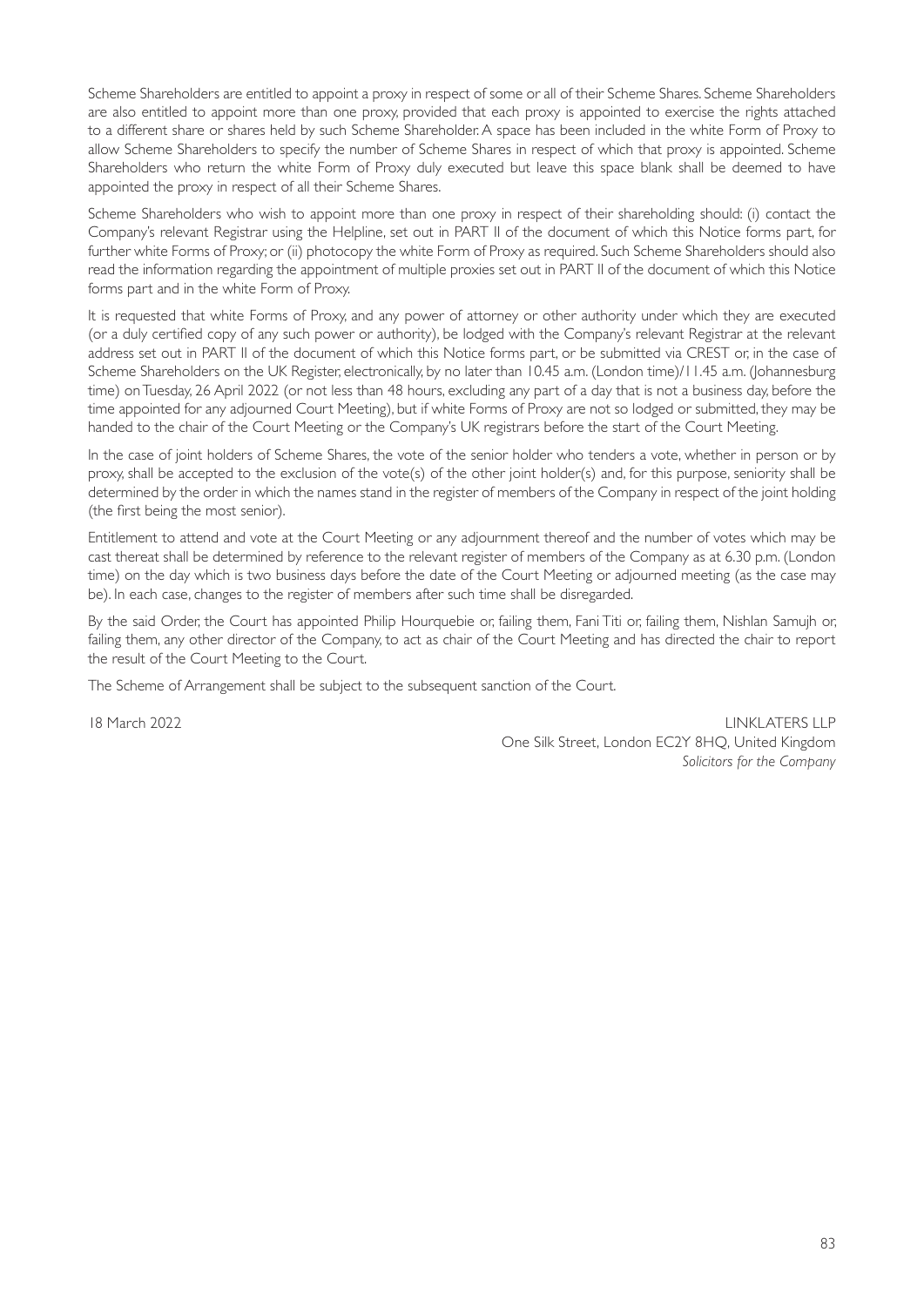Scheme Shareholders are entitled to appoint a proxy in respect of some or all of their Scheme Shares. Scheme Shareholders are also entitled to appoint more than one proxy, provided that each proxy is appointed to exercise the rights attached to a different share or shares held by such Scheme Shareholder. A space has been included in the white Form of Proxy to allow Scheme Shareholders to specify the number of Scheme Shares in respect of which that proxy is appointed. Scheme Shareholders who return the white Form of Proxy duly executed but leave this space blank shall be deemed to have appointed the proxy in respect of all their Scheme Shares.

Scheme Shareholders who wish to appoint more than one proxy in respect of their shareholding should: (i) contact the Company's relevant Registrar using the Helpline, set out in PART II of the document of which this Notice forms part, for further white Forms of Proxy; or (ii) photocopy the white Form of Proxy as required. Such Scheme Shareholders should also read the information regarding the appointment of multiple proxies set out in PART II of the document of which this Notice forms part and in the white Form of Proxy.

It is requested that white Forms of Proxy, and any power of attorney or other authority under which they are executed (or a duly certified copy of any such power or authority), be lodged with the Company's relevant Registrar at the relevant address set out in PART II of the document of which this Notice forms part, or be submitted via CREST or, in the case of Scheme Shareholders on the UK Register, electronically, by no later than 10.45 a.m. (London time)/11.45 a.m. (Johannesburg time) on Tuesday, 26 April 2022 (or not less than 48 hours, excluding any part of a day that is not a business day, before the time appointed for any adjourned Court Meeting), but if white Forms of Proxy are not so lodged or submitted, they may be handed to the chair of the Court Meeting or the Company's UK registrars before the start of the Court Meeting.

In the case of joint holders of Scheme Shares, the vote of the senior holder who tenders a vote, whether in person or by proxy, shall be accepted to the exclusion of the vote(s) of the other joint holder(s) and, for this purpose, seniority shall be determined by the order in which the names stand in the register of members of the Company in respect of the joint holding (the first being the most senior).

Entitlement to attend and vote at the Court Meeting or any adjournment thereof and the number of votes which may be cast thereat shall be determined by reference to the relevant register of members of the Company as at 6.30 p.m. (London time) on the day which is two business days before the date of the Court Meeting or adjourned meeting (as the case may be). In each case, changes to the register of members after such time shall be disregarded.

By the said Order, the Court has appointed Philip Hourquebie or, failing them, Fani Titi or, failing them, Nishlan Samujh or, failing them, any other director of the Company, to act as chair of the Court Meeting and has directed the chair to report the result of the Court Meeting to the Court.

The Scheme of Arrangement shall be subject to the subsequent sanction of the Court.

18 March 2022

LINKLATERS LLP
One Silk Street, London EC2Y 8HQ, United Kingdom
*Solicitors for the Company*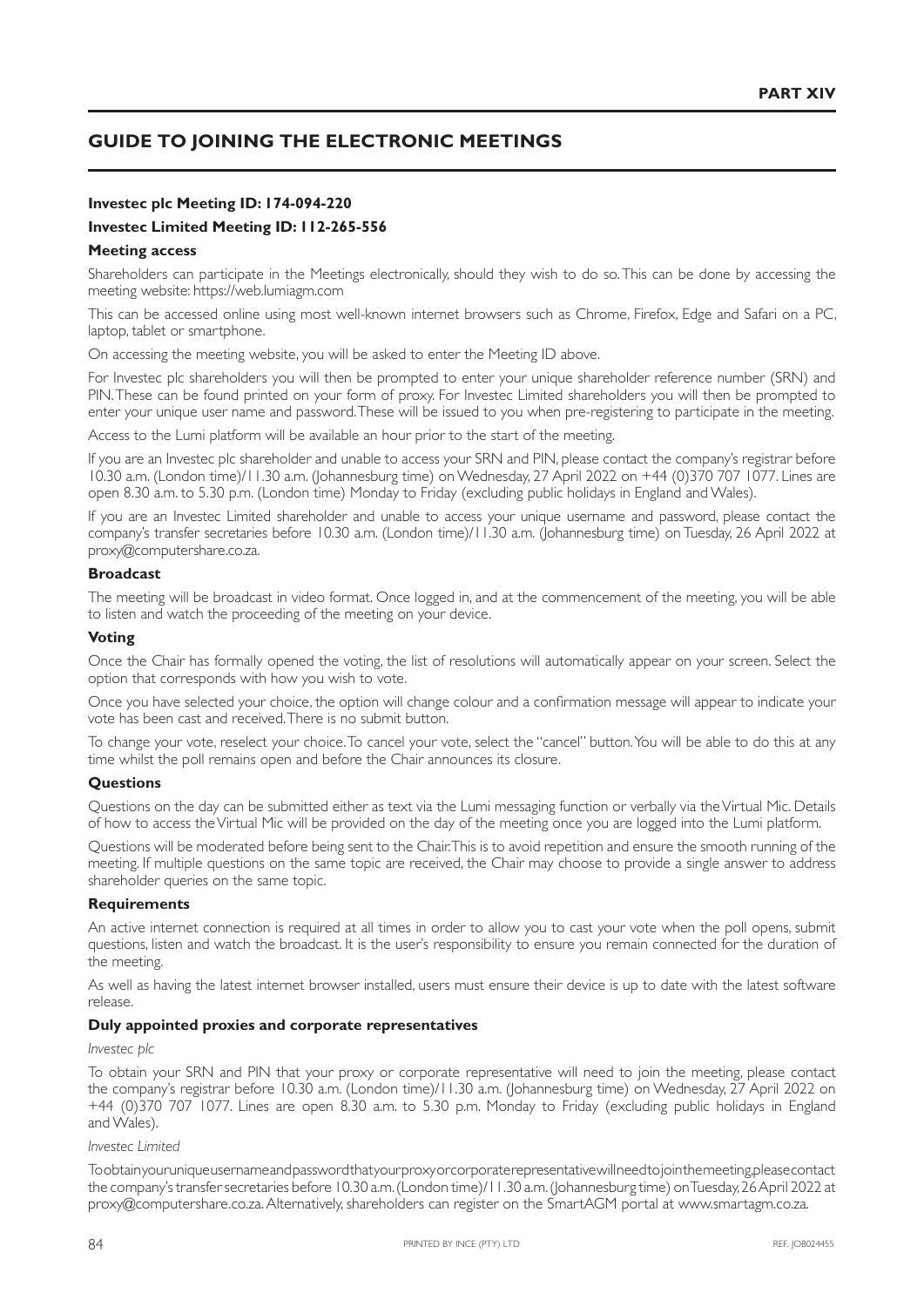# GUIDE TO JOINING THE ELECTRONIC MEETINGS

**Investec plc Meeting ID: 174-094-220**

**Investec Limited Meeting ID: 112-265-556**

### Meeting access

Shareholders can participate in the Meetings electronically, should they wish to do so. This can be done by accessing the meeting website: https://web.lumiagm.com

This can be accessed online using most well-known internet browsers such as Chrome, Firefox, Edge and Safari on a PC, laptop, tablet or smartphone.

On accessing the meeting website, you will be asked to enter the Meeting ID above.

For Investec plc shareholders you will then be prompted to enter your unique shareholder reference number (SRN) and PIN. These can be found printed on your form of proxy. For Investec Limited shareholders you will then be prompted to enter your unique user name and password. These will be issued to you when pre-registering to participate in the meeting.

Access to the Lumi platform will be available an hour prior to the start of the meeting.

If you are an Investec plc shareholder and unable to access your SRN and PIN, please contact the company's registrar before 10.30 a.m. (London time)/11.30 a.m. (Johannesburg time) on Wednesday, 27 April 2022 on +44 (0)370 707 1077. Lines are open 8.30 a.m. to 5.30 p.m. (London time) Monday to Friday (excluding public holidays in England and Wales).

If you are an Investec Limited shareholder and unable to access your unique username and password, please contact the company's transfer secretaries before 10.30 a.m. (London time)/11.30 a.m. (Johannesburg time) on Tuesday, 26 April 2022 at proxy@computershare.co.za.

### Broadcast

The meeting will be broadcast in video format. Once logged in, and at the commencement of the meeting, you will be able to listen and watch the proceeding of the meeting on your device.

### Voting

Once the Chair has formally opened the voting, the list of resolutions will automatically appear on your screen. Select the option that corresponds with how you wish to vote.

Once you have selected your choice, the option will change colour and a confirmation message will appear to indicate your vote has been cast and received. There is no submit button.

To change your vote, reselect your choice. To cancel your vote, select the "cancel" button. You will be able to do this at any time whilst the poll remains open and before the Chair announces its closure.

### Questions

Questions on the day can be submitted either as text via the Lumi messaging function or verbally via the Virtual Mic. Details of how to access the Virtual Mic will be provided on the day of the meeting once you are logged into the Lumi platform.

Questions will be moderated before being sent to the Chair. This is to avoid repetition and ensure the smooth running of the meeting. If multiple questions on the same topic are received, the Chair may choose to provide a single answer to address shareholder queries on the same topic.

### Requirements

An active internet connection is required at all times in order to allow you to cast your vote when the poll opens, submit questions, listen and watch the broadcast. It is the user's responsibility to ensure you remain connected for the duration of the meeting.

As well as having the latest internet browser installed, users must ensure their device is up to date with the latest software release.

### Duly appointed proxies and corporate representatives

*Investec plc*

To obtain your SRN and PIN that your proxy or corporate representative will need to join the meeting, please contact the company's registrar before 10.30 a.m. (London time)/11.30 a.m. (Johannesburg time) on Wednesday, 27 April 2022 on +44 (0)370 707 1077. Lines are open 8.30 a.m. to 5.30 p.m. Monday to Friday (excluding public holidays in England and Wales).

*Investec Limited*

To obtain your unique username and password that your proxy or corporate representative will need to join the meeting, please contact the company's transfer secretaries before 10.30 a.m. (London time)/11.30 a.m. (Johannesburg time) on Tuesday, 26 April 2022 at proxy@computershare.co.za. Alternatively, shareholders can register on the SmartAGM portal at www.smartagm.co.za.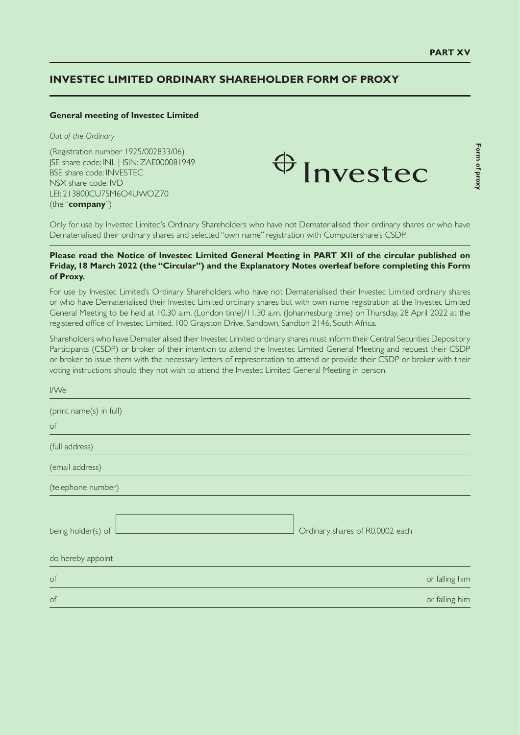# INVESTEC LIMITED ORDINARY SHAREHOLDER FORM OF PROXY

**General meeting of Investec Limited**

*Out of the Ordinary*

(Registration number 1925/002833/06)
JSE share code: INL | ISIN: ZAE000081949
BSE share code: INVESTEC
NSX share code: IVD
LEI: 213800CU7SM6O4UWOZ70
(the "**company**")

Investec

Only for use by Investec Limited's Ordinary Shareholders who have not Dematerialised their ordinary shares or who have Dematerialised their ordinary shares and selected "own name" registration with Computershare's CSDP.

**Please read the Notice of Investec Limited General Meeting in PART XII of the circular published on Friday, 18 March 2022 (the "Circular") and the Explanatory Notes overleaf before completing this Form of Proxy.**

For use by Investec Limited's Ordinary Shareholders who have not Dematerialised their Investec Limited ordinary shares or who have Dematerialised their Investec Limited ordinary shares but with own name registration at the Investec Limited General Meeting to be held at 10.30 a.m. (London time)/11.30 a.m. (Johannesburg time) on Thursday, 28 April 2022 at the registered office of Investec Limited, 100 Grayston Drive, Sandown, Sandton 2146, South Africa.

Shareholders who have Dematerialised their Investec Limited ordinary shares must inform their Central Securities Depository Participants (CSDP) or broker of their intention to attend the Investec Limited General Meeting and request their CSDP or broker to issue them with the necessary letters of representation to attend or provide their CSDP or broker with their voting instructions should they not wish to attend the Investec Limited General Meeting in person.

I/We

(print name(s) in full)

of

(full address)

(email address)

(telephone number)

being holder(s) of ____________________ Ordinary shares of R0.0002 each

do hereby appoint

of ____________________ or falling him

of ____________________ or falling him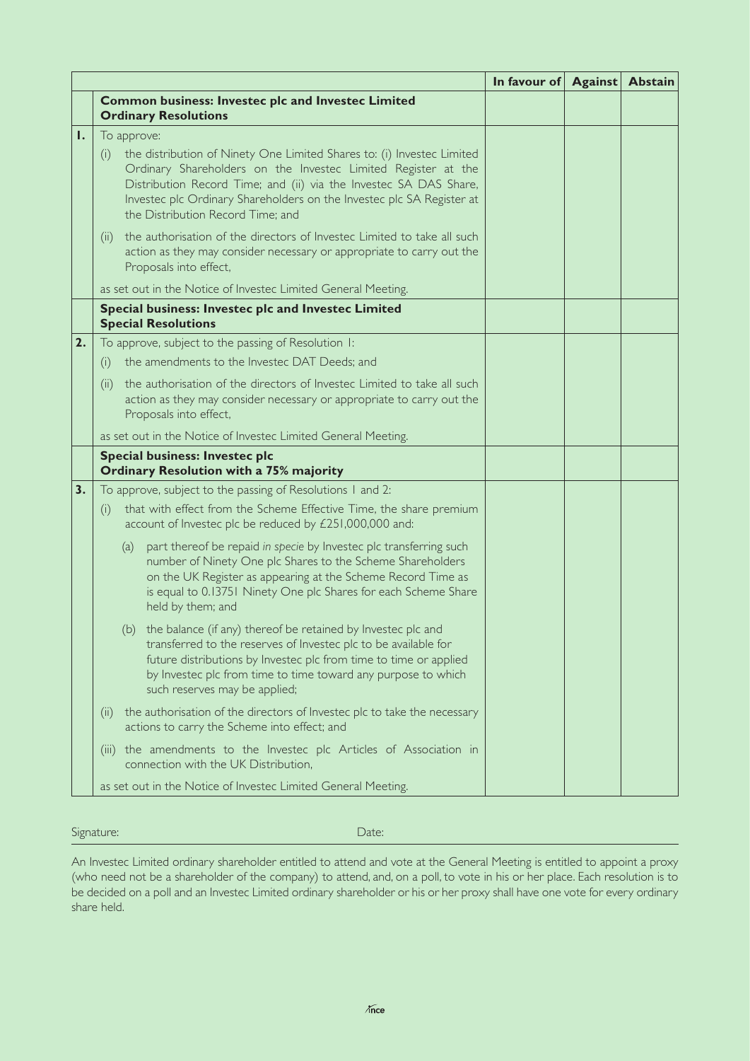| | | In favour of | Against | Abstain |
|---|---|---|---|---|
| | **Common business: Investec plc and Investec Limited Ordinary Resolutions** | | | |
| **1.** | To approve:<br>(i) the distribution of Ninety One Limited Shares to: (i) Investec Limited Ordinary Shareholders on the Investec Limited Register at the Distribution Record Time; and (ii) via the Investec SA DAS Share, Investec plc Ordinary Shareholders on the Investec plc SA Register at the Distribution Record Time; and<br>(ii) the authorisation of the directors of Investec Limited to take all such action as they may consider necessary or appropriate to carry out the Proposals into effect,<br>as set out in the Notice of Investec Limited General Meeting. | | | |
| | **Special business: Investec plc and Investec Limited Special Resolutions** | | | |
| **2.** | To approve, subject to the passing of Resolution 1:<br>(i) the amendments to the Investec DAT Deeds; and<br>(ii) the authorisation of the directors of Investec Limited to take all such action as they may consider necessary or appropriate to carry out the Proposals into effect,<br>as set out in the Notice of Investec Limited General Meeting. | | | |
| | **Special business: Investec plc Ordinary Resolution with a 75% majority** | | | |
| **3.** | To approve, subject to the passing of Resolutions 1 and 2:<br>(i) that with effect from the Scheme Effective Time, the share premium account of Investec plc be reduced by £251,000,000 and:<br>(a) part thereof be repaid *in specie* by Investec plc transferring such number of Ninety One plc Shares to the Scheme Shareholders on the UK Register as appearing at the Scheme Record Time as is equal to 0.13751 Ninety One plc Shares for each Scheme Share held by them; and<br>(b) the balance (if any) thereof be retained by Investec plc and transferred to the reserves of Investec plc to be available for future distributions by Investec plc from time to time or applied by Investec plc from time to time toward any purpose to which such reserves may be applied;<br>(ii) the authorisation of the directors of Investec plc to take the necessary actions to carry the Scheme into effect; and<br>(iii) the amendments to the Investec plc Articles of Association in connection with the UK Distribution,<br>as set out in the Notice of Investec Limited General Meeting. | | | |

Signature: Date:

An Investec Limited ordinary shareholder entitled to attend and vote at the General Meeting is entitled to appoint a proxy (who need not be a shareholder of the company) to attend, and, on a poll, to vote in his or her place. Each resolution is to be decided on a poll and an Investec Limited ordinary shareholder or his or her proxy shall have one vote for every ordinary share held.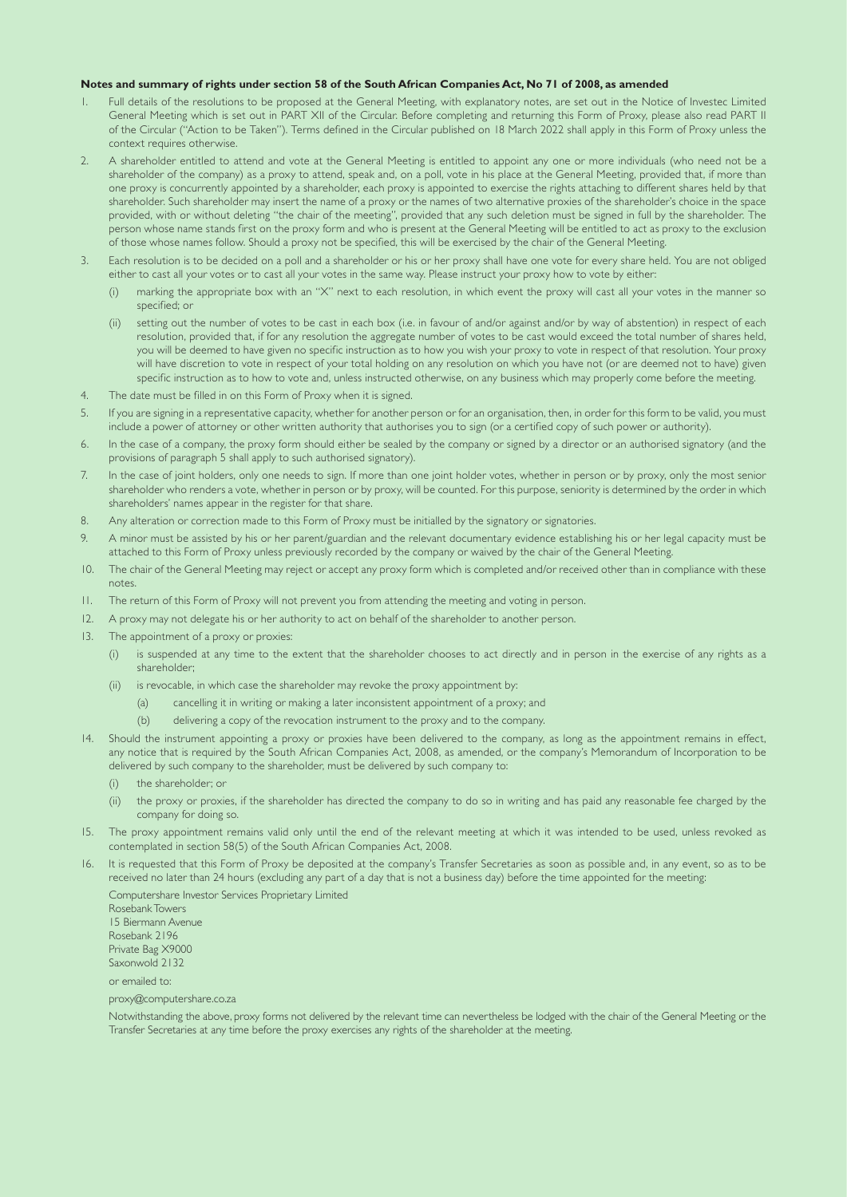**Notes and summary of rights under section 58 of the South African Companies Act, No 71 of 2008, as amended**

1. Full details of the resolutions to be proposed at the General Meeting, with explanatory notes, are set out in the Notice of Investec Limited General Meeting which is set out in PART XII of the Circular. Before completing and returning this Form of Proxy, please also read PART II of the Circular ("Action to be Taken"). Terms defined in the Circular published on 18 March 2022 shall apply in this Form of Proxy unless the context requires otherwise.
2. A shareholder entitled to attend and vote at the General Meeting is entitled to appoint any one or more individuals (who need not be a shareholder of the company) as a proxy to attend, speak and, on a poll, vote in his place at the General Meeting, provided that, if more than one proxy is concurrently appointed by a shareholder, each proxy is appointed to exercise the rights attaching to different shares held by that shareholder. Such shareholder may insert the name of a proxy or the names of two alternative proxies of the shareholder's choice in the space provided, with or without deleting "the chair of the meeting", provided that any such deletion must be signed in full by the shareholder. The person whose name stands first on the proxy form and who is present at the General Meeting will be entitled to act as proxy to the exclusion of those whose names follow. Should a proxy not be specified, this will be exercised by the chair of the General Meeting.
3. Each resolution is to be decided on a poll and a shareholder or his or her proxy shall have one vote for every share held. You are not obliged either to cast all your votes or to cast all your votes in the same way. Please instruct your proxy how to vote by either:
   (i) marking the appropriate box with an "X" next to each resolution, in which event the proxy will cast all your votes in the manner so specified; or
   (ii) setting out the number of votes to be cast in each box (i.e. in favour of and/or against and/or by way of abstention) in respect of each resolution, provided that, if for any resolution the aggregate number of votes to be cast would exceed the total number of shares held, you will be deemed to have given no specific instruction as to how you wish your proxy to vote in respect of that resolution. Your proxy will have discretion to vote in respect of your total holding on any resolution on which you have not (or are deemed not to have) given specific instruction as to how to vote and, unless instructed otherwise, on any business which may properly come before the meeting.
4. The date must be filled in on this Form of Proxy when it is signed.
5. If you are signing in a representative capacity, whether for another person or for an organisation, then, in order for this form to be valid, you must include a power of attorney or other written authority that authorises you to sign (or a certified copy of such power or authority).
6. In the case of a company, the proxy form should either be sealed by the company or signed by a director or an authorised signatory (and the provisions of paragraph 5 shall apply to such authorised signatory).
7. In the case of joint holders, only one needs to sign. If more than one joint holder votes, whether in person or by proxy, only the most senior shareholder who renders a vote, whether in person or by proxy, will be counted. For this purpose, seniority is determined by the order in which shareholders' names appear in the register for that share.
8. Any alteration or correction made to this Form of Proxy must be initialled by the signatory or signatories.
9. A minor must be assisted by his or her parent/guardian and the relevant documentary evidence establishing his or her legal capacity must be attached to this Form of Proxy unless previously recorded by the company or waived by the chair of the General Meeting.
10. The chair of the General Meeting may reject or accept any proxy form which is completed and/or received other than in compliance with these notes.
11. The return of this Form of Proxy will not prevent you from attending the meeting and voting in person.
12. A proxy may not delegate his or her authority to act on behalf of the shareholder to another person.
13. The appointment of a proxy or proxies:
    (i) is suspended at any time to the extent that the shareholder chooses to act directly and in person in the exercise of any rights as a shareholder;
    (ii) is revocable, in which case the shareholder may revoke the proxy appointment by:
       (a) cancelling it in writing or making a later inconsistent appointment of a proxy; and
       (b) delivering a copy of the revocation instrument to the proxy and to the company.
14. Should the instrument appointing a proxy or proxies have been delivered to the company, as long as the appointment remains in effect, any notice that is required by the South African Companies Act, 2008, as amended, or the company's Memorandum of Incorporation to be delivered by such company to the shareholder, must be delivered by such company to:
    (i) the shareholder; or
    (ii) the proxy or proxies, if the shareholder has directed the company to do so in writing and has paid any reasonable fee charged by the company for doing so.
15. The proxy appointment remains valid only until the end of the relevant meeting at which it was intended to be used, unless revoked as contemplated in section 58(5) of the South African Companies Act, 2008.
16. It is requested that this Form of Proxy be deposited at the company's Transfer Secretaries as soon as possible and, in any event, so as to be received no later than 24 hours (excluding any part of a day that is not a business day) before the time appointed for the meeting:

    Computershare Investor Services Proprietary Limited
    Rosebank Towers
    15 Biermann Avenue
    Rosebank 2196
    Private Bag X9000
    Saxonwold 2132

    or emailed to:

    proxy@computershare.co.za

    Notwithstanding the above, proxy forms not delivered by the relevant time can nevertheless be lodged with the chair of the General Meeting or the Transfer Secretaries at any time before the proxy exercises any rights of the shareholder at the meeting.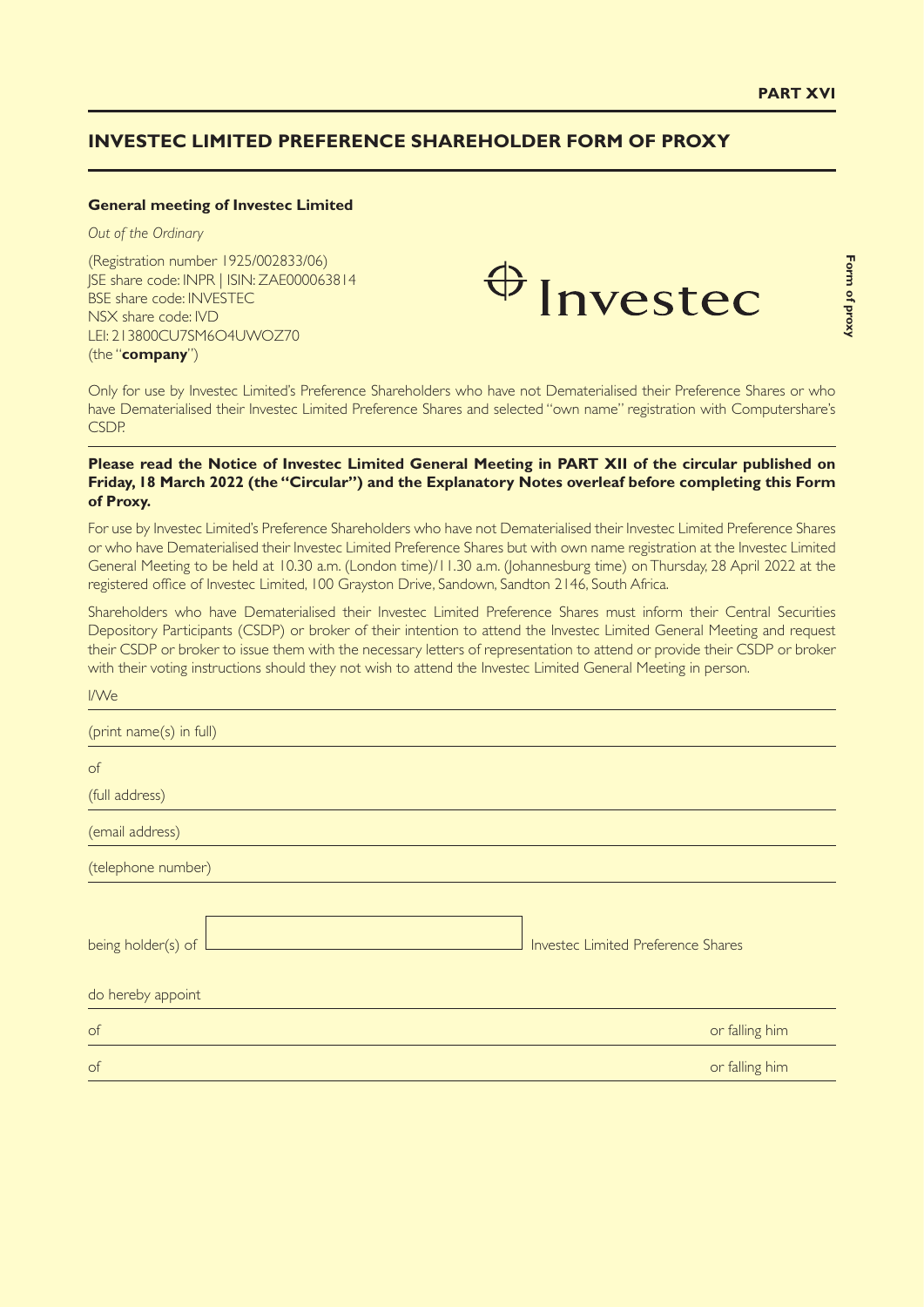PART XVI

## INVESTEC LIMITED PREFERENCE SHAREHOLDER FORM OF PROXY

**General meeting of Investec Limited**

*Out of the Ordinary*

(Registration number 1925/002833/06)
JSE share code: INPR | ISIN: ZAE000063814
BSE share code: INVESTEC
NSX share code: IVD
LEI: 213800CU7SM6O4UWOZ70
(the "**company**")

Investec

Form of proxy

Only for use by Investec Limited's Preference Shareholders who have not Dematerialised their Preference Shares or who have Dematerialised their Investec Limited Preference Shares and selected "own name" registration with Computershare's CSDP.

**Please read the Notice of Investec Limited General Meeting in PART XII of the circular published on Friday, 18 March 2022 (the "Circular") and the Explanatory Notes overleaf before completing this Form of Proxy.**

For use by Investec Limited's Preference Shareholders who have not Dematerialised their Investec Limited Preference Shares or who have Dematerialised their Investec Limited Preference Shares but with own name registration at the Investec Limited General Meeting to be held at 10.30 a.m. (London time)/11.30 a.m. (Johannesburg time) on Thursday, 28 April 2022 at the registered office of Investec Limited, 100 Grayston Drive, Sandown, Sandton 2146, South Africa.

Shareholders who have Dematerialised their Investec Limited Preference Shares must inform their Central Securities Depository Participants (CSDP) or broker of their intention to attend the Investec Limited General Meeting and request their CSDP or broker to issue them with the necessary letters of representation to attend or provide their CSDP or broker with their voting instructions should they not wish to attend the Investec Limited General Meeting in person.

I/We \_\_\_\_\_\_\_\_\_\_\_\_\_\_\_\_\_\_\_\_\_\_\_\_\_\_\_\_\_\_\_\_\_\_\_\_\_\_\_\_\_\_\_\_

(print name(s) in full) \_\_\_\_\_\_\_\_\_\_\_\_\_\_\_\_\_\_\_\_\_\_\_\_\_\_\_\_\_\_\_\_\_\_\_\_\_\_\_\_\_\_\_\_

of

(full address) \_\_\_\_\_\_\_\_\_\_\_\_\_\_\_\_\_\_\_\_\_\_\_\_\_\_\_\_\_\_\_\_\_\_\_\_\_\_\_\_\_\_\_\_

(email address) \_\_\_\_\_\_\_\_\_\_\_\_\_\_\_\_\_\_\_\_\_\_\_\_\_\_\_\_\_\_\_\_\_\_\_\_\_\_\_\_\_\_\_\_

(telephone number) \_\_\_\_\_\_\_\_\_\_\_\_\_\_\_\_\_\_\_\_\_\_\_\_\_\_\_\_\_\_\_\_\_\_\_\_\_\_\_\_\_\_\_\_

being holder(s) of [ ] Investec Limited Preference Shares

do hereby appoint \_\_\_\_\_\_\_\_\_\_\_\_\_\_\_\_\_\_\_\_\_\_\_\_\_\_\_\_\_\_\_\_\_\_\_\_\_\_\_\_\_\_\_\_

of \_\_\_\_\_\_\_\_\_\_\_\_\_\_\_\_\_\_\_\_\_\_\_\_\_\_\_\_\_\_\_\_\_\_\_\_\_\_\_\_\_\_\_\_ or falling him

of \_\_\_\_\_\_\_\_\_\_\_\_\_\_\_\_\_\_\_\_\_\_\_\_\_\_\_\_\_\_\_\_\_\_\_\_\_\_\_\_\_\_\_\_ or falling him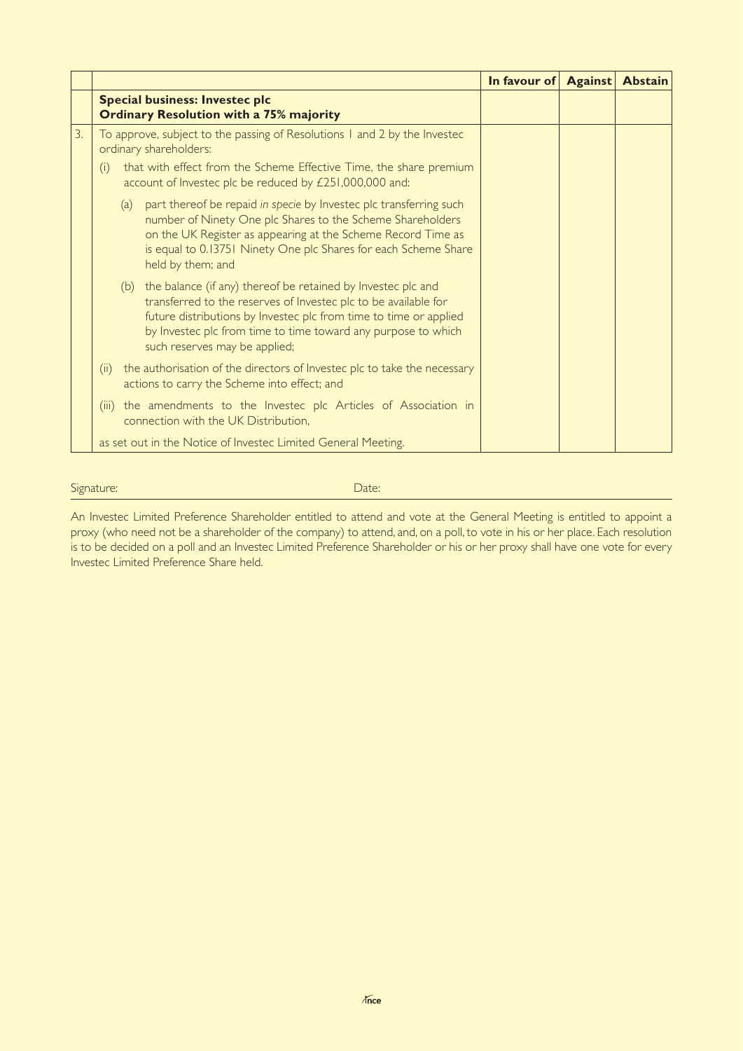| | | In favour of | Against | Abstain |
|---|---|---|---|---|
| | **Special business: Investec plc**<br>**Ordinary Resolution with a 75% majority** | | | |
| 3. | To approve, subject to the passing of Resolutions 1 and 2 by the Investec ordinary shareholders:<br>(i) that with effect from the Scheme Effective Time, the share premium account of Investec plc be reduced by £251,000,000 and:<br>(a) part thereof be repaid *in specie* by Investec plc transferring such number of Ninety One plc Shares to the Scheme Shareholders on the UK Register as appearing at the Scheme Record Time as is equal to 0.13751 Ninety One plc Shares for each Scheme Share held by them; and<br>(b) the balance (if any) thereof be retained by Investec plc and transferred to the reserves of Investec plc to be available for future distributions by Investec plc from time to time or applied by Investec plc from time to time toward any purpose to which such reserves may be applied;<br>(ii) the authorisation of the directors of Investec plc to take the necessary actions to carry the Scheme into effect; and<br>(iii) the amendments to the Investec plc Articles of Association in connection with the UK Distribution,<br>as set out in the Notice of Investec Limited General Meeting. | | | |

Signature: Date:

An Investec Limited Preference Shareholder entitled to attend and vote at the General Meeting is entitled to appoint a proxy (who need not be a shareholder of the company) to attend, and, on a poll, to vote in his or her place. Each resolution is to be decided on a poll and an Investec Limited Preference Shareholder or his or her proxy shall have one vote for every Investec Limited Preference Share held.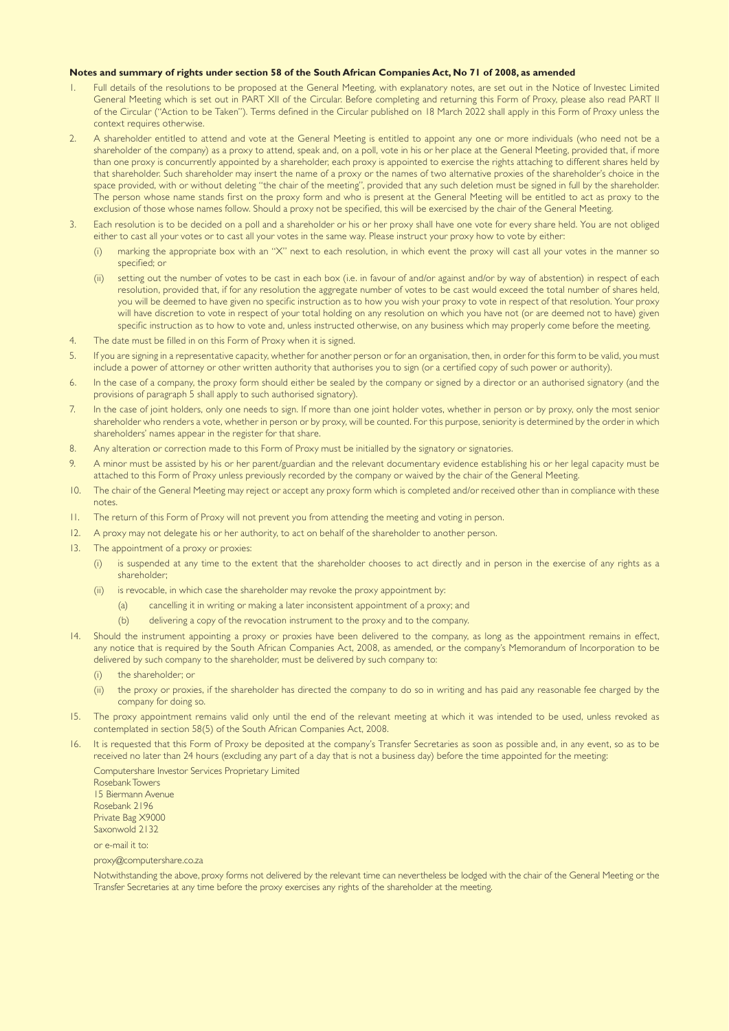**Notes and summary of rights under section 58 of the South African Companies Act, No 71 of 2008, as amended**

1. Full details of the resolutions to be proposed at the General Meeting, with explanatory notes, are set out in the Notice of Investec Limited General Meeting which is set out in PART XII of the Circular. Before completing and returning this Form of Proxy, please also read PART II of the Circular ("Action to be Taken"). Terms defined in the Circular published on 18 March 2022 shall apply in this Form of Proxy unless the context requires otherwise.
2. A shareholder entitled to attend and vote at the General Meeting is entitled to appoint any one or more individuals (who need not be a shareholder of the company) as a proxy to attend, speak and, on a poll, vote in his or her place at the General Meeting, provided that, if more than one proxy is concurrently appointed by a shareholder, each proxy is appointed to exercise the rights attaching to different shares held by that shareholder. Such shareholder may insert the name of a proxy or the names of two alternative proxies of the shareholder's choice in the space provided, with or without deleting "the chair of the meeting", provided that any such deletion must be signed in full by the shareholder. The person whose name stands first on the proxy form and who is present at the General Meeting will be entitled to act as proxy to the exclusion of those whose names follow. Should a proxy not be specified, this will be exercised by the chair of the General Meeting.
3. Each resolution is to be decided on a poll and a shareholder or his or her proxy shall have one vote for every share held. You are not obliged either to cast all your votes or to cast all your votes in the same way. Please instruct your proxy how to vote by either:
   (i) marking the appropriate box with an "X" next to each resolution, in which event the proxy will cast all your votes in the manner so specified; or
   (ii) setting out the number of votes to be cast in each box (i.e. in favour of and/or against and/or by way of abstention) in respect of each resolution, provided that, if for any resolution the aggregate number of votes to be cast would exceed the total number of shares held, you will be deemed to have given no specific instruction as to how you wish your proxy to vote in respect of that resolution. Your proxy will have discretion to vote in respect of your total holding on any resolution on which you have not (or are deemed not to have) given specific instruction as to how to vote and, unless instructed otherwise, on any business which may properly come before the meeting.
4. The date must be filled in on this Form of Proxy when it is signed.
5. If you are signing in a representative capacity, whether for another person or for an organisation, then, in order for this form to be valid, you must include a power of attorney or other written authority that authorises you to sign (or a certified copy of such power or authority).
6. In the case of a company, the proxy form should either be sealed by the company or signed by a director or an authorised signatory (and the provisions of paragraph 5 shall apply to such authorised signatory).
7. In the case of joint holders, only one needs to sign. If more than one joint holder votes, whether in person or by proxy, only the most senior shareholder who renders a vote, whether in person or by proxy, will be counted. For this purpose, seniority is determined by the order in which shareholders' names appear in the register for that share.
8. Any alteration or correction made to this Form of Proxy must be initialled by the signatory or signatories.
9. A minor must be assisted by his or her parent/guardian and the relevant documentary evidence establishing his or her legal capacity must be attached to this Form of Proxy unless previously recorded by the company or waived by the chair of the General Meeting.
10. The chair of the General Meeting may reject or accept any proxy form which is completed and/or received other than in compliance with these notes.
11. The return of this Form of Proxy will not prevent you from attending the meeting and voting in person.
12. A proxy may not delegate his or her authority, to act on behalf of the shareholder to another person.
13. The appointment of a proxy or proxies:
    (i) is suspended at any time to the extent that the shareholder chooses to act directly and in person in the exercise of any rights as a shareholder;
    (ii) is revocable, in which case the shareholder may revoke the proxy appointment by:
        (a) cancelling it in writing or making a later inconsistent appointment of a proxy; and
        (b) delivering a copy of the revocation instrument to the proxy and to the company.
14. Should the instrument appointing a proxy or proxies have been delivered to the company, as long as the appointment remains in effect, any notice that is required by the South African Companies Act, 2008, as amended, or the company's Memorandum of Incorporation to be delivered by such company to the shareholder, must be delivered by such company to:
    (i) the shareholder; or
    (ii) the proxy or proxies, if the shareholder has directed the company to do so in writing and has paid any reasonable fee charged by the company for doing so.
15. The proxy appointment remains valid only until the end of the relevant meeting at which it was intended to be used, unless revoked as contemplated in section 58(5) of the South African Companies Act, 2008.
16. It is requested that this Form of Proxy be deposited at the company's Transfer Secretaries as soon as possible and, in any event, so as to be received no later than 24 hours (excluding any part of a day that is not a business day) before the time appointed for the meeting:

    Computershare Investor Services Proprietary Limited
    Rosebank Towers
    15 Biermann Avenue
    Rosebank 2196
    Private Bag X9000
    Saxonwold 2132

    or e-mail it to:

    proxy@computershare.co.za

    Notwithstanding the above, proxy forms not delivered by the relevant time can nevertheless be lodged with the chair of the General Meeting or the Transfer Secretaries at any time before the proxy exercises any rights of the shareholder at the meeting.